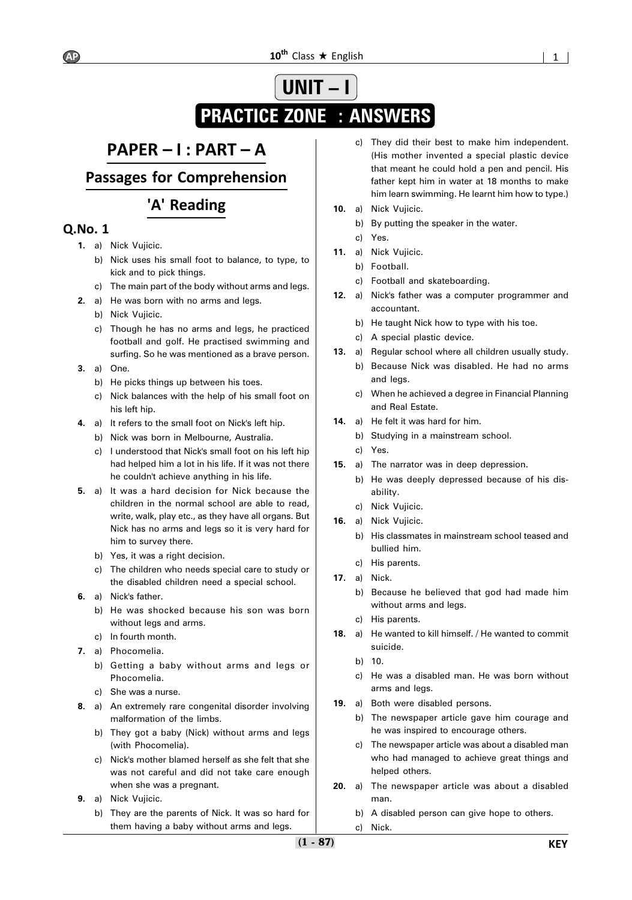# UNIT – I

# PRACTICE ZONE : ANSWERS

## PAPER – I : PART – A

## Passages for Comprehension

## 'A' Reading

### Q.No. 1

**1.** a) Nick Vujicic.
b) Nick uses his small foot to balance, to type, to kick and to pick things.
c) The main part of the body without arms and legs.

**2.** a) He was born with no arms and legs.
b) Nick Vujicic.
c) Though he has no arms and legs, he practiced football and golf. He practised swimming and surfing. So he was mentioned as a brave person.

**3.** a) One.
b) He picks things up between his toes.
c) Nick balances with the help of his small foot on his left hip.

**4.** a) It refers to the small foot on Nick's left hip.
b) Nick was born in Melbourne, Australia.
c) I understood that Nick's small foot on his left hip had helped him a lot in his life. If it was not there he couldn't achieve anything in his life.

**5.** a) It was a hard decision for Nick because the children in the normal school are able to read, write, walk, play etc., as they have all organs. But Nick has no arms and legs so it is very hard for him to survey there.
b) Yes, it was a right decision.
c) The children who needs special care to study or the disabled children need a special school.

**6.** a) Nick's father.
b) He was shocked because his son was born without legs and arms.
c) In fourth month.

**7.** a) Phocomelia.
b) Getting a baby without arms and legs or Phocomelia.
c) She was a nurse.

**8.** a) An extremely rare congenital disorder involving malformation of the limbs.
b) They got a baby (Nick) without arms and legs (with Phocomelia).
c) Nick's mother blamed herself as she felt that she was not careful and did not take care enough when she was a pregnant.

**9.** a) Nick Vujicic.
b) They are the parents of Nick. It was so hard for them having a baby without arms and legs.
c) They did their best to make him independent. (His mother invented a special plastic device that meant he could hold a pen and pencil. His father kept him in water at 18 months to make him learn swimming. He learnt him how to type.)

**10.** a) Nick Vujicic.
b) By putting the speaker in the water.
c) Yes.

**11.** a) Nick Vujicic.
b) Football.
c) Football and skateboarding.

**12.** a) Nick's father was a computer programmer and accountant.
b) He taught Nick how to type with his toe.
c) A special plastic device.

**13.** a) Regular school where all children usually study.
b) Because Nick was disabled. He had no arms and legs.
c) When he achieved a degree in Financial Planning and Real Estate.

**14.** a) He felt it was hard for him.
b) Studying in a mainstream school.
c) Yes.

**15.** a) The narrator was in deep depression.
b) He was deeply depressed because of his disability.
c) Nick Vujicic.

**16.** a) Nick Vujicic.
b) His classmates in mainstream school teased and bullied him.
c) His parents.

**17.** a) Nick.
b) Because he believed that god had made him without arms and legs.
c) His parents.

**18.** a) He wanted to kill himself. / He wanted to commit suicide.
b) 10.
c) He was a disabled man. He was born without arms and legs.

**19.** a) Both were disabled persons.
b) The newspaper article gave him courage and he was inspired to encourage others.
c) The newspaper article was about a disabled man who had managed to achieve great things and helped others.

**20.** a) The newspaper article was about a disabled man.
b) A disabled person can give hope to others.
c) Nick.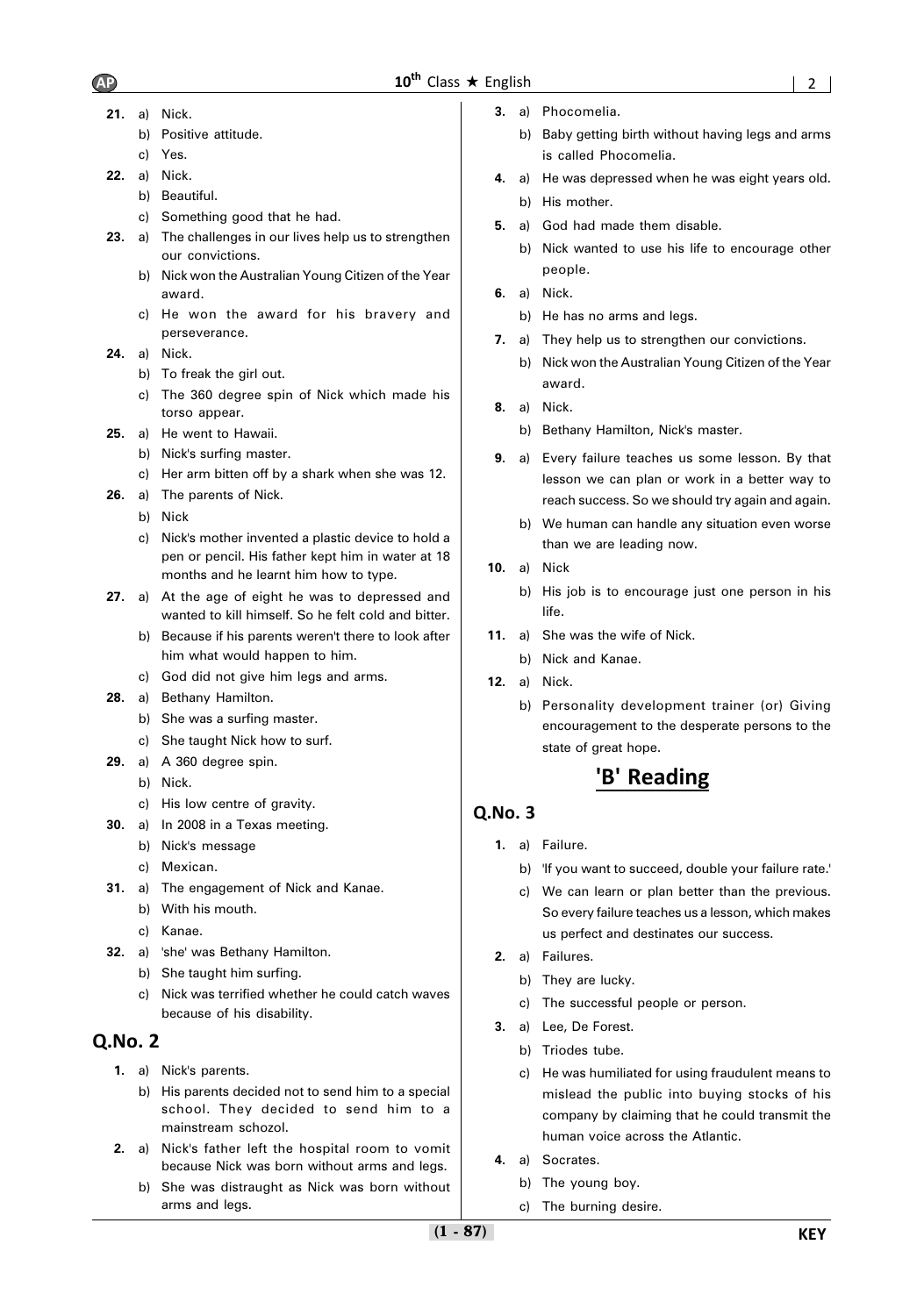21. a) Nick.
    b) Positive attitude.
    c) Yes.

22. a) Nick.
    b) Beautiful.
    c) Something good that he had.

23. a) The challenges in our lives help us to strengthen our convictions.
    b) Nick won the Australian Young Citizen of the Year award.
    c) He won the award for his bravery and perseverance.

24. a) Nick.
    b) To freak the girl out.
    c) The 360 degree spin of Nick which made his torso appear.

25. a) He went to Hawaii.
    b) Nick's surfing master.
    c) Her arm bitten off by a shark when she was 12.

26. a) The parents of Nick.
    b) Nick
    c) Nick's mother invented a plastic device to hold a pen or pencil. His father kept him in water at 18 months and he learnt him how to type.

27. a) At the age of eight he was to depressed and wanted to kill himself. So he felt cold and bitter.
    b) Because if his parents weren't there to look after him what would happen to him.
    c) God did not give him legs and arms.

28. a) Bethany Hamilton.
    b) She was a surfing master.
    c) She taught Nick how to surf.

29. a) A 360 degree spin.
    b) Nick.
    c) His low centre of gravity.

30. a) In 2008 in a Texas meeting.
    b) Nick's message
    c) Mexican.

31. a) The engagement of Nick and Kanae.
    b) With his mouth.
    c) Kanae.

32. a) 'she' was Bethany Hamilton.
    b) She taught him surfing.
    c) Nick was terrified whether he could catch waves because of his disability.

## Q.No. 2

1. a) Nick's parents.
   b) His parents decided not to send him to a special school. They decided to send him to a mainstream schozol.

2. a) Nick's father left the hospital room to vomit because Nick was born without arms and legs.
   b) She was distraught as Nick was born without arms and legs.

3. a) Phocomelia.
   b) Baby getting birth without having legs and arms is called Phocomelia.

4. a) He was depressed when he was eight years old.
   b) His mother.

5. a) God had made them disable.
   b) Nick wanted to use his life to encourage other people.

6. a) Nick.
   b) He has no arms and legs.

7. a) They help us to strengthen our convictions.
   b) Nick won the Australian Young Citizen of the Year award.

8. a) Nick.
   b) Bethany Hamilton, Nick's master.

9. a) Every failure teaches us some lesson. By that lesson we can plan or work in a better way to reach success. So we should try again and again.
   b) We human can handle any situation even worse than we are leading now.

10. a) Nick
    b) His job is to encourage just one person in his life.

11. a) She was the wife of Nick.
    b) Nick and Kanae.

12. a) Nick.
    b) Personality development trainer (or) Giving encouragement to the desperate persons to the state of great hope.

# 'B' Reading

## Q.No. 3

1. a) Failure.
   b) 'If you want to succeed, double your failure rate.'
   c) We can learn or plan better than the previous. So every failure teaches us a lesson, which makes us perfect and destinates our success.

2. a) Failures.
   b) They are lucky.
   c) The successful people or person.

3. a) Lee, De Forest.
   b) Triodes tube.
   c) He was humiliated for using fraudulent means to mislead the public into buying stocks of his company by claiming that he could transmit the human voice across the Atlantic.

4. a) Socrates.
   b) The young boy.
   c) The burning desire.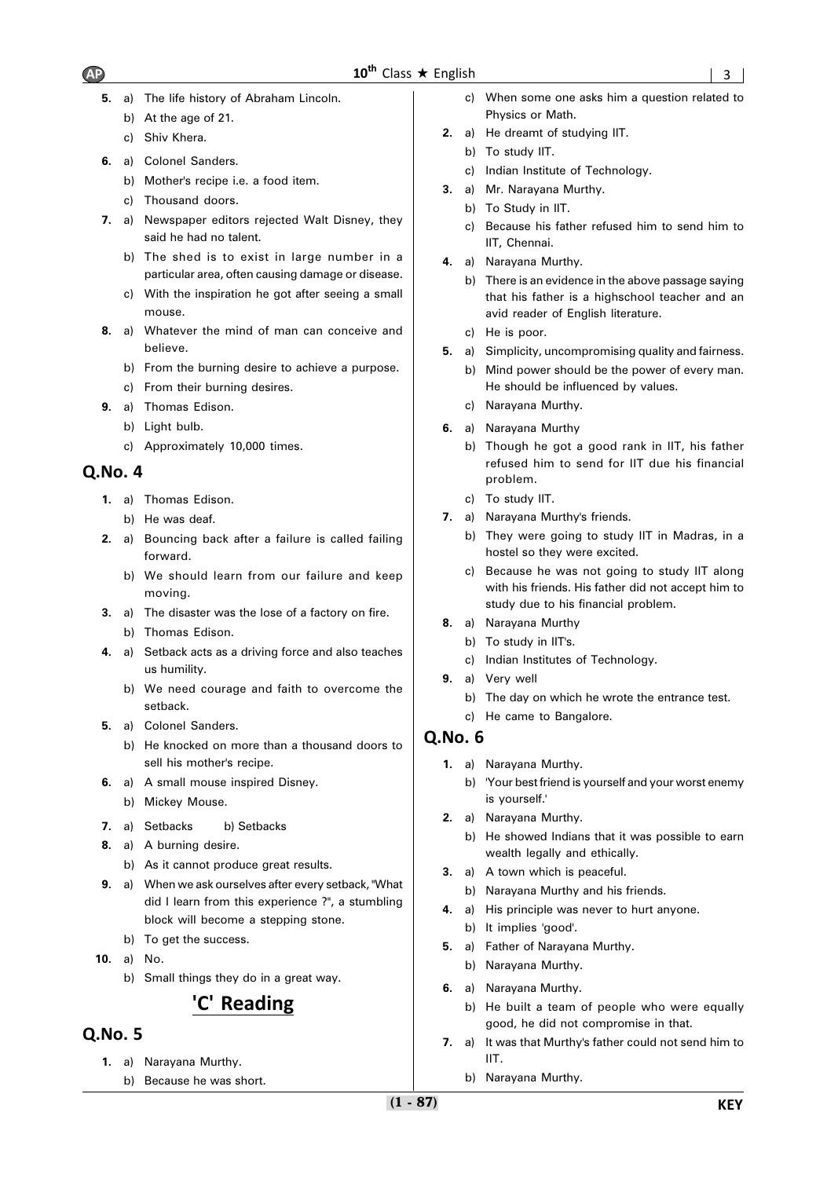5. a) The life history of Abraham Lincoln.
   b) At the age of 21.
   c) Shiv Khera.

6. a) Colonel Sanders.
   b) Mother's recipe i.e. a food item.
   c) Thousand doors.

7. a) Newspaper editors rejected Walt Disney, they said he had no talent.
   b) The shed is to exist in large number in a particular area, often causing damage or disease.
   c) With the inspiration he got after seeing a small mouse.

8. a) Whatever the mind of man can conceive and believe.
   b) From the burning desire to achieve a purpose.
   c) From their burning desires.

9. a) Thomas Edison.
   b) Light bulb.
   c) Approximately 10,000 times.

## Q.No. 4

1. a) Thomas Edison.
   b) He was deaf.

2. a) Bouncing back after a failure is called failing forward.
   b) We should learn from our failure and keep moving.

3. a) The disaster was the lose of a factory on fire.
   b) Thomas Edison.

4. a) Setback acts as a driving force and also teaches us humility.
   b) We need courage and faith to overcome the setback.

5. a) Colonel Sanders.
   b) He knocked on more than a thousand doors to sell his mother's recipe.

6. a) A small mouse inspired Disney.
   b) Mickey Mouse.

7. a) Setbacks  b) Setbacks

8. a) A burning desire.
   b) As it cannot produce great results.

9. a) When we ask ourselves after every setback, "What did I learn from this experience ?", a stumbling block will become a stepping stone.
   b) To get the success.

10. a) No.
    b) Small things they do in a great way.

# 'C' Reading

## Q.No. 5

1. a) Narayana Murthy.
   b) Because he was short.
   c) When some one asks him a question related to Physics or Math.

2. a) He dreamt of studying IIT.
   b) To study IIT.
   c) Indian Institute of Technology.

3. a) Mr. Narayana Murthy.
   b) To Study in IIT.
   c) Because his father refused him to send him to IIT, Chennai.

4. a) Narayana Murthy.
   b) There is an evidence in the above passage saying that his father is a highschool teacher and an avid reader of English literature.
   c) He is poor.

5. a) Simplicity, uncompromising quality and fairness.
   b) Mind power should be the power of every man. He should be influenced by values.
   c) Narayana Murthy.

6. a) Narayana Murthy
   b) Though he got a good rank in IIT, his father refused him to send for IIT due his financial problem.
   c) To study IIT.

7. a) Narayana Murthy's friends.
   b) They were going to study IIT in Madras, in a hostel so they were excited.
   c) Because he was not going to study IIT along with his friends. His father did not accept him to study due to his financial problem.

8. a) Narayana Murthy
   b) To study in IIT's.
   c) Indian Institutes of Technology.

9. a) Very well
   b) The day on which he wrote the entrance test.
   c) He came to Bangalore.

## Q.No. 6

1. a) Narayana Murthy.
   b) 'Your best friend is yourself and your worst enemy is yourself.'

2. a) Narayana Murthy.
   b) He showed Indians that it was possible to earn wealth legally and ethically.

3. a) A town which is peaceful.
   b) Narayana Murthy and his friends.

4. a) His principle was never to hurt anyone.
   b) It implies 'good'.

5. a) Father of Narayana Murthy.
   b) Narayana Murthy.

6. a) Narayana Murthy.
   b) He built a team of people who were equally good, he did not compromise in that.

7. a) It was that Murthy's father could not send him to IIT.
   b) Narayana Murthy.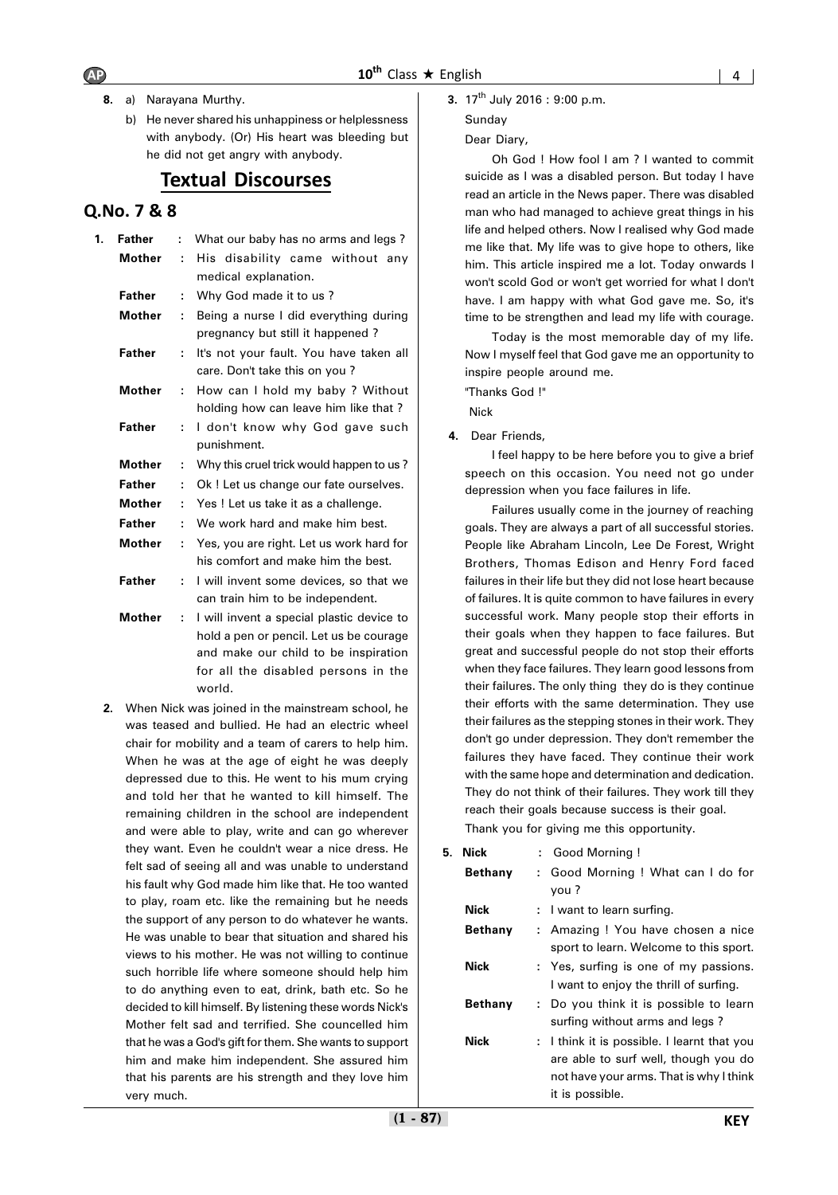8. a) Narayana Murthy.

   b) He never shared his unhappiness or helplessness with anybody. (Or) His heart was bleeding but he did not get angry with anybody.

## Textual Discourses

### Q.No. 7 & 8

1.
**Father** : What our baby has no arms and legs ?
**Mother** : His disability came without any medical explanation.
**Father** : Why God made it to us ?
**Mother** : Being a nurse I did everything during pregnancy but still it happened ?
**Father** : It's not your fault. You have taken all care. Don't take this on you ?
**Mother** : How can I hold my baby ? Without holding how can leave him like that ?
**Father** : I don't know why God gave such punishment.
**Mother** : Why this cruel trick would happen to us ?
**Father** : Ok ! Let us change our fate ourselves.
**Mother** : Yes ! Let us take it as a challenge.
**Father** : We work hard and make him best.
**Mother** : Yes, you are right. Let us work hard for his comfort and make him the best.
**Father** : I will invent some devices, so that we can train him to be independent.
**Mother** : I will invent a special plastic device to hold a pen or pencil. Let us be courage and make our child to be inspiration for all the disabled persons in the world.

2. When Nick was joined in the mainstream school, he was teased and bullied. He had an electric wheel chair for mobility and a team of carers to help him. When he was at the age of eight he was deeply depressed due to this. He went to his mum crying and told her that he wanted to kill himself. The remaining children in the school are independent and were able to play, write and can go wherever they want. Even he couldn't wear a nice dress. He felt sad of seeing all and was unable to understand his fault why God made him like that. He too wanted to play, roam etc. like the remaining but he needs the support of any person to do whatever he wants. He was unable to bear that situation and shared his views to his mother. He was not willing to continue such horrible life where someone should help him to do anything even to eat, drink, bath etc. So he decided to kill himself. By listening these words Nick's Mother felt sad and terrified. She councelled him that he was a God's gift for them. She wants to support him and make him independent. She assured him that his parents are his strength and they love him very much.

3. 17th July 2016 : 9:00 p.m.
Sunday
Dear Diary,

Oh God ! How fool I am ? I wanted to commit suicide as I was a disabled person. But today I have read an article in the News paper. There was disabled man who had managed to achieve great things in his life and helped others. Now I realised why God made me like that. My life was to give hope to others, like him. This article inspired me a lot. Today onwards I won't scold God or won't get worried for what I don't have. I am happy with what God gave me. So, it's time to be strengthen and lead my life with courage.

Today is the most memorable day of my life. Now I myself feel that God gave me an opportunity to inspire people around me.

"Thanks God !"

Nick

4. Dear Friends,

I feel happy to be here before you to give a brief speech on this occasion. You need not go under depression when you face failures in life.

Failures usually come in the journey of reaching goals. They are always a part of all successful stories. People like Abraham Lincoln, Lee De Forest, Wright Brothers, Thomas Edison and Henry Ford faced failures in their life but they did not lose heart because of failures. It is quite common to have failures in every successful work. Many people stop their efforts in their goals when they happen to face failures. But great and successful people do not stop their efforts when they face failures. They learn good lessons from their failures. The only thing they do is they continue their efforts with the same determination. They use their failures as the stepping stones in their work. They don't go under depression. They don't remember the failures they have faced. They continue their work with the same hope and determination and dedication. They do not think of their failures. They work till they reach their goals because success is their goal.

Thank you for giving me this opportunity.

5.
**Nick** : Good Morning !
**Bethany** : Good Morning ! What can I do for you ?
**Nick** : I want to learn surfing.
**Bethany** : Amazing ! You have chosen a nice sport to learn. Welcome to this sport.
**Nick** : Yes, surfing is one of my passions. I want to enjoy the thrill of surfing.
**Bethany** : Do you think it is possible to learn surfing without arms and legs ?
**Nick** : I think it is possible. I learnt that you are able to surf well, though you do not have your arms. That is why I think it is possible.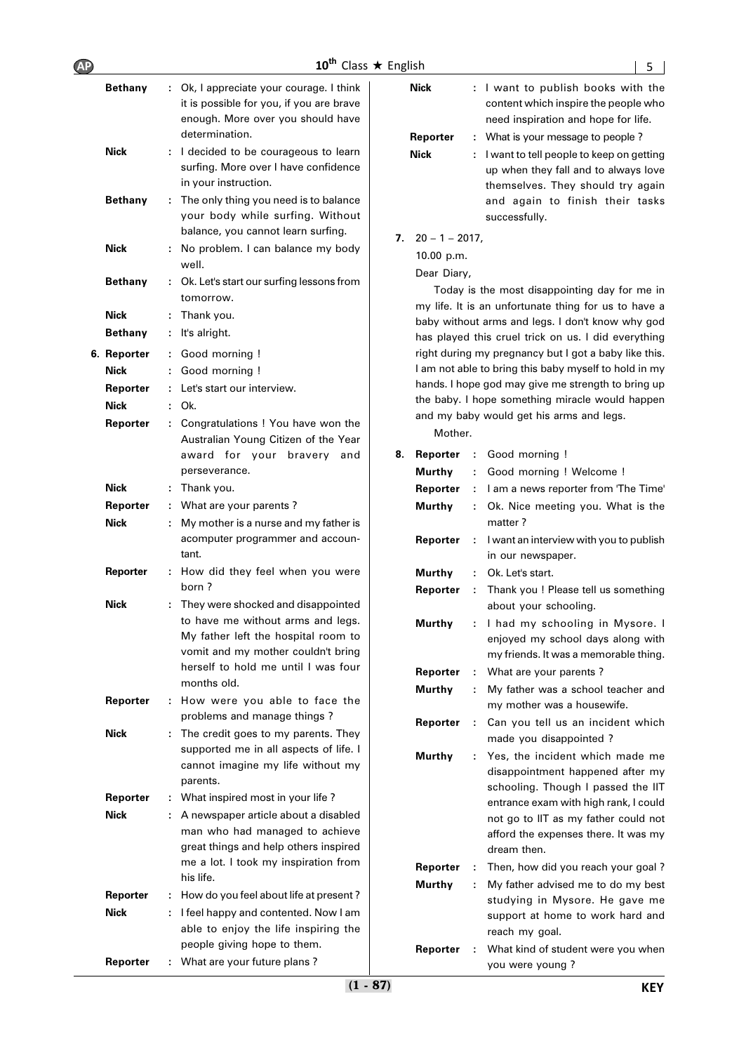**Bethany** : Ok, I appreciate your courage. I think it is possible for you, if you are brave enough. More over you should have determination.

**Nick** : I decided to be courageous to learn surfing. More over I have confidence in your instruction.

**Bethany** : The only thing you need is to balance your body while surfing. Without balance, you cannot learn surfing.

**Nick** : No problem. I can balance my body well.

**Bethany** : Ok. Let's start our surfing lessons from tomorrow.

**Nick** : Thank you.

**Bethany** : It's alright.

6. **Reporter** : Good morning !

**Nick** : Good morning !

**Reporter** : Let's start our interview.

**Nick** : Ok.

**Reporter** : Congratulations ! You have won the Australian Young Citizen of the Year award for your bravery and perseverance.

**Nick** : Thank you.

**Reporter** : What are your parents ?

**Nick** : My mother is a nurse and my father is acomputer programmer and accountant.

**Reporter** : How did they feel when you were born ?

**Nick** : They were shocked and disappointed to have me without arms and legs. My father left the hospital room to vomit and my mother couldn't bring herself to hold me until I was four months old.

**Reporter** : How were you able to face the problems and manage things ?

**Nick** : The credit goes to my parents. They supported me in all aspects of life. I cannot imagine my life without my parents.

**Reporter** : What inspired most in your life ?

**Nick** : A newspaper article about a disabled man who had managed to achieve great things and help others inspired me a lot. I took my inspiration from his life.

**Reporter** : How do you feel about life at present ?

**Nick** : I feel happy and contented. Now I am able to enjoy the life inspiring the people giving hope to them.

**Reporter** : What are your future plans ?

**Nick** : I want to publish books with the content which inspire the people who need inspiration and hope for life.

**Reporter** : What is your message to people ?

**Nick** : I want to tell people to keep on getting up when they fall and to always love themselves. They should try again and again to finish their tasks successfully.

7. 20 – 1 – 2017,

10.00 p.m.

Dear Diary,

Today is the most disappointing day for me in my life. It is an unfortunate thing for us to have a baby without arms and legs. I don't know why god has played this cruel trick on us. I did everything right during my pregnancy but I got a baby like this. I am not able to bring this baby myself to hold in my hands. I hope god may give me strength to bring up the baby. I hope something miracle would happen and my baby would get his arms and legs.

Mother.

8. **Reporter** : Good morning !

**Murthy** : Good morning ! Welcome !

**Reporter** : I am a news reporter from 'The Time'

**Murthy** : Ok. Nice meeting you. What is the matter ?

**Reporter** : I want an interview with you to publish in our newspaper.

**Murthy** : Ok. Let's start.

**Reporter** : Thank you ! Please tell us something about your schooling.

**Murthy** : I had my schooling in Mysore. I enjoyed my school days along with my friends. It was a memorable thing.

**Reporter** : What are your parents ?

**Murthy** : My father was a school teacher and my mother was a housewife.

**Reporter** : Can you tell us an incident which made you disappointed ?

**Murthy** : Yes, the incident which made me disappointment happened after my schooling. Though I passed the IIT entrance exam with high rank, I could not go to IIT as my father could not afford the expenses there. It was my dream then.

**Reporter** : Then, how did you reach your goal ?

**Murthy** : My father advised me to do my best studying in Mysore. He gave me support at home to work hard and reach my goal.

**Reporter** : What kind of student were you when you were young ?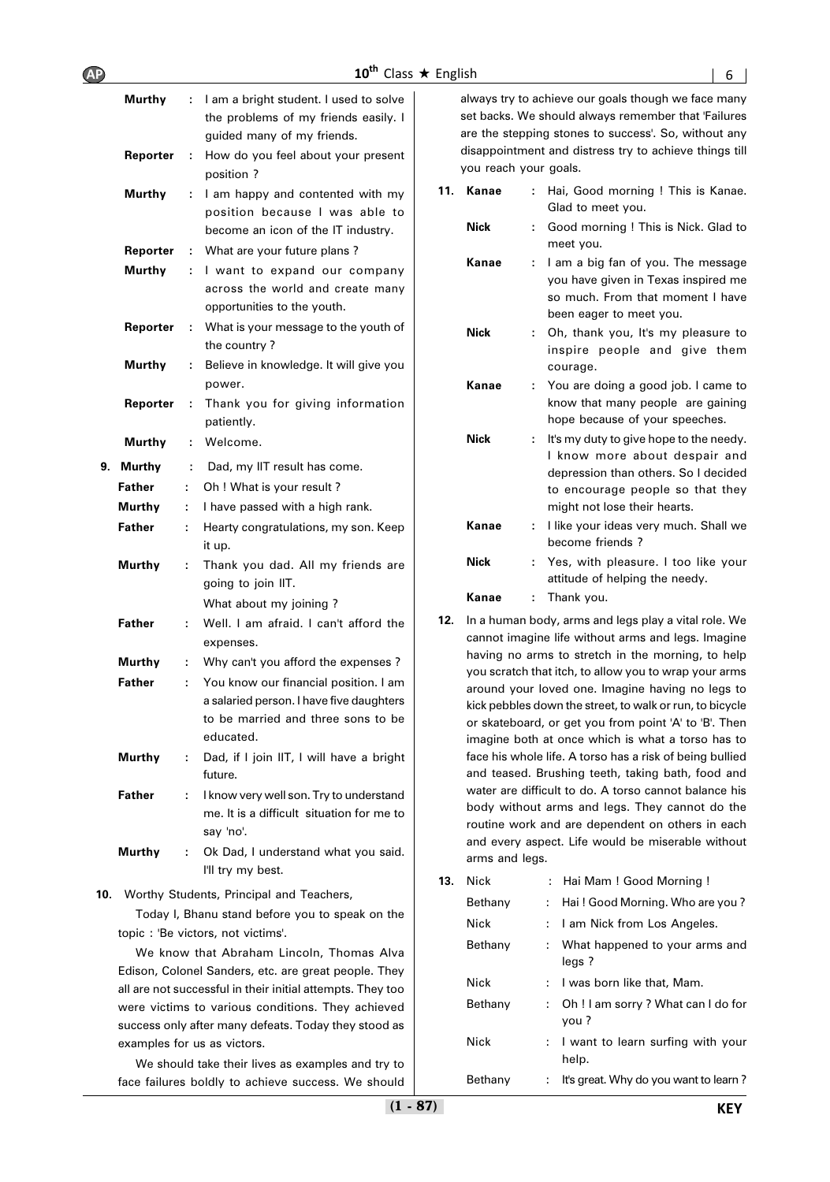**Murthy** : I am a bright student. I used to solve the problems of my friends easily. I guided many of my friends.

**Reporter** : How do you feel about your present position ?

**Murthy** : I am happy and contented with my position because I was able to become an icon of the IT industry.

**Reporter** : What are your future plans ?

**Murthy** : I want to expand our company across the world and create many opportunities to the youth.

**Reporter** : What is your message to the youth of the country ?

**Murthy** : Believe in knowledge. It will give you power.

**Reporter** : Thank you for giving information patiently.

**Murthy** : Welcome.

**9.** **Murthy** : Dad, my IIT result has come.

**Father** : Oh ! What is your result ?

**Murthy** : I have passed with a high rank.

**Father** : Hearty congratulations, my son. Keep it up.

**Murthy** : Thank you dad. All my friends are going to join IIT. What about my joining ?

**Father** : Well. I am afraid. I can't afford the expenses.

**Murthy** : Why can't you afford the expenses ?

**Father** : You know our financial position. I am a salaried person. I have five daughters to be married and three sons to be educated.

**Murthy** : Dad, if I join IIT, I will have a bright future.

**Father** : I know very well son. Try to understand me. It is a difficult situation for me to say 'no'.

**Murthy** : Ok Dad, I understand what you said. I'll try my best.

**10.** Worthy Students, Principal and Teachers,

Today I, Bhanu stand before you to speak on the topic : 'Be victors, not victims'.

We know that Abraham Lincoln, Thomas Alva Edison, Colonel Sanders, etc. are great people. They all are not successful in their initial attempts. They too were victims to various conditions. They achieved success only after many defeats. Today they stood as examples for us as victors.

We should take their lives as examples and try to face failures boldly to achieve success. We should always try to achieve our goals though we face many set backs. We should always remember that 'Failures are the stepping stones to success'. So, without any disappointment and distress try to achieve things till you reach your goals.

**11.** **Kanae** : Hai, Good morning ! This is Kanae. Glad to meet you.

**Nick** : Good morning ! This is Nick. Glad to meet you.

**Kanae** : I am a big fan of you. The message you have given in Texas inspired me so much. From that moment I have been eager to meet you.

**Nick** : Oh, thank you, It's my pleasure to inspire people and give them courage.

**Kanae** : You are doing a good job. I came to know that many people are gaining hope because of your speeches.

**Nick** : It's my duty to give hope to the needy. I know more about despair and depression than others. So I decided to encourage people so that they might not lose their hearts.

**Kanae** : I like your ideas very much. Shall we become friends ?

**Nick** : Yes, with pleasure. I too like your attitude of helping the needy.

**Kanae** : Thank you.

**12.** In a human body, arms and legs play a vital role. We cannot imagine life without arms and legs. Imagine having no arms to stretch in the morning, to help you scratch that itch, to allow you to wrap your arms around your loved one. Imagine having no legs to kick pebbles down the street, to walk or run, to bicycle or skateboard, or get you from point 'A' to 'B'. Then imagine both at once which is what a torso has to face his whole life. A torso has a risk of being bullied and teased. Brushing teeth, taking bath, food and water are difficult to do. A torso cannot balance his body without arms and legs. They cannot do the routine work and are dependent on others in each and every aspect. Life would be miserable without arms and legs.

**13.** Nick : Hai Mam ! Good Morning !

Bethany : Hai ! Good Morning. Who are you ?

Nick : I am Nick from Los Angeles.

Bethany : What happened to your arms and legs ?

Nick : I was born like that, Mam.

Bethany : Oh ! I am sorry ? What can I do for you ?

Nick : I want to learn surfing with your help.

Bethany : It's great. Why do you want to learn ?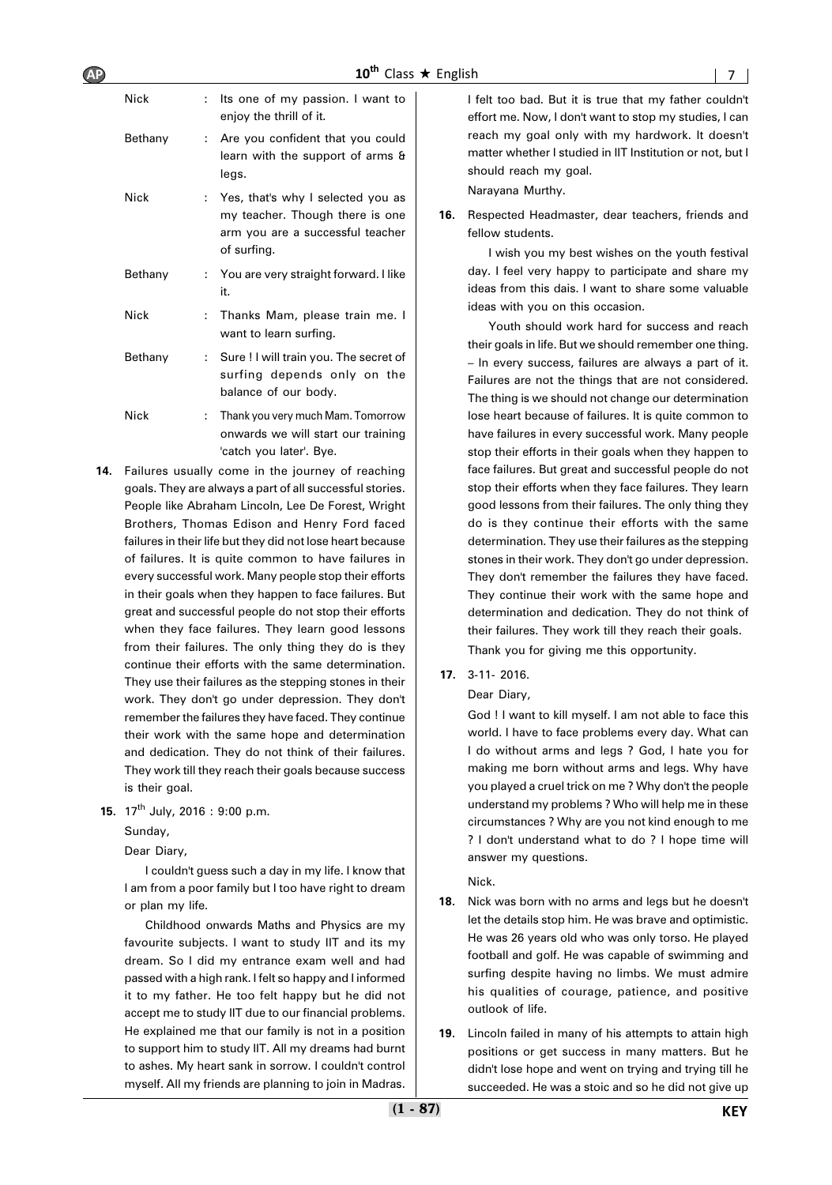| | | |
|---|---|---|
| Nick | : | Its one of my passion. I want to enjoy the thrill of it. |
| Bethany | : | Are you confident that you could learn with the support of arms & legs. |
| Nick | : | Yes, that's why I selected you as my teacher. Though there is one arm you are a successful teacher of surfing. |
| Bethany | : | You are very straight forward. I like it. |
| Nick | : | Thanks Mam, please train me. I want to learn surfing. |
| Bethany | : | Sure ! I will train you. The secret of surfing depends only on the balance of our body. |
| Nick | : | Thank you very much Mam. Tomorrow onwards we will start our training 'catch you later'. Bye. |

**14.** Failures usually come in the journey of reaching goals. They are always a part of all successful stories. People like Abraham Lincoln, Lee De Forest, Wright Brothers, Thomas Edison and Henry Ford faced failures in their life but they did not lose heart because of failures. It is quite common to have failures in every successful work. Many people stop their efforts in their goals when they happen to face failures. But great and successful people do not stop their efforts when they face failures. They learn good lessons from their failures. The only thing they do is they continue their efforts with the same determination. They use their failures as the stepping stones in their work. They don't go under depression. They don't remember the failures they have faced. They continue their work with the same hope and determination and dedication. They do not think of their failures. They work till they reach their goals because success is their goal.

**15.** 17th July, 2016 : 9:00 p.m.

Sunday,

Dear Diary,

I couldn't guess such a day in my life. I know that I am from a poor family but I too have right to dream or plan my life.

Childhood onwards Maths and Physics are my favourite subjects. I want to study IIT and its my dream. So I did my entrance exam well and had passed with a high rank. I felt so happy and I informed it to my father. He too felt happy but he did not accept me to study IIT due to our financial problems. He explained me that our family is not in a position to support him to study IIT. All my dreams had burnt to ashes. My heart sank in sorrow. I couldn't control myself. All my friends are planning to join in Madras. I felt too bad. But it is true that my father couldn't effort me. Now, I don't want to stop my studies, I can reach my goal only with my hardwork. It doesn't matter whether I studied in IIT Institution or not, but I should reach my goal.

Narayana Murthy.

**16.** Respected Headmaster, dear teachers, friends and fellow students.

I wish you my best wishes on the youth festival day. I feel very happy to participate and share my ideas from this dais. I want to share some valuable ideas with you on this occasion.

Youth should work hard for success and reach their goals in life. But we should remember one thing. – In every success, failures are always a part of it. Failures are not the things that are not considered. The thing is we should not change our determination lose heart because of failures. It is quite common to have failures in every successful work. Many people stop their efforts in their goals when they happen to face failures. But great and successful people do not stop their efforts when they face failures. They learn good lessons from their failures. The only thing they do is they continue their efforts with the same determination. They use their failures as the stepping stones in their work. They don't go under depression. They don't remember the failures they have faced. They continue their work with the same hope and determination and dedication. They do not think of their failures. They work till they reach their goals.

Thank you for giving me this opportunity.

**17.** 3-11- 2016.

Dear Diary,

God ! I want to kill myself. I am not able to face this world. I have to face problems every day. What can I do without arms and legs ? God, I hate you for making me born without arms and legs. Why have you played a cruel trick on me ? Why don't the people understand my problems ? Who will help me in these circumstances ? Why are you not kind enough to me ? I don't understand what to do ? I hope time will answer my questions.

Nick.

**18.** Nick was born with no arms and legs but he doesn't let the details stop him. He was brave and optimistic. He was 26 years old who was only torso. He played football and golf. He was capable of swimming and surfing despite having no limbs. We must admire his qualities of courage, patience, and positive outlook of life.

**19.** Lincoln failed in many of his attempts to attain high positions or get success in many matters. But he didn't lose hope and went on trying and trying till he succeeded. He was a stoic and so he did not give up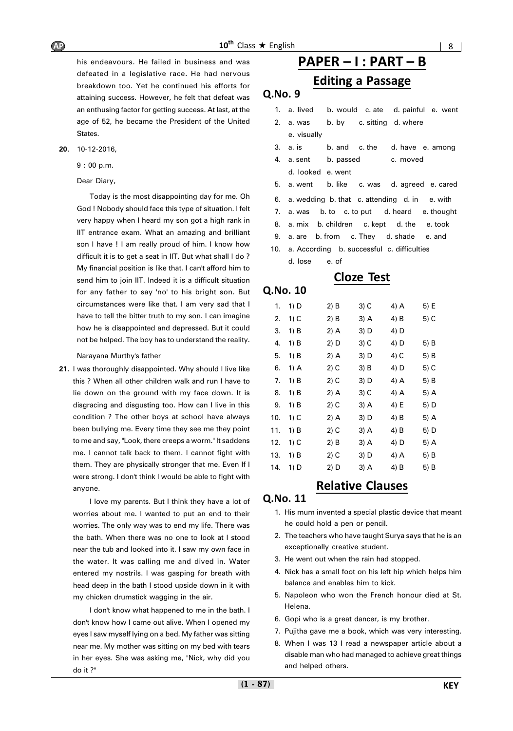his endeavours. He failed in business and was defeated in a legislative race. He had nervous breakdown too. Yet he continued his efforts for attaining success. However, he felt that defeat was an enthusing factor for getting success. At last, at the age of 52, he became the President of the United States.

**20.** 10-12-2016,

9 : 00 p.m.

Dear Diary,

Today is the most disappointing day for me. Oh God ! Nobody should face this type of situation. I felt very happy when I heard my son got a high rank in IIT entrance exam. What an amazing and brilliant son I have ! I am really proud of him. I know how difficult it is to get a seat in IIT. But what shall I do ? My financial position is like that. I can't afford him to send him to join IIT. Indeed it is a difficult situation for any father to say 'no' to his bright son. But circumstances were like that. I am very sad that I have to tell the bitter truth to my son. I can imagine how he is disappointed and depressed. But it could not be helped. The boy has to understand the reality.

Narayana Murthy's father

**21.** I was thoroughly disappointed. Why should I live like this ? When all other children walk and run I have to lie down on the ground with my face down. It is disgracing and disgusting too. How can I live in this condition ? The other boys at school have always been bullying me. Every time they see me they point to me and say, "Look, there creeps a worm." It saddens me. I cannot talk back to them. I cannot fight with them. They are physically stronger that me. Even If I were strong. I don't think I would be able to fight with anyone.

I love my parents. But I think they have a lot of worries about me. I wanted to put an end to their worries. The only way was to end my life. There was the bath. When there was no one to look at I stood near the tub and looked into it. I saw my own face in the water. It was calling me and dived in. Water entered my nostrils. I was gasping for breath with head deep in the bath I stood upside down in it with my chicken drumstick wagging in the air.

I don't know what happened to me in the bath. I don't know how I came out alive. When I opened my eyes I saw myself lying on a bed. My father was sitting near me. My mother was sitting on my bed with tears in her eyes. She was asking me, "Nick, why did you do it ?"

# PAPER – I : PART – B

## Editing a Passage

### Q.No. 9

1. a. lived b. would c. ate d. painful e. went
2. a. was b. by c. sitting d. where e. visually
3. a. is b. and c. the d. have e. among
4. a. sent b. passed c. moved d. looked e. went
5. a. went b. like c. was d. agreed e. cared
6. a. wedding b. that c. attending d. in e. with
7. a. was b. to c. to put d. heard e. thought
8. a. mix b. children c. kept d. the e. took
9. a. are b. from c. They d. shade e. and
10. a. According b. successful c. difficulties d. lose e. of

## Cloze Test

### Q.No. 10

| | | | | | |
|---|---|---|---|---|---|
| 1. | 1) D | 2) B | 3) C | 4) A | 5) E |
| 2. | 1) C | 2) B | 3) A | 4) B | 5) C |
| 3. | 1) B | 2) A | 3) D | 4) D | |
| 4. | 1) B | 2) D | 3) C | 4) D | 5) B |
| 5. | 1) B | 2) A | 3) D | 4) C | 5) B |
| 6. | 1) A | 2) C | 3) B | 4) D | 5) C |
| 7. | 1) B | 2) C | 3) D | 4) A | 5) B |
| 8. | 1) B | 2) A | 3) C | 4) A | 5) A |
| 9. | 1) B | 2) C | 3) A | 4) E | 5) D |
| 10. | 1) C | 2) A | 3) D | 4) B | 5) A |
| 11. | 1) B | 2) C | 3) A | 4) B | 5) D |
| 12. | 1) C | 2) B | 3) A | 4) D | 5) A |
| 13. | 1) B | 2) C | 3) D | 4) A | 5) B |
| 14. | 1) D | 2) D | 3) A | 4) B | 5) B |

## Relative Clauses

### Q.No. 11

1. His mum invented a special plastic device that meant he could hold a pen or pencil.
2. The teachers who have taught Surya says that he is an exceptionally creative student.
3. He went out when the rain had stopped.
4. Nick has a small foot on his left hip which helps him balance and enables him to kick.
5. Napoleon who won the French honour died at St. Helena.
6. Gopi who is a great dancer, is my brother.
7. Pujitha gave me a book, which was very interesting.
8. When I was 13 I read a newspaper article about a disable man who had managed to achieve great things and helped others.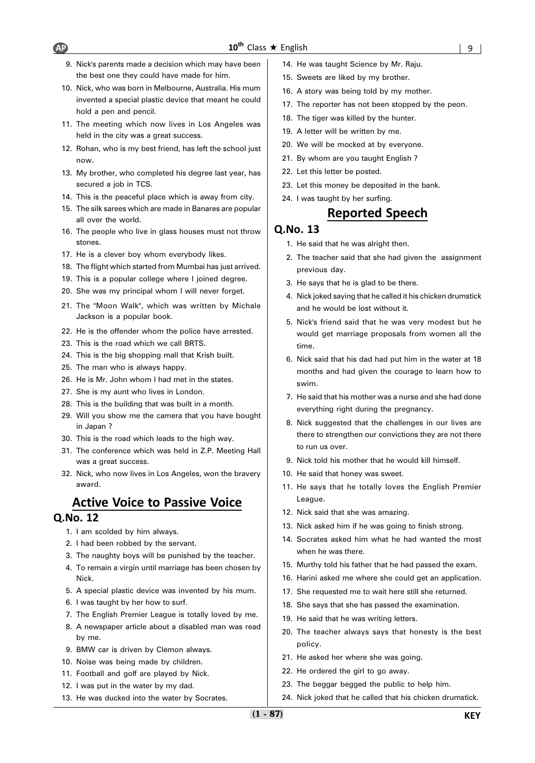9. Nick's parents made a decision which may have been the best one they could have made for him.
10. Nick, who was born in Melbourne, Australia. His mum invented a special plastic device that meant he could hold a pen and pencil.
11. The meeting which now lives in Los Angeles was held in the city was a great success.
12. Rohan, who is my best friend, has left the school just now.
13. My brother, who completed his degree last year, has secured a job in TCS.
14. This is the peaceful place which is away from city.
15. The silk sarees which are made in Banares are popular all over the world.
16. The people who live in glass houses must not throw stones.
17. He is a clever boy whom everybody likes.
18. The flight which started from Mumbai has just arrived.
19. This is a popular college where I joined degree.
20. She was my principal whom I will never forget.
21. The "Moon Walk", which was written by Michale Jackson is a popular book.
22. He is the offender whom the police have arrested.
23. This is the road which we call BRTS.
24. This is the big shopping mall that Krish built.
25. The man who is always happy.
26. He is Mr. John whom I had met in the states.
27. She is my aunt who lives in London.
28. This is the building that was built in a month.
29. Will you show me the camera that you have bought in Japan ?
30. This is the road which leads to the high way.
31. The conference which was held in Z.P. Meeting Hall was a great success.
32. Nick, who now lives in Los Angeles, won the bravery award.

## Active Voice to Passive Voice

### Q.No. 12

1. I am scolded by him always.
2. I had been robbed by the servant.
3. The naughty boys will be punished by the teacher.
4. To remain a virgin until marriage has been chosen by Nick.
5. A special plastic device was invented by his mum.
6. I was taught by her how to surf.
7. The English Premier League is totally loved by me.
8. A newspaper article about a disabled man was read by me.
9. BMW car is driven by Clemon always.
10. Noise was being made by children.
11. Football and golf are played by Nick.
12. I was put in the water by my dad.
13. He was ducked into the water by Socrates.
14. He was taught Science by Mr. Raju.
15. Sweets are liked by my brother.
16. A story was being told by my mother.
17. The reporter has not been stopped by the peon.
18. The tiger was killed by the hunter.
19. A letter will be written by me.
20. We will be mocked at by everyone.
21. By whom are you taught English ?
22. Let this letter be posted.
23. Let this money be deposited in the bank.
24. I was taught by her surfing.

## Reported Speech

### Q.No. 13

1. He said that he was alright then.
2. The teacher said that she had given the assignment previous day.
3. He says that he is glad to be there.
4. Nick joked saying that he called it his chicken drumstick and he would be lost without it.
5. Nick's friend said that he was very modest but he would get marriage proposals from women all the time.
6. Nick said that his dad had put him in the water at 18 months and had given the courage to learn how to swim.
7. He said that his mother was a nurse and she had done everything right during the pregnancy.
8. Nick suggested that the challenges in our lives are there to strengthen our convictions they are not there to run us over.
9. Nick told his mother that he would kill himself.
10. He said that honey was sweet.
11. He says that he totally loves the English Premier League.
12. Nick said that she was amazing.
13. Nick asked him if he was going to finish strong.
14. Socrates asked him what he had wanted the most when he was there.
15. Murthy told his father that he had passed the exam.
16. Harini asked me where she could get an application.
17. She requested me to wait here still she returned.
18. She says that she has passed the examination.
19. He said that he was writing letters.
20. The teacher always says that honesty is the best policy.
21. He asked her where she was going.
22. He ordered the girl to go away.
23. The beggar begged the public to help him.
24. Nick joked that he called that his chicken drumstick.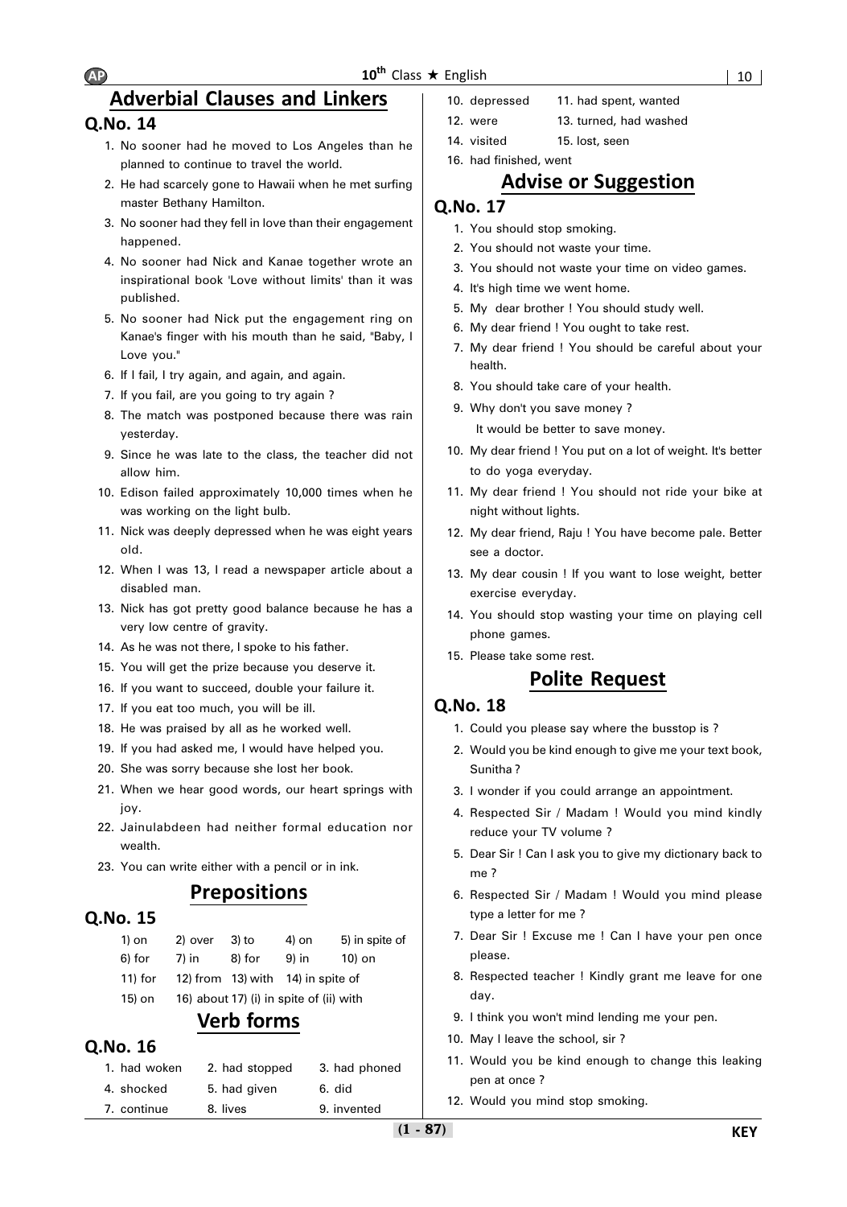## Adverbial Clauses and Linkers

### Q.No. 14

1. No sooner had he moved to Los Angeles than he planned to continue to travel the world.
2. He had scarcely gone to Hawaii when he met surfing master Bethany Hamilton.
3. No sooner had they fell in love than their engagement happened.
4. No sooner had Nick and Kanae together wrote an inspirational book 'Love without limits' than it was published.
5. No sooner had Nick put the engagement ring on Kanae's finger with his mouth than he said, "Baby, I Love you."
6. If I fail, I try again, and again, and again.
7. If you fail, are you going to try again ?
8. The match was postponed because there was rain yesterday.
9. Since he was late to the class, the teacher did not allow him.
10. Edison failed approximately 10,000 times when he was working on the light bulb.
11. Nick was deeply depressed when he was eight years old.
12. When I was 13, I read a newspaper article about a disabled man.
13. Nick has got pretty good balance because he has a very low centre of gravity.
14. As he was not there, I spoke to his father.
15. You will get the prize because you deserve it.
16. If you want to succeed, double your failure it.
17. If you eat too much, you will be ill.
18. He was praised by all as he worked well.
19. If you had asked me, I would have helped you.
20. She was sorry because she lost her book.
21. When we hear good words, our heart springs with joy.
22. Jainulabdeen had neither formal education nor wealth.
23. You can write either with a pencil or in ink.

## Prepositions

### Q.No. 15

1) on  2) over  3) to  4) on  5) in spite of
6) for  7) in  8) for  9) in  10) on
11) for  12) from  13) with  14) in spite of
15) on  16) about 17) (i) in spite of (ii) with

## Verb forms

### Q.No. 16

1. had woken  2. had stopped  3. had phoned
4. shocked  5. had given  6. did
7. continue  8. lives  9. invented
10. depressed  11. had spent, wanted
12. were  13. turned, had washed
14. visited  15. lost, seen
16. had finished, went

## Advise or Suggestion

### Q.No. 17

1. You should stop smoking.
2. You should not waste your time.
3. You should not waste your time on video games.
4. It's high time we went home.
5. My dear brother ! You should study well.
6. My dear friend ! You ought to take rest.
7. My dear friend ! You should be careful about your health.
8. You should take care of your health.
9. Why don't you save money ?
   It would be better to save money.
10. My dear friend ! You put on a lot of weight. It's better to do yoga everyday.
11. My dear friend ! You should not ride your bike at night without lights.
12. My dear friend, Raju ! You have become pale. Better see a doctor.
13. My dear cousin ! If you want to lose weight, better exercise everyday.
14. You should stop wasting your time on playing cell phone games.
15. Please take some rest.

## Polite Request

### Q.No. 18

1. Could you please say where the busstop is ?
2. Would you be kind enough to give me your text book, Sunitha ?
3. I wonder if you could arrange an appointment.
4. Respected Sir / Madam ! Would you mind kindly reduce your TV volume ?
5. Dear Sir ! Can I ask you to give my dictionary back to me ?
6. Respected Sir / Madam ! Would you mind please type a letter for me ?
7. Dear Sir ! Excuse me ! Can I have your pen once please.
8. Respected teacher ! Kindly grant me leave for one day.
9. I think you won't mind lending me your pen.
10. May I leave the school, sir ?
11. Would you be kind enough to change this leaking pen at once ?
12. Would you mind stop smoking.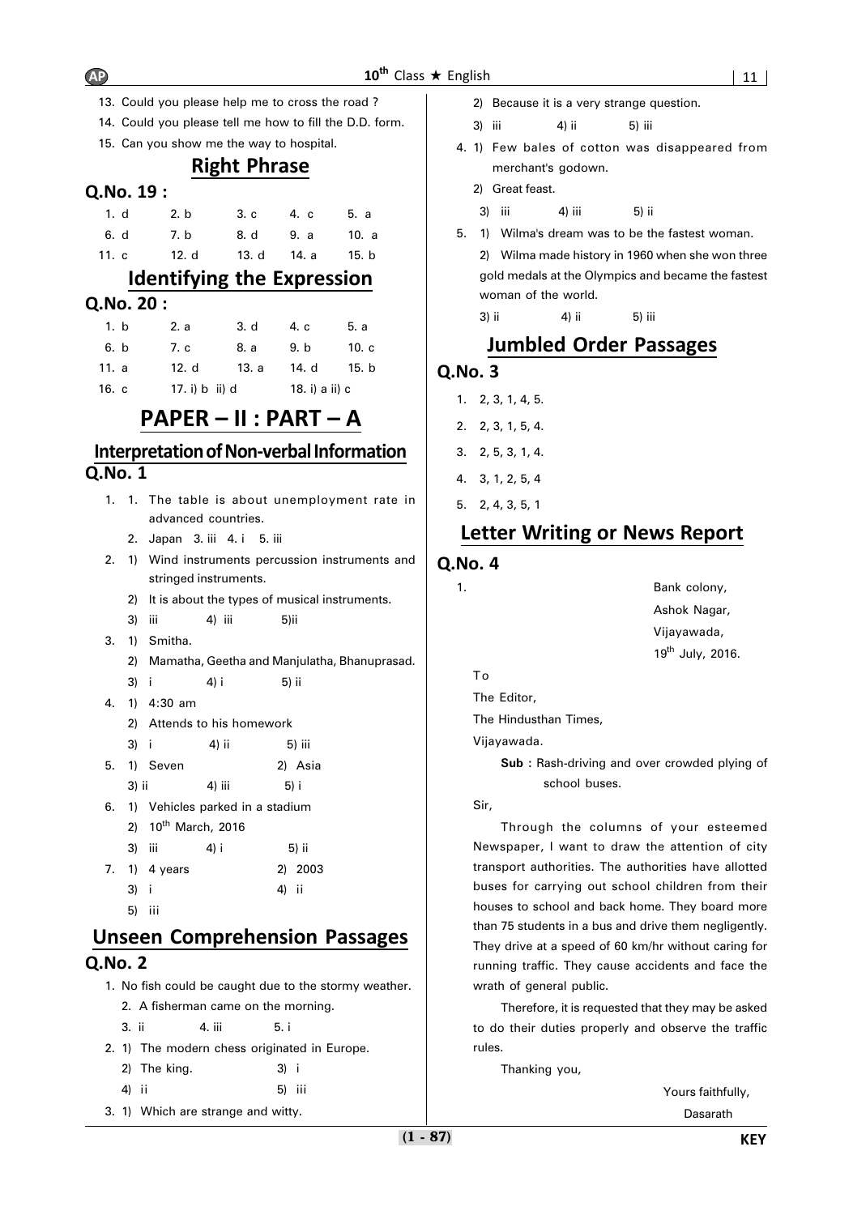13. Could you please help me to cross the road ?
14. Could you please tell me how to fill the D.D. form.
15. Can you show me the way to hospital.

## Right Phrase

### Q.No. 19 :

| | | | | |
|---|---|---|---|---|
| 1. d | 2. b | 3. c | 4. c | 5. a |
| 6. d | 7. b | 8. d | 9. a | 10. a |
| 11. c | 12. d | 13. d | 14. a | 15. b |

## Identifying the Expression

### Q.No. 20 :

| | | | | |
|---|---|---|---|---|
| 1. b | 2. a | 3. d | 4. c | 5. a |
| 6. b | 7. c | 8. a | 9. b | 10. c |
| 11. a | 12. d | 13. a | 14. d | 15. b |
| 16. c | 17. i) b ii) d | | 18. i) a ii) c | |

# PAPER – II : PART – A

## Interpretation of Non-verbal Information

### Q.No. 1

1. 1. The table is about unemployment rate in advanced countries.
   2. Japan 3. iii 4. i 5. iii
2. 1) Wind instruments percussion instruments and stringed instruments.
   2) It is about the types of musical instruments.
   3) iii 4) iii 5)ii
3. 1) Smitha.
   2) Mamatha, Geetha and Manjulatha, Bhanuprasad.
   3) i 4) i 5) ii
4. 1) 4:30 am
   2) Attends to his homework
   3) i 4) ii 5) iii
5. 1) Seven 2) Asia
   3) ii 4) iii 5) i
6. 1) Vehicles parked in a stadium
   2) 10th March, 2016
   3) iii 4) i 5) ii
7. 1) 4 years 2) 2003
   3) i 4) ii
   5) iii

## Unseen Comprehension Passages

### Q.No. 2

1. No fish could be caught due to the stormy weather.
   2. A fisherman came on the morning.
   3. ii 4. iii 5. i
2. 1) The modern chess originated in Europe.
   2) The king. 3) i
   4) ii 5) iii
3. 1) Which are strange and witty.
   2) Because it is a very strange question.
   3) iii 4) ii 5) iii
4. 1) Few bales of cotton was disappeared from merchant's godown.
   2) Great feast.
   3) iii 4) iii 5) ii
5. 1) Wilma's dream was to be the fastest woman.
   2) Wilma made history in 1960 when she won three gold medals at the Olympics and became the fastest woman of the world.
   3) ii 4) ii 5) iii

## Jumbled Order Passages

### Q.No. 3

1. 2, 3, 1, 4, 5.
2. 2, 3, 1, 5, 4.
3. 2, 5, 3, 1, 4.
4. 3, 1, 2, 5, 4
5. 2, 4, 3, 5, 1

## Letter Writing or News Report

### Q.No. 4

1.

Bank colony,
Ashok Nagar,
Vijayawada,
19th July, 2016.

To
The Editor,
The Hindusthan Times,
Vijayawada.

**Sub :** Rash-driving and over crowded plying of school buses.

Sir,

Through the columns of your esteemed Newspaper, I want to draw the attention of city transport authorities. The authorities have allotted buses for carrying out school children from their houses to school and back home. They board more than 75 students in a bus and drive them negligently. They drive at a speed of 60 km/hr without caring for running traffic. They cause accidents and face the wrath of general public.

Therefore, it is requested that they may be asked to do their duties properly and observe the traffic rules.

Thanking you,

Yours faithfully,
Dasarath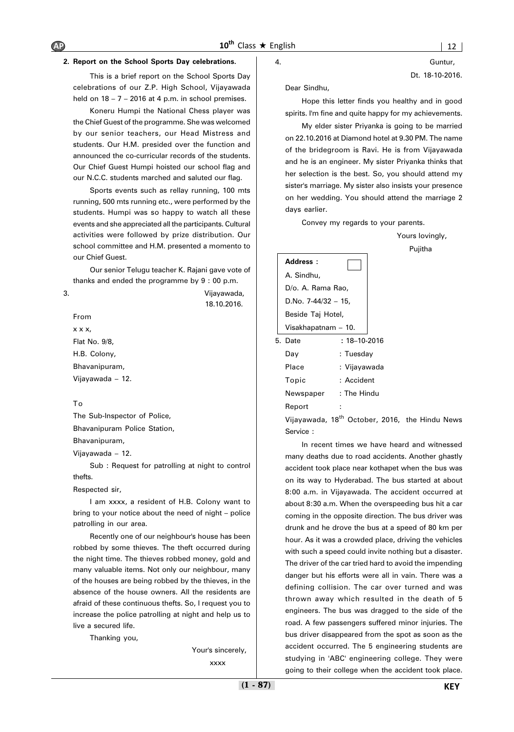**2. Report on the School Sports Day celebrations.**

This is a brief report on the School Sports Day celebrations of our Z.P. High School, Vijayawada held on 18 – 7 – 2016 at 4 p.m. in school premises.

Koneru Humpi the National Chess player was the Chief Guest of the programme. She was welcomed by our senior teachers, our Head Mistress and students. Our H.M. presided over the function and announced the co-curricular records of the students. Our Chief Guest Humpi hoisted our school flag and our N.C.C. students marched and saluted our flag.

Sports events such as rellay running, 100 mts running, 500 mts running etc., were performed by the students. Humpi was so happy to watch all these events and she appreciated all the participants. Cultural activities were followed by prize distribution. Our school committee and H.M. presented a momento to our Chief Guest.

Our senior Telugu teacher K. Rajani gave vote of thanks and ended the programme by 9 : 00 p.m.

3.

Vijayawada,
18.10.2016.

From
x x x,
Flat No. 9/8,
H.B. Colony,
Bhavanipuram,
Vijayawada – 12.

To
The Sub-Inspector of Police,
Bhavanipuram Police Station,
Bhavanipuram,
Vijayawada – 12.

Sub : Request for patrolling at night to control thefts.

Respected sir,

I am xxxx, a resident of H.B. Colony want to bring to your notice about the need of night – police patrolling in our area.

Recently one of our neighbour's house has been robbed by some thieves. The theft occurred during the night time. The thieves robbed money, gold and many valuable items. Not only our neighbour, many of the houses are being robbed by the thieves, in the absence of the house owners. All the residents are afraid of these continuous thefts. So, I request you to increase the police patrolling at night and help us to live a secured life.

Thanking you,

Your's sincerely,
xxxx

4.

Guntur,
Dt. 18-10-2016.

Dear Sindhu,

Hope this letter finds you healthy and in good spirits. I'm fine and quite happy for my achievements.

My elder sister Priyanka is going to be married on 22.10.2016 at Diamond hotel at 9.30 PM. The name of the bridegroom is Ravi. He is from Vijayawada and he is an engineer. My sister Priyanka thinks that her selection is the best. So, you should attend my sister's marriage. My sister also insists your presence on her wedding. You should attend the marriage 2 days earlier.

Convey my regards to your parents.

Yours lovingly,
Pujitha

**Address :**
A. Sindhu,
D/o. A. Rama Rao,
D.No. 7-44/32 – 15,
Beside Taj Hotel,
Visakhapatnam – 10.

5. Date : 18–10-2016
Day : Tuesday
Place : Vijayawada
Topic : Accident
Newspaper : The Hindu
Report :

Vijayawada, 18th October, 2016, the Hindu News Service :

In recent times we have heard and witnessed many deaths due to road accidents. Another ghastly accident took place near kothapet when the bus was on its way to Hyderabad. The bus started at about 8:00 a.m. in Vijayawada. The accident occurred at about 8:30 a.m. When the overspeeding bus hit a car coming in the opposite direction. The bus driver was drunk and he drove the bus at a speed of 80 km per hour. As it was a crowded place, driving the vehicles with such a speed could invite nothing but a disaster. The driver of the car tried hard to avoid the impending danger but his efforts were all in vain. There was a defining collision. The car over turned and was thrown away which resulted in the death of 5 engineers. The bus was dragged to the side of the road. A few passengers suffered minor injuries. The bus driver disappeared from the spot as soon as the accident occurred. The 5 engineering students are studying in 'ABC' engineering college. They were going to their college when the accident took place.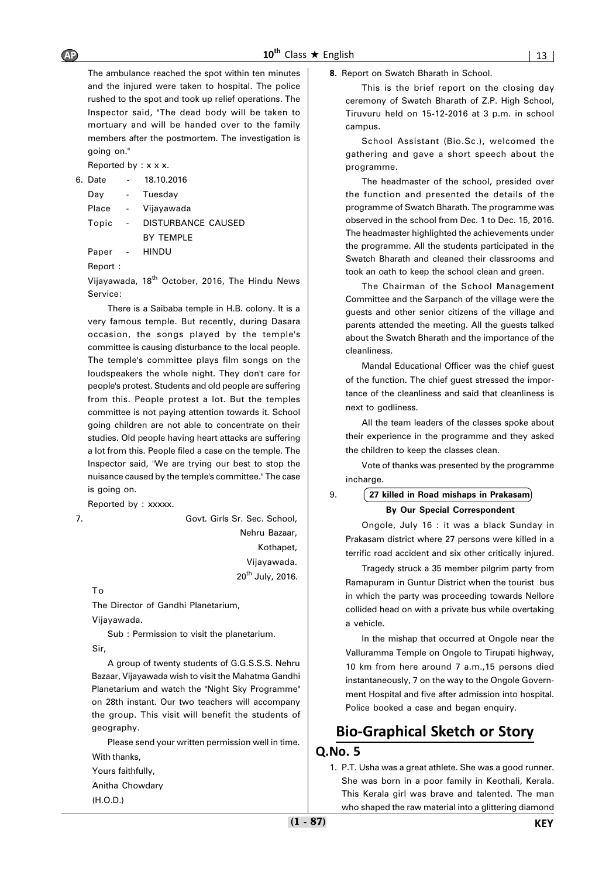The ambulance reached the spot within ten minutes and the injured were taken to hospital. The police rushed to the spot and took up relief operations. The Inspector said, "The dead body will be taken to mortuary and will be handed over to the family members after the postmortem. The investigation is going on."

Reported by : x x x.

6. Date - 18.10.2016

   Day - Tuesday

   Place - Vijayawada

   Topic - DISTURBANCE CAUSED BY TEMPLE

   Paper - HINDU

   Report :

   Vijayawada, 18th October, 2016, The Hindu News Service:

   There is a Saibaba temple in H.B. colony. It is a very famous temple. But recently, during Dasara occasion, the songs played by the temple's committee is causing disturbance to the local people. The temple's committee plays film songs on the loudspeakers the whole night. They don't care for people's protest. Students and old people are suffering from this. People protest a lot. But the temples committee is not paying attention towards it. School going children are not able to concentrate on their studies. Old people having heart attacks are suffering a lot from this. People filed a case on the temple. The Inspector said, "We are trying our best to stop the nuisance caused by the temple's committee." The case is going on.

   Reported by : xxxxx.

7. Govt. Girls Sr. Sec. School,
   Nehru Bazaar,
   Kothapet,
   Vijayawada.
   20th July, 2016.

   To

   The Director of Gandhi Planetarium,

   Vijayawada.

   Sub : Permission to visit the planetarium.

   Sir,

   A group of twenty students of G.G.S.S.S. Nehru Bazaar, Vijayawada wish to visit the Mahatma Gandhi Planetarium and watch the "Night Sky Programme" on 28th instant. Our two teachers will accompany the group. This visit will benefit the students of geography.

   Please send your written permission well in time.

   With thanks,

   Yours faithfully,

   Anitha Chowdary

   (H.O.D.)

8. Report on Swatch Bharath in School.

   This is the brief report on the closing day ceremony of Swatch Bharath of Z.P. High School, Tiruvuru held on 15-12-2016 at 3 p.m. in school campus.

   School Assistant (Bio.Sc.), welcomed the gathering and gave a short speech about the programme.

   The headmaster of the school, presided over the function and presented the details of the programme of Swatch Bharath. The programme was observed in the school from Dec. 1 to Dec. 15, 2016. The headmaster highlighted the achievements under the programme. All the students participated in the Swatch Bharath and cleaned their classrooms and took an oath to keep the school clean and green.

   The Chairman of the School Management Committee and the Sarpanch of the village were the guests and other senior citizens of the village and parents attended the meeting. All the guests talked about the Swatch Bharath and the importance of the cleanliness.

   Mandal Educational Officer was the chief guest of the function. The chief guest stressed the importance of the cleanliness and said that cleanliness is next to godliness.

   All the team leaders of the classes spoke about their experience in the programme and they asked the children to keep the classes clean.

   Vote of thanks was presented by the programme incharge.

9. **27 killed in Road mishaps in Prakasam**

   **By Our Special Correspondent**

   Ongole, July 16 : it was a black Sunday in Prakasam district where 27 persons were killed in a terrific road accident and six other critically injured.

   Tragedy struck a 35 member pilgrim party from Ramapuram in Guntur District when the tourist bus in which the party was proceeding towards Nellore collided head on with a private bus while overtaking a vehicle.

   In the mishap that occurred at Ongole near the Vallurammma Temple on Ongole to Tirupati highway, 10 km from here around 7 a.m.,15 persons died instantaneously, 7 on the way to the Ongole Government Hospital and five after admission into hospital. Police booked a case and began enquiry.

## Bio-Graphical Sketch or Story

### Q.No. 5

1. P.T. Usha was a great athlete. She was a good runner. She was born in a poor family in Keothali, Kerala. This Kerala girl was brave and talented. The man who shaped the raw material into a glittering diamond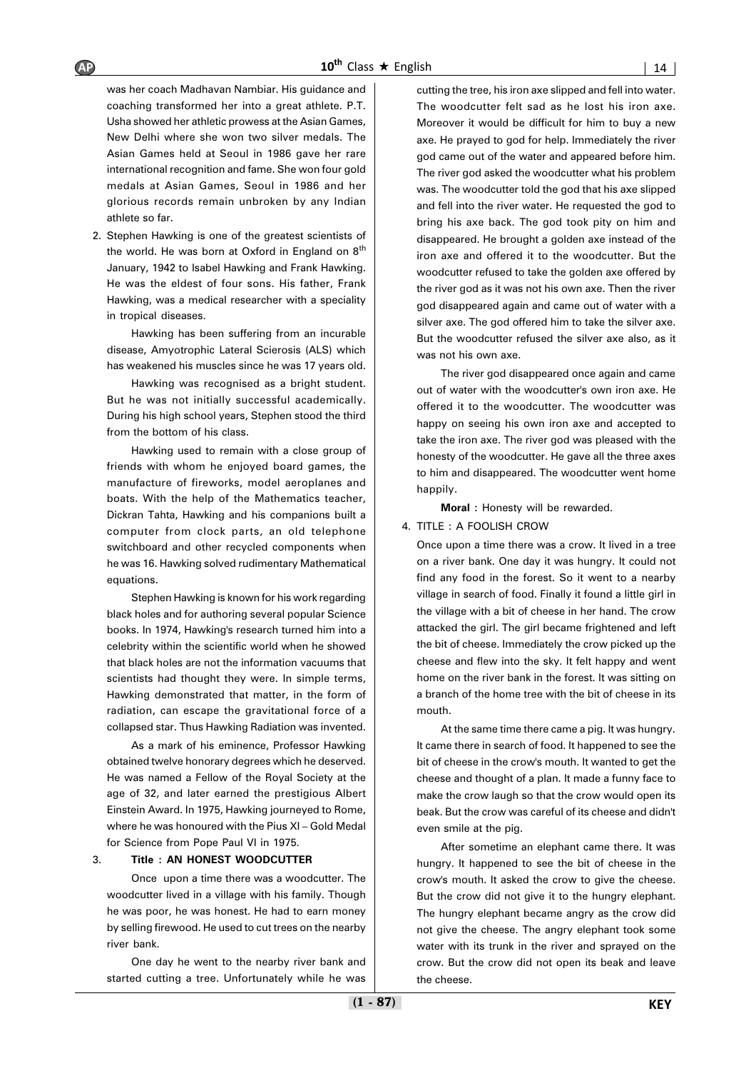was her coach Madhavan Nambiar. His guidance and coaching transformed her into a great athlete. P.T. Usha showed her athletic prowess at the Asian Games, New Delhi where she won two silver medals. The Asian Games held at Seoul in 1986 gave her rare international recognition and fame. She won four gold medals at Asian Games, Seoul in 1986 and her glorious records remain unbroken by any Indian athlete so far.

2. Stephen Hawking is one of the greatest scientists of the world. He was born at Oxford in England on 8th January, 1942 to Isabel Hawking and Frank Hawking. He was the eldest of four sons. His father, Frank Hawking, was a medical researcher with a speciality in tropical diseases.

   Hawking has been suffering from an incurable disease, Amyotrophic Lateral Sclerosis (ALS) which has weakened his muscles since he was 17 years old.

   Hawking was recognised as a bright student. But he was not initially successful academically. During his high school years, Stephen stood the third from the bottom of his class.

   Hawking used to remain with a close group of friends with whom he enjoyed board games, the manufacture of fireworks, model aeroplanes and boats. With the help of the Mathematics teacher, Dickran Tahta, Hawking and his companions built a computer from clock parts, an old telephone switchboard and other recycled components when he was 16. Hawking solved rudimentary Mathematical equations.

   Stephen Hawking is known for his work regarding black holes and for authoring several popular Science books. In 1974, Hawking's research turned him into a celebrity within the scientific world when he showed that black holes are not the information vacuums that scientists had thought they were. In simple terms, Hawking demonstrated that matter, in the form of radiation, can escape the gravitational force of a collapsed star. Thus Hawking Radiation was invented.

   As a mark of his eminence, Professor Hawking obtained twelve honorary degrees which he deserved. He was named a Fellow of the Royal Society at the age of 32, and later earned the prestigious Albert Einstein Award. In 1975, Hawking journeyed to Rome, where he was honoured with the Pius XI – Gold Medal for Science from Pope Paul VI in 1975.

3. **Title : AN HONEST WOODCUTTER**

   Once upon a time there was a woodcutter. The woodcutter lived in a village with his family. Though he was poor, he was honest. He had to earn money by selling firewood. He used to cut trees on the nearby river bank.

   One day he went to the nearby river bank and started cutting a tree. Unfortunately while he was cutting the tree, his iron axe slipped and fell into water. The woodcutter felt sad as he lost his iron axe. Moreover it would be difficult for him to buy a new axe. He prayed to god for help. Immediately the river god came out of the water and appeared before him. The river god asked the woodcutter what his problem was. The woodcutter told the god that his axe slipped and fell into the river water. He requested the god to bring his axe back. The god took pity on him and disappeared. He brought a golden axe instead of the iron axe and offered it to the woodcutter. But the woodcutter refused to take the golden axe offered by the river god as it was not his own axe. Then the river god disappeared again and came out of water with a silver axe. The god offered him to take the silver axe. But the woodcutter refused the silver axe also, as it was not his own axe.

   The river god disappeared once again and came out of water with the woodcutter's own iron axe. He offered it to the woodcutter. The woodcutter was happy on seeing his own iron axe and accepted to take the iron axe. The river god was pleased with the honesty of the woodcutter. He gave all the three axes to him and disappeared. The woodcutter went home happily.

   **Moral :** Honesty will be rewarded.

4. TITLE : A FOOLISH CROW

   Once upon a time there was a crow. It lived in a tree on a river bank. One day it was hungry. It could not find any food in the forest. So it went to a nearby village in search of food. Finally it found a little girl in the village with a bit of cheese in her hand. The crow attacked the girl. The girl became frightened and left the bit of cheese. Immediately the crow picked up the cheese and flew into the sky. It felt happy and went home on the river bank in the forest. It was sitting on a branch of the home tree with the bit of cheese in its mouth.

   At the same time there came a pig. It was hungry. It came there in search of food. It happened to see the bit of cheese in the crow's mouth. It wanted to get the cheese and thought of a plan. It made a funny face to make the crow laugh so that the crow would open its beak. But the crow was careful of its cheese and didn't even smile at the pig.

   After sometime an elephant came there. It was hungry. It happened to see the bit of cheese in the crow's mouth. It asked the crow to give the cheese. But the crow did not give it to the hungry elephant. The hungry elephant became angry as the crow did not give the cheese. The angry elephant took some water with its trunk in the river and sprayed on the crow. But the crow did not open its beak and leave the cheese.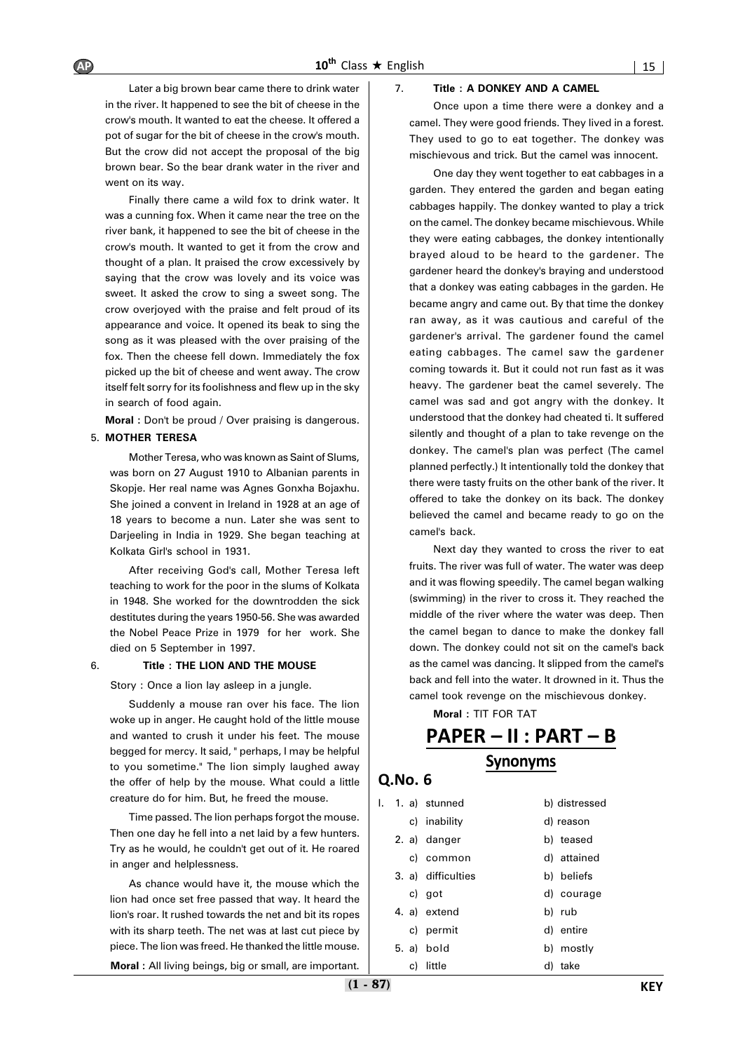Later a big brown bear came there to drink water in the river. It happened to see the bit of cheese in the crow's mouth. It wanted to eat the cheese. It offered a pot of sugar for the bit of cheese in the crow's mouth. But the crow did not accept the proposal of the big brown bear. So the bear drank water in the river and went on its way.

Finally there came a wild fox to drink water. It was a cunning fox. When it came near the tree on the river bank, it happened to see the bit of cheese in the crow's mouth. It wanted to get it from the crow and thought of a plan. It praised the crow excessively by saying that the crow was lovely and its voice was sweet. It asked the crow to sing a sweet song. The crow overjoyed with the praise and felt proud of its appearance and voice. It opened its beak to sing the song as it was pleased with the over praising of the fox. Then the cheese fell down. Immediately the fox picked up the bit of cheese and went away. The crow itself felt sorry for its foolishness and flew up in the sky in search of food again.

**Moral :** Don't be proud / Over praising is dangerous.

5. **MOTHER TERESA**

Mother Teresa, who was known as Saint of Slums, was born on 27 August 1910 to Albanian parents in Skopje. Her real name was Agnes Gonxha Bojaxhu. She joined a convent in Ireland in 1928 at an age of 18 years to become a nun. Later she was sent to Darjeeling in India in 1929. She began teaching at Kolkata Girl's school in 1931.

After receiving God's call, Mother Teresa left teaching to work for the poor in the slums of Kolkata in 1948. She worked for the downtrodden the sick destitutes during the years 1950-56. She was awarded the Nobel Peace Prize in 1979 for her work. She died on 5 September in 1997.

6. **Title : THE LION AND THE MOUSE**

Story : Once a lion lay asleep in a jungle.

Suddenly a mouse ran over his face. The lion woke up in anger. He caught hold of the little mouse and wanted to crush it under his feet. The mouse begged for mercy. It said, " perhaps, I may be helpful to you sometime." The lion simply laughed away the offer of help by the mouse. What could a little creature do for him. But, he freed the mouse.

Time passed. The lion perhaps forgot the mouse. Then one day he fell into a net laid by a few hunters. Try as he would, he couldn't get out of it. He roared in anger and helplessness.

As chance would have it, the mouse which the lion had once set free passed that way. It heard the lion's roar. It rushed towards the net and bit its ropes with its sharp teeth. The net was at last cut piece by piece. The lion was freed. He thanked the little mouse.

**Moral :** All living beings, big or small, are important.

7. **Title : A DONKEY AND A CAMEL**

Once upon a time there were a donkey and a camel. They were good friends. They lived in a forest. They used to go to eat together. The donkey was mischievous and trick. But the camel was innocent.

One day they went together to eat cabbages in a garden. They entered the garden and began eating cabbages happily. The donkey wanted to play a trick on the camel. The donkey became mischievous. While they were eating cabbages, the donkey intentionally brayed aloud to be heard to the gardener. The gardener heard the donkey's braying and understood that a donkey was eating cabbages in the garden. He became angry and came out. By that time the donkey ran away, as it was cautious and careful of the gardener's arrival. The gardener found the camel eating cabbages. The camel saw the gardener coming towards it. But it could not run fast as it was heavy. The gardener beat the camel severely. The camel was sad and got angry with the donkey. It understood that the donkey had cheated ti. It suffered silently and thought of a plan to take revenge on the donkey. The camel's plan was perfect (The camel planned perfectly.) It intentionally told the donkey that there were tasty fruits on the other bank of the river. It offered to take the donkey on its back. The donkey believed the camel and became ready to go on the camel's back.

Next day they wanted to cross the river to eat fruits. The river was full of water. The water was deep and it was flowing speedily. The camel began walking (swimming) in the river to cross it. They reached the middle of the river where the water was deep. Then the camel began to dance to make the donkey fall down. The donkey could not sit on the camel's back as the camel was dancing. It slipped from the camel's back and fell into the water. It drowned in it. Thus the camel took revenge on the mischievous donkey.

**Moral :** TIT FOR TAT

# PAPER – II : PART – B

## Synonyms

### Q.No. 6

I.
1. a) stunned b) distressed c) inability d) reason
2. a) danger b) teased c) common d) attained
3. a) difficulties b) beliefs c) got d) courage
4. a) extend b) rub c) permit d) entire
5. a) bold b) mostly c) little d) take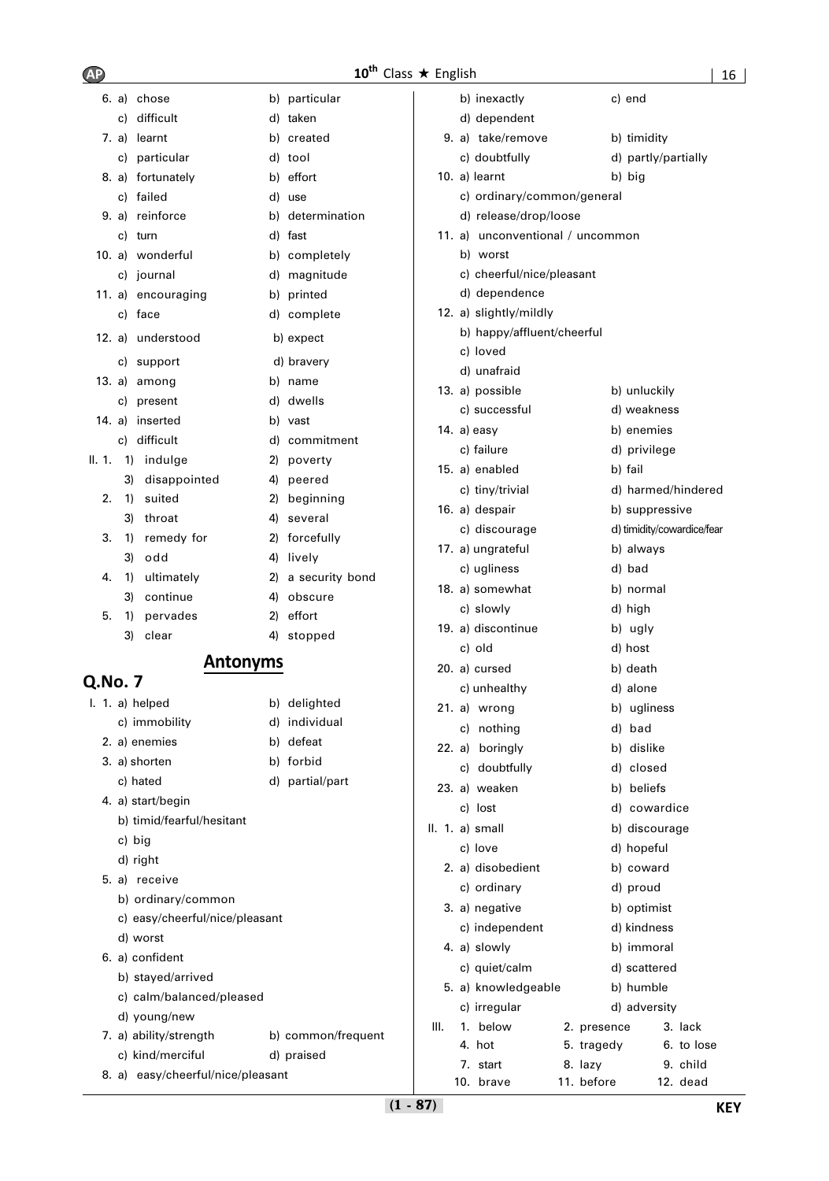6\. a) chose b) particular
c) difficult d) taken

7\. a) learnt b) created
c) particular d) tool

8\. a) fortunately b) effort
c) failed d) use

9\. a) reinforce b) determination
c) turn d) fast

10\. a) wonderful b) completely
c) journal d) magnitude

11\. a) encouraging b) printed
c) face d) complete

12\. a) understood b) expect
c) support d) bravery

13\. a) among b) name
c) present d) dwells

14\. a) inserted b) vast
c) difficult d) commitment

II\. 1. 1) indulge 2) poverty
3) disappointed 4) peered

2\. 1) suited 2) beginning
3) throat 4) several

3\. 1) remedy for 2) forcefully
3) odd 4) lively

4\. 1) ultimately 2) a security bond
3) continue 4) obscure

5\. 1) pervades 2) effort
3) clear 4) stopped

## Antonyms

## Q.No. 7

I\. 1. a) helped b) delighted
c) immobility d) individual

2\. a) enemies b) defeat

3\. a) shorten b) forbid
c) hated d) partial/part

4\. a) start/begin
b) timid/fearful/hesitant
c) big
d) right

5\. a) receive
b) ordinary/common
c) easy/cheerful/nice/pleasant
d) worst

6\. a) confident
b) stayed/arrived
c) calm/balanced/pleased
d) young/new

7\. a) ability/strength b) common/frequent
c) kind/merciful d) praised

8\. a) easy/cheerful/nice/pleasant
b) inexactly c) end
d) dependent

9\. a) take/remove b) timidity
c) doubtfully d) partly/partially

10\. a) learnt b) big
c) ordinary/common/general
d) release/drop/loose

11\. a) unconventional / uncommon
b) worst
c) cheerful/nice/pleasant
d) dependence

12\. a) slightly/mildly
b) happy/affluent/cheerful
c) loved
d) unafraid

13\. a) possible b) unluckily
c) successful d) weakness

14\. a) easy b) enemies
c) failure d) privilege

15\. a) enabled b) fail
c) tiny/trivial d) harmed/hindered

16\. a) despair b) suppressive
c) discourage d) timidity/cowardice/fear

17\. a) ungrateful b) always
c) ugliness d) bad

18\. a) somewhat b) normal
c) slowly d) high

19\. a) discontinue b) ugly
c) old d) host

20\. a) cursed b) death
c) unhealthy d) alone

21\. a) wrong b) ugliness
c) nothing d) bad

22\. a) boringly b) dislike
c) doubtfully d) closed

23\. a) weaken b) beliefs
c) lost d) cowardice

II\. 1. a) small b) discourage
c) love d) hopeful

2\. a) disobedient b) coward
c) ordinary d) proud

3\. a) negative b) optimist
c) independent d) kindness

4\. a) slowly b) immoral
c) quiet/calm d) scattered

5\. a) knowledgeable b) humble
c) irregular d) adversity

III\. 1. below 2. presence 3. lack
4\. hot 5. tragedy 6. to lose
7\. start 8. lazy 9. child
10\. brave 11. before 12. dead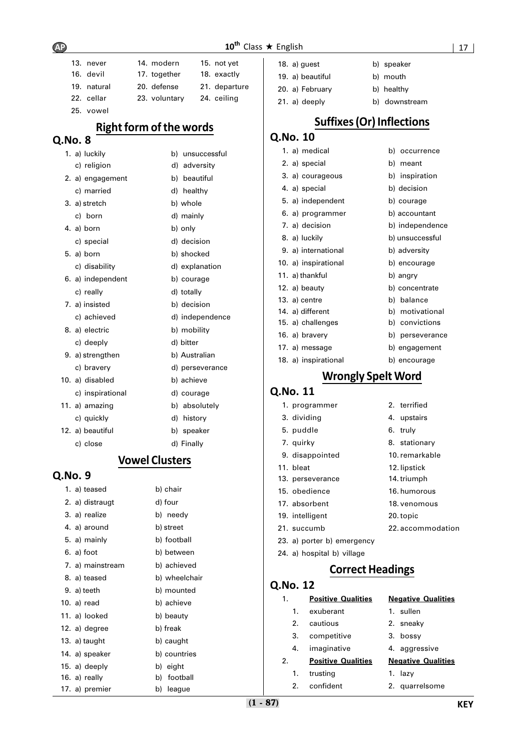13. never
14. modern
15. not yet
16. devil
17. together
18. exactly
19. natural
20. defense
21. departure
22. cellar
23. voluntary
24. ceiling
25. vowel

## Right form of the words

### Q.No. 8

1. a) luckily b) unsuccessful c) religion d) adversity
2. a) engagement b) beautiful c) married d) healthy
3. a) stretch b) whole c) born d) mainly
4. a) born b) only c) special d) decision
5. a) born b) shocked c) disability d) explanation
6. a) independent b) courage c) really d) totally
7. a) insisted b) decision c) achieved d) independence
8. a) electric b) mobility c) deeply d) bitter
9. a) strengthen b) Australian c) bravery d) perseverance
10. a) disabled b) achieve c) inspirational d) courage
11. a) amazing b) absolutely c) quickly d) history
12. a) beautiful b) speaker c) close d) Finally

## Vowel Clusters

### Q.No. 9

1. a) teased b) chair
2. a) distraught d) four
3. a) realize b) needy
4. a) around b) street
5. a) mainly b) football
6. a) foot b) between
7. a) mainstream b) achieved
8. a) teased b) wheelchair
9. a) teeth b) mounted
10. a) read b) achieve
11. a) looked b) beauty
12. a) degree b) freak
13. a) taught b) caught
14. a) speaker b) countries
15. a) deeply b) eight
16. a) really b) football
17. a) premier b) league
18. a) guest b) speaker
19. a) beautiful b) mouth
20. a) February b) healthy
21. a) deeply b) downstream

## Suffixes (Or) Inflections

### Q.No. 10

1. a) medical b) occurrence
2. a) special b) meant
3. a) courageous b) inspiration
4. a) special b) decision
5. a) independent b) courage
6. a) programmer b) accountant
7. a) decision b) independence
8. a) luckily b) unsuccessful
9. a) international b) adversity
10. a) inspirational b) encourage
11. a) thankful b) angry
12. a) beauty b) concentrate
13. a) centre b) balance
14. a) different b) motivational
15. a) challenges b) convictions
16. a) bravery b) perseverance
17. a) message b) engagement
18. a) inspirational b) encourage

## Wrongly Spelt Word

### Q.No. 11

1. programmer
2. terrified
3. dividing
4. upstairs
5. puddle
6. truly
7. quirky
8. stationary
9. disappointed
10. remarkable
11. bleat
12. lipstick
13. perseverance
14. triumph
15. obedience
16. humorous
17. absorbent
18. venomous
19. intelligent
20. topic
21. succumb
22. accommodation
23. a) porter b) emergency
24. a) hospital b) village

## Correct Headings

### Q.No. 12

1.

| | Positive Qualities | Negative Qualities |
|---|---|---|
| 1. | exuberant | sullen |
| 2. | cautious | sneaky |
| 3. | competitive | bossy |
| 4. | imaginative | aggressive |

2.

| | Positive Qualities | Negative Qualities |
|---|---|---|
| 1. | trusting | lazy |
| 2. | confident | quarrelsome |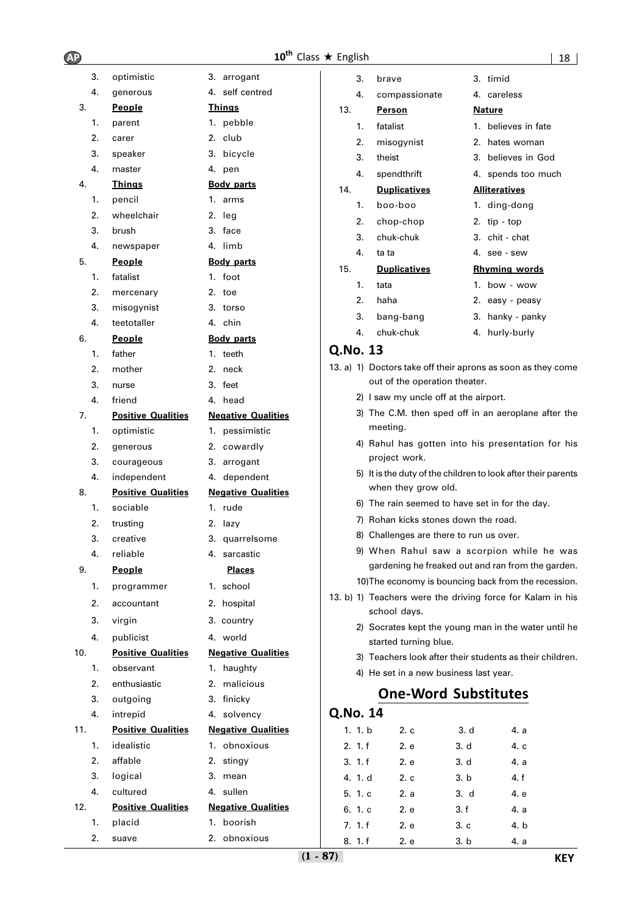| | | |
|---|---|---|
| 3. | optimistic | 3. arrogant |
| 4. | generous | 4. self centred |

**3.**

| | **People** | **Things** |
|---|---|---|
| 1. | parent | 1. pebble |
| 2. | carer | 2. club |
| 3. | speaker | 3. bicycle |
| 4. | master | 4. pen |

**4.**

| | **Things** | **Body parts** |
|---|---|---|
| 1. | pencil | 1. arms |
| 2. | wheelchair | 2. leg |
| 3. | brush | 3. face |
| 4. | newspaper | 4. limb |

**5.**

| | **People** | **Body parts** |
|---|---|---|
| 1. | fatalist | 1. foot |
| 2. | mercenary | 2. toe |
| 3. | misogynist | 3. torso |
| 4. | teetotaller | 4. chin |

**6.**

| | **People** | **Body parts** |
|---|---|---|
| 1. | father | 1. teeth |
| 2. | mother | 2. neck |
| 3. | nurse | 3. feet |
| 4. | friend | 4. head |

**7.**

| | **Positive Qualities** | **Negative Qualities** |
|---|---|---|
| 1. | optimistic | 1. pessimistic |
| 2. | generous | 2. cowardly |
| 3. | courageous | 3. arrogant |
| 4. | independent | 4. dependent |

**8.**

| | **Positive Qualities** | **Negative Qualities** |
|---|---|---|
| 1. | sociable | 1. rude |
| 2. | trusting | 2. lazy |
| 3. | creative | 3. quarrelsome |
| 4. | reliable | 4. sarcastic |

**9.**

| | **People** | **Places** |
|---|---|---|
| 1. | programmer | 1. school |
| 2. | accountant | 2. hospital |
| 3. | virgin | 3. country |
| 4. | publicist | 4. world |

**10.**

| | **Positive Qualities** | **Negative Qualities** |
|---|---|---|
| 1. | observant | 1. haughty |
| 2. | enthusiastic | 2. malicious |
| 3. | outgoing | 3. finicky |
| 4. | intrepid | 4. solvency |

**11.**

| | **Positive Qualities** | **Negative Qualities** |
|---|---|---|
| 1. | idealistic | 1. obnoxious |
| 2. | affable | 2. stingy |
| 3. | logical | 3. mean |
| 4. | cultured | 4. sullen |

**12.**

| | **Positive Qualities** | **Negative Qualities** |
|---|---|---|
| 1. | placid | 1. boorish |
| 2. | suave | 2. obnoxious |
| 3. | brave | 3. timid |
| 4. | compassionate | 4. careless |

**13.**

| | **Person** | **Nature** |
|---|---|---|
| 1. | fatalist | 1. believes in fate |
| 2. | misogynist | 2. hates woman |
| 3. | theist | 3. believes in God |
| 4. | spendthrift | 4. spends too much |

**14.**

| | **Duplicatives** | **Alliteratives** |
|---|---|---|
| 1. | boo-boo | 1. ding-dong |
| 2. | chop-chop | 2. tip - top |
| 3. | chuk-chuk | 3. chit - chat |
| 4. | ta ta | 4. see - sew |

**15.**

| | **Duplicatives** | **Rhyming words** |
|---|---|---|
| 1. | tata | 1. bow - wow |
| 2. | haha | 2. easy - peasy |
| 3. | bang-bang | 3. hanky - panky |
| 4. | chuk-chuk | 4. hurly-burly |

## Q.No. 13

13. a)
1) Doctors take off their aprons as soon as they come out of the operation theater.
2) I saw my uncle off at the airport.
3) The C.M. then sped off in an aeroplane after the meeting.
4) Rahul has gotten into his presentation for his project work.
5) It is the duty of the children to look after their parents when they grow old.
6) The rain seemed to have set in for the day.
7) Rohan kicks stones down the road.
8) Challenges are there to run us over.
9) When Rahul saw a scorpion while he was gardening he freaked out and ran from the garden.
10) The economy is bouncing back from the recession.

13. b)
1) Teachers were the driving force for Kalam in his school days.
2) Socrates kept the young man in the water until he started turning blue.
3) Teachers look after their students as their children.
4) He set in a new business last year.

## One-Word Substitutes

## Q.No. 14

| | | | |
|---|---|---|---|
| 1. 1. b | 2. c | 3. d | 4. a |
| 2. 1. f | 2. e | 3. d | 4. c |
| 3. 1. f | 2. e | 3. d | 4. a |
| 4. 1. d | 2. c | 3. b | 4. f |
| 5. 1. c | 2. a | 3. d | 4. e |
| 6. 1. c | 2. e | 3. f | 4. a |
| 7. 1. f | 2. e | 3. c | 4. b |
| 8. 1. f | 2. e | 3. b | 4. a |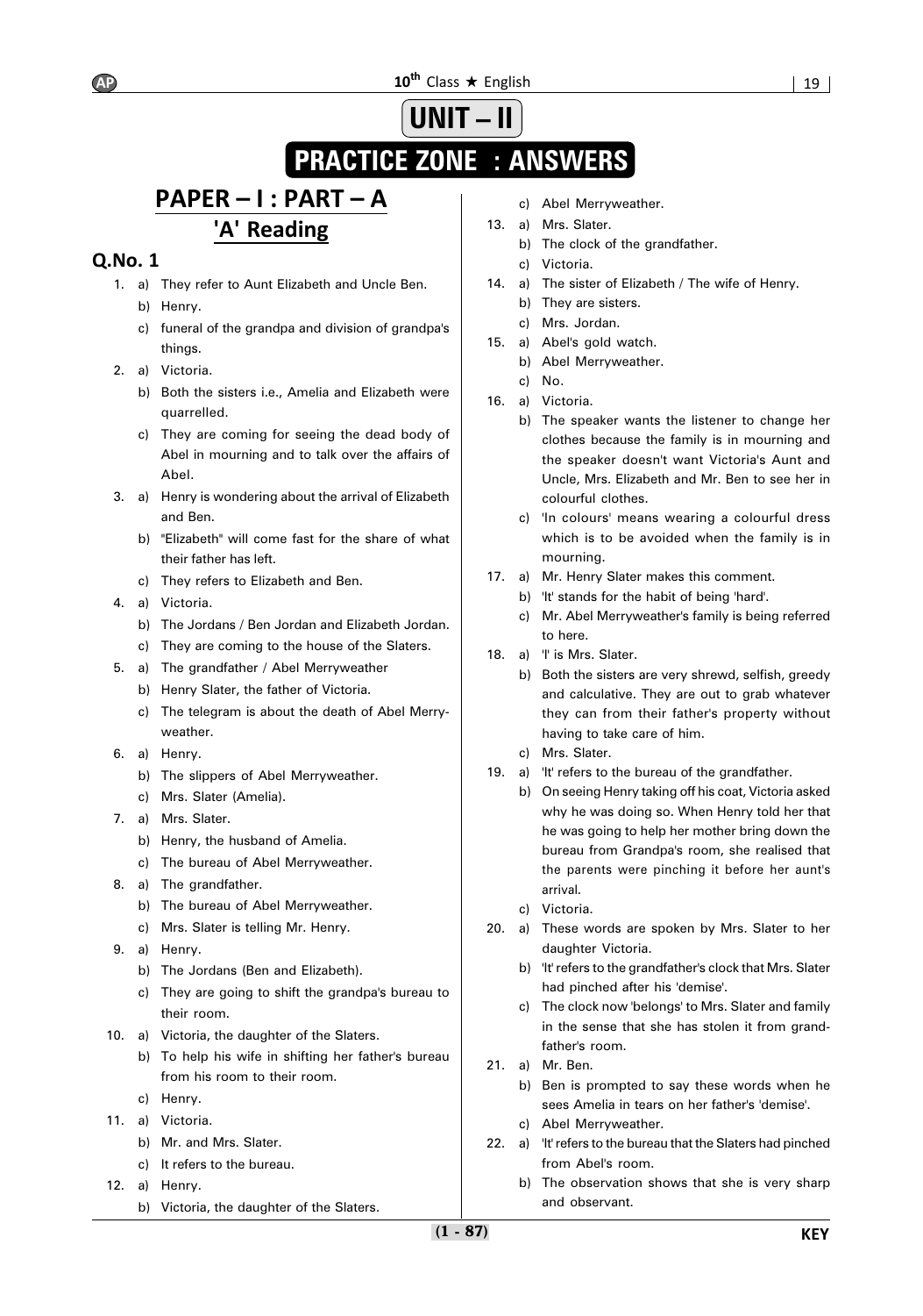# UNIT – II

## PRACTICE ZONE : ANSWERS

## PAPER – I : PART – A

### 'A' Reading

### Q.No. 1

1. a) They refer to Aunt Elizabeth and Uncle Ben.
   b) Henry.
   c) funeral of the grandpa and division of grandpa's things.
2. a) Victoria.
   b) Both the sisters i.e., Amelia and Elizabeth were quarrelled.
   c) They are coming for seeing the dead body of Abel in mourning and to talk over the affairs of Abel.
3. a) Henry is wondering about the arrival of Elizabeth and Ben.
   b) "Elizabeth" will come fast for the share of what their father has left.
   c) They refers to Elizabeth and Ben.
4. a) Victoria.
   b) The Jordans / Ben Jordan and Elizabeth Jordan.
   c) They are coming to the house of the Slaters.
5. a) The grandfather / Abel Merryweather
   b) Henry Slater, the father of Victoria.
   c) The telegram is about the death of Abel Merryweather.
6. a) Henry.
   b) The slippers of Abel Merryweather.
   c) Mrs. Slater (Amelia).
7. a) Mrs. Slater.
   b) Henry, the husband of Amelia.
   c) The bureau of Abel Merryweather.
8. a) The grandfather.
   b) The bureau of Abel Merryweather.
   c) Mrs. Slater is telling Mr. Henry.
9. a) Henry.
   b) The Jordans (Ben and Elizabeth).
   c) They are going to shift the grandpa's bureau to their room.
10. a) Victoria, the daughter of the Slaters.
    b) To help his wife in shifting her father's bureau from his room to their room.
    c) Henry.
11. a) Victoria.
    b) Mr. and Mrs. Slater.
    c) It refers to the bureau.
12. a) Henry.
    b) Victoria, the daughter of the Slaters.
    c) Abel Merryweather.
13. a) Mrs. Slater.
    b) The clock of the grandfather.
    c) Victoria.
14. a) The sister of Elizabeth / The wife of Henry.
    b) They are sisters.
    c) Mrs. Jordan.
15. a) Abel's gold watch.
    b) Abel Merryweather.
    c) No.
16. a) Victoria.
    b) The speaker wants the listener to change her clothes because the family is in mourning and the speaker doesn't want Victoria's Aunt and Uncle, Mrs. Elizabeth and Mr. Ben to see her in colourful clothes.
    c) 'In colours' means wearing a colourful dress which is to be avoided when the family is in mourning.
17. a) Mr. Henry Slater makes this comment.
    b) 'It' stands for the habit of being 'hard'.
    c) Mr. Abel Merryweather's family is being referred to here.
18. a) 'I' is Mrs. Slater.
    b) Both the sisters are very shrewd, selfish, greedy and calculative. They are out to grab whatever they can from their father's property without having to take care of him.
    c) Mrs. Slater.
19. a) 'It' refers to the bureau of the grandfather.
    b) On seeing Henry taking off his coat, Victoria asked why he was doing so. When Henry told her that he was going to help her mother bring down the bureau from Grandpa's room, she realised that the parents were pinching it before her aunt's arrival.
    c) Victoria.
20. a) These words are spoken by Mrs. Slater to her daughter Victoria.
    b) 'It' refers to the grandfather's clock that Mrs. Slater had pinched after his 'demise'.
    c) The clock now 'belongs' to Mrs. Slater and family in the sense that she has stolen it from grandfather's room.
21. a) Mr. Ben.
    b) Ben is prompted to say these words when he sees Amelia in tears on her father's 'demise'.
    c) Abel Merryweather.
22. a) 'It' refers to the bureau that the Slaters had pinched from Abel's room.
    b) The observation shows that she is very sharp and observant.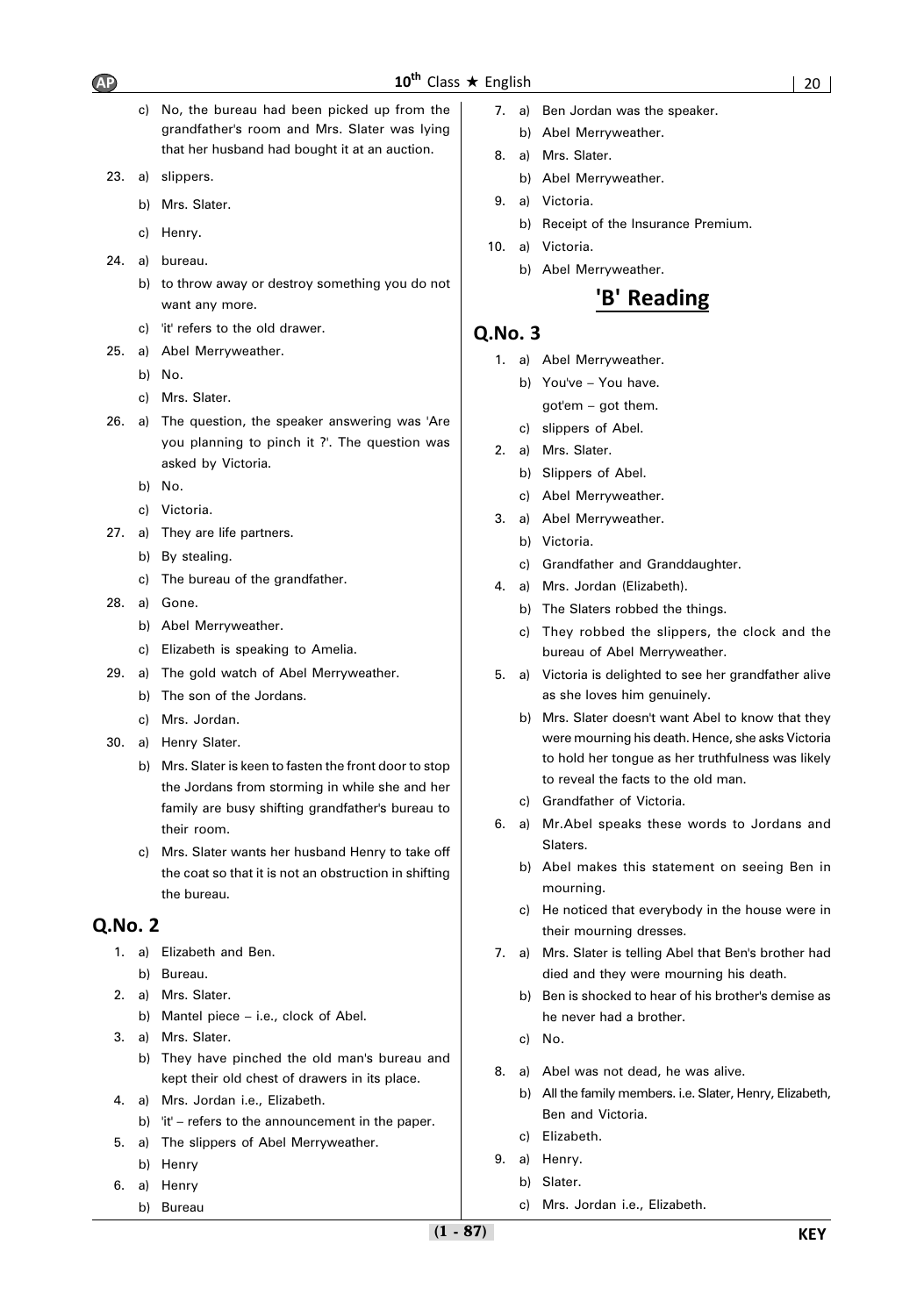c) No, the bureau had been picked up from the grandfather's room and Mrs. Slater was lying that her husband had bought it at an auction.

23. a) slippers.
    b) Mrs. Slater.
    c) Henry.

24. a) bureau.
    b) to throw away or destroy something you do not want any more.
    c) 'it' refers to the old drawer.

25. a) Abel Merryweather.
    b) No.
    c) Mrs. Slater.

26. a) The question, the speaker answering was 'Are you planning to pinch it ?'. The question was asked by Victoria.
    b) No.
    c) Victoria.

27. a) They are life partners.
    b) By stealing.
    c) The bureau of the grandfather.

28. a) Gone.
    b) Abel Merryweather.
    c) Elizabeth is speaking to Amelia.

29. a) The gold watch of Abel Merryweather.
    b) The son of the Jordans.
    c) Mrs. Jordan.

30. a) Henry Slater.
    b) Mrs. Slater is keen to fasten the front door to stop the Jordans from storming in while she and her family are busy shifting grandfather's bureau to their room.
    c) Mrs. Slater wants her husband Henry to take off the coat so that it is not an obstruction in shifting the bureau.

## Q.No. 2

1. a) Elizabeth and Ben.
   b) Bureau.

2. a) Mrs. Slater.
   b) Mantel piece – i.e., clock of Abel.

3. a) Mrs. Slater.
   b) They have pinched the old man's bureau and kept their old chest of drawers in its place.

4. a) Mrs. Jordan i.e., Elizabeth.
   b) 'it' – refers to the announcement in the paper.

5. a) The slippers of Abel Merryweather.
   b) Henry

6. a) Henry
   b) Bureau

7. a) Ben Jordan was the speaker.
   b) Abel Merryweather.

8. a) Mrs. Slater.
   b) Abel Merryweather.

9. a) Victoria.
   b) Receipt of the Insurance Premium.

10. a) Victoria.
    b) Abel Merryweather.

# 'B' Reading

## Q.No. 3

1. a) Abel Merryweather.
   b) You've – You have.
      got'em – got them.
   c) slippers of Abel.

2. a) Mrs. Slater.
   b) Slippers of Abel.
   c) Abel Merryweather.

3. a) Abel Merryweather.
   b) Victoria.
   c) Grandfather and Granddaughter.

4. a) Mrs. Jordan (Elizabeth).
   b) The Slaters robbed the things.
   c) They robbed the slippers, the clock and the bureau of Abel Merryweather.

5. a) Victoria is delighted to see her grandfather alive as she loves him genuinely.
   b) Mrs. Slater doesn't want Abel to know that they were mourning his death. Hence, she asks Victoria to hold her tongue as her truthfulness was likely to reveal the facts to the old man.
   c) Grandfather of Victoria.

6. a) Mr.Abel speaks these words to Jordans and Slaters.
   b) Abel makes this statement on seeing Ben in mourning.
   c) He noticed that everybody in the house were in their mourning dresses.

7. a) Mrs. Slater is telling Abel that Ben's brother had died and they were mourning his death.
   b) Ben is shocked to hear of his brother's demise as he never had a brother.
   c) No.

8. a) Abel was not dead, he was alive.
   b) All the family members. i.e. Slater, Henry, Elizabeth, Ben and Victoria.
   c) Elizabeth.

9. a) Henry.
   b) Slater.
   c) Mrs. Jordan i.e., Elizabeth.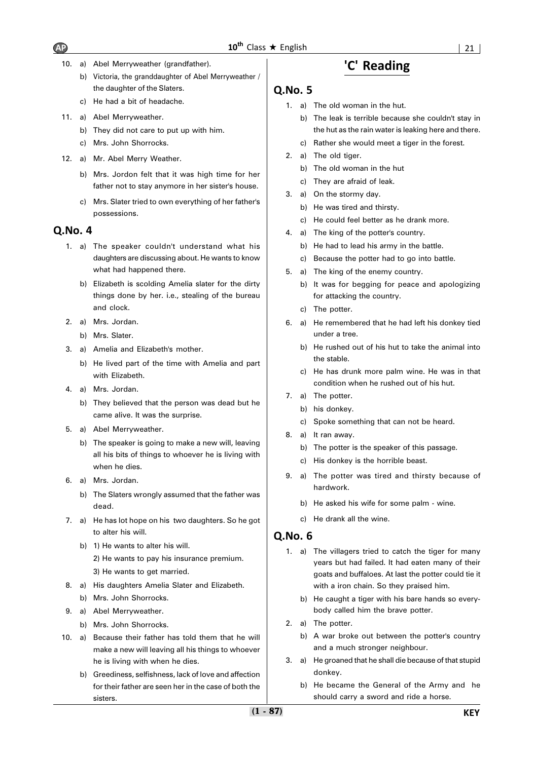10. a) Abel Merryweather (grandfather).
    b) Victoria, the granddaughter of Abel Merryweather / the daughter of the Slaters.
    c) He had a bit of headache.
11. a) Abel Merryweather.
    b) They did not care to put up with him.
    c) Mrs. John Shorrocks.
12. a) Mr. Abel Merry Weather.
    b) Mrs. Jordon felt that it was high time for her father not to stay anymore in her sister's house.
    c) Mrs. Slater tried to own everything of her father's possessions.

## Q.No. 4

1. a) The speaker couldn't understand what his daughters are discussing about. He wants to know what had happened there.
   b) Elizabeth is scolding Amelia slater for the dirty things done by her. i.e., stealing of the bureau and clock.
2. a) Mrs. Jordan.
   b) Mrs. Slater.
3. a) Amelia and Elizabeth's mother.
   b) He lived part of the time with Amelia and part with Elizabeth.
4. a) Mrs. Jordan.
   b) They believed that the person was dead but he came alive. It was the surprise.
5. a) Abel Merryweather.
   b) The speaker is going to make a new will, leaving all his bits of things to whoever he is living with when he dies.
6. a) Mrs. Jordan.
   b) The Slaters wrongly assumed that the father was dead.
7. a) He has lot hope on his two daughters. So he got to alter his will.
   b) 1) He wants to alter his will.
      2) He wants to pay his insurance premium.
      3) He wants to get married.
8. a) His daughters Amelia Slater and Elizabeth.
   b) Mrs. John Shorrocks.
9. a) Abel Merryweather.
   b) Mrs. John Shorrocks.
10. a) Because their father has told them that he will make a new will leaving all his things to whoever he is living with when he dies.
    b) Greediness, selfishness, lack of love and affection for their father are seen her in the case of both the sisters.

# 'C' Reading

## Q.No. 5

1. a) The old woman in the hut.
   b) The leak is terrible because she couldn't stay in the hut as the rain water is leaking here and there.
   c) Rather she would meet a tiger in the forest.
2. a) The old tiger.
   b) The old woman in the hut
   c) They are afraid of leak.
3. a) On the stormy day.
   b) He was tired and thirsty.
   c) He could feel better as he drank more.
4. a) The king of the potter's country.
   b) He had to lead his army in the battle.
   c) Because the potter had to go into battle.
5. a) The king of the enemy country.
   b) It was for begging for peace and apologizing for attacking the country.
   c) The potter.
6. a) He remembered that he had left his donkey tied under a tree.
   b) He rushed out of his hut to take the animal into the stable.
   c) He has drunk more palm wine. He was in that condition when he rushed out of his hut.
7. a) The potter.
   b) his donkey.
   c) Spoke something that can not be heard.
8. a) It ran away.
   b) The potter is the speaker of this passage.
   c) His donkey is the horrible beast.
9. a) The potter was tired and thirsty because of hardwork.
   b) He asked his wife for some palm - wine.
   c) He drank all the wine.

## Q.No. 6

1. a) The villagers tried to catch the tiger for many years but had failed. It had eaten many of their goats and buffaloes. At last the potter could tie it with a iron chain. So they praised him.
   b) He caught a tiger with his bare hands so everybody called him the brave potter.
2. a) The potter.
   b) A war broke out between the potter's country and a much stronger neighbour.
3. a) He groaned that he shall die because of that stupid donkey.
   b) He became the General of the Army and he should carry a sword and ride a horse.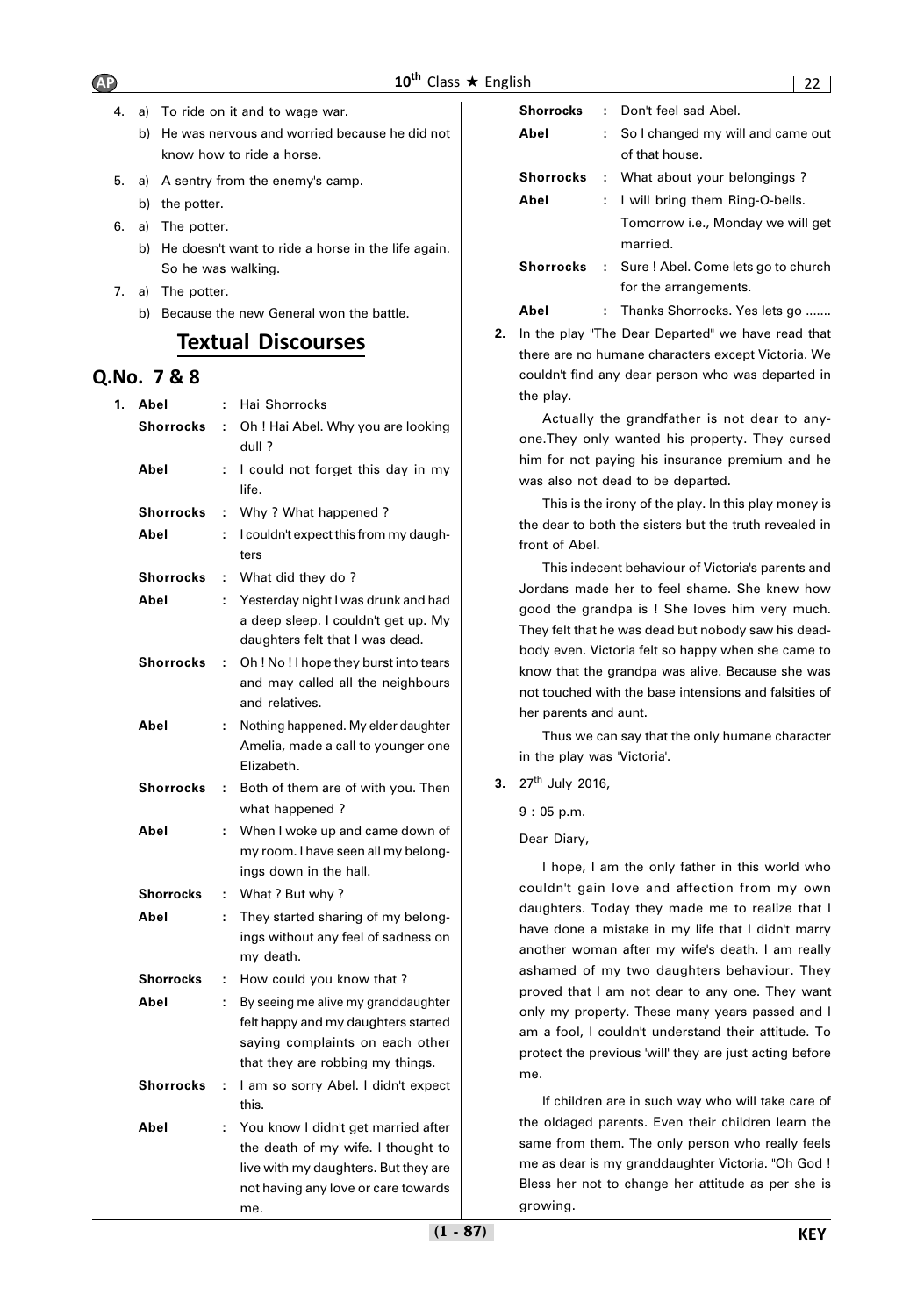4. a) To ride on it and to wage war.
   b) He was nervous and worried because he did not know how to ride a horse.

5. a) A sentry from the enemy's camp.
   b) the potter.

6. a) The potter.
   b) He doesn't want to ride a horse in the life again. So he was walking.

7. a) The potter.
   b) Because the new General won the battle.

## Textual Discourses

## Q.No. 7 & 8

**1.**

| | | |
|---|---|---|
| **Abel** | : | Hai Shorrocks |
| **Shorrocks** | : | Oh ! Hai Abel. Why you are looking dull ? |
| **Abel** | : | I could not forget this day in my life. |
| **Shorrocks** | : | Why ? What happened ? |
| **Abel** | : | I couldn't expect this from my daughters |
| **Shorrocks** | : | What did they do ? |
| **Abel** | : | Yesterday night I was drunk and had a deep sleep. I couldn't get up. My daughters felt that I was dead. |
| **Shorrocks** | : | Oh ! No ! I hope they burst into tears and may called all the neighbours and relatives. |
| **Abel** | : | Nothing happened. My elder daughter Amelia, made a call to younger one Elizabeth. |
| **Shorrocks** | : | Both of them are of with you. Then what happened ? |
| **Abel** | : | When I woke up and came down of my room. I have seen all my belongings down in the hall. |
| **Shorrocks** | : | What ? But why ? |
| **Abel** | : | They started sharing of my belongings without any feel of sadness on my death. |
| **Shorrocks** | : | How could you know that ? |
| **Abel** | : | By seeing me alive my granddaughter felt happy and my daughters started saying complaints on each other that they are robbing my things. |
| **Shorrocks** | : | I am so sorry Abel. I didn't expect this. |
| **Abel** | : | You know I didn't get married after the death of my wife. I thought to live with my daughters. But they are not having any love or care towards me. |
| **Shorrocks** | : | Don't feel sad Abel. |
| **Abel** | : | So I changed my will and came out of that house. |
| **Shorrocks** | : | What about your belongings ? |
| **Abel** | : | I will bring them Ring-O-bells. Tomorrow i.e., Monday we will get married. |
| **Shorrocks** | : | Sure ! Abel. Come lets go to church for the arrangements. |
| **Abel** | : | Thanks Shorrocks. Yes lets go ....... |

**2.** In the play "The Dear Departed" we have read that there are no humane characters except Victoria. We couldn't find any dear person who was departed in the play.

Actually the grandfather is not dear to anyone.They only wanted his property. They cursed him for not paying his insurance premium and he was also not dead to be departed.

This is the irony of the play. In this play money is the dear to both the sisters but the truth revealed in front of Abel.

This indecent behaviour of Victoria's parents and Jordans made her to feel shame. She knew how good the grandpa is ! She loves him very much. They felt that he was dead but nobody saw his deadbody even. Victoria felt so happy when she came to know that the grandpa was alive. Because she was not touched with the base intensions and falsities of her parents and aunt.

Thus we can say that the only humane character in the play was 'Victoria'.

**3.** 27th July 2016,

9 : 05 p.m.

Dear Diary,

I hope, I am the only father in this world who couldn't gain love and affection from my own daughters. Today they made me to realize that I have done a mistake in my life that I didn't marry another woman after my wife's death. I am really ashamed of my two daughters behaviour. They proved that I am not dear to any one. They want only my property. These many years passed and I am a fool, I couldn't understand their attitude. To protect the previous 'will' they are just acting before me.

If children are in such way who will take care of the oldaged parents. Even their children learn the same from them. The only person who really feels me as dear is my granddaughter Victoria. "Oh God ! Bless her not to change her attitude as per she is growing.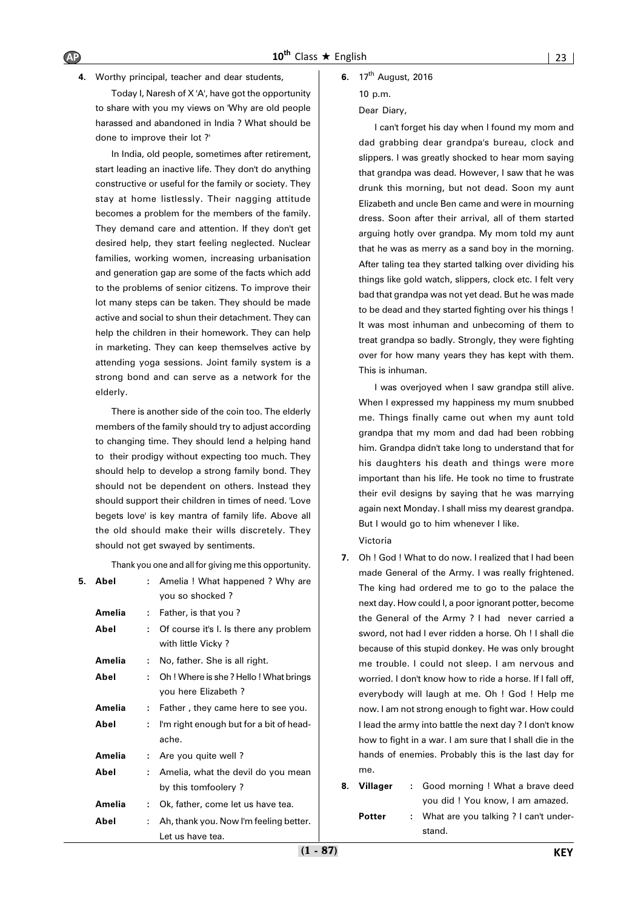**4.** Worthy principal, teacher and dear students,

Today I, Naresh of X 'A', have got the opportunity to share with you my views on 'Why are old people harassed and abandoned in India ? What should be done to improve their lot ?'

In India, old people, sometimes after retirement, start leading an inactive life. They don't do anything constructive or useful for the family or society. They stay at home listlessly. Their nagging attitude becomes a problem for the members of the family. They demand care and attention. If they don't get desired help, they start feeling neglected. Nuclear families, working women, increasing urbanisation and generation gap are some of the facts which add to the problems of senior citizens. To improve their lot many steps can be taken. They should be made active and social to shun their detachment. They can help the children in their homework. They can help in marketing. They can keep themselves active by attending yoga sessions. Joint family system is a strong bond and can serve as a network for the elderly.

There is another side of the coin too. The elderly members of the family should try to adjust according to changing time. They should lend a helping hand to their prodigy without expecting too much. They should help to develop a strong family bond. They should not be dependent on others. Instead they should support their children in times of need. 'Love begets love' is key mantra of family life. Above all the old should make their wills discretely. They should not get swayed by sentiments.

Thank you one and all for giving me this opportunity.

**5.**

| | | |
|---|---|---|
| **Abel** | : | Amelia ! What happened ? Why are you so shocked ? |
| **Amelia** | : | Father, is that you ? |
| **Abel** | : | Of course it's I. Is there any problem with little Vicky ? |
| **Amelia** | : | No, father. She is all right. |
| **Abel** | : | Oh ! Where is she ? Hello ! What brings you here Elizabeth ? |
| **Amelia** | : | Father , they came here to see you. |
| **Abel** | : | I'm right enough but for a bit of head-ache. |
| **Amelia** | : | Are you quite well ? |
| **Abel** | : | Amelia, what the devil do you mean by this tomfoolery ? |
| **Amelia** | : | Ok, father, come let us have tea. |
| **Abel** | : | Ah, thank you. Now I'm feeling better. Let us have tea. |

**6.** 17th August, 2016

10 p.m.

Dear Diary,

I can't forget his day when I found my mom and dad grabbing dear grandpa's bureau, clock and slippers. I was greatly shocked to hear mom saying that grandpa was dead. However, I saw that he was drunk this morning, but not dead. Soon my aunt Elizabeth and uncle Ben came and were in mourning dress. Soon after their arrival, all of them started arguing hotly over grandpa. My mom told my aunt that he was as merry as a sand boy in the morning. After taling tea they started talking over dividing his things like gold watch, slippers, clock etc. I felt very bad that grandpa was not yet dead. But he was made to be dead and they started fighting over his things ! It was most inhuman and unbecoming of them to treat grandpa so badly. Strongly, they were fighting over for how many years they has kept with them. This is inhuman.

I was overjoyed when I saw grandpa still alive. When I expressed my happiness my mum snubbed me. Things finally came out when my aunt told grandpa that my mom and dad had been robbing him. Grandpa didn't take long to understand that for his daughters his death and things were more important than his life. He took no time to frustrate their evil designs by saying that he was marrying again next Monday. I shall miss my dearest grandpa. But I would go to him whenever I like.

Victoria

**7.** Oh ! God ! What to do now. I realized that I had been made General of the Army. I was really frightened. The king had ordered me to go to the palace the next day. How could I, a poor ignorant potter, become the General of the Army ? I had never carried a sword, not had I ever ridden a horse. Oh ! I shall die because of this stupid donkey. He was only brought me trouble. I could not sleep. I am nervous and worried. I don't know how to ride a horse. If I fall off, everybody will laugh at me. Oh ! God ! Help me now. I am not strong enough to fight war. How could I lead the army into battle the next day ? I don't know how to fight in a war. I am sure that I shall die in the hands of enemies. Probably this is the last day for me.

**8.**

| | | |
|---|---|---|
| **Villager** | : | Good morning ! What a brave deed you did ! You know, I am amazed. |
| **Potter** | : | What are you talking ? I can't under-stand. |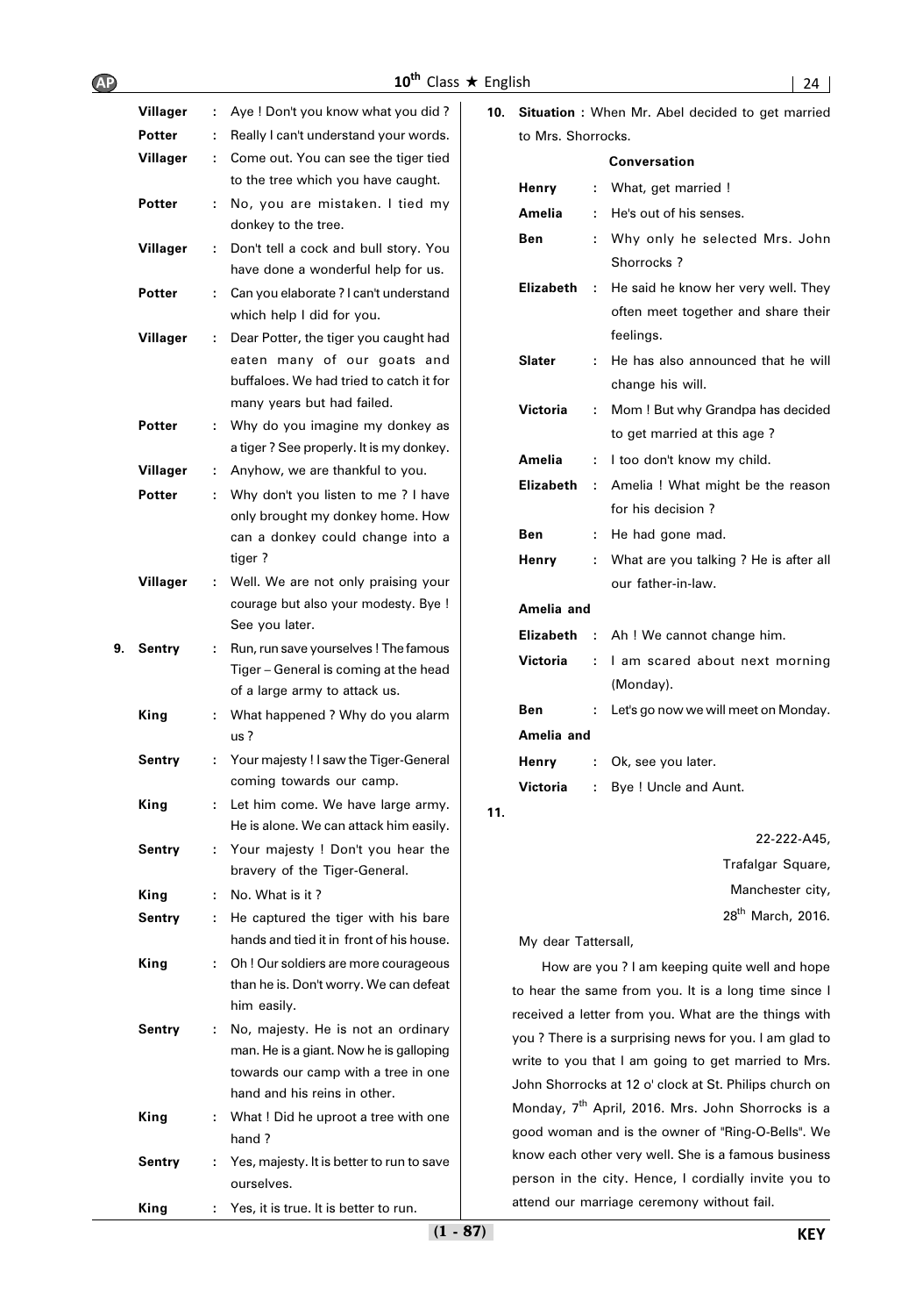**Villager** : Aye ! Don't you know what you did ?

**Potter** : Really I can't understand your words.

**Villager** : Come out. You can see the tiger tied to the tree which you have caught.

**Potter** : No, you are mistaken. I tied my donkey to the tree.

**Villager** : Don't tell a cock and bull story. You have done a wonderful help for us.

**Potter** : Can you elaborate ? I can't understand which help I did for you.

**Villager** : Dear Potter, the tiger you caught had eaten many of our goats and buffaloes. We had tried to catch it for many years but had failed.

**Potter** : Why do you imagine my donkey as a tiger ? See properly. It is my donkey.

**Villager** : Anyhow, we are thankful to you.

**Potter** : Why don't you listen to me ? I have only brought my donkey home. How can a donkey could change into a tiger ?

**Villager** : Well. We are not only praising your courage but also your modesty. Bye ! See you later.

9. **Sentry** : Run, run save yourselves ! The famous Tiger – General is coming at the head of a large army to attack us.

**King** : What happened ? Why do you alarm us ?

**Sentry** : Your majesty ! I saw the Tiger-General coming towards our camp.

**King** : Let him come. We have large army. He is alone. We can attack him easily.

**Sentry** : Your majesty ! Don't you hear the bravery of the Tiger-General.

**King** : No. What is it ?

**Sentry** : He captured the tiger with his bare hands and tied it in front of his house.

**King** : Oh ! Our soldiers are more courageous than he is. Don't worry. We can defeat him easily.

**Sentry** : No, majesty. He is not an ordinary man. He is a giant. Now he is galloping towards our camp with a tree in one hand and his reins in other.

**King** : What ! Did he uproot a tree with one hand ?

**Sentry** : Yes, majesty. It is better to run to save ourselves.

**King** : Yes, it is true. It is better to run.

10. **Situation :** When Mr. Abel decided to get married to Mrs. Shorrocks.

**Conversation**

**Henry** : What, get married !

**Amelia** : He's out of his senses.

**Ben** : Why only he selected Mrs. John Shorrocks ?

**Elizabeth** : He said he know her very well. They often meet together and share their feelings.

**Slater** : He has also announced that he will change his will.

**Victoria** : Mom ! But why Grandpa has decided to get married at this age ?

**Amelia** : I too don't know my child.

**Elizabeth** : Amelia ! What might be the reason for his decision ?

**Ben** : He had gone mad.

**Henry** : What are you talking ? He is after all our father-in-law.

**Amelia and Elizabeth** : Ah ! We cannot change him.

**Victoria** : I am scared about next morning (Monday).

**Ben** : Let's go now we will meet on Monday.

**Amelia and Henry** : Ok, see you later.

**Victoria** : Bye ! Uncle and Aunt.

11.

22-222-A45,
Trafalgar Square,
Manchester city,
28th March, 2016.

My dear Tattersall,

How are you ? I am keeping quite well and hope to hear the same from you. It is a long time since I received a letter from you. What are the things with you ? There is a surprising news for you. I am glad to write to you that I am going to get married to Mrs. John Shorrocks at 12 o' clock at St. Philips church on Monday, 7th April, 2016. Mrs. John Shorrocks is a good woman and is the owner of "Ring-O-Bells". We know each other very well. She is a famous business person in the city. Hence, I cordially invite you to attend our marriage ceremony without fail.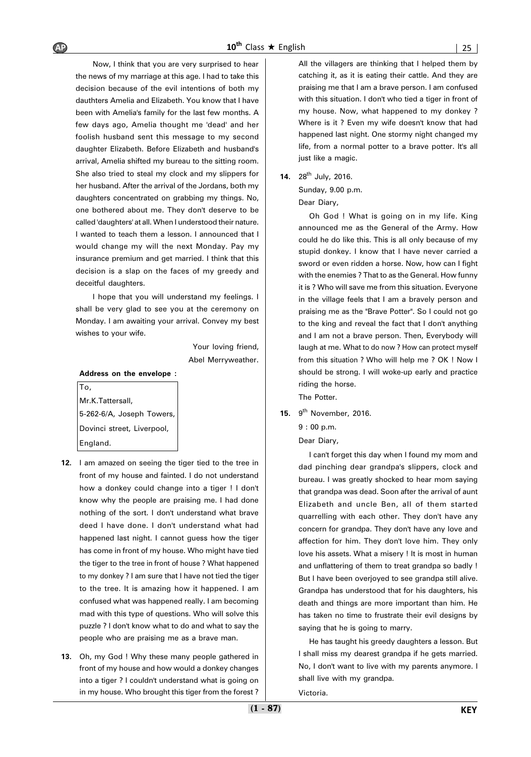Now, I think that you are very surprised to hear the news of my marriage at this age. I had to take this decision because of the evil intentions of both my dauthters Amelia and Elizabeth. You know that I have been with Amelia's family for the last few months. A few days ago, Amelia thought me 'dead' and her foolish husband sent this message to my second daughter Elizabeth. Before Elizabeth and husband's arrival, Amelia shifted my bureau to the sitting room. She also tried to steal my clock and my slippers for her husband. After the arrival of the Jordans, both my daughters concentrated on grabbing my things. No, one bothered about me. They don't deserve to be called 'daughters' at all. When I understood their nature. I wanted to teach them a lesson. I announced that I would change my will the next Monday. Pay my insurance premium and get married. I think that this decision is a slap on the faces of my greedy and deceitful daughters.

I hope that you will understand my feelings. I shall be very glad to see you at the ceremony on Monday. I am awaiting your arrival. Convey my best wishes to your wife.

Your loving friend,
Abel Merryweather.

**Address on the envelope :**

To,
Mr.K.Tattersall,
5-262-6/A, Joseph Towers,
Dovinci street, Liverpool,
England.

**12.** I am amazed on seeing the tiger tied to the tree in front of my house and fainted. I do not understand how a donkey could change into a tiger ! I don't know why the people are praising me. I had done nothing of the sort. I don't understand what brave deed I have done. I don't understand what had happened last night. I cannot guess how the tiger has come in front of my house. Who might have tied the tiger to the tree in front of house ? What happened to my donkey ? I am sure that I have not tied the tiger to the tree. It is amazing how it happened. I am confused what was happened really. I am becoming mad with this type of questions. Who will solve this puzzle ? I don't know what to do and what to say the people who are praising me as a brave man.

**13.** Oh, my God ! Why these many people gathered in front of my house and how would a donkey changes into a tiger ? I couldn't understand what is going on in my house. Who brought this tiger from the forest ? All the villagers are thinking that I helped them by catching it, as it is eating their cattle. And they are praising me that I am a brave person. I am confused with this situation. I don't who tied a tiger in front of my house. Now, what happened to my donkey ? Where is it ? Even my wife doesn't know that had happened last night. One stormy night changed my life, from a normal potter to a brave potter. It's all just like a magic.

**14.** 28th July, 2016.

Sunday, 9.00 p.m.

Dear Diary,

Oh God ! What is going on in my life. King announced me as the General of the Army. How could he do like this. This is all only because of my stupid donkey. I know that I have never carried a sword or even ridden a horse. Now, how can I fight with the enemies ? That to as the General. How funny it is ? Who will save me from this situation. Everyone in the village feels that I am a bravely person and praising me as the "Brave Potter". So I could not go to the king and reveal the fact that I don't anything and I am not a brave person. Then, Everybody will laugh at me. What to do now ? How can protect myself from this situation ? Who will help me ? OK ! Now I should be strong. I will woke-up early and practice riding the horse.

The Potter.

**15.** 9th November, 2016.

9 : 00 p.m.

Dear Diary,

I can't forget this day when I found my mom and dad pinching dear grandpa's slippers, clock and bureau. I was greatly shocked to hear mom saying that grandpa was dead. Soon after the arrival of aunt Elizabeth and uncle Ben, all of them started quarrelling with each other. They don't have any concern for grandpa. They don't have any love and affection for him. They don't love him. They only love his assets. What a misery ! It is most in human and unflattering of them to treat grandpa so badly ! But I have been overjoyed to see grandpa still alive. Grandpa has understood that for his daughters, his death and things are more important than him. He has taken no time to frustrate their evil designs by saying that he is going to marry.

He has taught his greedy daughters a lesson. But I shall miss my dearest grandpa if he gets married. No, I don't want to live with my parents anymore. I shall live with my grandpa.

Victoria.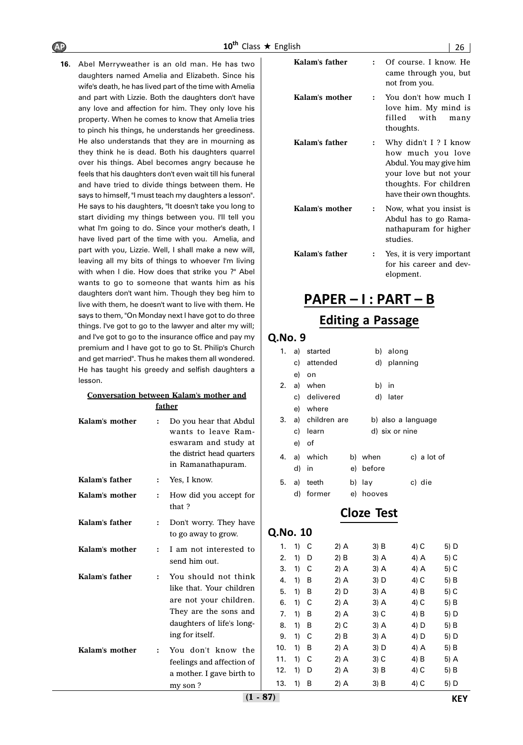**16.** Abel Merryweather is an old man. He has two daughters named Amelia and Elizabeth. Since his wife's death, he has lived part of the time with Amelia and part with Lizzie. Both the daughters don't have any love and affection for him. They only love his property. When he comes to know that Amelia tries to pinch his things, he understands her greediness. He also understands that they are in mourning as they think he is dead. Both his daughters quarrel over his things. Abel becomes angry because he feels that his daughters don't even wait till his funeral and have tried to divide things between them. He says to himself, "I must teach my daughters a lesson". He says to his daughters, "It doesn't take you long to start dividing my things between you. I'll tell you what I'm going to do. Since your mother's death, I have lived part of the time with you. Amelia, and part with you, Lizzie. Well, I shall make a new will, leaving all my bits of things to whoever I'm living with when I die. How does that strike you ?" Abel wants to go to someone that wants him as his daughters don't want him. Though they beg him to live with them, he doesn't want to live with them. He says to them, "On Monday next I have got to do three things. I've got to go to the lawyer and alter my will; and I've got to go to the insurance office and pay my premium and I have got to go to St. Philip's Church and get married". Thus he makes them all wondered. He has taught his greedy and selfish daughters a lesson.

**Conversation between Kalam's mother and father**

| | | |
|---|---|---|
| **Kalam's mother** | : | Do you hear that Abdul wants to leave Rameswaram and study at the district head quarters in Ramanathapuram. |
| **Kalam's father** | : | Yes, I know. |
| **Kalam's mother** | : | How did you accept for that ? |
| **Kalam's father** | : | Don't worry. They have to go away to grow. |
| **Kalam's mother** | : | I am not interested to send him out. |
| **Kalam's father** | : | You should not think like that. Your children are not your children. They are the sons and daughters of life's longing for itself. |
| **Kalam's mother** | : | You don't know the feelings and affection of a mother. I gave birth to my son ? |
| **Kalam's father** | : | Of course. I know. He came through you, but not from you. |
| **Kalam's mother** | : | You don't how much I love him. My mind is filled with many thoughts. |
| **Kalam's father** | : | Why didn't I ? I know how much you love Abdul. You may give him your love but not your thoughts. For children have their own thoughts. |
| **Kalam's mother** | : | Now, what you insist is Abdul has to go Ramanathapuram for higher studies. |
| **Kalam's father** | : | Yes, it is very important for his career and development. |

# PAPER – I : PART – B

## Editing a Passage

### Q.No. 9

1. a) started b) along c) attended d) planning e) on
2. a) when b) in c) delivered d) later e) where
3. a) children are b) also a language c) learn d) six or nine e) of
4. a) which b) when c) a lot of d) in e) before
5. a) teeth b) lay c) die d) former e) hooves

## Cloze Test

### Q.No. 10

| | 1) | 2) | 3) | 4) | 5) |
|---|---|---|---|---|---|
| 1. | C | A | B | C | D |
| 2. | D | B | A | A | C |
| 3. | C | A | A | A | C |
| 4. | B | A | D | C | B |
| 5. | B | D | A | B | C |
| 6. | C | A | A | C | B |
| 7. | B | A | C | B | D |
| 8. | B | C | A | D | B |
| 9. | C | B | A | D | D |
| 10. | B | A | D | A | B |
| 11. | C | A | C | B | A |
| 12. | D | A | B | C | B |
| 13. | B | A | B | C | D |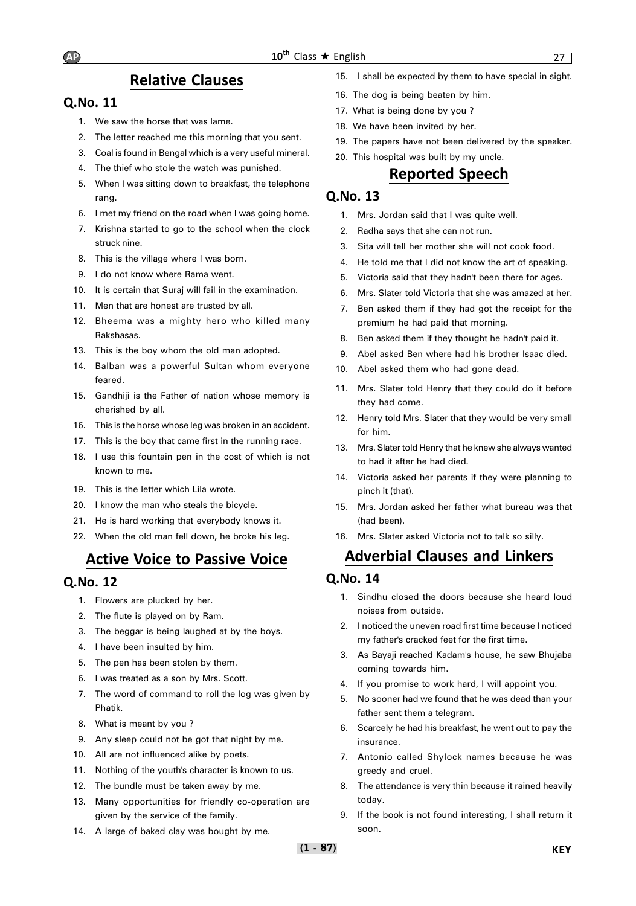## Relative Clauses

### Q.No. 11

1. We saw the horse that was lame.
2. The letter reached me this morning that you sent.
3. Coal is found in Bengal which is a very useful mineral.
4. The thief who stole the watch was punished.
5. When I was sitting down to breakfast, the telephone rang.
6. I met my friend on the road when I was going home.
7. Krishna started to go to the school when the clock struck nine.
8. This is the village where I was born.
9. I do not know where Rama went.
10. It is certain that Suraj will fail in the examination.
11. Men that are honest are trusted by all.
12. Bheema was a mighty hero who killed many Rakshasas.
13. This is the boy whom the old man adopted.
14. Balban was a powerful Sultan whom everyone feared.
15. Gandhiji is the Father of nation whose memory is cherished by all.
16. This is the horse whose leg was broken in an accident.
17. This is the boy that came first in the running race.
18. I use this fountain pen in the cost of which is not known to me.
19. This is the letter which Lila wrote.
20. I know the man who steals the bicycle.
21. He is hard working that everybody knows it.
22. When the old man fell down, he broke his leg.

## Active Voice to Passive Voice

### Q.No. 12

1. Flowers are plucked by her.
2. The flute is played on by Ram.
3. The beggar is being laughed at by the boys.
4. I have been insulted by him.
5. The pen has been stolen by them.
6. I was treated as a son by Mrs. Scott.
7. The word of command to roll the log was given by Phatik.
8. What is meant by you ?
9. Any sleep could not be got that night by me.
10. All are not influenced alike by poets.
11. Nothing of the youth's character is known to us.
12. The bundle must be taken away by me.
13. Many opportunities for friendly co-operation are given by the service of the family.
14. A large of baked clay was bought by me.
15. I shall be expected by them to have special in sight.
16. The dog is being beaten by him.
17. What is being done by you ?
18. We have been invited by her.
19. The papers have not been delivered by the speaker.
20. This hospital was built by my uncle.

## Reported Speech

### Q.No. 13

1. Mrs. Jordan said that I was quite well.
2. Radha says that she can not run.
3. Sita will tell her mother she will not cook food.
4. He told me that I did not know the art of speaking.
5. Victoria said that they hadn't been there for ages.
6. Mrs. Slater told Victoria that she was amazed at her.
7. Ben asked them if they had got the receipt for the premium he had paid that morning.
8. Ben asked them if they thought he hadn't paid it.
9. Abel asked Ben where had his brother Isaac died.
10. Abel asked them who had gone dead.
11. Mrs. Slater told Henry that they could do it before they had come.
12. Henry told Mrs. Slater that they would be very small for him.
13. Mrs. Slater told Henry that he knew she always wanted to had it after he had died.
14. Victoria asked her parents if they were planning to pinch it (that).
15. Mrs. Jordan asked her father what bureau was that (had been).
16. Mrs. Slater asked Victoria not to talk so silly.

## Adverbial Clauses and Linkers

### Q.No. 14

1. Sindhu closed the doors because she heard loud noises from outside.
2. I noticed the uneven road first time because I noticed my father's cracked feet for the first time.
3. As Bayaji reached Kadam's house, he saw Bhujaba coming towards him.
4. If you promise to work hard, I will appoint you.
5. No sooner had we found that he was dead than your father sent them a telegram.
6. Scarcely he had his breakfast, he went out to pay the insurance.
7. Antonio called Shylock names because he was greedy and cruel.
8. The attendance is very thin because it rained heavily today.
9. If the book is not found interesting, I shall return it soon.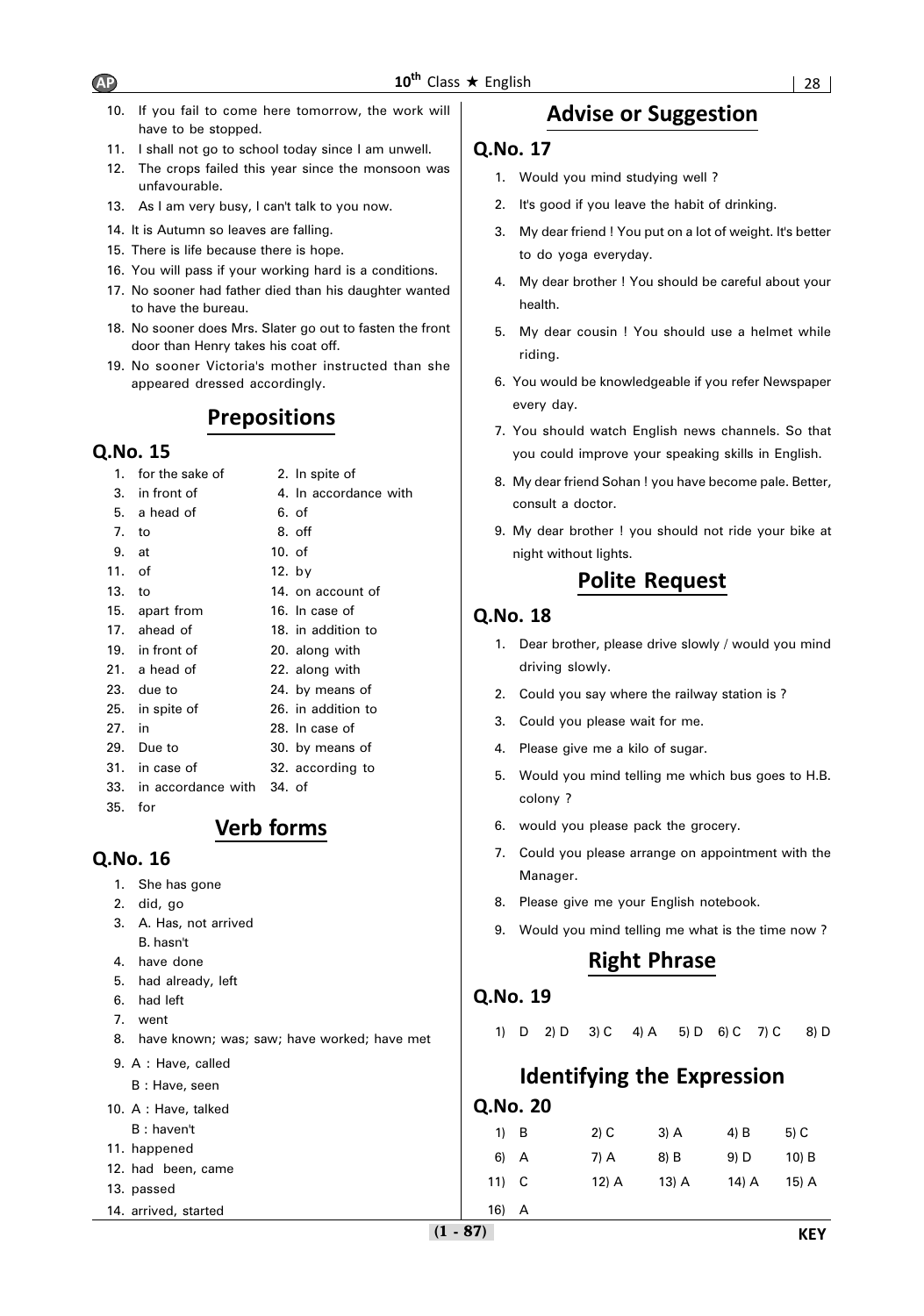10. If you fail to come here tomorrow, the work will have to be stopped.
11. I shall not go to school today since I am unwell.
12. The crops failed this year since the monsoon was unfavourable.
13. As I am very busy, I can't talk to you now.
14. It is Autumn so leaves are falling.
15. There is life because there is hope.
16. You will pass if your working hard is a conditions.
17. No sooner had father died than his daughter wanted to have the bureau.
18. No sooner does Mrs. Slater go out to fasten the front door than Henry takes his coat off.
19. No sooner Victoria's mother instructed than she appeared dressed accordingly.

## Prepositions

### Q.No. 15

1. for the sake of
2. In spite of
3. in front of
4. In accordance with
5. a head of
6. of
7. to
8. off
9. at
10. of
11. of
12. by
13. to
14. on account of
15. apart from
16. In case of
17. ahead of
18. in addition to
19. in front of
20. along with
21. a head of
22. along with
23. due to
24. by means of
25. in spite of
26. in addition to
27. in
28. In case of
29. Due to
30. by means of
31. in case of
32. according to
33. in accordance with
34. of
35. for

## Verb forms

### Q.No. 16

1. She has gone
2. did, go
3. A. Has, not arrived
   B. hasn't
4. have done
5. had already, left
6. had left
7. went
8. have known; was; saw; have worked; have met
9. A : Have, called
   B : Have, seen
10. A : Have, talked
    B : haven't
11. happened
12. had been, came
13. passed
14. arrived, started

## Advise or Suggestion

### Q.No. 17

1. Would you mind studying well ?
2. It's good if you leave the habit of drinking.
3. My dear friend ! You put on a lot of weight. It's better to do yoga everyday.
4. My dear brother ! You should be careful about your health.
5. My dear cousin ! You should use a helmet while riding.
6. You would be knowledgeable if you refer Newspaper every day.
7. You should watch English news channels. So that you could improve your speaking skills in English.
8. My dear friend Sohan ! you have become pale. Better, consult a doctor.
9. My dear brother ! you should not ride your bike at night without lights.

## Polite Request

### Q.No. 18

1. Dear brother, please drive slowly / would you mind driving slowly.
2. Could you say where the railway station is ?
3. Could you please wait for me.
4. Please give me a kilo of sugar.
5. Would you mind telling me which bus goes to H.B. colony ?
6. would you please pack the grocery.
7. Could you please arrange on appointment with the Manager.
8. Please give me your English notebook.
9. Would you mind telling me what is the time now ?

## Right Phrase

### Q.No. 19

1) D 2) D 3) C 4) A 5) D 6) C 7) C 8) D

## Identifying the Expression

### Q.No. 20

| | | | | |
|---|---|---|---|---|
| 1) B | 2) C | 3) A | 4) B | 5) C |
| 6) A | 7) A | 8) B | 9) D | 10) B |
| 11) C | 12) A | 13) A | 14) A | 15) A |
| 16) A | | | | |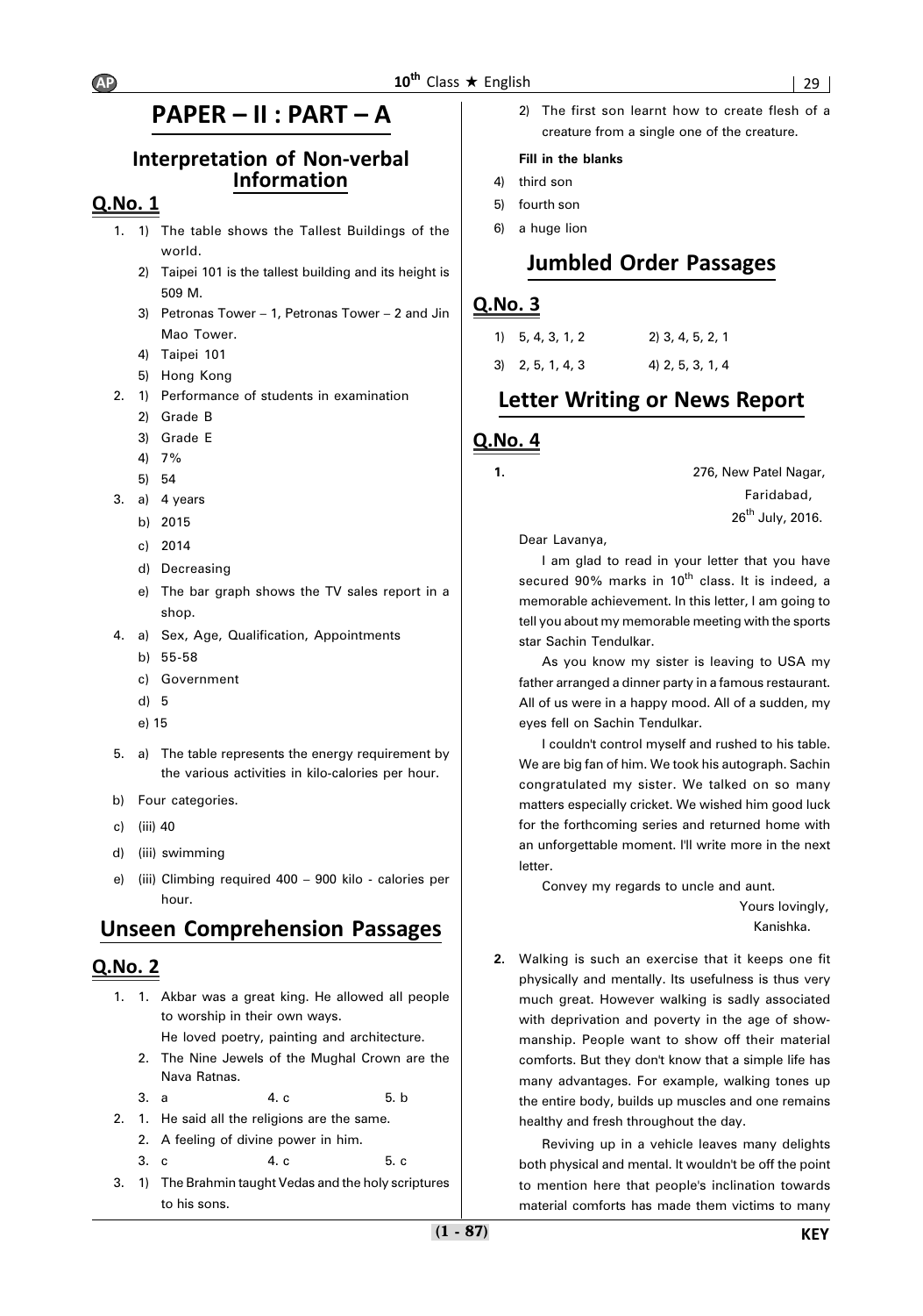# PAPER – II : PART – A

## Interpretation of Non-verbal Information

### Q.No. 1

1. 1) The table shows the Tallest Buildings of the world.
   2) Taipei 101 is the tallest building and its height is 509 M.
   3) Petronas Tower – 1, Petronas Tower – 2 and Jin Mao Tower.
   4) Taipei 101
   5) Hong Kong
2. 1) Performance of students in examination
   2) Grade B
   3) Grade E
   4) 7%
   5) 54
3. a) 4 years
   b) 2015
   c) 2014
   d) Decreasing
   e) The bar graph shows the TV sales report in a shop.
4. a) Sex, Age, Qualification, Appointments
   b) 55-58
   c) Government
   d) 5
   e) 15
5. a) The table represents the energy requirement by the various activities in kilo-calories per hour.

b) Four categories.

c) (iii) 40

d) (iii) swimming

e) (iii) Climbing required 400 – 900 kilo - calories per hour.

## Unseen Comprehension Passages

### Q.No. 2

1. 1. Akbar was a great king. He allowed all people to worship in their own ways.
   He loved poetry, painting and architecture.
   2. The Nine Jewels of the Mughal Crown are the Nava Ratnas.
   3. a    4. c    5. b
2. 1. He said all the religions are the same.
   2. A feeling of divine power in him.
   3. c    4. c    5. c
3. 1) The Brahmin taught Vedas and the holy scriptures to his sons.
   2) The first son learnt how to create flesh of a creature from a single one of the creature.

**Fill in the blanks**

4) third son
5) fourth son
6) a huge lion

## Jumbled Order Passages

### Q.No. 3

1) 5, 4, 3, 1, 2    2) 3, 4, 5, 2, 1
3) 2, 5, 1, 4, 3    4) 2, 5, 3, 1, 4

## Letter Writing or News Report

### Q.No. 4

**1.**

276, New Patel Nagar,
Faridabad,
26th July, 2016.

Dear Lavanya,

I am glad to read in your letter that you have secured 90% marks in 10th class. It is indeed, a memorable achievement. In this letter, I am going to tell you about my memorable meeting with the sports star Sachin Tendulkar.

As you know my sister is leaving to USA my father arranged a dinner party in a famous restaurant. All of us were in a happy mood. All of a sudden, my eyes fell on Sachin Tendulkar.

I couldn't control myself and rushed to his table. We are big fan of him. We took his autograph. Sachin congratulated my sister. We talked on so many matters especially cricket. We wished him good luck for the forthcoming series and returned home with an unforgettable moment. I'll write more in the next letter.

Convey my regards to uncle and aunt.

Yours lovingly,
Kanishka.

**2.** Walking is such an exercise that it keeps one fit physically and mentally. Its usefulness is thus very much great. However walking is sadly associated with deprivation and poverty in the age of show-manship. People want to show off their material comforts. But they don't know that a simple life has many advantages. For example, walking tones up the entire body, builds up muscles and one remains healthy and fresh throughout the day.

Reviving up in a vehicle leaves many delights both physical and mental. It wouldn't be off the point to mention here that people's inclination towards material comforts has made them victims to many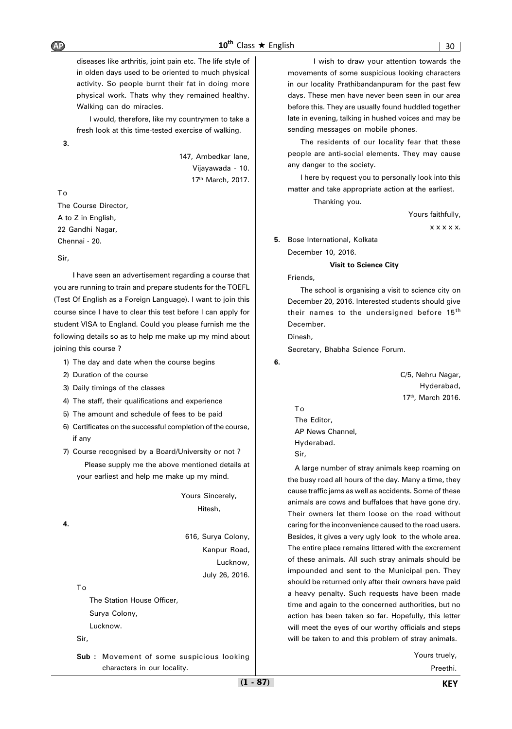diseases like arthritis, joint pain etc. The life style of in olden days used to be oriented to much physical activity. So people burnt their fat in doing more physical work. Thats why they remained healthy. Walking can do miracles.

I would, therefore, like my countrymen to take a fresh look at this time-tested exercise of walking.

**3.**

147, Ambedkar lane,
Vijayawada - 10.
17th March, 2017.

To
The Course Director,
A to Z in English,
22 Gandhi Nagar,
Chennai - 20.

Sir,

I have seen an advertisement regarding a course that you are running to train and prepare students for the TOEFL (Test Of English as a Foreign Language). I want to join this course since I have to clear this test before I can apply for student VISA to England. Could you please furnish me the following details so as to help me make up my mind about joining this course ?

1) The day and date when the course begins
2) Duration of the course
3) Daily timings of the classes
4) The staff, their qualifications and experience
5) The amount and schedule of fees to be paid
6) Certificates on the successful completion of the course, if any
7) Course recognised by a Board/University or not ?

Please supply me the above mentioned details at your earliest and help me make up my mind.

Yours Sincerely,
Hitesh,

**4.**

616, Surya Colony,
Kanpur Road,
Lucknow,
July 26, 2016.

To
The Station House Officer,
Surya Colony,
Lucknow.

Sir,

**Sub :** Movement of some suspicious looking characters in our locality.

I wish to draw your attention towards the movements of some suspicious looking characters in our locality Prathibandanpuram for the past few days. These men have never been seen in our area before this. They are usually found huddled together late in evening, talking in hushed voices and may be sending messages on mobile phones.

The residents of our locality fear that these people are anti-social elements. They may cause any danger to the society.

I here by request you to personally look into this matter and take appropriate action at the earliest.

Thanking you.

Yours faithfully,
x x x x x.

**5.** Bose International, Kolkata
December 10, 2016.

**Visit to Science City**

Friends,

The school is organising a visit to science city on December 20, 2016. Interested students should give their names to the undersigned before 15th December.

Dinesh,
Secretary, Bhabha Science Forum.

**6.**

C/5, Nehru Nagar,
Hyderabad,
17th, March 2016.

To
The Editor,
AP News Channel,
Hyderabad.
Sir,

A large number of stray animals keep roaming on the busy road all hours of the day. Many a time, they cause traffic jams as well as accidents. Some of these animals are cows and buffaloes that have gone dry. Their owners let them loose on the road without caring for the inconvenience caused to the road users. Besides, it gives a very ugly look to the whole area. The entire place remains littered with the excrement of these animals. All such stray animals should be impounded and sent to the Municipal pen. They should be returned only after their owners have paid a heavy penalty. Such requests have been made time and again to the concerned authorities, but no action has been taken so far. Hopefully, this letter will meet the eyes of our worthy officials and steps will be taken to and this problem of stray animals.

Yours truely,
Preethi.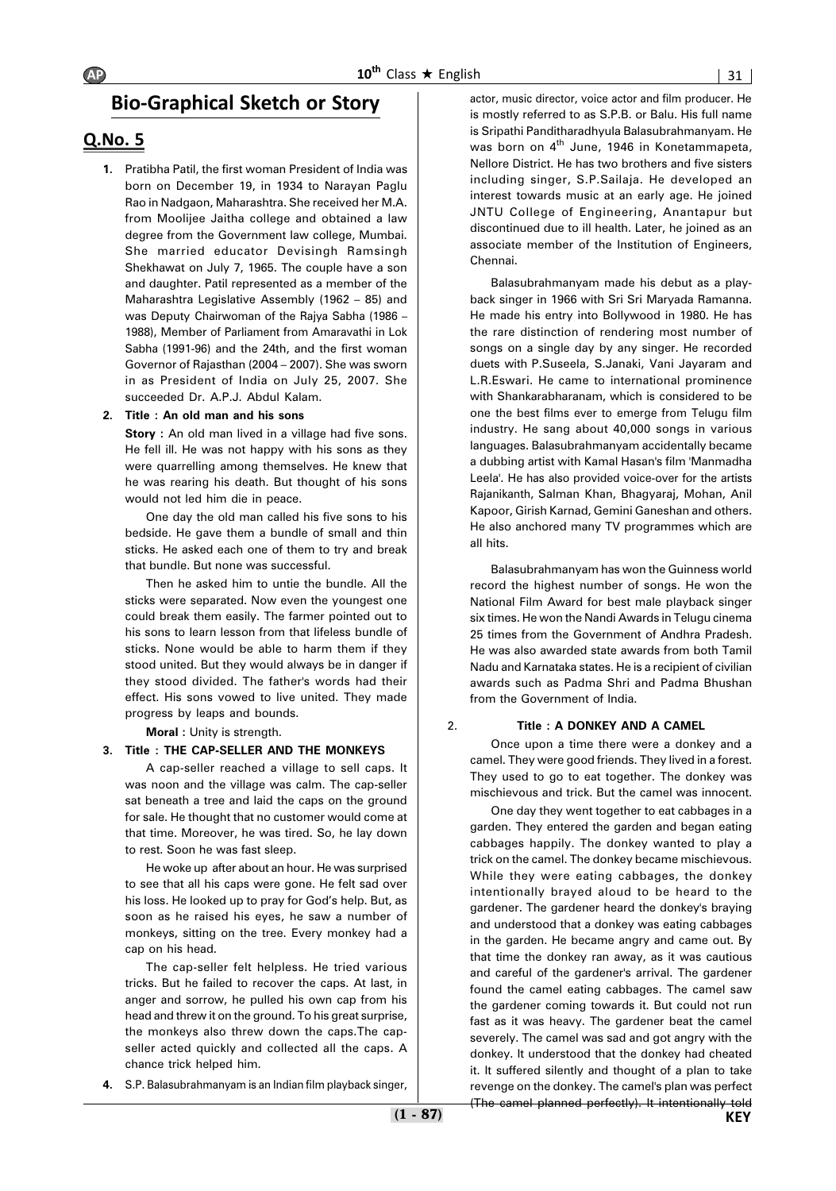## Bio-Graphical Sketch or Story

## Q.No. 5

1. Pratibha Patil, the first woman President of India was born on December 19, in 1934 to Narayan Paglu Rao in Nadgaon, Maharashtra. She received her M.A. from Moolijee Jaitha college and obtained a law degree from the Government law college, Mumbai. She married educator Devisingh Ramsingh Shekhawat on July 7, 1965. The couple have a son and daughter. Patil represented as a member of the Maharashtra Legislative Assembly (1962 – 85) and was Deputy Chairwoman of the Rajya Sabha (1986 – 1988), Member of Parliament from Amaravathi in Lok Sabha (1991-96) and the 24th, and the first woman Governor of Rajasthan (2004 – 2007). She was sworn in as President of India on July 25, 2007. She succeeded Dr. A.P.J. Abdul Kalam.

2. **Title : An old man and his sons**

   **Story :** An old man lived in a village had five sons. He fell ill. He was not happy with his sons as they were quarrelling among themselves. He knew that he was rearing his death. But thought of his sons would not led him die in peace.

   One day the old man called his five sons to his bedside. He gave them a bundle of small and thin sticks. He asked each one of them to try and break that bundle. But none was successful.

   Then he asked him to untie the bundle. All the sticks were separated. Now even the youngest one could break them easily. The farmer pointed out to his sons to learn lesson from that lifeless bundle of sticks. None would be able to harm them if they stood united. But they would always be in danger if they stood divided. The father's words had their effect. His sons vowed to live united. They made progress by leaps and bounds.

   **Moral :** Unity is strength.

3. **Title : THE CAP-SELLER AND THE MONKEYS**

   A cap-seller reached a village to sell caps. It was noon and the village was calm. The cap-seller sat beneath a tree and laid the caps on the ground for sale. He thought that no customer would come at that time. Moreover, he was tired. So, he lay down to rest. Soon he was fast sleep.

   He woke up after about an hour. He was surprised to see that all his caps were gone. He felt sad over his loss. He looked up to pray for God's help. But, as soon as he raised his eyes, he saw a number of monkeys, sitting on the tree. Every monkey had a cap on his head.

   The cap-seller felt helpless. He tried various tricks. But he failed to recover the caps. At last, in anger and sorrow, he pulled his own cap from his head and threw it on the ground. To his great surprise, the monkeys also threw down the caps.The cap-seller acted quickly and collected all the caps. A chance trick helped him.

4. S.P. Balasubrahmanyam is an Indian film playback singer, actor, music director, voice actor and film producer. He is mostly referred to as S.P.B. or Balu. His full name is Sripathi Panditharadhyula Balasubrahmanyam. He was born on 4th June, 1946 in Konetammapeta, Nellore District. He has two brothers and five sisters including singer, S.P.Sailaja. He developed an interest towards music at an early age. He joined JNTU College of Engineering, Anantapur but discontinued due to ill health. Later, he joined as an associate member of the Institution of Engineers, Chennai.

   Balasubrahmanyam made his debut as a playback singer in 1966 with Sri Sri Maryada Ramanna. He made his entry into Bollywood in 1980. He has the rare distinction of rendering most number of songs on a single day by any singer. He recorded duets with P.Suseela, S.Janaki, Vani Jayaram and L.R.Eswari. He came to international prominence with Shankarabharanam, which is considered to be one the best films ever to emerge from Telugu film industry. He sang about 40,000 songs in various languages. Balasubrahmanyam accidentally became a dubbing artist with Kamal Hasan's film 'Manmadha Leela'. He has also provided voice-over for the artists Rajanikanth, Salman Khan, Bhagyaraj, Mohan, Anil Kapoor, Girish Karnad, Gemini Ganeshan and others. He also anchored many TV programmes which are all hits.

   Balasubrahmanyam has won the Guinness world record the highest number of songs. He won the National Film Award for best male playback singer six times. He won the Nandi Awards in Telugu cinema 25 times from the Government of Andhra Pradesh. He was also awarded state awards from both Tamil Nadu and Karnataka states. He is a recipient of civilian awards such as Padma Shri and Padma Bhushan from the Government of India.

2. **Title : A DONKEY AND A CAMEL**

   Once upon a time there were a donkey and a camel. They were good friends. They lived in a forest. They used to go to eat together. The donkey was mischievous and trick. But the camel was innocent.

   One day they went together to eat cabbages in a garden. They entered the garden and began eating cabbages happily. The donkey wanted to play a trick on the camel. The donkey became mischievous. While they were eating cabbages, the donkey intentionally brayed aloud to be heard to the gardener. The gardener heard the donkey's braying and understood that a donkey was eating cabbages in the garden. He became angry and came out. By that time the donkey ran away, as it was cautious and careful of the gardener's arrival. The gardener found the camel eating cabbages. The camel saw the gardener coming towards it. But could not run fast as it was heavy. The gardener beat the camel severely. The camel was sad and got angry with the donkey. It understood that the donkey had cheated it. It suffered silently and thought of a plan to take revenge on the donkey. The camel's plan was perfect (The camel planned perfectly). It intentionally told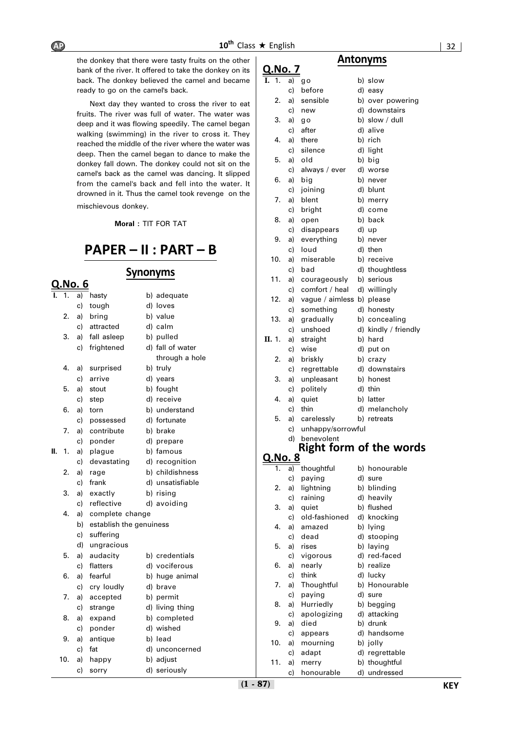the donkey that there were tasty fruits on the other bank of the river. It offered to take the donkey on its back. The donkey believed the camel and became ready to go on the camel's back.

Next day they wanted to cross the river to eat fruits. The river was full of water. The water was deep and it was flowing speedily. The camel began walking (swimming) in the river to cross it. They reached the middle of the river where the water was deep. Then the camel began to dance to make the donkey fall down. The donkey could not sit on the camel's back as the camel was dancing. It slipped from the camel's back and fell into the water. It drowned in it. Thus the camel took revenge on the mischievous donkey.

**Moral** : TIT FOR TAT

# PAPER – II : PART – B

## Synonyms

### Q.No. 6

**I.**

1. a) hasty b) adequate c) tough d) loves
2. a) bring b) value c) attracted d) calm
3. a) fall asleep b) pulled c) frightened d) fall of water through a hole
4. a) surprised b) truly c) arrive d) years
5. a) stout b) fought c) step d) receive
6. a) torn b) understand c) possessed d) fortunate
7. a) contribute b) brake c) ponder d) prepare

**II.**

1. a) plague b) famous c) devastating d) recognition
2. a) rage b) childishness c) frank d) unsatisfiable
3. a) exactly b) rising c) reflective d) avoiding
4. a) complete change b) establish the genuiness c) suffering d) ungracious
5. a) audacity b) credentials c) flatters d) vociferous
6. a) fearful b) huge animal c) cry loudly d) brave
7. a) accepted b) permit c) strange d) living thing
8. a) expand b) completed c) ponder d) wished
9. a) antique b) lead c) fat d) unconcerned
10. a) happy b) adjust c) sorry d) seriously

## Antonyms

### Q.No. 7

**I.**

1. a) go b) slow c) before d) easy
2. a) sensible b) over powering c) new d) downstairs
3. a) go b) slow / dull c) after d) alive
4. a) there b) rich c) silence d) light
5. a) old b) big c) always / ever d) worse
6. a) big b) never c) joining d) blunt
7. a) blent b) merry c) bright d) come
8. a) open b) back c) disappears d) up
9. a) everything b) never c) loud d) then
10. a) miserable b) receive c) bad d) thoughtless
11. a) courageously b) serious c) comfort / heal d) willingly
12. a) vague / aimless b) please c) something d) honesty
13. a) gradually b) concealing c) unshoed d) kindly / friendly

**II.**

1. a) straight b) hard c) wise d) put on
2. a) briskly b) crazy c) regrettable d) downstairs
3. a) unpleasant b) honest c) politely d) thin
4. a) quiet b) latter c) thin d) melancholy
5. a) carelessly b) retreats c) unhappy/sorrowful d) benevolent

## Right form of the words

### Q.No. 8

1. a) thoughtful b) honourable c) paying d) sure
2. a) lightning b) blinding c) raining d) heavily
3. a) quiet b) flushed c) old-fashioned d) knocking
4. a) amazed b) lying c) dead d) stooping
5. a) rises b) laying c) vigorous d) red-faced
6. a) nearly b) realize c) think d) lucky
7. a) Thoughtful b) Honourable c) paying d) sure
8. a) Hurriedly b) begging c) apologizing d) attacking
9. a) died b) drunk c) appears d) handsome
10. a) mourning b) jolly c) adapt d) regrettable
11. a) merry b) thoughtful c) honourable d) undressed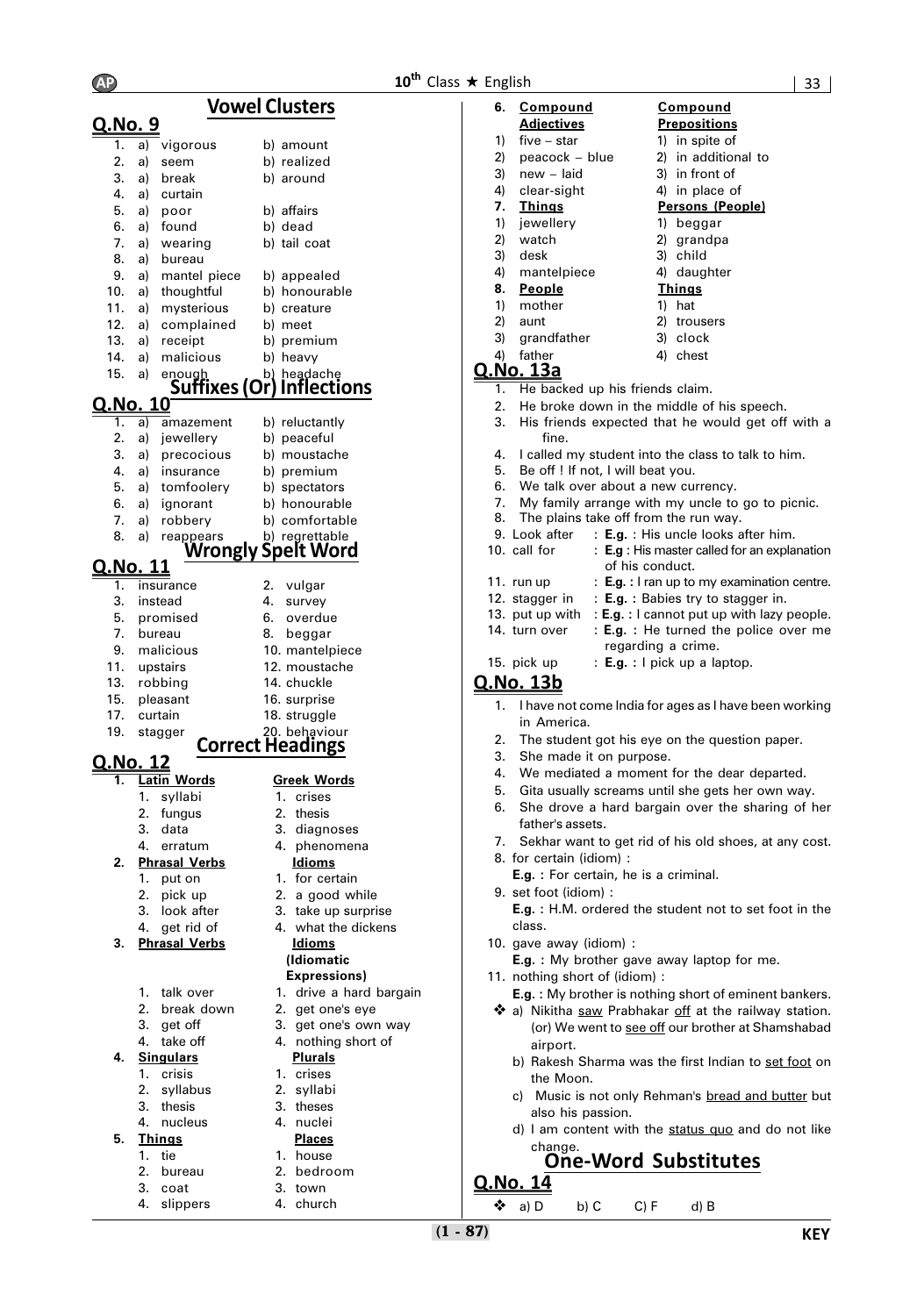## Vowel Clusters

### Q.No. 9

| | a) | b) |
|---|---|---|
| 1. | vigorous | amount |
| 2. | seem | realized |
| 3. | break | around |
| 4. | curtain | |
| 5. | poor | affairs |
| 6. | found | dead |
| 7. | wearing | tail coat |
| 8. | bureau | |
| 9. | mantel piece | appealed |
| 10. | thoughtful | honourable |
| 11. | mysterious | creature |
| 12. | complained | meet |
| 13. | receipt | premium |
| 14. | malicious | heavy |
| 15. | enough | headache |

## Suffixes (Or) Inflections

### Q.No. 10

| | a) | b) |
|---|---|---|
| 1. | amazement | reluctantly |
| 2. | jewellery | peaceful |
| 3. | precocious | moustache |
| 4. | insurance | premium |
| 5. | tomfoolery | spectators |
| 6. | ignorant | honourable |
| 7. | robbery | comfortable |
| 8. | reappears | regrettable |

## Wrongly Spelt Word

### Q.No. 11

1. insurance
2. vulgar
3. instead
4. survey
5. promised
6. overdue
7. bureau
8. beggar
9. malicious
10. mantelpiece
11. upstairs
12. moustache
13. robbing
14. chuckle
15. pleasant
16. surprise
17. curtain
18. struggle
19. stagger
20. behaviour

## Correct Headings

### Q.No. 12

**1.**

| **Latin Words** | **Greek Words** |
|---|---|
| 1. syllabi | 1. crises |
| 2. fungus | 2. thesis |
| 3. data | 3. diagnoses |
| 4. erratum | 4. phenomena |

**2.**

| **Phrasal Verbs** | **Idioms** |
|---|---|
| 1. put on | 1. for certain |
| 2. pick up | 2. a good while |
| 3. look after | 3. take up surprise |
| 4. get rid of | 4. what the dickens |

**3.**

| **Phrasal Verbs** | **Idioms (Idiomatic Expressions)** |
|---|---|
| 1. talk over | 1. drive a hard bargain |
| 2. break down | 2. get one's eye |
| 3. get off | 3. get one's own way |
| 4. take off | 4. nothing short of |

**4.**

| **Singulars** | **Plurals** |
|---|---|
| 1. crisis | 1. crises |
| 2. syllabus | 2. syllabi |
| 3. thesis | 3. theses |
| 4. nucleus | 4. nuclei |

**5.**

| **Things** | **Places** |
|---|---|
| 1. tie | 1. house |
| 2. bureau | 2. bedroom |
| 3. coat | 3. town |
| 4. slippers | 4. church |

**6.**

| **Compound Adjectives** | **Compound Prepositions** |
|---|---|
| 1) five – star | 1) in spite of |
| 2) peacock – blue | 2) in additional to |
| 3) new – laid | 3) in front of |
| 4) clear-sight | 4) in place of |

**7.**

| **Things** | **Persons (People)** |
|---|---|
| 1) jewellery | 1) beggar |
| 2) watch | 2) grandpa |
| 3) desk | 3) child |
| 4) mantelpiece | 4) daughter |

**8.**

| **People** | **Things** |
|---|---|
| 1) mother | 1) hat |
| 2) aunt | 2) trousers |
| 3) grandfather | 3) clock |
| 4) father | 4) chest |

### Q.No. 13a

1. He backed up his friends claim.
2. He broke down in the middle of his speech.
3. His friends expected that he would get off with a fine.
4. I called my student into the class to talk to him.
5. Be off ! If not, I will beat you.
6. We talk over about a new currency.
7. My family arrange with my uncle to go to picnic.
8. The plains take off from the run way.
9. Look after : **E.g.** : His uncle looks after him.
10. call for : **E.g** : His master called for an explanation of his conduct.
11. run up : **E.g. :** I ran up to my examination centre.
12. stagger in : **E.g. :** Babies try to stagger in.
13. put up with : **E.g. :** I cannot put up with lazy people.
14. turn over : **E.g. :** He turned the police over me regarding a crime.
15. pick up : **E.g. :** I pick up a laptop.

### Q.No. 13b

1. I have not come India for ages as I have been working in America.
2. The student got his eye on the question paper.
3. She made it on purpose.
4. We mediated a moment for the dear departed.
5. Gita usually screams until she gets her own way.
6. She drove a hard bargain over the sharing of her father's assets.
7. Sekhar want to get rid of his old shoes, at any cost.
8. for certain (idiom) :
   **E.g. :** For certain, he is a criminal.
9. set foot (idiom) :
   **E.g. :** H.M. ordered the student not to set foot in the class.
10. gave away (idiom) :
    **E.g. :** My brother gave away laptop for me.
11. nothing short of (idiom) :
    **E.g. :** My brother is nothing short of eminent bankers.

❖ a) Nikitha saw Prabhakar off at the railway station. (or) We went to see off our brother at Shamshabad airport.

b) Rakesh Sharma was the first Indian to set foot on the Moon.

c) Music is not only Rehman's bread and butter but also his passion.

d) I am content with the status quo and do not like change.

## One-Word Substitutes

### Q.No. 14

❖ a) D  b) C  C) F  d) B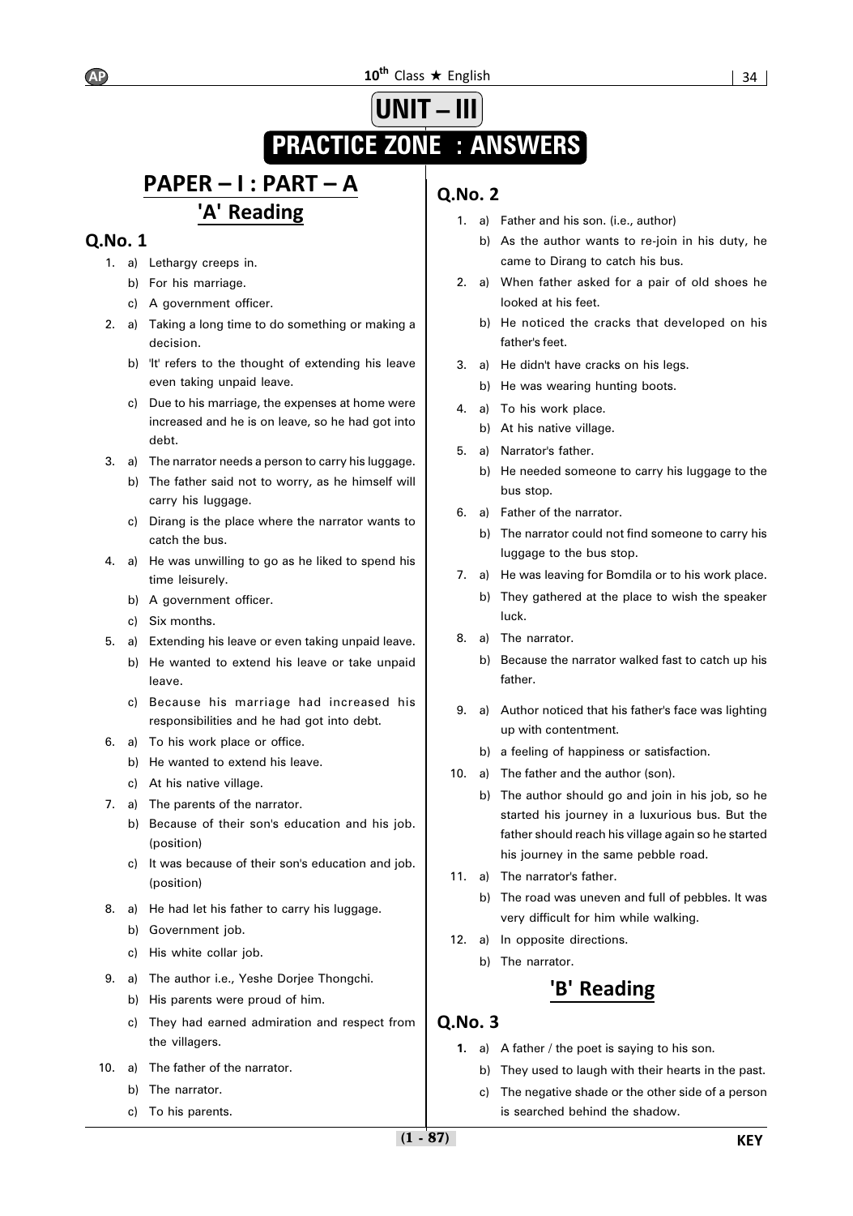# UNIT – III

## PRACTICE ZONE : ANSWERS

## PAPER – I : PART – A

### 'A' Reading

### Q.No. 1

1. a) Lethargy creeps in.
   b) For his marriage.
   c) A government officer.
2. a) Taking a long time to do something or making a decision.
   b) 'It' refers to the thought of extending his leave even taking unpaid leave.
   c) Due to his marriage, the expenses at home were increased and he is on leave, so he had got into debt.
3. a) The narrator needs a person to carry his luggage.
   b) The father said not to worry, as he himself will carry his luggage.
   c) Dirang is the place where the narrator wants to catch the bus.
4. a) He was unwilling to go as he liked to spend his time leisurely.
   b) A government officer.
   c) Six months.
5. a) Extending his leave or even taking unpaid leave.
   b) He wanted to extend his leave or take unpaid leave.
   c) Because his marriage had increased his responsibilities and he had got into debt.
6. a) To his work place or office.
   b) He wanted to extend his leave.
   c) At his native village.
7. a) The parents of the narrator.
   b) Because of their son's education and his job. (position)
   c) It was because of their son's education and job. (position)
8. a) He had let his father to carry his luggage.
   b) Government job.
   c) His white collar job.
9. a) The author i.e., Yeshe Dorjee Thongchi.
   b) His parents were proud of him.
   c) They had earned admiration and respect from the villagers.
10. a) The father of the narrator.
    b) The narrator.
    c) To his parents.

### Q.No. 2

1. a) Father and his son. (i.e., author)
   b) As the author wants to re-join in his duty, he came to Dirang to catch his bus.
2. a) When father asked for a pair of old shoes he looked at his feet.
   b) He noticed the cracks that developed on his father's feet.
3. a) He didn't have cracks on his legs.
   b) He was wearing hunting boots.
4. a) To his work place.
   b) At his native village.
5. a) Narrator's father.
   b) He needed someone to carry his luggage to the bus stop.
6. a) Father of the narrator.
   b) The narrator could not find someone to carry his luggage to the bus stop.
7. a) He was leaving for Bomdila or to his work place.
   b) They gathered at the place to wish the speaker luck.
8. a) The narrator.
   b) Because the narrator walked fast to catch up his father.
9. a) Author noticed that his father's face was lighting up with contentment.
   b) a feeling of happiness or satisfaction.
10. a) The father and the author (son).
    b) The author should go and join in his job, so he started his journey in a luxurious bus. But the father should reach his village again so he started his journey in the same pebble road.
11. a) The narrator's father.
    b) The road was uneven and full of pebbles. It was very difficult for him while walking.
12. a) In opposite directions.
    b) The narrator.

### 'B' Reading

### Q.No. 3

**1.** a) A father / the poet is saying to his son.
   b) They used to laugh with their hearts in the past.
   c) The negative shade or the other side of a person is searched behind the shadow.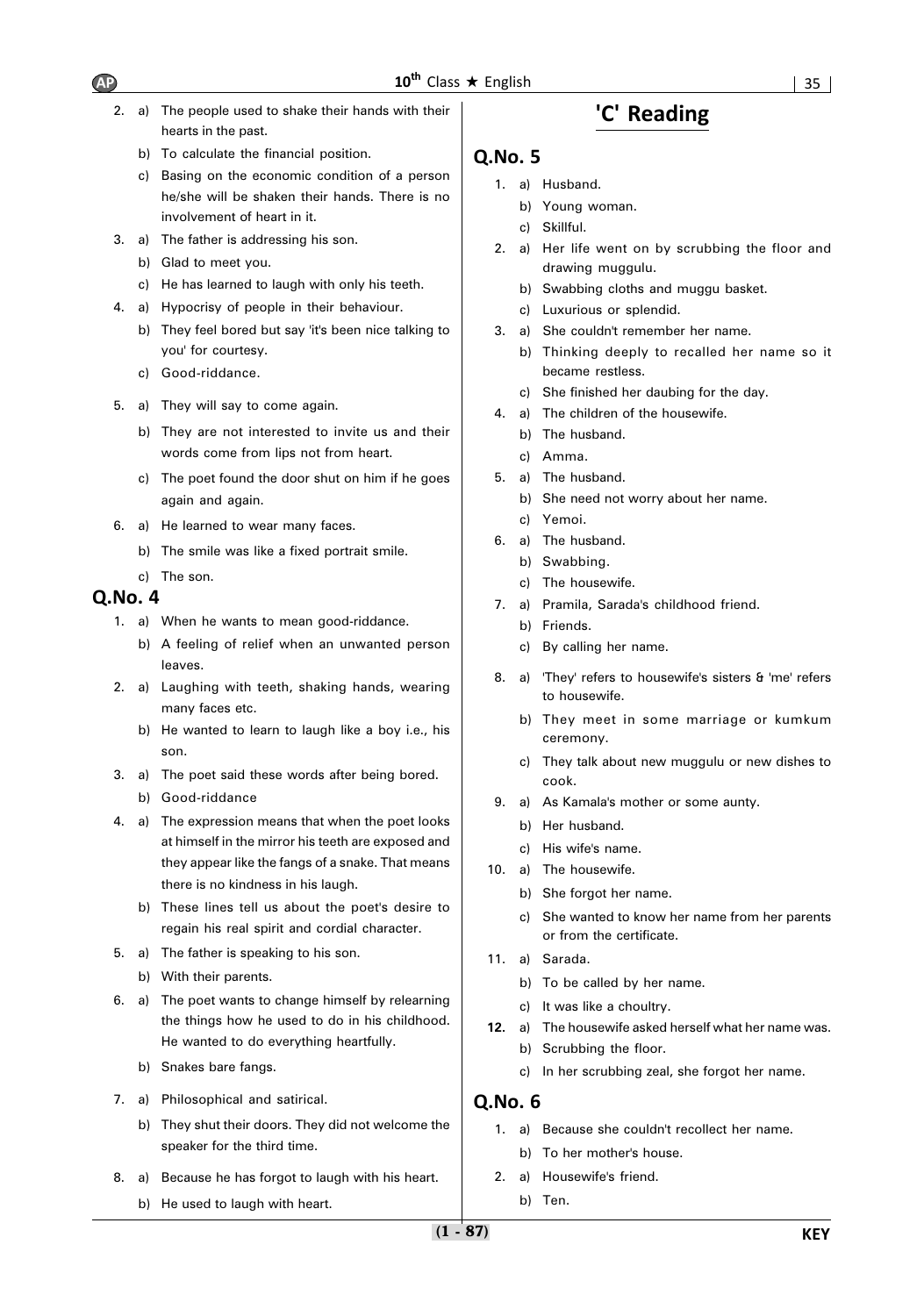2. a) The people used to shake their hands with their hearts in the past.
   b) To calculate the financial position.
   c) Basing on the economic condition of a person he/she will be shaken their hands. There is no involvement of heart in it.
3. a) The father is addressing his son.
   b) Glad to meet you.
   c) He has learned to laugh with only his teeth.
4. a) Hypocrisy of people in their behaviour.
   b) They feel bored but say 'it's been nice talking to you' for courtesy.
   c) Good-riddance.
5. a) They will say to come again.
   b) They are not interested to invite us and their words come from lips not from heart.
   c) The poet found the door shut on him if he goes again and again.
6. a) He learned to wear many faces.
   b) The smile was like a fixed portrait smile.
   c) The son.

## Q.No. 4

1. a) When he wants to mean good-riddance.
   b) A feeling of relief when an unwanted person leaves.
2. a) Laughing with teeth, shaking hands, wearing many faces etc.
   b) He wanted to learn to laugh like a boy i.e., his son.
3. a) The poet said these words after being bored.
   b) Good-riddance
4. a) The expression means that when the poet looks at himself in the mirror his teeth are exposed and they appear like the fangs of a snake. That means there is no kindness in his laugh.
   b) These lines tell us about the poet's desire to regain his real spirit and cordial character.
5. a) The father is speaking to his son.
   b) With their parents.
6. a) The poet wants to change himself by relearning the things how he used to do in his childhood. He wanted to do everything heartfully.
   b) Snakes bare fangs.
7. a) Philosophical and satirical.
   b) They shut their doors. They did not welcome the speaker for the third time.
8. a) Because he has forgot to laugh with his heart.
   b) He used to laugh with heart.

# 'C' Reading

## Q.No. 5

1. a) Husband.
   b) Young woman.
   c) Skillful.
2. a) Her life went on by scrubbing the floor and drawing muggulu.
   b) Swabbing cloths and muggu basket.
   c) Luxurious or splendid.
3. a) She couldn't remember her name.
   b) Thinking deeply to recalled her name so it became restless.
   c) She finished her daubing for the day.
4. a) The children of the housewife.
   b) The husband.
   c) Amma.
5. a) The husband.
   b) She need not worry about her name.
   c) Yemoi.
6. a) The husband.
   b) Swabbing.
   c) The housewife.
7. a) Pramila, Sarada's childhood friend.
   b) Friends.
   c) By calling her name.
8. a) 'They' refers to housewife's sisters & 'me' refers to housewife.
   b) They meet in some marriage or kumkum ceremony.
   c) They talk about new muggulu or new dishes to cook.
9. a) As Kamala's mother or some aunty.
   b) Her husband.
   c) His wife's name.
10. a) The housewife.
    b) She forgot her name.
    c) She wanted to know her name from her parents or from the certificate.
11. a) Sarada.
    b) To be called by her name.
    c) It was like a choultry.
12. a) The housewife asked herself what her name was.
    b) Scrubbing the floor.
    c) In her scrubbing zeal, she forgot her name.

## Q.No. 6

1. a) Because she couldn't recollect her name.
   b) To her mother's house.
2. a) Housewife's friend.
   b) Ten.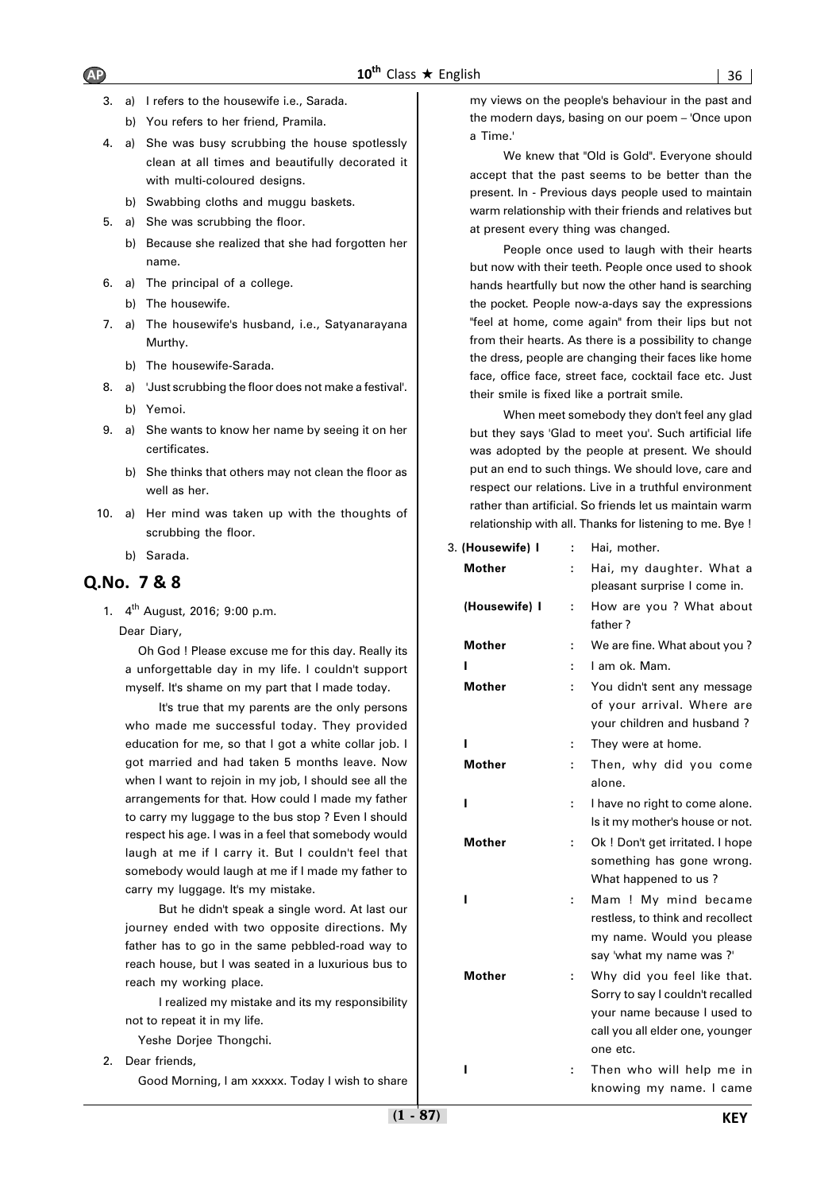3. a) I refers to the housewife i.e., Sarada.
   b) You refers to her friend, Pramila.
4. a) She was busy scrubbing the house spotlessly clean at all times and beautifully decorated it with multi-coloured designs.
   b) Swabbing cloths and muggu baskets.
5. a) She was scrubbing the floor.
   b) Because she realized that she had forgotten her name.
6. a) The principal of a college.
   b) The housewife.
7. a) The housewife's husband, i.e., Satyanarayana Murthy.
   b) The housewife-Sarada.
8. a) 'Just scrubbing the floor does not make a festival'.
   b) Yemoi.
9. a) She wants to know her name by seeing it on her certificates.
   b) She thinks that others may not clean the floor as well as her.
10. a) Her mind was taken up with the thoughts of scrubbing the floor.
    b) Sarada.

## Q.No. 7 & 8

1. 4th August, 2016; 9:00 p.m.

   Dear Diary,

   Oh God ! Please excuse me for this day. Really its a unforgettable day in my life. I couldn't support myself. It's shame on my part that I made today.

   It's true that my parents are the only persons who made me successful today. They provided education for me, so that I got a white collar job. I got married and had taken 5 months leave. Now when I want to rejoin in my job, I should see all the arrangements for that. How could I made my father to carry my luggage to the bus stop ? Even I should respect his age. I was in a feel that somebody would laugh at me if I carry it. But I couldn't feel that somebody would laugh at me if I made my father to carry my luggage. It's my mistake.

   But he didn't speak a single word. At last our journey ended with two opposite directions. My father has to go in the same pebbled-road way to reach house, but I was seated in a luxurious bus to reach my working place.

   I realized my mistake and its my responsibility not to repeat it in my life.

   Yeshe Dorjee Thongchi.

2. Dear friends,

   Good Morning, I am xxxxx. Today I wish to share my views on the people's behaviour in the past and the modern days, basing on our poem – 'Once upon a Time.'

   We knew that "Old is Gold". Everyone should accept that the past seems to be better than the present. In - Previous days people used to maintain warm relationship with their friends and relatives but at present every thing was changed.

   People once used to laugh with their hearts but now with their teeth. People once used to shook hands heartfully but now the other hand is searching the pocket. People now-a-days say the expressions "feel at home, come again" from their lips but not from their hearts. As there is a possibility to change the dress, people are changing their faces like home face, office face, street face, cocktail face etc. Just their smile is fixed like a portrait smile.

   When meet somebody they don't feel any glad but they says 'Glad to meet you'. Such artificial life was adopted by the people at present. We should put an end to such things. We should love, care and respect our relations. Live in a truthful environment rather than artificial. So friends let us maintain warm relationship with all. Thanks for listening to me. Bye !

3.

| | | |
|---|---|---|
| **(Housewife) I** | : | Hai, mother. |
| **Mother** | : | Hai, my daughter. What a pleasant surprise I come in. |
| **(Housewife) I** | : | How are you ? What about father ? |
| **Mother** | : | We are fine. What about you ? |
| **I** | : | I am ok. Mam. |
| **Mother** | : | You didn't sent any message of your arrival. Where are your children and husband ? |
| **I** | : | They were at home. |
| **Mother** | : | Then, why did you come alone. |
| **I** | : | I have no right to come alone. Is it my mother's house or not. |
| **Mother** | : | Ok ! Don't get irritated. I hope something has gone wrong. What happened to us ? |
| **I** | : | Mam ! My mind became restless, to think and recollect my name. Would you please say 'what my name was ?' |
| **Mother** | : | Why did you feel like that. Sorry to say I couldn't recalled your name because I used to call you all elder one, younger one etc. |
| **I** | : | Then who will help me in knowing my name. I came |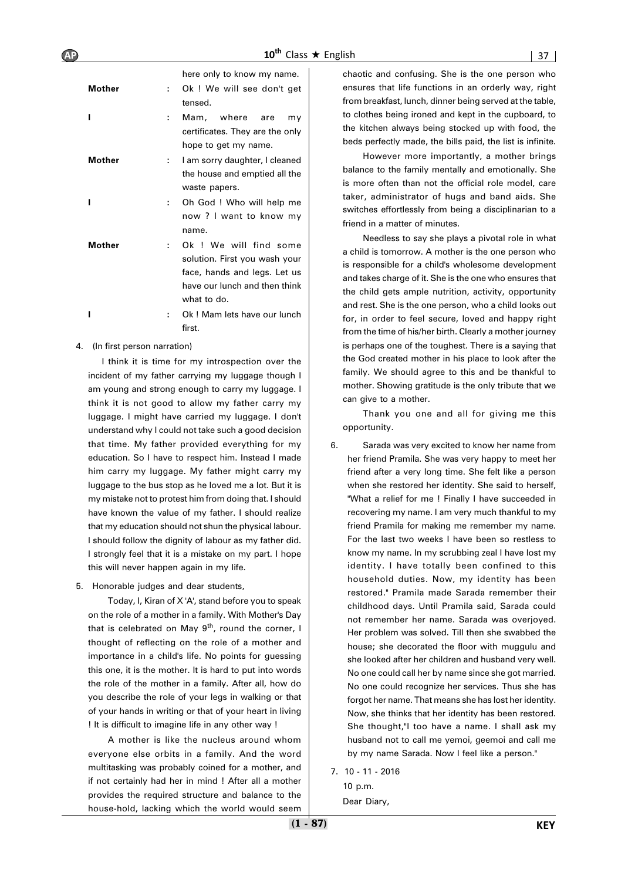here only to know my name.

| | | |
|---|---|---|
| **Mother** | : | Ok ! We will see don't get tensed. |
| **I** | : | Mam, where are my certificates. They are the only hope to get my name. |
| **Mother** | : | I am sorry daughter, I cleaned the house and emptied all the waste papers. |
| **I** | : | Oh God ! Who will help me now ? I want to know my name. |
| **Mother** | : | Ok ! We will find some solution. First you wash your face, hands and legs. Let us have our lunch and then think what to do. |
| **I** | : | Ok ! Mam lets have our lunch first. |

4. (In first person narration)

I think it is time for my introspection over the incident of my father carrying my luggage though I am young and strong enough to carry my luggage. I think it is not good to allow my father carry my luggage. I might have carried my luggage. I don't understand why I could not take such a good decision that time. My father provided everything for my education. So I have to respect him. Instead I made him carry my luggage. My father might carry my luggage to the bus stop as he loved me a lot. But it is my mistake not to protest him from doing that. I should have known the value of my father. I should realize that my education should not shun the physical labour. I should follow the dignity of labour as my father did. I strongly feel that it is a mistake on my part. I hope this will never happen again in my life.

5. Honorable judges and dear students,

Today, I, Kiran of X 'A', stand before you to speak on the role of a mother in a family. With Mother's Day that is celebrated on May 9th, round the corner, I thought of reflecting on the role of a mother and importance in a child's life. No points for guessing this one, it is the mother. It is hard to put into words the role of the mother in a family. After all, how do you describe the role of your legs in walking or that of your hands in writing or that of your heart in living ! It is difficult to imagine life in any other way !

A mother is like the nucleus around whom everyone else orbits in a family. And the word multitasking was probably coined for a mother, and if not certainly had her in mind ! After all a mother provides the required structure and balance to the house-hold, lacking which the world would seem chaotic and confusing. She is the one person who ensures that life functions in an orderly way, right from breakfast, lunch, dinner being served at the table, to clothes being ironed and kept in the cupboard, to the kitchen always being stocked up with food, the beds perfectly made, the bills paid, the list is infinite.

However more importantly, a mother brings balance to the family mentally and emotionally. She is more often than not the official role model, care taker, administrator of hugs and band aids. She switches effortlessly from being a disciplinarian to a friend in a matter of minutes.

Needless to say she plays a pivotal role in what a child is tomorrow. A mother is the one person who is responsible for a child's wholesome development and takes charge of it. She is the one who ensures that the child gets ample nutrition, activity, opportunity and rest. She is the one person, who a child looks out for, in order to feel secure, loved and happy right from the time of his/her birth. Clearly a mother journey is perhaps one of the toughest. There is a saying that the God created mother in his place to look after the family. We should agree to this and be thankful to mother. Showing gratitude is the only tribute that we can give to a mother.

Thank you one and all for giving me this opportunity.

6. Sarada was very excited to know her name from her friend Pramila. She was very happy to meet her friend after a very long time. She felt like a person when she restored her identity. She said to herself, "What a relief for me ! Finally I have succeeded in recovering my name. I am very much thankful to my friend Pramila for making me remember my name. For the last two weeks I have been so restless to know my name. In my scrubbing zeal I have lost my identity. I have totally been confined to this household duties. Now, my identity has been restored." Pramila made Sarada remember their childhood days. Until Pramila said, Sarada could not remember her name. Sarada was overjoyed. Her problem was solved. Till then she swabbed the house; she decorated the floor with muggulu and she looked after her children and husband very well. No one could call her by name since she got married. No one could recognize her services. Thus she has forgot her name. That means she has lost her identity. Now, she thinks that her identity has been restored. She thought,"I too have a name. I shall ask my husband not to call me yemoi, geemoi and call me by my name Sarada. Now I feel like a person."

7. 10 - 11 - 2016

10 p.m.

Dear Diary,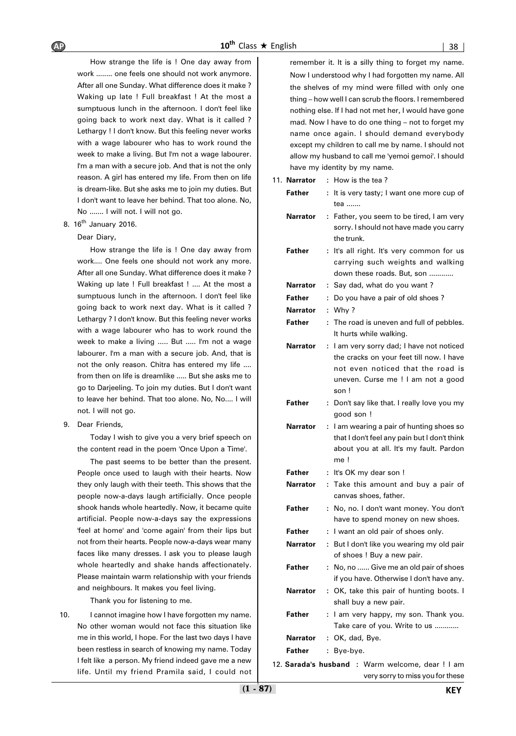How strange the life is ! One day away from work ........ one feels one should not work anymore. After all one Sunday. What difference does it make ? Waking up late ! Full breakfast ! At the most a sumptuous lunch in the afternoon. I don't feel like going back to work next day. What is it called ? Lethargy ! I don't know. But this feeling never works with a wage labourer who has to work round the week to make a living. But I'm not a wage labourer. I'm a man with a secure job. And that is not the only reason. A girl has entered my life. From then on life is dream-like. But she asks me to join my duties. But I don't want to leave her behind. That too alone. No, No ....... I will not. I will not go.

8. 16th January 2016.

Dear Diary,

How strange the life is ! One day away from work.... One feels one should not work any more. After all one Sunday. What difference does it make ? Waking up late ! Full breakfast ! .... At the most a sumptuous lunch in the afternoon. I don't feel like going back to work next day. What is it called ? Lethargy ? I don't know. But this feeling never works with a wage labourer who has to work round the week to make a living ..... But ..... I'm not a wage labourer. I'm a man with a secure job. And, that is not the only reason. Chitra has entered my life .... from then on life is dreamlike ..... But she asks me to go to Darjeeling. To join my duties. But I don't want to leave her behind. That too alone. No, No.... I will not. I will not go.

9. Dear Friends,

Today I wish to give you a very brief speech on the content read in the poem 'Once Upon a Time'.

The past seems to be better than the present. People once used to laugh with their hearts. Now they only laugh with their teeth. This shows that the people now-a-days laugh artificially. Once people shook hands whole heartedly. Now, it became quite artificial. People now-a-days say the expressions 'feel at home' and 'come again' from their lips but not from their hearts. People now-a-days wear many faces like many dresses. I ask you to please laugh whole heartedly and shake hands affectionately. Please maintain warm relationship with your friends and neighbours. It makes you feel living.

Thank you for listening to me.

10. I cannot imagine how I have forgotten my name. No other woman would not face this situation like me in this world, I hope. For the last two days I have been restless in search of knowing my name. Today I felt like a person. My friend indeed gave me a new life. Until my friend Pramila said, I could not remember it. It is a silly thing to forget my name. Now I understood why I had forgotten my name. All the shelves of my mind were filled with only one thing – how well I can scrub the floors. I remembered nothing else. If I had not met her, I would have gone mad. Now I have to do one thing – not to forget my name once again. I should demand everybody except my children to call me by name. I should not allow my husband to call me 'yemoi gemoi'. I should have my identity by my name.

11. **Narrator** : How is the tea ?

**Father** : It is very tasty; I want one more cup of tea .......

**Narrator** : Father, you seem to be tired, I am very sorry. I should not have made you carry the trunk.

**Father** : It's all right. It's very common for us carrying such weights and walking down these roads. But, son ............

**Narrator** : Say dad, what do you want ?

**Father** : Do you have a pair of old shoes ?

**Narrator** : Why ?

**Father** : The road is uneven and full of pebbles. It hurts while walking.

**Narrator** : I am very sorry dad; I have not noticed the cracks on your feet till now. I have not even noticed that the road is uneven. Curse me ! I am not a good son !

**Father** : Don't say like that. I really love you my good son !

**Narrator** : I am wearing a pair of hunting shoes so that I don't feel any pain but I don't think about you at all. It's my fault. Pardon me !

**Father** : It's OK my dear son !

**Narrator** : Take this amount and buy a pair of canvas shoes, father.

**Father** : No, no. I don't want money. You don't have to spend money on new shoes.

**Father** : I want an old pair of shoes only.

**Narrator** : But I don't like you wearing my old pair of shoes ! Buy a new pair.

**Father** : No, no ...... Give me an old pair of shoes if you have. Otherwise I don't have any.

**Narrator** : OK, take this pair of hunting boots. I shall buy a new pair.

**Father** : I am very happy, my son. Thank you. Take care of you. Write to us ............

**Narrator** : OK, dad, Bye.

**Father** : Bye-bye.

12. **Sarada's husband** : Warm welcome, dear ! I am very sorry to miss you for these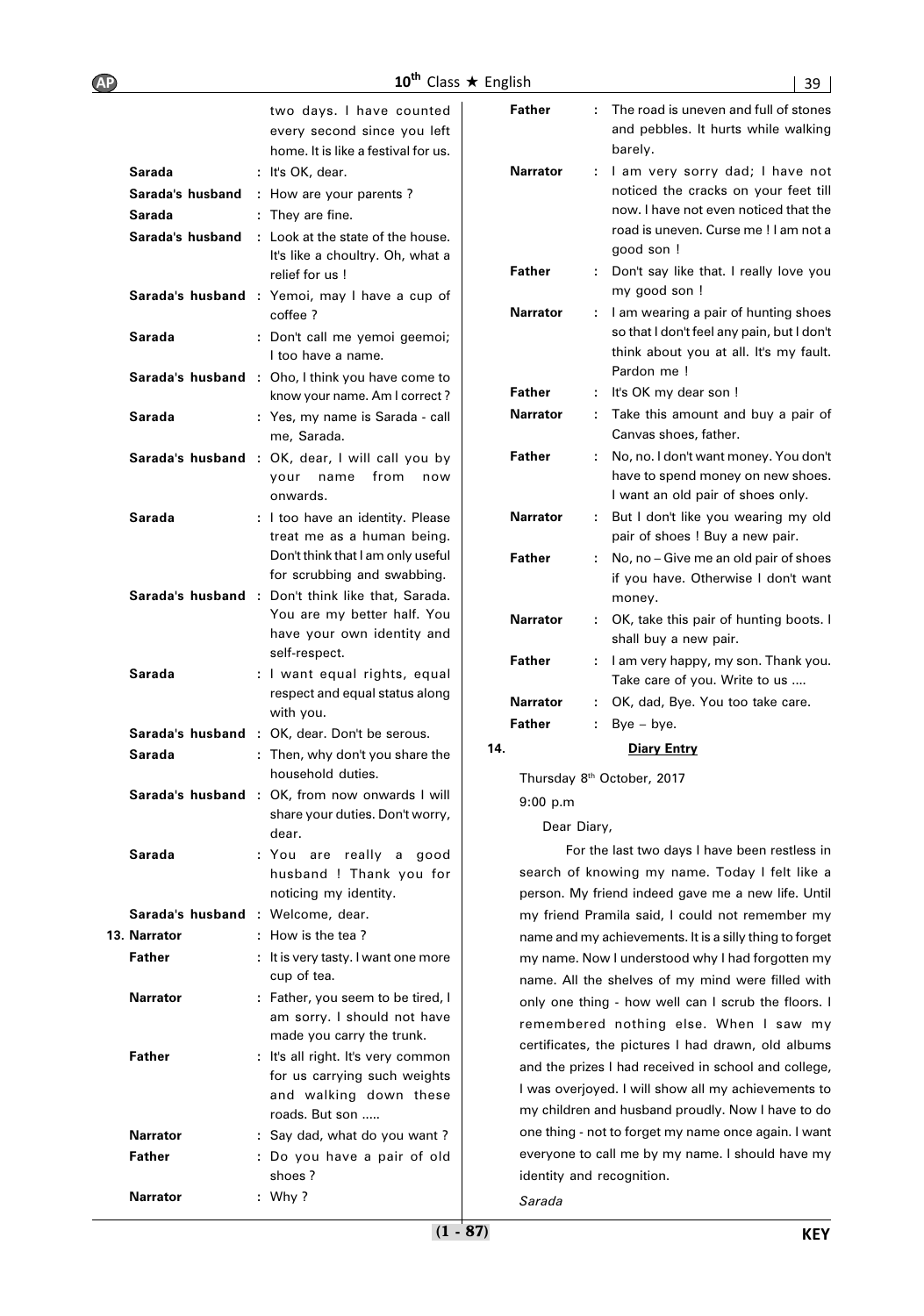two days. I have counted every second since you left home. It is like a festival for us.

**Sarada** : It's OK, dear.

**Sarada's husband** : How are your parents ?

**Sarada** : They are fine.

**Sarada's husband** : Look at the state of the house. It's like a choultry. Oh, what a relief for us !

**Sarada's husband** : Yemoi, may I have a cup of coffee ?

**Sarada** : Don't call me yemoi geemoi; I too have a name.

**Sarada's husband** : Oho, I think you have come to know your name. Am I correct ?

**Sarada** : Yes, my name is Sarada - call me, Sarada.

**Sarada's husband** : OK, dear, I will call you by your name from now onwards.

**Sarada** : I too have an identity. Please treat me as a human being. Don't think that I am only useful for scrubbing and swabbing.

**Sarada's husband** : Don't think like that, Sarada. You are my better half. You have your own identity and self-respect.

**Sarada** : I want equal rights, equal respect and equal status along with you.

**Sarada's husband** : OK, dear. Don't be serous.

**Sarada** : Then, why don't you share the household duties.

**Sarada's husband** : OK, from now onwards I will share your duties. Don't worry, dear.

**Sarada** : You are really a good husband ! Thank you for noticing my identity.

**Sarada's husband** : Welcome, dear.

**13. Narrator** : How is the tea ?

**Father** : It is very tasty. I want one more cup of tea.

**Narrator** : Father, you seem to be tired, I am sorry. I should not have made you carry the trunk.

**Father** : It's all right. It's very common for us carrying such weights and walking down these roads. But son .....

**Narrator** : Say dad, what do you want ?

**Father** : Do you have a pair of old shoes ?

**Narrator** : Why ?

**Father** : The road is uneven and full of stones and pebbles. It hurts while walking barely.

**Narrator** : I am very sorry dad; I have not noticed the cracks on your feet till now. I have not even noticed that the road is uneven. Curse me ! I am not a good son !

**Father** : Don't say like that. I really love you my good son !

**Narrator** : I am wearing a pair of hunting shoes so that I don't feel any pain, but I don't think about you at all. It's my fault. Pardon me !

**Father** : It's OK my dear son !

**Narrator** : Take this amount and buy a pair of Canvas shoes, father.

**Father** : No, no. I don't want money. You don't have to spend money on new shoes. I want an old pair of shoes only.

**Narrator** : But I don't like you wearing my old pair of shoes ! Buy a new pair.

**Father** : No, no – Give me an old pair of shoes if you have. Otherwise I don't want money.

**Narrator** : OK, take this pair of hunting boots. I shall buy a new pair.

**Father** : I am very happy, my son. Thank you. Take care of you. Write to us ....

**Narrator** : OK, dad, Bye. You too take care.

**Father** : Bye – bye.

**14. <u>Diary Entry</u>**

Thursday 8th October, 2017

9:00 p.m

Dear Diary,

For the last two days I have been restless in search of knowing my name. Today I felt like a person. My friend indeed gave me a new life. Until my friend Pramila said, I could not remember my name and my achievements. It is a silly thing to forget my name. Now I understood why I had forgotten my name. All the shelves of my mind were filled with only one thing - how well can I scrub the floors. I remembered nothing else. When I saw my certificates, the pictures I had drawn, old albums and the prizes I had received in school and college, I was overjoyed. I will show all my achievements to my children and husband proudly. Now I have to do one thing - not to forget my name once again. I want everyone to call me by my name. I should have my identity and recognition.

*Sarada*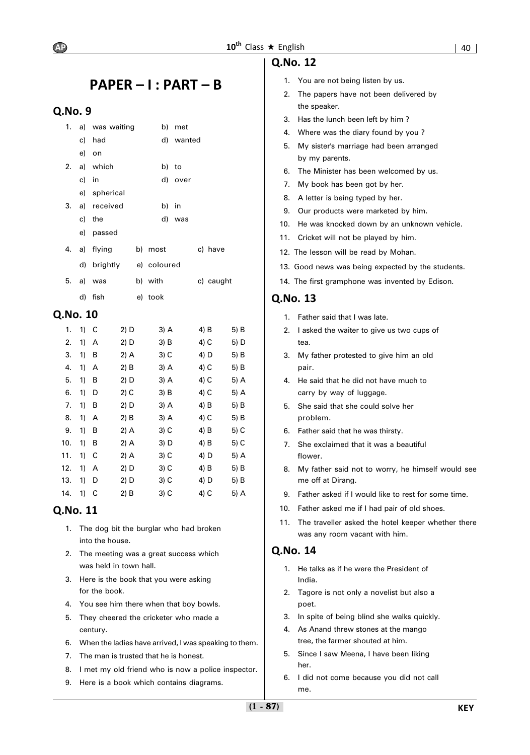# PAPER – I : PART – B

## Q.No. 9

1. a) was waiting b) met
   c) had d) wanted
   e) on
2. a) which b) to
   c) in d) over
   e) spherical
3. a) received b) in
   c) the d) was
   e) passed
4. a) flying b) most c) have
   d) brightly e) coloured
5. a) was b) with c) caught
   d) fish e) took

## Q.No. 10

| | 1) | 2) | 3) | 4) | 5) |
|---|---|---|---|---|---|
| 1. | C | D | A | B | B |
| 2. | A | D | B | C | D |
| 3. | B | A | C | D | B |
| 4. | A | B | A | C | B |
| 5. | B | D | A | C | A |
| 6. | D | C | B | C | A |
| 7. | B | D | A | B | B |
| 8. | A | B | A | C | B |
| 9. | B | A | C | B | C |
| 10. | B | A | D | B | C |
| 11. | C | A | C | D | A |
| 12. | A | D | C | B | B |
| 13. | D | D | C | D | B |
| 14. | C | B | C | C | A |

## Q.No. 11

1. The dog bit the burglar who had broken into the house.
2. The meeting was a great success which was held in town hall.
3. Here is the book that you were asking for the book.
4. You see him there when that boy bowls.
5. They cheered the cricketer who made a century.
6. When the ladies have arrived, I was speaking to them.
7. The man is trusted that he is honest.
8. I met my old friend who is now a police inspector.
9. Here is a book which contains diagrams.

## Q.No. 12

1. You are not being listen by us.
2. The papers have not been delivered by the speaker.
3. Has the lunch been left by him ?
4. Where was the diary found by you ?
5. My sister's marriage had been arranged by my parents.
6. The Minister has been welcomed by us.
7. My book has been got by her.
8. A letter is being typed by her.
9. Our products were marketed by him.
10. He was knocked down by an unknown vehicle.
11. Cricket will not be played by him.
12. The lesson will be read by Mohan.
13. Good news was being expected by the students.
14. The first gramphone was invented by Edison.

## Q.No. 13

1. Father said that I was late.
2. I asked the waiter to give us two cups of tea.
3. My father protested to give him an old pair.
4. He said that he did not have much to carry by way of luggage.
5. She said that she could solve her problem.
6. Father said that he was thirsty.
7. She exclaimed that it was a beautiful flower.
8. My father said not to worry, he himself would see me off at Dirang.
9. Father asked if I would like to rest for some time.
10. Father asked me if I had pair of old shoes.
11. The traveller asked the hotel keeper whether there was any room vacant with him.

## Q.No. 14

1. He talks as if he were the President of India.
2. Tagore is not only a novelist but also a poet.
3. In spite of being blind she walks quickly.
4. As Anand threw stones at the mango tree, the farmer shouted at him.
5. Since I saw Meena, I have been liking her.
6. I did not come because you did not call me.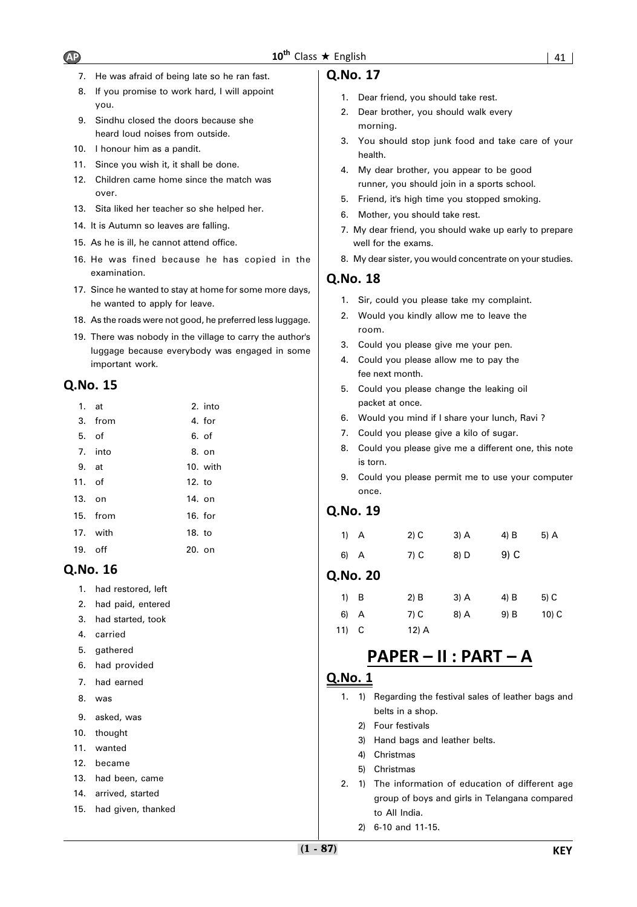7. He was afraid of being late so he ran fast.
8. If you promise to work hard, I will appoint you.
9. Sindhu closed the doors because she heard loud noises from outside.
10. I honour him as a pandit.
11. Since you wish it, it shall be done.
12. Children came home since the match was over.
13. Sita liked her teacher so she helped her.
14. It is Autumn so leaves are falling.
15. As he is ill, he cannot attend office.
16. He was fined because he has copied in the examination.
17. Since he wanted to stay at home for some more days, he wanted to apply for leave.
18. As the roads were not good, he preferred less luggage.
19. There was nobody in the village to carry the author's luggage because everybody was engaged in some important work.

## Q.No. 15

| | | | |
|---|---|---|---|
| 1. | at | 2. | into |
| 3. | from | 4. | for |
| 5. | of | 6. | of |
| 7. | into | 8. | on |
| 9. | at | 10. | with |
| 11. | of | 12. | to |
| 13. | on | 14. | on |
| 15. | from | 16. | for |
| 17. | with | 18. | to |
| 19. | off | 20. | on |

## Q.No. 16

1. had restored, left
2. had paid, entered
3. had started, took
4. carried
5. gathered
6. had provided
7. had earned
8. was
9. asked, was
10. thought
11. wanted
12. became
13. had been, came
14. arrived, started
15. had given, thanked

## Q.No. 17

1. Dear friend, you should take rest.
2. Dear brother, you should walk every morning.
3. You should stop junk food and take care of your health.
4. My dear brother, you appear to be good runner, you should join in a sports school.
5. Friend, it's high time you stopped smoking.
6. Mother, you should take rest.
7. My dear friend, you should wake up early to prepare well for the exams.
8. My dear sister, you would concentrate on your studies.

## Q.No. 18

1. Sir, could you please take my complaint.
2. Would you kindly allow me to leave the room.
3. Could you please give me your pen.
4. Could you please allow me to pay the fee next month.
5. Could you please change the leaking oil packet at once.
6. Would you mind if I share your lunch, Ravi ?
7. Could you please give a kilo of sugar.
8. Could you please give me a different one, this note is torn.
9. Could you please permit me to use your computer once.

## Q.No. 19

| | | | | |
|---|---|---|---|---|
| 1) A | 2) C | 3) A | 4) B | 5) A |
| 6) A | 7) C | 8) D | 9) C | |

## Q.No. 20

| | | | | |
|---|---|---|---|---|
| 1) B | 2) B | 3) A | 4) B | 5) C |
| 6) A | 7) C | 8) A | 9) B | 10) C |
| 11) C | 12) A | | | |

# PAPER – II : PART – A

## Q.No. 1

1. 1) Regarding the festival sales of leather bags and belts in a shop.
   2) Four festivals
   3) Hand bags and leather belts.
   4) Christmas
   5) Christmas
2. 1) The information of education of different age group of boys and girls in Telangana compared to All India.
   2) 6-10 and 11-15.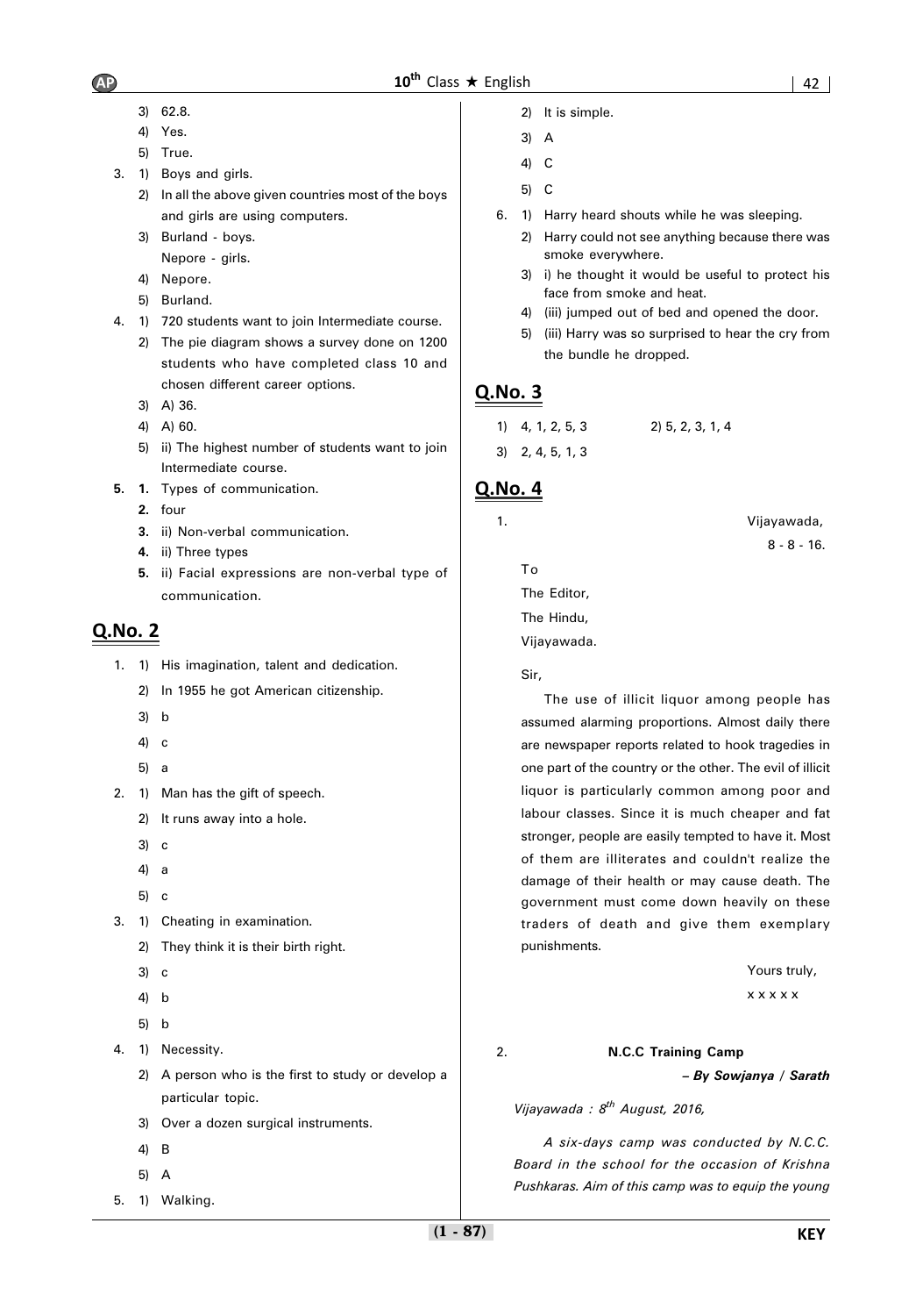3) 62.8.
4) Yes.
5) True.

3. 1) Boys and girls.
   2) In all the above given countries most of the boys and girls are using computers.
   3) Burland - boys.
      Nepore - girls.
   4) Nepore.
   5) Burland.

4. 1) 720 students want to join Intermediate course.
   2) The pie diagram shows a survey done on 1200 students who have completed class 10 and chosen different career options.
   3) A) 36.
   4) A) 60.
   5) ii) The highest number of students want to join Intermediate course.

**5.** **1.** Types of communication.
   **2.** four
   **3.** ii) Non-verbal communication.
   **4.** ii) Three types
   **5.** ii) Facial expressions are non-verbal type of communication.

## Q.No. 2

1. 1) His imagination, talent and dedication.
   2) In 1955 he got American citizenship.
   3) b
   4) c
   5) a

2. 1) Man has the gift of speech.
   2) It runs away into a hole.
   3) c
   4) a
   5) c

3. 1) Cheating in examination.
   2) They think it is their birth right.
   3) c
   4) b
   5) b

4. 1) Necessity.
   2) A person who is the first to study or develop a particular topic.
   3) Over a dozen surgical instruments.
   4) B
   5) A

5. 1) Walking.
   2) It is simple.
   3) A
   4) C
   5) C

6. 1) Harry heard shouts while he was sleeping.
   2) Harry could not see anything because there was smoke everywhere.
   3) i) he thought it would be useful to protect his face from smoke and heat.
   4) (iii) jumped out of bed and opened the door.
   5) (iii) Harry was so surprised to hear the cry from the bundle he dropped.

## Q.No. 3

1) 4, 1, 2, 5, 3 2) 5, 2, 3, 1, 4
3) 2, 4, 5, 1, 3

## Q.No. 4

1.

Vijayawada,
8 - 8 - 16.

To
The Editor,
The Hindu,
Vijayawada.

Sir,

The use of illicit liquor among people has assumed alarming proportions. Almost daily there are newspaper reports related to hook tragedies in one part of the country or the other. The evil of illicit liquor is particularly common among poor and labour classes. Since it is much cheaper and fat stronger, people are easily tempted to have it. Most of them are illiterates and couldn't realize the damage of their health or may cause death. The government must come down heavily on these traders of death and give them exemplary punishments.

Yours truly,
x x x x x

2.

**N.C.C Training Camp**

***– By Sowjanya / Sarath***

*Vijayawada : 8th August, 2016,*

*A six-days camp was conducted by N.C.C. Board in the school for the occasion of Krishna Pushkaras. Aim of this camp was to equip the young*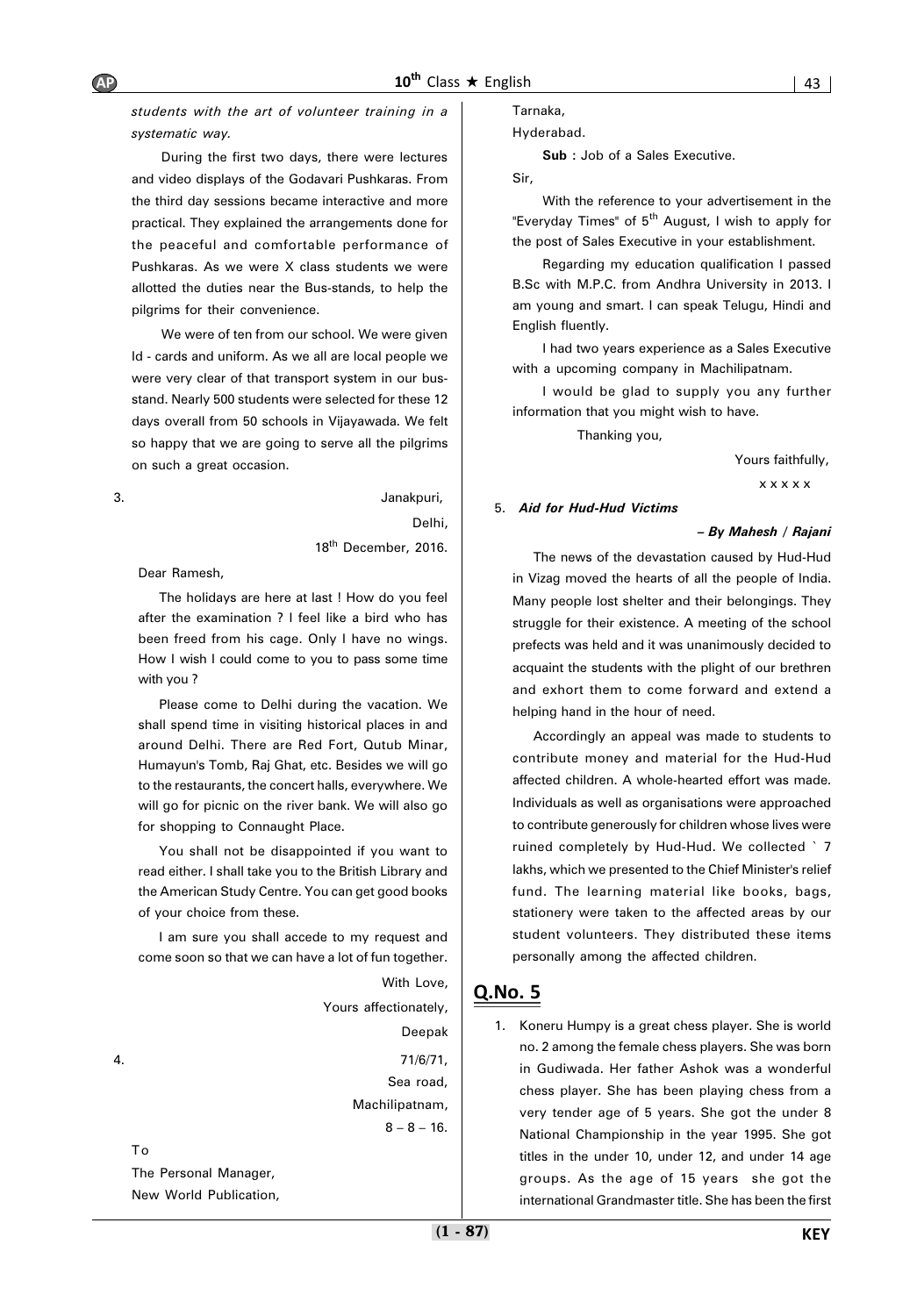*students with the art of volunteer training in a systematic way.*

During the first two days, there were lectures and video displays of the Godavari Pushkaras. From the third day sessions became interactive and more practical. They explained the arrangements done for the peaceful and comfortable performance of Pushkaras. As we were X class students we were allotted the duties near the Bus-stands, to help the pilgrims for their convenience.

We were of ten from our school. We were given Id - cards and uniform. As we all are local people we were very clear of that transport system in our bus-stand. Nearly 500 students were selected for these 12 days overall from 50 schools in Vijayawada. We felt so happy that we are going to serve all the pilgrims on such a great occasion.

3.

Janakpuri,
Delhi,
18th December, 2016.

Dear Ramesh,

The holidays are here at last ! How do you feel after the examination ? I feel like a bird who has been freed from his cage. Only I have no wings. How I wish I could come to you to pass some time with you ?

Please come to Delhi during the vacation. We shall spend time in visiting historical places in and around Delhi. There are Red Fort, Qutub Minar, Humayun's Tomb, Raj Ghat, etc. Besides we will go to the restaurants, the concert halls, everywhere. We will go for picnic on the river bank. We will also go for shopping to Connaught Place.

You shall not be disappointed if you want to read either. I shall take you to the British Library and the American Study Centre. You can get good books of your choice from these.

I am sure you shall accede to my request and come soon so that we can have a lot of fun together.

With Love,
Yours affectionately,
Deepak

4.

71/6/71,
Sea road,
Machilipatnam,
8 – 8 – 16.

To
The Personal Manager,
New World Publication,
Tarnaka,
Hyderabad.

**Sub :** Job of a Sales Executive.

Sir,

With the reference to your advertisement in the "Everyday Times" of 5th August, I wish to apply for the post of Sales Executive in your establishment.

Regarding my education qualification I passed B.Sc with M.P.C. from Andhra University in 2013. I am young and smart. I can speak Telugu, Hindi and English fluently.

I had two years experience as a Sales Executive with a upcoming company in Machilipatnam.

I would be glad to supply you any further information that you might wish to have.

Thanking you,

Yours faithfully,
x x x x x

5. ***Aid for Hud-Hud Victims***

***– By Mahesh / Rajani***

The news of the devastation caused by Hud-Hud in Vizag moved the hearts of all the people of India. Many people lost shelter and their belongings. They struggle for their existence. A meeting of the school prefects was held and it was unanimously decided to acquaint the students with the plight of our brethren and exhort them to come forward and extend a helping hand in the hour of need.

Accordingly an appeal was made to students to contribute money and material for the Hud-Hud affected children. A whole-hearted effort was made. Individuals as well as organisations were approached to contribute generously for children whose lives were ruined completely by Hud-Hud. We collected ` 7 lakhs, which we presented to the Chief Minister's relief fund. The learning material like books, bags, stationery were taken to the affected areas by our student volunteers. They distributed these items personally among the affected children.

## Q.No. 5

1. Koneru Humpy is a great chess player. She is world no. 2 among the female chess players. She was born in Gudiwada. Her father Ashok was a wonderful chess player. She has been playing chess from a very tender age of 5 years. She got the under 8 National Championship in the year 1995. She got titles in the under 10, under 12, and under 14 age groups. As the age of 15 years she got the international Grandmaster title. She has been the first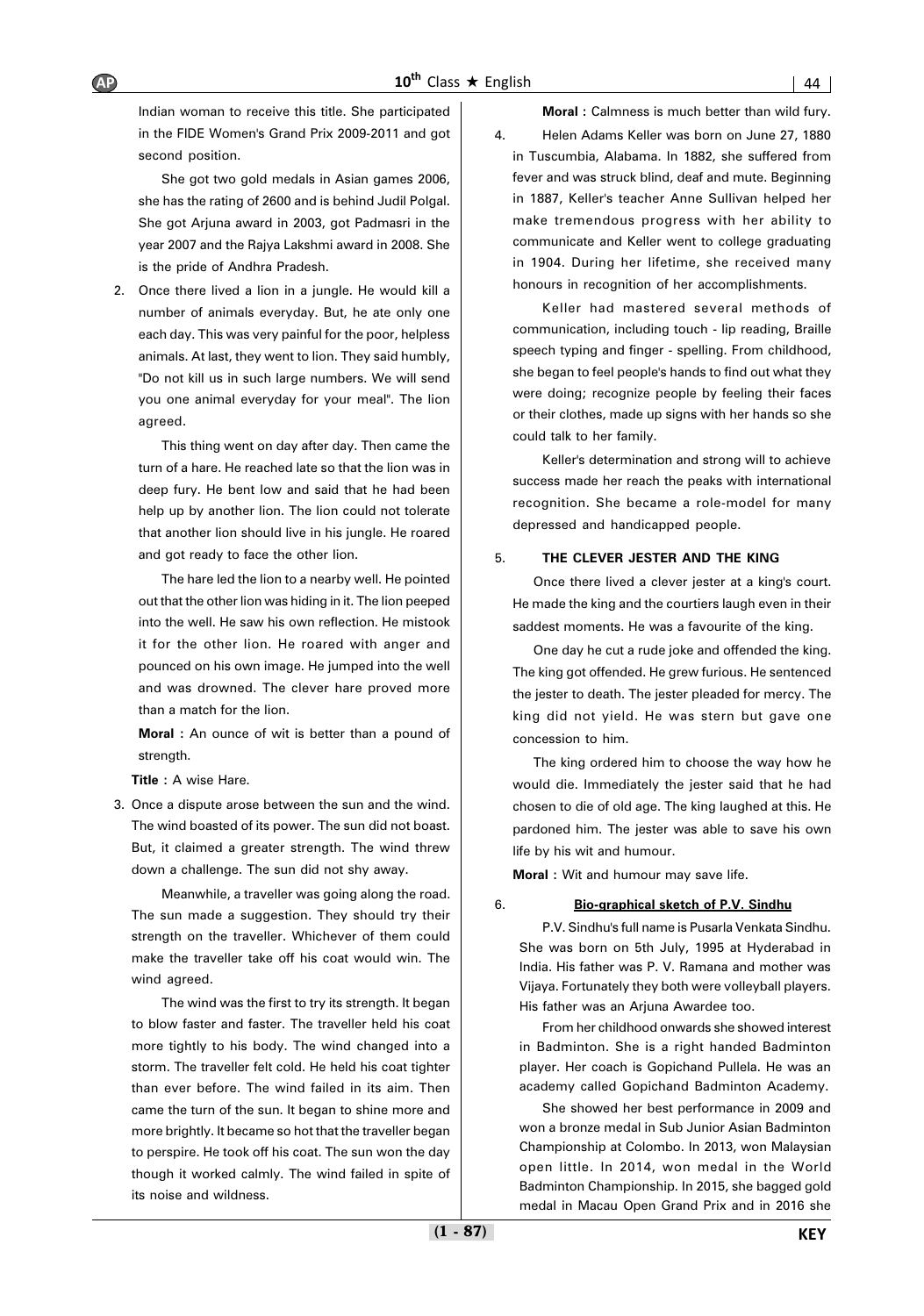Indian woman to receive this title. She participated in the FIDE Women's Grand Prix 2009-2011 and got second position.

She got two gold medals in Asian games 2006, she has the rating of 2600 and is behind Judil Polgal. She got Arjuna award in 2003, got Padmasri in the year 2007 and the Rajya Lakshmi award in 2008. She is the pride of Andhra Pradesh.

2. Once there lived a lion in a jungle. He would kill a number of animals everyday. But, he ate only one each day. This was very painful for the poor, helpless animals. At last, they went to lion. They said humbly, "Do not kill us in such large numbers. We will send you one animal everyday for your meal". The lion agreed.

This thing went on day after day. Then came the turn of a hare. He reached late so that the lion was in deep fury. He bent low and said that he had been help up by another lion. The lion could not tolerate that another lion should live in his jungle. He roared and got ready to face the other lion.

The hare led the lion to a nearby well. He pointed out that the other lion was hiding in it. The lion peeped into the well. He saw his own reflection. He mistook it for the other lion. He roared with anger and pounced on his own image. He jumped into the well and was drowned. The clever hare proved more than a match for the lion.

**Moral :** An ounce of wit is better than a pound of strength.

**Title :** A wise Hare.

3. Once a dispute arose between the sun and the wind. The wind boasted of its power. The sun did not boast. But, it claimed a greater strength. The wind threw down a challenge. The sun did not shy away.

Meanwhile, a traveller was going along the road. The sun made a suggestion. They should try their strength on the traveller. Whichever of them could make the traveller take off his coat would win. The wind agreed.

The wind was the first to try its strength. It began to blow faster and faster. The traveller held his coat more tightly to his body. The wind changed into a storm. The traveller felt cold. He held his coat tighter than ever before. The wind failed in its aim. Then came the turn of the sun. It began to shine more and more brightly. It became so hot that the traveller began to perspire. He took off his coat. The sun won the day though it worked calmly. The wind failed in spite of its noise and wildness.

**Moral :** Calmness is much better than wild fury.

4. Helen Adams Keller was born on June 27, 1880 in Tuscumbia, Alabama. In 1882, she suffered from fever and was struck blind, deaf and mute. Beginning in 1887, Keller's teacher Anne Sullivan helped her make tremendous progress with her ability to communicate and Keller went to college graduating in 1904. During her lifetime, she received many honours in recognition of her accomplishments.

Keller had mastered several methods of communication, including touch - lip reading, Braille speech typing and finger - spelling. From childhood, she began to feel people's hands to find out what they were doing; recognize people by feeling their faces or their clothes, made up signs with her hands so she could talk to her family.

Keller's determination and strong will to achieve success made her reach the peaks with international recognition. She became a role-model for many depressed and handicapped people.

5. **THE CLEVER JESTER AND THE KING**

Once there lived a clever jester at a king's court. He made the king and the courtiers laugh even in their saddest moments. He was a favourite of the king.

One day he cut a rude joke and offended the king. The king got offended. He grew furious. He sentenced the jester to death. The jester pleaded for mercy. The king did not yield. He was stern but gave one concession to him.

The king ordered him to choose the way how he would die. Immediately the jester said that he had chosen to die of old age. The king laughed at this. He pardoned him. The jester was able to save his own life by his wit and humour.

**Moral :** Wit and humour may save life.

6. **Bio-graphical sketch of P.V. Sindhu**

P.V. Sindhu's full name is Pusarla Venkata Sindhu. She was born on 5th July, 1995 at Hyderabad in India. His father was P. V. Ramana and mother was Vijaya. Fortunately they both were volleyball players. His father was an Arjuna Awardee too.

From her childhood onwards she showed interest in Badminton. She is a right handed Badminton player. Her coach is Gopichand Pullela. He was an academy called Gopichand Badminton Academy.

She showed her best performance in 2009 and won a bronze medal in Sub Junior Asian Badminton Championship at Colombo. In 2013, won Malaysian open little. In 2014, won medal in the World Badminton Championship. In 2015, she bagged gold medal in Macau Open Grand Prix and in 2016 she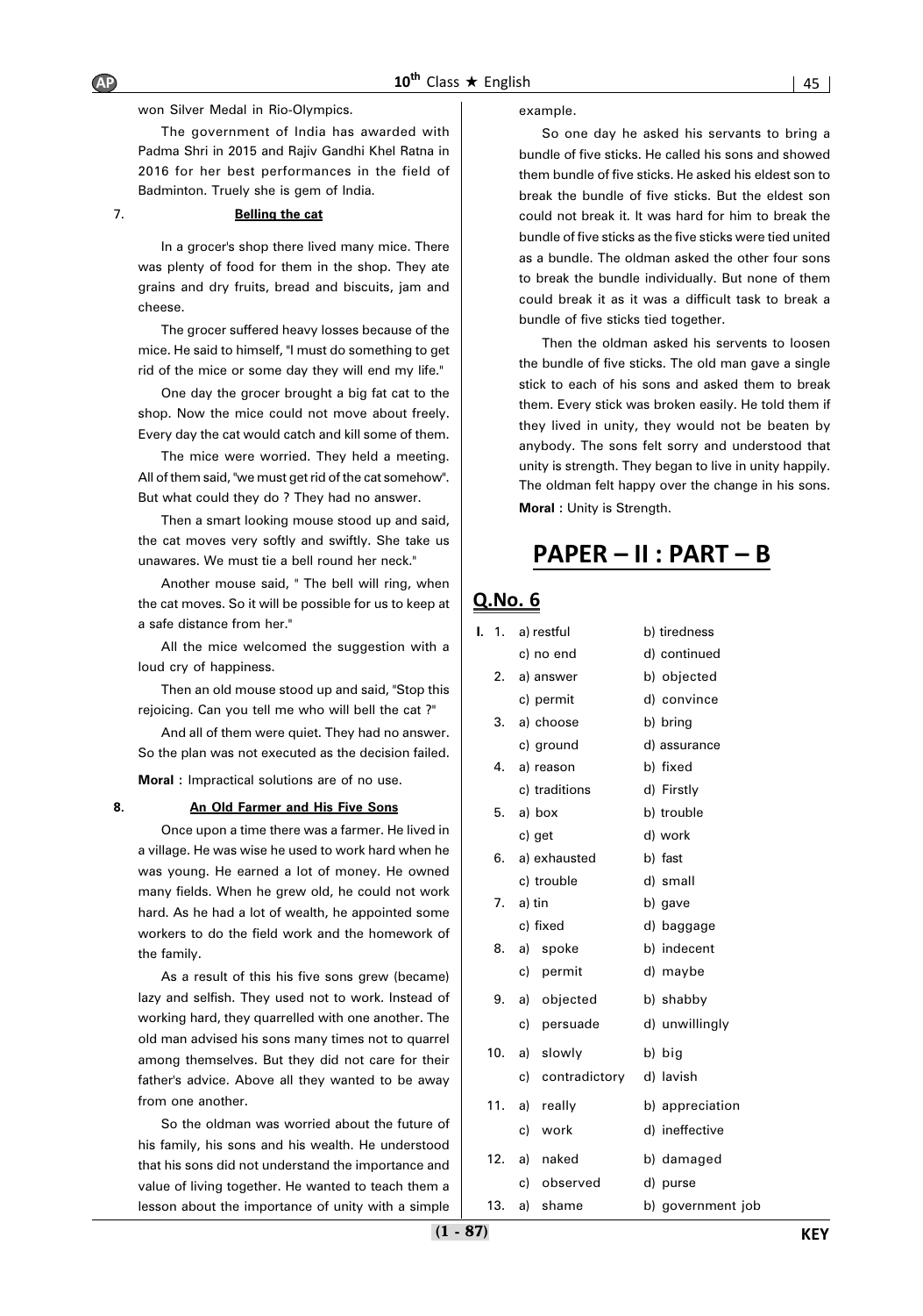won Silver Medal in Rio-Olympics.

The government of India has awarded with Padma Shri in 2015 and Rajiv Gandhi Khel Ratna in 2016 for her best performances in the field of Badminton. Truely she is gem of India.

7. **Belling the cat**

In a grocer's shop there lived many mice. There was plenty of food for them in the shop. They ate grains and dry fruits, bread and biscuits, jam and cheese.

The grocer suffered heavy losses because of the mice. He said to himself, "I must do something to get rid of the mice or some day they will end my life."

One day the grocer brought a big fat cat to the shop. Now the mice could not move about freely. Every day the cat would catch and kill some of them.

The mice were worried. They held a meeting. All of them said, "we must get rid of the cat somehow". But what could they do ? They had no answer.

Then a smart looking mouse stood up and said, the cat moves very softly and swiftly. She take us unawares. We must tie a bell round her neck."

Another mouse said, " The bell will ring, when the cat moves. So it will be possible for us to keep at a safe distance from her."

All the mice welcomed the suggestion with a loud cry of happiness.

Then an old mouse stood up and said, "Stop this rejoicing. Can you tell me who will bell the cat ?"

And all of them were quiet. They had no answer. So the plan was not executed as the decision failed.

**Moral :** Impractical solutions are of no use.

**8. An Old Farmer and His Five Sons**

Once upon a time there was a farmer. He lived in a village. He was wise he used to work hard when he was young. He earned a lot of money. He owned many fields. When he grew old, he could not work hard. As he had a lot of wealth, he appointed some workers to do the field work and the homework of the family.

As a result of this his five sons grew (became) lazy and selfish. They used not to work. Instead of working hard, they quarrelled with one another. The old man advised his sons many times not to quarrel among themselves. But they did not care for their father's advice. Above all they wanted to be away from one another.

So the oldman was worried about the future of his family, his sons and his wealth. He understood that his sons did not understand the importance and value of living together. He wanted to teach them a lesson about the importance of unity with a simple example.

So one day he asked his servants to bring a bundle of five sticks. He called his sons and showed them bundle of five sticks. He asked his eldest son to break the bundle of five sticks. But the eldest son could not break it. It was hard for him to break the bundle of five sticks as the five sticks were tied united as a bundle. The oldman asked the other four sons to break the bundle individually. But none of them could break it as it was a difficult task to break a bundle of five sticks tied together.

Then the oldman asked his servents to loosen the bundle of five sticks. The old man gave a single stick to each of his sons and asked them to break them. Every stick was broken easily. He told them if they lived in unity, they would not be beaten by anybody. The sons felt sorry and understood that unity is strength. They began to live in unity happily. The oldman felt happy over the change in his sons.

**Moral :** Unity is Strength.

# PAPER – II : PART – B

## Q.No. 6

**I.**

1. a) restful b) tiredness c) no end d) continued
2. a) answer b) objected c) permit d) convince
3. a) choose b) bring c) ground d) assurance
4. a) reason b) fixed c) traditions d) Firstly
5. a) box b) trouble c) get d) work
6. a) exhausted b) fast c) trouble d) small
7. a) tin b) gave c) fixed d) baggage
8. a) spoke b) indecent c) permit d) maybe
9. a) objected b) shabby c) persuade d) unwillingly
10. a) slowly b) big c) contradictory d) lavish
11. a) really b) appreciation c) work d) ineffective
12. a) naked b) damaged c) observed d) purse
13. a) shame b) government job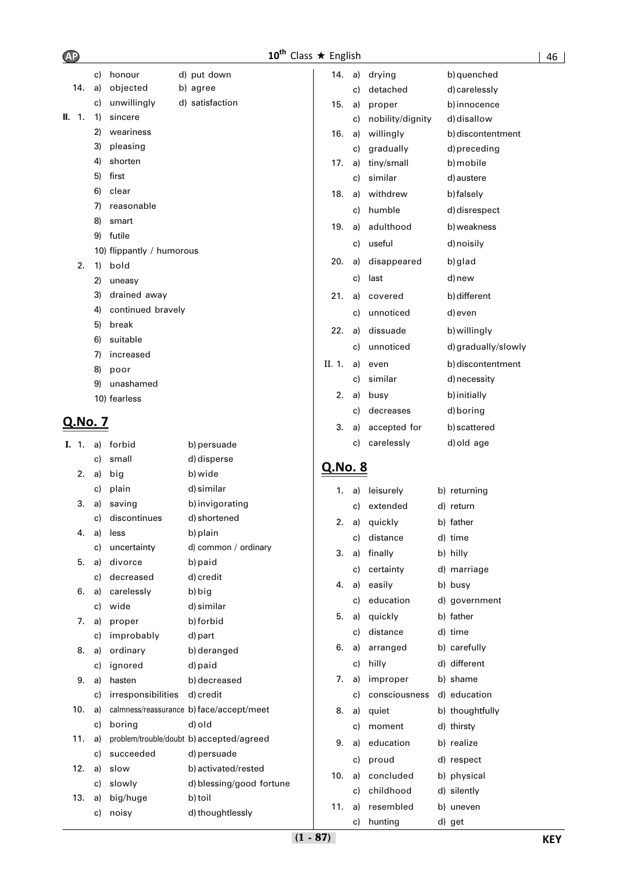| | | | |
|---|---|---|---|
| | c) honour | d) put down |
| 14. | a) objected | b) agree |
| | c) unwillingly | d) satisfaction |

**II.** 1.
1) sincere
2) weariness
3) pleasing
4) shorten
5) first
6) clear
7) reasonable
8) smart
9) futile
10) flippantly / humorous

2.
1) bold
2) uneasy
3) drained away
4) continued bravely
5) break
6) suitable
7) increased
8) poor
9) unashamed
10) fearless

## Q.No. 7

**I.**

| No. | | |
|---|---|---|
| 1. | a) forbid | b) persuade |
| | c) small | d) disperse |
| 2. | a) big | b) wide |
| | c) plain | d) similar |
| 3. | a) saving | b) invigorating |
| | c) discontinues | d) shortened |
| 4. | a) less | b) plain |
| | c) uncertainty | d) common / ordinary |
| 5. | a) divorce | b) paid |
| | c) decreased | d) credit |
| 6. | a) carelessly | b) big |
| | c) wide | d) similar |
| 7. | a) proper | b) forbid |
| | c) improbably | d) part |
| 8. | a) ordinary | b) deranged |
| | c) ignored | d) paid |
| 9. | a) hasten | b) decreased |
| | c) irresponsibilities | d) credit |
| 10. | a) calmness/reassurance | b) face/accept/meet |
| | c) boring | d) old |
| 11. | a) problem/trouble/doubt | b) accepted/agreed |
| | c) succeeded | d) persuade |
| 12. | a) slow | b) activated/rested |
| | c) slowly | d) blessing/good fortune |
| 13. | a) big/huge | b) toil |
| | c) noisy | d) thoughtlessly |
| 14. | a) drying | b) quenched |
| | c) detached | d) carelessly |
| 15. | a) proper | b) innocence |
| | c) nobility/dignity | d) disallow |
| 16. | a) willingly | b) discontentment |
| | c) gradually | d) preceding |
| 17. | a) tiny/small | b) mobile |
| | c) similar | d) austere |
| 18. | a) withdrew | b) falsely |
| | c) humble | d) disrespect |
| 19. | a) adulthood | b) weakness |
| | c) useful | d) noisily |
| 20. | a) disappeared | b) glad |
| | c) last | d) new |
| 21. | a) covered | b) different |
| | c) unnoticed | d) even |
| 22. | a) dissuade | b) willingly |
| | c) unnoticed | d) gradually/slowly |

**II.**

| No. | | |
|---|---|---|
| 1. | a) even | b) discontentment |
| | c) similar | d) necessity |
| 2. | a) busy | b) initially |
| | c) decreases | d) boring |
| 3. | a) accepted for | b) scattered |
| | c) carelessly | d) old age |

## Q.No. 8

| No. | | |
|---|---|---|
| 1. | a) leisurely | b) returning |
| | c) extended | d) return |
| 2. | a) quickly | b) father |
| | c) distance | d) time |
| 3. | a) finally | b) hilly |
| | c) certainty | d) marriage |
| 4. | a) easily | b) busy |
| | c) education | d) government |
| 5. | a) quickly | b) father |
| | c) distance | d) time |
| 6. | a) arranged | b) carefully |
| | c) hilly | d) different |
| 7. | a) improper | b) shame |
| | c) consciousness | d) education |
| 8. | a) quiet | b) thoughtfully |
| | c) moment | d) thirsty |
| 9. | a) education | b) realize |
| | c) proud | d) respect |
| 10. | a) concluded | b) physical |
| | c) childhood | d) silently |
| 11. | a) resembled | b) uneven |
| | c) hunting | d) get |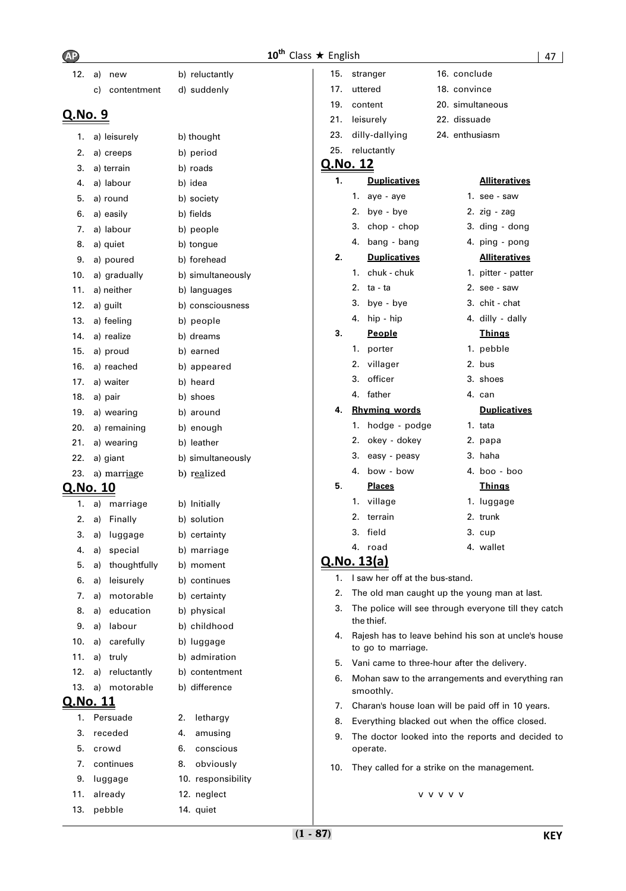12. a) new b) reluctantly
    c) contentment d) suddenly

## Q.No. 9

1. a) leisurely b) thought
2. a) creeps b) period
3. a) terrain b) roads
4. a) labour b) idea
5. a) round b) society
6. a) easily b) fields
7. a) labour b) people
8. a) quiet b) tongue
9. a) poured b) forehead
10. a) gradually b) simultaneously
11. a) neither b) languages
12. a) guilt b) consciousness
13. a) feeling b) people
14. a) realize b) dreams
15. a) proud b) earned
16. a) reached b) appeared
17. a) waiter b) heard
18. a) pair b) shoes
19. a) wearing b) around
20. a) remaining b) enough
21. a) wearing b) leather
22. a) giant b) simultaneously
23. a) marriage b) realized

## Q.No. 10

1. a) marriage b) Initially
2. a) Finally b) solution
3. a) luggage b) certainty
4. a) special b) marriage
5. a) thoughtfully b) moment
6. a) leisurely b) continues
7. a) motorable b) certainty
8. a) education b) physical
9. a) labour b) childhood
10. a) carefully b) luggage
11. a) truly b) admiration
12. a) reluctantly b) contentment
13. a) motorable b) difference

## Q.No. 11

1. Persuade
2. lethargy
3. receded
4. amusing
5. crowd
6. conscious
7. continues
8. obviously
9. luggage
10. responsibility
11. already
12. neglect
13. pebble
14. quiet
15. stranger
16. conclude
17. uttered
18. convince
19. content
20. simultaneous
21. leisurely
22. dissuade
23. dilly-dallying
24. enthusiasm
25. reluctantly

## Q.No. 12

**1.**

| **Duplicatives** | **Alliteratives** |
|---|---|
| 1. aye - aye | 1. see - saw |
| 2. bye - bye | 2. zig - zag |
| 3. chop - chop | 3. ding - dong |
| 4. bang - bang | 4. ping - pong |

**2.**

| **Duplicatives** | **Alliteratives** |
|---|---|
| 1. chuk - chuk | 1. pitter - patter |
| 2. ta - ta | 2. see - saw |
| 3. bye - bye | 3. chit - chat |
| 4. hip - hip | 4. dilly - dally |

**3.**

| **People** | **Things** |
|---|---|
| 1. porter | 1. pebble |
| 2. villager | 2. bus |
| 3. officer | 3. shoes |
| 4. father | 4. can |

**4.**

| **Rhyming words** | **Duplicatives** |
|---|---|
| 1. hodge - podge | 1. tata |
| 2. okey - dokey | 2. papa |
| 3. easy - peasy | 3. haha |
| 4. bow - bow | 4. boo - boo |

**5.**

| **Places** | **Things** |
|---|---|
| 1. village | 1. luggage |
| 2. terrain | 2. trunk |
| 3. field | 3. cup |
| 4. road | 4. wallet |

## Q.No. 13(a)

1. I saw her off at the bus-stand.
2. The old man caught up the young man at last.
3. The police will see through everyone till they catch the thief.
4. Rajesh has to leave behind his son at uncle's house to go to marriage.
5. Vani came to three-hour after the delivery.
6. Mohan saw to the arrangements and everything ran smoothly.
7. Charan's house loan will be paid off in 10 years.
8. Everything blacked out when the office closed.
9. The doctor looked into the reports and decided to operate.
10. They called for a strike on the management.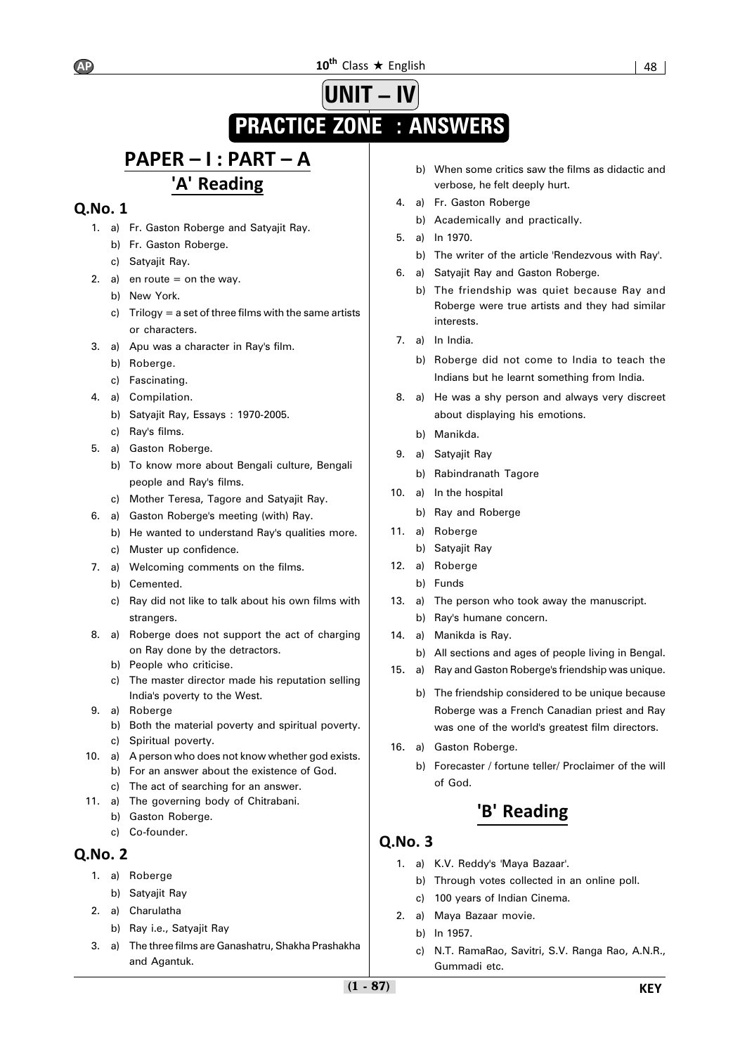# UNIT – IV

# PRACTICE ZONE : ANSWERS

## PAPER – I : PART – A

### 'A' Reading

### Q.No. 1

1. a) Fr. Gaston Roberge and Satyajit Ray.
   b) Fr. Gaston Roberge.
   c) Satyajit Ray.
2. a) en route = on the way.
   b) New York.
   c) Trilogy = a set of three films with the same artists or characters.
3. a) Apu was a character in Ray's film.
   b) Roberge.
   c) Fascinating.
4. a) Compilation.
   b) Satyajit Ray, Essays : 1970-2005.
   c) Ray's films.
5. a) Gaston Roberge.
   b) To know more about Bengali culture, Bengali people and Ray's films.
   c) Mother Teresa, Tagore and Satyajit Ray.
6. a) Gaston Roberge's meeting (with) Ray.
   b) He wanted to understand Ray's qualities more.
   c) Muster up confidence.
7. a) Welcoming comments on the films.
   b) Cemented.
   c) Ray did not like to talk about his own films with strangers.
8. a) Roberge does not support the act of charging on Ray done by the detractors.
   b) People who criticise.
   c) The master director made his reputation selling India's poverty to the West.
9. a) Roberge
   b) Both the material poverty and spiritual poverty.
   c) Spiritual poverty.
10. a) A person who does not know whether god exists.
    b) For an answer about the existence of God.
    c) The act of searching for an answer.
11. a) The governing body of Chitrabani.
    b) Gaston Roberge.
    c) Co-founder.

### Q.No. 2

1. a) Roberge
   b) Satyajit Ray
2. a) Charulatha
   b) Ray i.e., Satyajit Ray
3. a) The three films are Ganashatru, Shakha Prashakha and Agantuk.
   b) When some critics saw the films as didactic and verbose, he felt deeply hurt.
4. a) Fr. Gaston Roberge
   b) Academically and practically.
5. a) In 1970.
   b) The writer of the article 'Rendezvous with Ray'.
6. a) Satyajit Ray and Gaston Roberge.
   b) The friendship was quiet because Ray and Roberge were true artists and they had similar interests.
7. a) In India.
   b) Roberge did not come to India to teach the Indians but he learnt something from India.
8. a) He was a shy person and always very discreet about displaying his emotions.
   b) Manikda.
9. a) Satyajit Ray
   b) Rabindranath Tagore
10. a) In the hospital
    b) Ray and Roberge
11. a) Roberge
    b) Satyajit Ray
12. a) Roberge
    b) Funds
13. a) The person who took away the manuscript.
    b) Ray's humane concern.
14. a) Manikda is Ray.
    b) All sections and ages of people living in Bengal.
15. a) Ray and Gaston Roberge's friendship was unique.
    b) The friendship considered to be unique because Roberge was a French Canadian priest and Ray was one of the world's greatest film directors.
16. a) Gaston Roberge.
    b) Forecaster / fortune teller/ Proclaimer of the will of God.

### 'B' Reading

### Q.No. 3

1. a) K.V. Reddy's 'Maya Bazaar'.
   b) Through votes collected in an online poll.
   c) 100 years of Indian Cinema.
2. a) Maya Bazaar movie.
   b) In 1957.
   c) N.T. RamaRao, Savitri, S.V. Ranga Rao, A.N.R., Gummadi etc.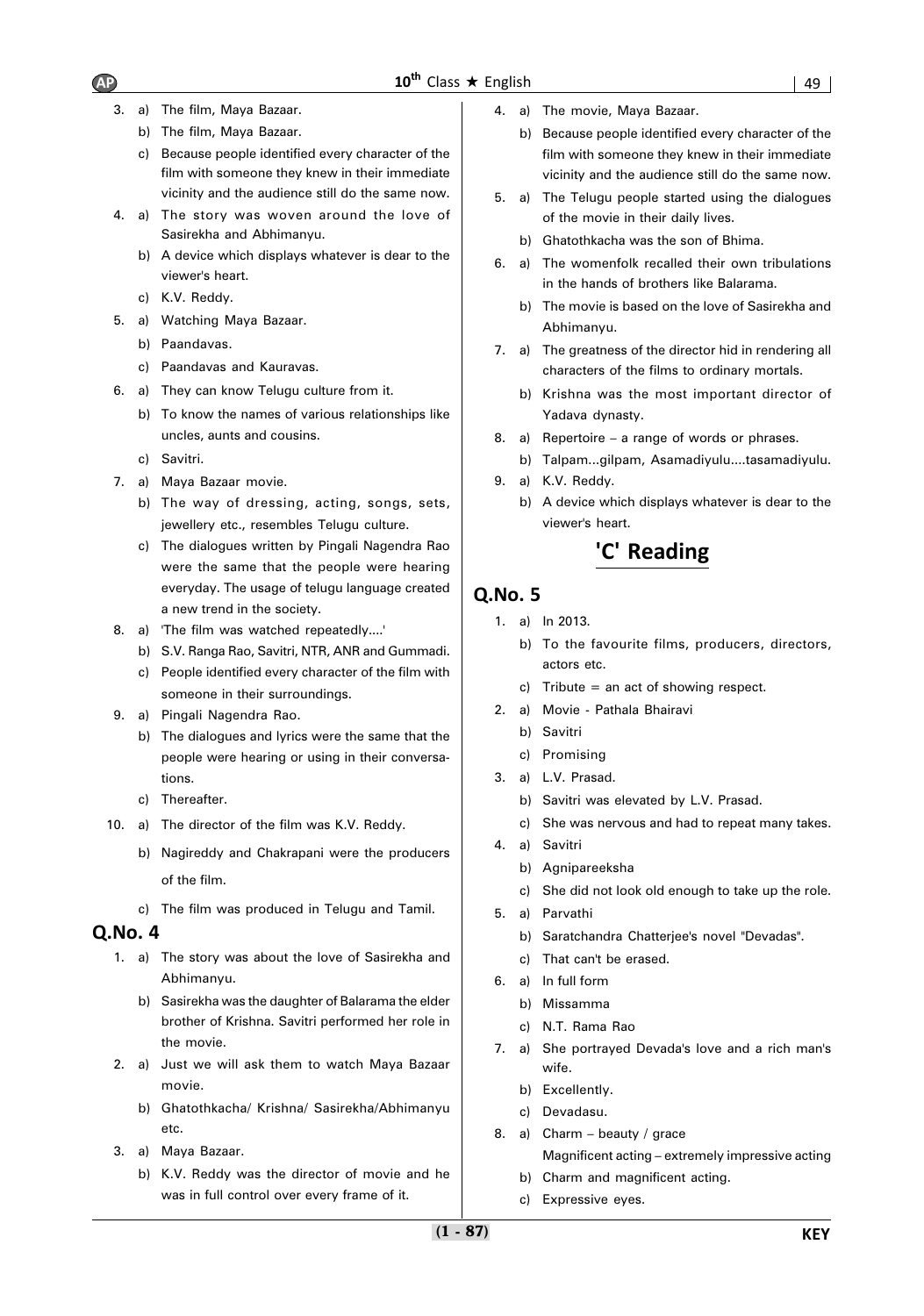3. a) The film, Maya Bazaar.
   b) The film, Maya Bazaar.
   c) Because people identified every character of the film with someone they knew in their immediate vicinity and the audience still do the same now.
4. a) The story was woven around the love of Sasirekha and Abhimanyu.
   b) A device which displays whatever is dear to the viewer's heart.
   c) K.V. Reddy.
5. a) Watching Maya Bazaar.
   b) Paandavas.
   c) Paandavas and Kauravas.
6. a) They can know Telugu culture from it.
   b) To know the names of various relationships like uncles, aunts and cousins.
   c) Savitri.
7. a) Maya Bazaar movie.
   b) The way of dressing, acting, songs, sets, jewellery etc., resembles Telugu culture.
   c) The dialogues written by Pingali Nagendra Rao were the same that the people were hearing everyday. The usage of telugu language created a new trend in the society.
8. a) 'The film was watched repeatedly....'
   b) S.V. Ranga Rao, Savitri, NTR, ANR and Gummadi.
   c) People identified every character of the film with someone in their surroundings.
9. a) Pingali Nagendra Rao.
   b) The dialogues and lyrics were the same that the people were hearing or using in their conversations.
   c) Thereafter.
10. a) The director of the film was K.V. Reddy.
    b) Nagireddy and Chakrapani were the producers of the film.
    c) The film was produced in Telugu and Tamil.

## Q.No. 4

1. a) The story was about the love of Sasirekha and Abhimanyu.
   b) Sasirekha was the daughter of Balarama the elder brother of Krishna. Savitri performed her role in the movie.
2. a) Just we will ask them to watch Maya Bazaar movie.
   b) Ghatothkacha/ Krishna/ Sasirekha/Abhimanyu etc.
3. a) Maya Bazaar.
   b) K.V. Reddy was the director of movie and he was in full control over every frame of it.
4. a) The movie, Maya Bazaar.
   b) Because people identified every character of the film with someone they knew in their immediate vicinity and the audience still do the same now.
5. a) The Telugu people started using the dialogues of the movie in their daily lives.
   b) Ghatothkacha was the son of Bhima.
6. a) The womenfolk recalled their own tribulations in the hands of brothers like Balarama.
   b) The movie is based on the love of Sasirekha and Abhimanyu.
7. a) The greatness of the director hid in rendering all characters of the films to ordinary mortals.
   b) Krishna was the most important director of Yadava dynasty.
8. a) Repertoire – a range of words or phrases.
   b) Talpam...gilpam, Asamadiyulu....tasamadiyulu.
9. a) K.V. Reddy.
   b) A device which displays whatever is dear to the viewer's heart.

## 'C' Reading

## Q.No. 5

1. a) In 2013.
   b) To the favourite films, producers, directors, actors etc.
   c) Tribute = an act of showing respect.
2. a) Movie - Pathala Bhairavi
   b) Savitri
   c) Promising
3. a) L.V. Prasad.
   b) Savitri was elevated by L.V. Prasad.
   c) She was nervous and had to repeat many takes.
4. a) Savitri
   b) Agnipareeksha
   c) She did not look old enough to take up the role.
5. a) Parvathi
   b) Saratchandra Chatterjee's novel "Devadas".
   c) That can't be erased.
6. a) In full form
   b) Missamma
   c) N.T. Rama Rao
7. a) She portrayed Devada's love and a rich man's wife.
   b) Excellently.
   c) Devadasu.
8. a) Charm – beauty / grace
   Magnificent acting – extremely impressive acting
   b) Charm and magnificent acting.
   c) Expressive eyes.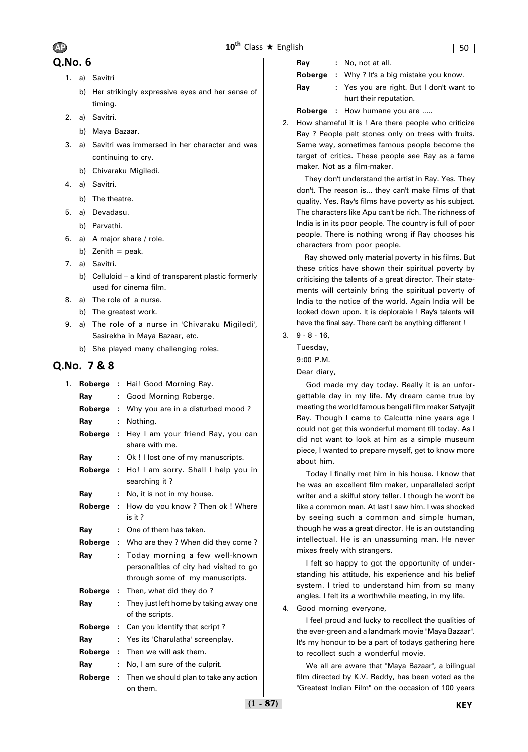## Q.No. 6

1. a) Savitri
   b) Her strikingly expressive eyes and her sense of timing.
2. a) Savitri.
   b) Maya Bazaar.
3. a) Savitri was immersed in her character and was continuing to cry.
   b) Chivaraku Migiledi.
4. a) Savitri.
   b) The theatre.
5. a) Devadasu.
   b) Parvathi.
6. a) A major share / role.
   b) Zenith = peak.
7. a) Savitri.
   b) Celluloid – a kind of transparent plastic formerly used for cinema film.
8. a) The role of a nurse.
   b) The greatest work.
9. a) The role of a nurse in 'Chivaraku Migiledi', Sasirekha in Maya Bazaar, etc.
   b) She played many challenging roles.

## Q.No. 7 & 8

1. **Roberge** : Hai! Good Morning Ray.
   **Ray** : Good Morning Roberge.
   **Roberge** : Why you are in a disturbed mood ?
   **Ray** : Nothing.
   **Roberge** : Hey I am your friend Ray, you can share with me.
   **Ray** : Ok ! I lost one of my manuscripts.
   **Roberge** : Ho! I am sorry. Shall I help you in searching it ?
   **Ray** : No, it is not in my house.
   **Roberge** : How do you know ? Then ok ! Where is it ?
   **Ray** : One of them has taken.
   **Roberge** : Who are they ? When did they come ?
   **Ray** : Today morning a few well-known personalities of city had visited to go through some of my manuscripts.
   **Roberge** : Then, what did they do ?
   **Ray** : They just left home by taking away one of the scripts.
   **Roberge** : Can you identify that script ?
   **Ray** : Yes its 'Charulatha' screenplay.
   **Roberge** : Then we will ask them.
   **Ray** : No, I am sure of the culprit.
   **Roberge** : Then we should plan to take any action on them.
   **Ray** : No, not at all.
   **Roberge** : Why ? It's a big mistake you know.
   **Ray** : Yes you are right. But I don't want to hurt their reputation.
   **Roberge** : How humane you are .....

2. How shameful it is ! Are there people who criticize Ray ? People pelt stones only on trees with fruits. Same way, sometimes famous people become the target of critics. These people see Ray as a fame maker. Not as a film-maker.

   They don't understand the artist in Ray. Yes. They don't. The reason is... they can't make films of that quality. Yes. Ray's films have poverty as his subject. The characters like Apu can't be rich. The richness of India is in its poor people. The country is full of poor people. There is nothing wrong if Ray chooses his characters from poor people.

   Ray showed only material poverty in his films. But these critics have shown their spiritual poverty by criticising the talents of a great director. Their statements will certainly bring the spiritual poverty of India to the notice of the world. Again India will be looked down upon. It is deplorable ! Ray's talents will have the final say. There can't be anything different !

3. 9 - 8 - 16,
   Tuesday,
   9:00 P.M.
   Dear diary,

   God made my day today. Really it is an unforgettable day in my life. My dream came true by meeting the world famous bengali film maker Satyajit Ray. Though I came to Calcutta nine years age I could not get this wonderful moment till today. As I did not want to look at him as a simple museum piece, I wanted to prepare myself, get to know more about him.

   Today I finally met him in his house. I know that he was an excellent film maker, unparalleled script writer and a skilful story teller. I though he won't be like a common man. At last I saw him. I was shocked by seeing such a common and simple human, though he was a great director. He is an outstanding intellectual. He is an unassuming man. He never mixes freely with strangers.

   I felt so happy to got the opportunity of understanding his attitude, his experience and his belief system. I tried to understand him from so many angles. I felt its a worthwhile meeting, in my life.

4. Good morning everyone,

   I feel proud and lucky to recollect the qualities of the ever-green and a landmark movie "Maya Bazaar". It's my honour to be a part of todays gathering here to recollect such a wonderful movie.

   We all are aware that "Maya Bazaar", a bilingual film directed by K.V. Reddy, has been voted as the "Greatest Indian Film" on the occasion of 100 years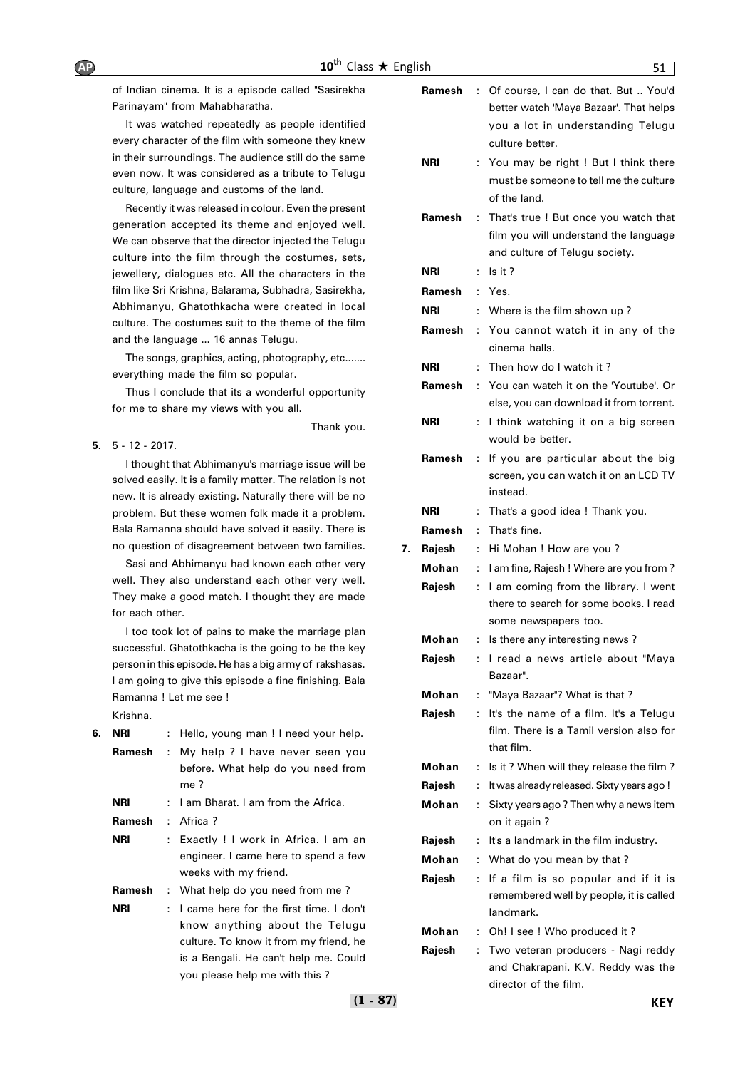of Indian cinema. It is a episode called "Sasirekha Parinayam" from Mahabharatha.

It was watched repeatedly as people identified every character of the film with someone they knew in their surroundings. The audience still do the same even now. It was considered as a tribute to Telugu culture, language and customs of the land.

Recently it was released in colour. Even the present generation accepted its theme and enjoyed well. We can observe that the director injected the Telugu culture into the film through the costumes, sets, jewellery, dialogues etc. All the characters in the film like Sri Krishna, Balarama, Subhadra, Sasirekha, Abhimanyu, Ghatothkacha were created in local culture. The costumes suit to the theme of the film and the language ... 16 annas Telugu.

The songs, graphics, acting, photography, etc....... everything made the film so popular.

Thus I conclude that its a wonderful opportunity for me to share my views with you all.

Thank you.

**5.** 5 - 12 - 2017.

I thought that Abhimanyu's marriage issue will be solved easily. It is a family matter. The relation is not new. It is already existing. Naturally there will be no problem. But these women folk made it a problem. Bala Ramanna should have solved it easily. There is no question of disagreement between two families.

Sasi and Abhimanyu had known each other very well. They also understand each other very well. They make a good match. I thought they are made for each other.

I too took lot of pains to make the marriage plan successful. Ghatothkacha is the going to be the key person in this episode. He has a big army of rakshasas. I am going to give this episode a fine finishing. Bala Ramanna ! Let me see !

Krishna.

**6.** **NRI** : Hello, young man ! I need your help.

**Ramesh** : My help ? I have never seen you before. What help do you need from me ?

**NRI** : I am Bharat. I am from the Africa.

**Ramesh** : Africa ?

**NRI** : Exactly ! I work in Africa. I am an engineer. I came here to spend a few weeks with my friend.

**Ramesh** : What help do you need from me ?

**NRI** : I came here for the first time. I don't know anything about the Telugu culture. To know it from my friend, he is a Bengali. He can't help me. Could you please help me with this ?

**Ramesh** : Of course, I can do that. But .. You'd better watch 'Maya Bazaar'. That helps you a lot in understanding Telugu culture better.

**NRI** : You may be right ! But I think there must be someone to tell me the culture of the land.

**Ramesh** : That's true ! But once you watch that film you will understand the language and culture of Telugu society.

**NRI** : Is it ?

**Ramesh** : Yes.

**NRI** : Where is the film shown up ?

**Ramesh** : You cannot watch it in any of the cinema halls.

**NRI** : Then how do I watch it ?

**Ramesh** : You can watch it on the 'Youtube'. Or else, you can download it from torrent.

**NRI** : I think watching it on a big screen would be better.

**Ramesh** : If you are particular about the big screen, you can watch it on an LCD TV instead.

**NRI** : That's a good idea ! Thank you.

**Ramesh** : That's fine.

**7.** **Rajesh** : Hi Mohan ! How are you ?

**Mohan** : I am fine, Rajesh ! Where are you from ?

**Rajesh** : I am coming from the library. I went there to search for some books. I read some newspapers too.

**Mohan** : Is there any interesting news ?

**Rajesh** : I read a news article about "Maya Bazaar".

**Mohan** : "Maya Bazaar"? What is that ?

**Rajesh** : It's the name of a film. It's a Telugu film. There is a Tamil version also for that film.

**Mohan** : Is it ? When will they release the film ?

**Rajesh** : It was already released. Sixty years ago !

**Mohan** : Sixty years ago ? Then why a news item on it again ?

**Rajesh** : It's a landmark in the film industry.

**Mohan** : What do you mean by that ?

**Rajesh** : If a film is so popular and if it is remembered well by people, it is called landmark.

**Mohan** : Oh! I see ! Who produced it ?

**Rajesh** : Two veteran producers - Nagi reddy and Chakrapani. K.V. Reddy was the director of the film.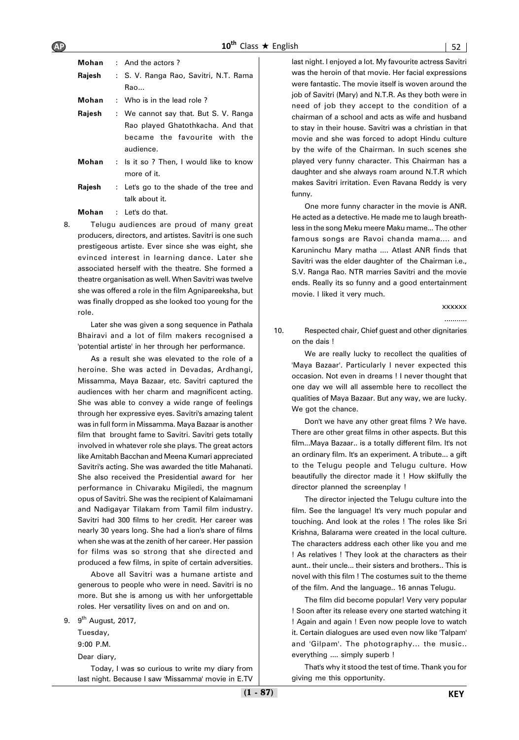**Mohan** : And the actors ?

**Rajesh** : S. V. Ranga Rao, Savitri, N.T. Rama Rao...

**Mohan** : Who is in the lead role ?

**Rajesh** : We cannot say that. But S. V. Ranga Rao played Ghatothkacha. And that became the favourite with the audience.

**Mohan** : Is it so ? Then, I would like to know more of it.

**Rajesh** : Let's go to the shade of the tree and talk about it.

**Mohan** : Let's do that.

8. Telugu audiences are proud of many great producers, directors, and artistes. Savitri is one such prestigeous artiste. Ever since she was eight, she evinced interest in learning dance. Later she associated herself with the theatre. She formed a theatre organisation as well. When Savitri was twelve she was offered a role in the film Agnipareeksha, but was finally dropped as she looked too young for the role.

Later she was given a song sequence in Pathala Bhairavi and a lot of film makers recognised a 'potential artiste' in her through her performance.

As a result she was elevated to the role of a heroine. She was acted in Devadas, Ardhangi, Missamma, Maya Bazaar, etc. Savitri captured the audiences with her charm and magnificent acting. She was able to convey a wide range of feelings through her expressive eyes. Savitri's amazing talent was in full form in Missamma. Maya Bazaar is another film that brought fame to Savitri. Savitri gets totally involved in whatever role she plays. The great actors like Amitabh Bacchan and Meena Kumari appreciated Savitri's acting. She was awarded the title Mahanati. She also received the Presidential award for her performance in Chivaraku Migiledi, the magnum opus of Savitri. She was the recipient of Kalaimamani and Nadigayar Tilakam from Tamil film industry. Savitri had 300 films to her credit. Her career was nearly 30 years long. She had a lion's share of films when she was at the zenith of her career. Her passion for films was so strong that she directed and produced a few films, in spite of certain adversities.

Above all Savitri was a humane artiste and generous to people who were in need. Savitri is no more. But she is among us with her unforgettable roles. Her versatility lives on and on and on.

9. 9th August, 2017,

Tuesday,

9:00 P.M.

Dear diary,

Today, I was so curious to write my diary from last night. Because I saw 'Missamma' movie in E.TV last night. I enjoyed a lot. My favourite actress Savitri was the heroin of that movie. Her facial expressions were fantastic. The movie itself is woven around the job of Savitri (Mary) and N.T.R. As they both were in need of job they accept to the condition of a chairman of a school and acts as wife and husband to stay in their house. Savitri was a christian in that movie and she was forced to adopt Hindu culture by the wife of the Chairman. In such scenes she played very funny character. This Chairman has a daughter and she always roam around N.T.R which makes Savitri irritation. Even Ravana Reddy is very funny.

One more funny character in the movie is ANR. He acted as a detective. He made me to laugh breathless in the song Meku meere Maku mame... The other famous songs are Ravoi chanda mama.... and Karuninchu Mary matha .... Atlast ANR finds that Savitri was the elder daughter of the Chairman i.e., S.V. Ranga Rao. NTR marries Savitri and the movie ends. Really its so funny and a good entertainment movie. I liked it very much.

xxxxxx

..........

10. Respected chair, Chief guest and other dignitaries on the dais !

We are really lucky to recollect the qualities of 'Maya Bazaar'. Particularly I never expected this occasion. Not even in dreams ! I never thought that one day we will all assemble here to recollect the qualities of Maya Bazaar. But any way, we are lucky. We got the chance.

Don't we have any other great films ? We have. There are other great films in other aspects. But this film...Maya Bazaar.. is a totally different film. It's not an ordinary film. It's an experiment. A tribute... a gift to the Telugu people and Telugu culture. How beautifully the director made it ! How skilfully the director planned the screenplay !

The director injected the Telugu culture into the film. See the language! It's very much popular and touching. And look at the roles ! The roles like Sri Krishna, Balarama were created in the local culture. The characters address each other like you and me ! As relatives ! They look at the characters as their aunt.. their uncle... their sisters and brothers.. This is novel with this film ! The costumes suit to the theme of the film. And the language.. 16 annas Telugu.

The film did become popular! Very very popular ! Soon after its release every one started watching it ! Again and again ! Even now people love to watch it. Certain dialogues are used even now like 'Talpam' and 'Gilpam'. The photography... the music.. everything .... simply superb !

That's why it stood the test of time. Thank you for giving me this opportunity.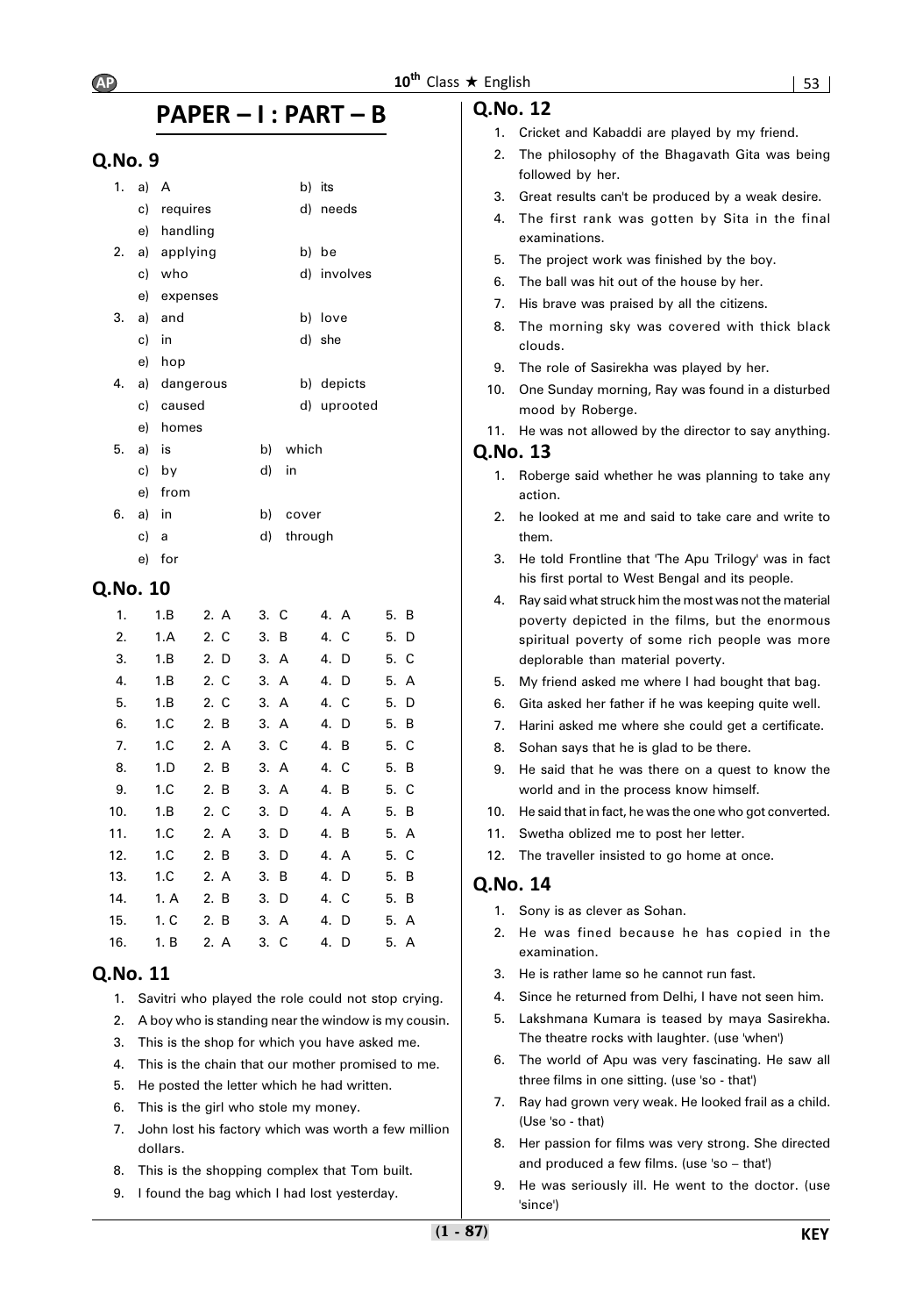# PAPER – I : PART – B

## Q.No. 9

1. a) A b) its
   c) requires d) needs
   e) handling
2. a) applying b) be
   c) who d) involves
   e) expenses
3. a) and b) love
   c) in d) she
   e) hop
4. a) dangerous b) depicts
   c) caused d) uprooted
   e) homes
5. a) is b) which
   c) by d) in
   e) from
6. a) in b) cover
   c) a d) through
   e) for

## Q.No. 10

| | | | | | |
|---|---|---|---|---|---|
| 1. | 1.B | 2. A | 3. C | 4. A | 5. B |
| 2. | 1.A | 2. C | 3. B | 4. C | 5. D |
| 3. | 1.B | 2. D | 3. A | 4. D | 5. C |
| 4. | 1.B | 2. C | 3. A | 4. D | 5. A |
| 5. | 1.B | 2. C | 3. A | 4. C | 5. D |
| 6. | 1.C | 2. B | 3. A | 4. D | 5. B |
| 7. | 1.C | 2. A | 3. C | 4. B | 5. C |
| 8. | 1.D | 2. B | 3. A | 4. C | 5. B |
| 9. | 1.C | 2. B | 3. A | 4. B | 5. C |
| 10. | 1.B | 2. C | 3. D | 4. A | 5. B |
| 11. | 1.C | 2. A | 3. D | 4. B | 5. A |
| 12. | 1.C | 2. B | 3. D | 4. A | 5. C |
| 13. | 1.C | 2. A | 3. B | 4. D | 5. B |
| 14. | 1. A | 2. B | 3. D | 4. C | 5. B |
| 15. | 1. C | 2. B | 3. A | 4. D | 5. A |
| 16. | 1. B | 2. A | 3. C | 4. D | 5. A |

## Q.No. 11

1. Savitri who played the role could not stop crying.
2. A boy who is standing near the window is my cousin.
3. This is the shop for which you have asked me.
4. This is the chain that our mother promised to me.
5. He posted the letter which he had written.
6. This is the girl who stole my money.
7. John lost his factory which was worth a few million dollars.
8. This is the shopping complex that Tom built.
9. I found the bag which I had lost yesterday.

## Q.No. 12

1. Cricket and Kabaddi are played by my friend.
2. The philosophy of the Bhagavath Gita was being followed by her.
3. Great results can't be produced by a weak desire.
4. The first rank was gotten by Sita in the final examinations.
5. The project work was finished by the boy.
6. The ball was hit out of the house by her.
7. His brave was praised by all the citizens.
8. The morning sky was covered with thick black clouds.
9. The role of Sasirekha was played by her.
10. One Sunday morning, Ray was found in a disturbed mood by Roberge.
11. He was not allowed by the director to say anything.

## Q.No. 13

1. Roberge said whether he was planning to take any action.
2. he looked at me and said to take care and write to them.
3. He told Frontline that 'The Apu Trilogy' was in fact his first portal to West Bengal and its people.
4. Ray said what struck him the most was not the material poverty depicted in the films, but the enormous spiritual poverty of some rich people was more deplorable than material poverty.
5. My friend asked me where I had bought that bag.
6. Gita asked her father if he was keeping quite well.
7. Harini asked me where she could get a certificate.
8. Sohan says that he is glad to be there.
9. He said that he was there on a quest to know the world and in the process know himself.
10. He said that in fact, he was the one who got converted.
11. Swetha oblized me to post her letter.
12. The traveller insisted to go home at once.

## Q.No. 14

1. Sony is as clever as Sohan.
2. He was fined because he has copied in the examination.
3. He is rather lame so he cannot run fast.
4. Since he returned from Delhi, I have not seen him.
5. Lakshmana Kumara is teased by maya Sasirekha. The theatre rocks with laughter. (use 'when')
6. The world of Apu was very fascinating. He saw all three films in one sitting. (use 'so - that')
7. Ray had grown very weak. He looked frail as a child. (Use 'so - that)
8. Her passion for films was very strong. She directed and produced a few films. (use 'so – that')
9. He was seriously ill. He went to the doctor. (use 'since')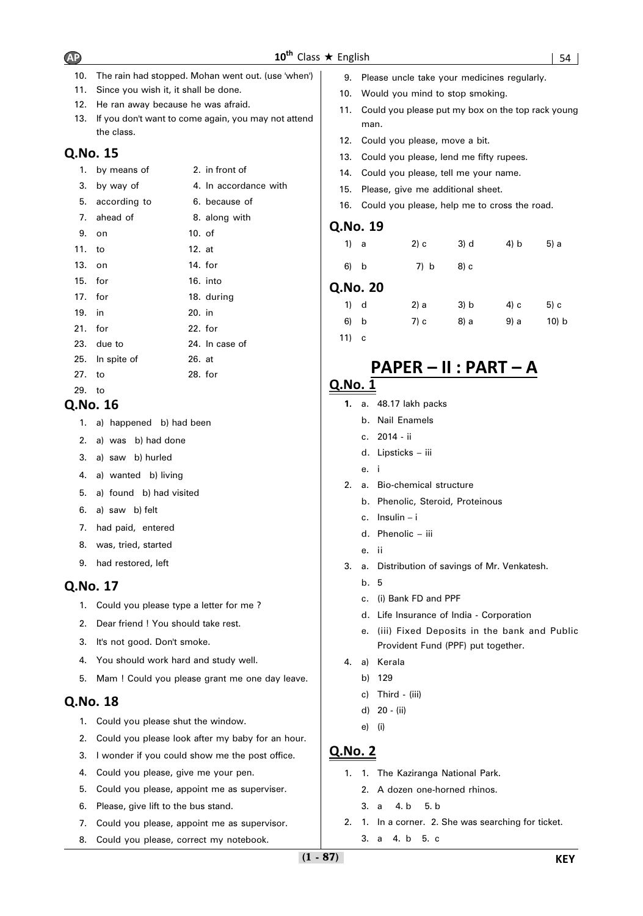10. The rain had stopped. Mohan went out. (use 'when')
11. Since you wish it, it shall be done.
12. He ran away because he was afraid.
13. If you don't want to come again, you may not attend the class.

## Q.No. 15

| | | | |
|---|---|---|---|
| 1. | by means of | 2. | in front of |
| 3. | by way of | 4. | In accordance with |
| 5. | according to | 6. | because of |
| 7. | ahead of | 8. | along with |
| 9. | on | 10. | of |
| 11. | to | 12. | at |
| 13. | on | 14. | for |
| 15. | for | 16. | into |
| 17. | for | 18. | during |
| 19. | in | 20. | in |
| 21. | for | 22. | for |
| 23. | due to | 24. | In case of |
| 25. | In spite of | 26. | at |
| 27. | to | 28. | for |
| 29. | to | | |

## Q.No. 16

1. a) happened b) had been
2. a) was b) had done
3. a) saw b) hurled
4. a) wanted b) living
5. a) found b) had visited
6. a) saw b) felt
7. had paid, entered
8. was, tried, started
9. had restored, left

## Q.No. 17

1. Could you please type a letter for me ?
2. Dear friend ! You should take rest.
3. It's not good. Don't smoke.
4. You should work hard and study well.
5. Mam ! Could you please grant me one day leave.

## Q.No. 18

1. Could you please shut the window.
2. Could you please look after my baby for an hour.
3. I wonder if you could show me the post office.
4. Could you please, give me your pen.
5. Could you please, appoint me as superviser.
6. Please, give lift to the bus stand.
7. Could you please, appoint me as supervisor.
8. Could you please, correct my notebook.
9. Please uncle take your medicines regularly.
10. Would you mind to stop smoking.
11. Could you please put my box on the top rack young man.
12. Could you please, move a bit.
13. Could you please, lend me fifty rupees.
14. Could you please, tell me your name.
15. Please, give me additional sheet.
16. Could you please, help me to cross the road.

## Q.No. 19

| | | | | |
|---|---|---|---|---|
| 1) a | 2) c | 3) d | 4) b | 5) a |
| 6) b | 7) b | 8) c | | |

## Q.No. 20

| | | | | |
|---|---|---|---|---|
| 1) d | 2) a | 3) b | 4) c | 5) c |
| 6) b | 7) c | 8) a | 9) a | 10) b |
| 11) c | | | | |

# PAPER – II : PART – A

## Q.No. 1

1. a. 48.17 lakh packs
   b. Nail Enamels
   c. 2014 - ii
   d. Lipsticks – iii
   e. i
2. a. Bio-chemical structure
   b. Phenolic, Steroid, Proteinous
   c. Insulin – i
   d. Phenolic – iii
   e. ii
3. a. Distribution of savings of Mr. Venkatesh.
   b. 5
   c. (i) Bank FD and PPF
   d. Life Insurance of India - Corporation
   e. (iii) Fixed Deposits in the bank and Public Provident Fund (PPF) put together.
4. a) Kerala
   b) 129
   c) Third - (iii)
   d) 20 - (ii)
   e) (i)

## Q.No. 2

1. 1. The Kaziranga National Park.
   2. A dozen one-horned rhinos.
   3. a 4. b 5. b
2. 1. In a corner. 2. She was searching for ticket.
   3. a 4. b 5. c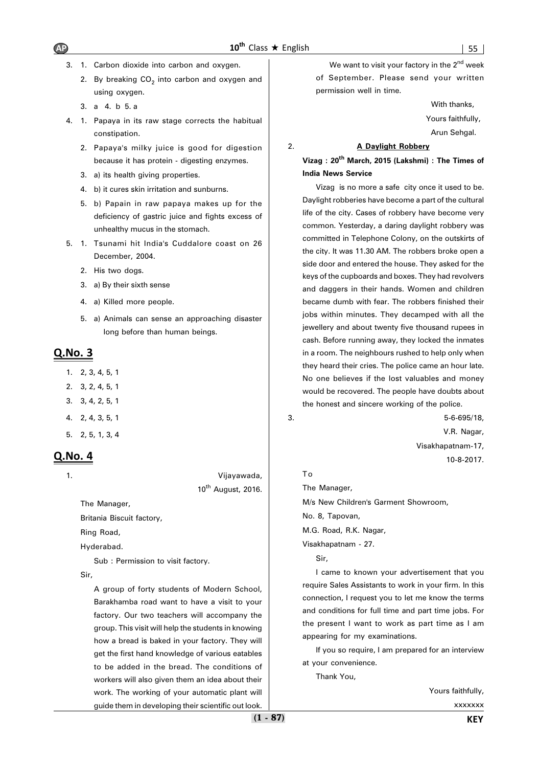3. 1. Carbon dioxide into carbon and oxygen.
   2. By breaking $CO_2$ into carbon and oxygen and using oxygen.
   3. a 4. b 5. a
4. 1. Papaya in its raw stage corrects the habitual constipation.
   2. Papaya's milky juice is good for digestion because it has protein - digesting enzymes.
   3. a) its health giving properties.
   4. b) it cures skin irritation and sunburns.
   5. b) Papain in raw papaya makes up for the deficiency of gastric juice and fights excess of unhealthy mucus in the stomach.
5. 1. Tsunami hit India's Cuddalore coast on 26 December, 2004.
   2. His two dogs.
   3. a) By their sixth sense
   4. a) Killed more people.
   5. a) Animals can sense an approaching disaster long before than human beings.

## Q.No. 3

1. 2, 3, 4, 5, 1
2. 3, 2, 4, 5, 1
3. 3, 4, 2, 5, 1
4. 2, 4, 3, 5, 1
5. 2, 5, 1, 3, 4

## Q.No. 4

1.

Vijayawada,
10th August, 2016.

The Manager,
Britania Biscuit factory,
Ring Road,
Hyderabad.

Sub : Permission to visit factory.

Sir,

A group of forty students of Modern School, Barakhamba road want to have a visit to your factory. Our two teachers will accompany the group. This visit will help the students in knowing how a bread is baked in your factory. They will get the first hand knowledge of various eatables to be added in the bread. The conditions of workers will also given them an idea about their work. The working of your automatic plant will guide them in developing their scientific out look.

We want to visit your factory in the 2nd week of September. Please send your written permission well in time.

With thanks,
Yours faithfully,
Arun Sehgal.

2.

**A Daylight Robbery**

**Vizag : 20th March, 2015 (Lakshmi) : The Times of India News Service**

Vizag is no more a safe city once it used to be. Daylight robberies have become a part of the cultural life of the city. Cases of robbery have become very common. Yesterday, a daring daylight robbery was committed in Telephone Colony, on the outskirts of the city. It was 11.30 AM. The robbers broke open a side door and entered the house. They asked for the keys of the cupboards and boxes. They had revolvers and daggers in their hands. Women and children became dumb with fear. The robbers finished their jobs within minutes. They decamped with all the jewellery and about twenty five thousand rupees in cash. Before running away, they locked the inmates in a room. The neighbours rushed to help only when they heard their cries. The police came an hour late. No one believes if the lost valuables and money would be recovered. The people have doubts about the honest and sincere working of the police.

3.

5-6-695/18,
V.R. Nagar,
Visakhapatnam-17,
10-8-2017.

To
The Manager,
M/s New Children's Garment Showroom,
No. 8, Tapovan,
M.G. Road, R.K. Nagar,
Visakhapatnam - 27.

Sir,

I came to known your advertisement that you require Sales Assistants to work in your firm. In this connection, I request you to let me know the terms and conditions for full time and part time jobs. For the present I want to work as part time as I am appearing for my examinations.

If you so require, I am prepared for an interview at your convenience.

Thank You,

Yours faithfully,
xxxxxxx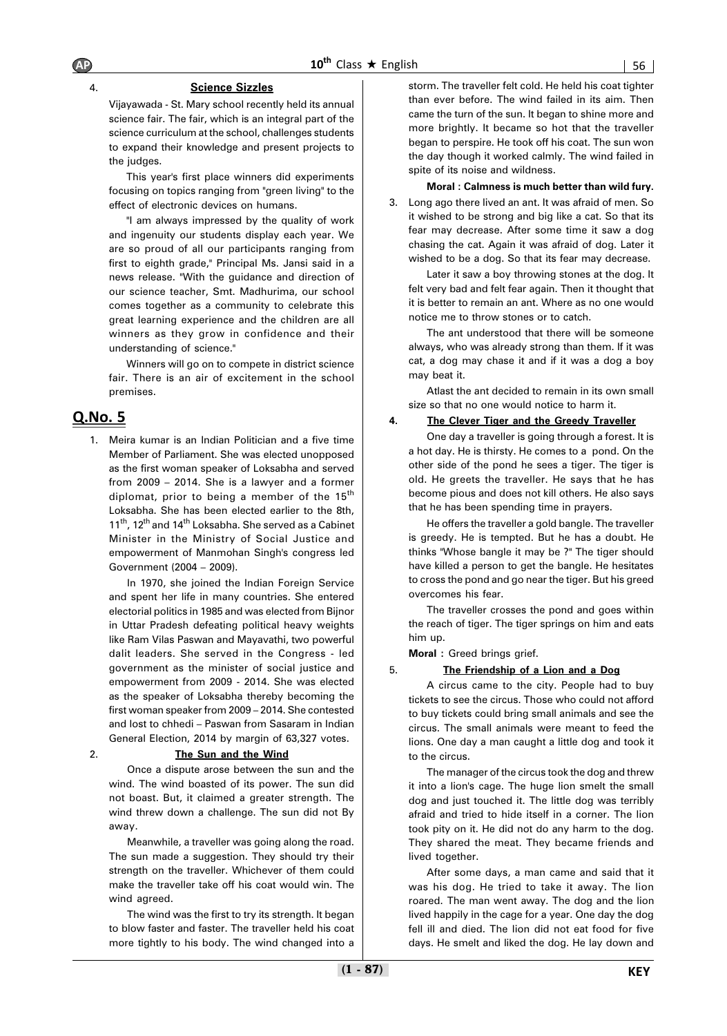4. **Science Sizzles**

Vijayawada - St. Mary school recently held its annual science fair. The fair, which is an integral part of the science curriculum at the school, challenges students to expand their knowledge and present projects to the judges.

This year's first place winners did experiments focusing on topics ranging from "green living" to the effect of electronic devices on humans.

"I am always impressed by the quality of work and ingenuity our students display each year. We are so proud of all our participants ranging from first to eighth grade," Principal Ms. Jansi said in a news release. "With the guidance and direction of our science teacher, Smt. Madhurima, our school comes together as a community to celebrate this great learning experience and the children are all winners as they grow in confidence and their understanding of science."

Winners will go on to compete in district science fair. There is an air of excitement in the school premises.

## Q.No. 5

1. Meira kumar is an Indian Politician and a five time Member of Parliament. She was elected unopposed as the first woman speaker of Loksabha and served from 2009 – 2014. She is a lawyer and a former diplomat, prior to being a member of the 15th Loksabha. She has been elected earlier to the 8th, 11th, 12th and 14th Loksabha. She served as a Cabinet Minister in the Ministry of Social Justice and empowerment of Manmohan Singh's congress led Government (2004 – 2009).

   In 1970, she joined the Indian Foreign Service and spent her life in many countries. She entered electorial politics in 1985 and was elected from Bijnor in Uttar Pradesh defeating political heavy weights like Ram Vilas Paswan and Mayavathi, two powerful dalit leaders. She served in the Congress - led government as the minister of social justice and empowerment from 2009 - 2014. She was elected as the speaker of Loksabha thereby becoming the first woman speaker from 2009 – 2014. She contested and lost to chhedi – Paswan from Sasaram in Indian General Election, 2014 by margin of 63,327 votes.

2. **The Sun and the Wind**

   Once a dispute arose between the sun and the wind. The wind boasted of its power. The sun did not boast. But, it claimed a greater strength. The wind threw down a challenge. The sun did not By away.

   Meanwhile, a traveller was going along the road. The sun made a suggestion. They should try their strength on the traveller. Whichever of them could make the traveller take off his coat would win. The wind agreed.

   The wind was the first to try its strength. It began to blow faster and faster. The traveller held his coat more tightly to his body. The wind changed into a storm. The traveller felt cold. He held his coat tighter than ever before. The wind failed in its aim. Then came the turn of the sun. It began to shine more and more brightly. It became so hot that the traveller began to perspire. He took off his coat. The sun won the day though it worked calmly. The wind failed in spite of its noise and wildness.

   **Moral : Calmness is much better than wild fury.**

3. Long ago there lived an ant. It was afraid of men. So it wished to be strong and big like a cat. So that its fear may decrease. After some time it saw a dog chasing the cat. Again it was afraid of dog. Later it wished to be a dog. So that its fear may decrease.

   Later it saw a boy throwing stones at the dog. It felt very bad and felt fear again. Then it thought that it is better to remain an ant. Where as no one would notice me to throw stones or to catch.

   The ant understood that there will be someone always, who was already strong than them. If it was cat, a dog may chase it and if it was a dog a boy may beat it.

   Atlast the ant decided to remain in its own small size so that no one would notice to harm it.

4. **The Clever Tiger and the Greedy Traveller**

   One day a traveller is going through a forest. It is a hot day. He is thirsty. He comes to a pond. On the other side of the pond he sees a tiger. The tiger is old. He greets the traveller. He says that he has become pious and does not kill others. He also says that he has been spending time in prayers.

   He offers the traveller a gold bangle. The traveller is greedy. He is tempted. But he has a doubt. He thinks "Whose bangle it may be ?" The tiger should have killed a person to get the bangle. He hesitates to cross the pond and go near the tiger. But his greed overcomes his fear.

   The traveller crosses the pond and goes within the reach of tiger. The tiger springs on him and eats him up.

   **Moral :** Greed brings grief.

5. **The Friendship of a Lion and a Dog**

   A circus came to the city. People had to buy tickets to see the circus. Those who could not afford to buy tickets could bring small animals and see the circus. The small animals were meant to feed the lions. One day a man caught a little dog and took it to the circus.

   The manager of the circus took the dog and threw it into a lion's cage. The huge lion smelt the small dog and just touched it. The little dog was terribly afraid and tried to hide itself in a corner. The lion took pity on it. He did not do any harm to the dog. They shared the meat. They became friends and lived together.

   After some days, a man came and said that it was his dog. He tried to take it away. The lion roared. The man went away. The dog and the lion lived happily in the cage for a year. One day the dog fell ill and died. The lion did not eat food for five days. He smelt and liked the dog. He lay down and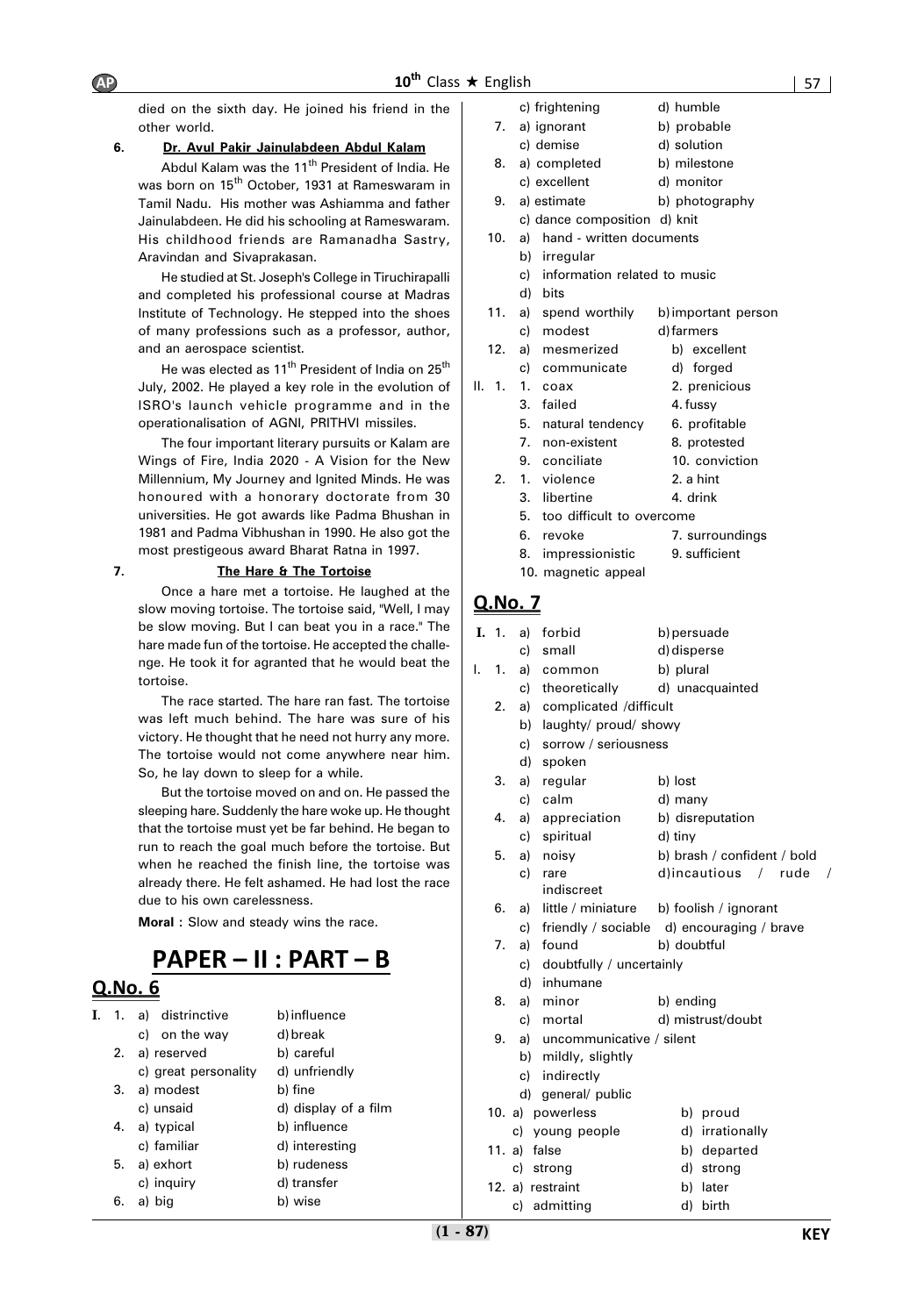died on the sixth day. He joined his friend in the other world.

**6. Dr. Avul Pakir Jainulabdeen Abdul Kalam**

Abdul Kalam was the 11th President of India. He was born on 15th October, 1931 at Rameswaram in Tamil Nadu. His mother was Ashiamma and father Jainulabdeen. He did his schooling at Rameswaram. His childhood friends are Ramanadha Sastry, Aravindan and Sivaprakasan.

He studied at St. Joseph's College in Tiruchirapalli and completed his professional course at Madras Institute of Technology. He stepped into the shoes of many professions such as a professor, author, and an aerospace scientist.

He was elected as 11th President of India on 25th July, 2002. He played a key role in the evolution of ISRO's launch vehicle programme and in the operationalisation of AGNI, PRITHVI missiles.

The four important literary pursuits are Kalam are Wings of Fire, India 2020 - A Vision for the New Millennium, My Journey and Ignited Minds. He was honoured with a honorary doctorate from 30 universities. He got awards like Padma Bhushan in 1981 and Padma Vibhushan in 1990. He also got the most prestigeous award Bharat Ratna in 1997.

**7. The Hare & The Tortoise**

Once a hare met a tortoise. He laughed at the slow moving tortoise. The tortoise said, "Well, I may be slow moving. But I can beat you in a race." The hare made fun of the tortoise. He accepted the challenge. He took it for agranted that he would beat the tortoise.

The race started. The hare ran fast. The tortoise was left much behind. The hare was sure of his victory. He thought that he need not hurry any more. The tortoise would not come anywhere near him. So, he lay down to sleep for a while.

But the tortoise moved on and on. He passed the sleeping hare. Suddenly the hare woke up. He thought that the tortoise must yet be far behind. He began to run to reach the goal much before the tortoise. But when he reached the finish line, the tortoise was already there. He felt ashamed. He had lost the race due to his own carelessness.

**Moral :** Slow and steady wins the race.

# PAPER – II : PART – B

## Q.No. 6

I. 1. a) distrinctive b) influence
c) on the way d) break
2. a) reserved b) careful
c) great personality d) unfriendly
3. a) modest b) fine
c) unsaid d) display of a film
4. a) typical b) influence
c) familiar d) interesting
5. a) exhort b) rudeness
c) inquiry d) transfer
6. a) big b) wise
c) frightening d) humble
7. a) ignorant b) probable
c) demise d) solution
8. a) completed b) milestone
c) excellent d) monitor
9. a) estimate b) photography
c) dance composition d) knit
10. a) hand - written documents
b) irregular
c) information related to music
d) bits
11. a) spend worthily b) important person
c) modest d) farmers
12. a) mesmerized b) excellent
c) communicate d) forged

II. 1. 1. coax 2. prenicious
3. failed 4. fussy
5. natural tendency 6. profitable
7. non-existent 8. protested
9. conciliate 10. conviction
2. 1. violence 2. a hint
3. libertine 4. drink
5. too difficult to overcome
6. revoke 7. surroundings
8. impressionistic 9. sufficient
10. magnetic appeal

## Q.No. 7

I. 1. a) forbid b) persuade
c) small d) disperse
I. 1. a) common b) plural
c) theoretically d) unacquainted
2. a) complicated /difficult
b) laughty/ proud/ showy
c) sorrow / seriousness
d) spoken
3. a) regular b) lost
c) calm d) many
4. a) appreciation b) disreputation
c) spiritual d) tiny
5. a) noisy b) brash / confident / bold
c) rare d) incautious / rude / indiscreet
6. a) little / miniature b) foolish / ignorant
c) friendly / sociable d) encouraging / brave
7. a) found b) doubtful
c) doubtfully / uncertainly
d) inhumane
8. a) minor b) ending
c) mortal d) mistrust/doubt
9. a) uncommunicative / silent
b) mildly, slightly
c) indirectly
d) general/ public
10. a) powerless b) proud
c) young people d) irrationally
11. a) false b) departed
c) strong d) strong
12. a) restraint b) later
c) admitting d) birth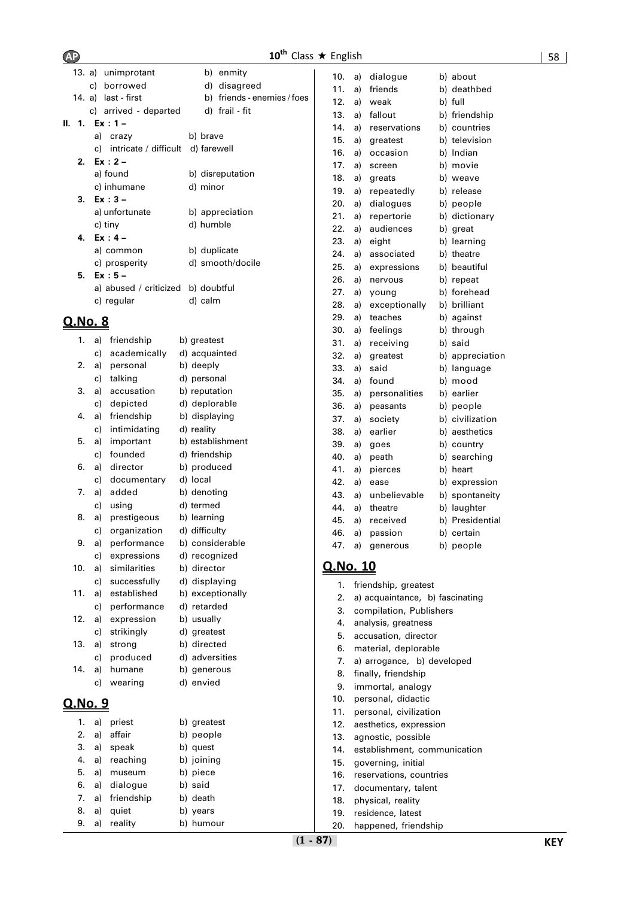13. a) unimprotant b) enmity
c) borrowed d) disagreed
14. a) last - first b) friends - enemies / foes
c) arrived - departed d) frail - fit

II. 1. Ex : 1 –
a) crazy b) brave
c) intricate / difficult d) farewell

2. Ex : 2 –
a) found b) disreputation
c) inhumane d) minor

3. Ex : 3 –
a) unfortunate b) appreciation
c) tiny d) humble

4. Ex : 4 –
a) common b) duplicate
c) prosperity d) smooth/docile

5. Ex : 5 –
a) abused / criticized b) doubtful
c) regular d) calm

## Q.No. 8

1. a) friendship b) greatest
c) academically d) acquainted
2. a) personal b) deeply
c) talking d) personal
3. a) accusation b) reputation
c) depicted d) deplorable
4. a) friendship b) displaying
c) intimidating d) reality
5. a) important b) establishment
c) founded d) friendship
6. a) director b) produced
c) documentary d) local
7. a) added b) denoting
c) using d) termed
8. a) prestigeous b) learning
c) organization d) difficulty
9. a) performance b) considerable
c) expressions d) recognized
10. a) similarities b) director
c) successfully d) displaying
11. a) established b) exceptionally
c) performance d) retarded
12. a) expression b) usually
c) strikingly d) greatest
13. a) strong b) directed
c) produced d) adversities
14. a) humane b) generous
c) wearing d) envied

## Q.No. 9

1. a) priest b) greatest
2. a) affair b) people
3. a) speak b) quest
4. a) reaching b) joining
5. a) museum b) piece
6. a) dialogue b) said
7. a) friendship b) death
8. a) quiet b) years
9. a) reality b) humour
10. a) dialogue b) about
11. a) friends b) deathbed
12. a) weak b) full
13. a) fallout b) friendship
14. a) reservations b) countries
15. a) greatest b) television
16. a) occasion b) Indian
17. a) screen b) movie
18. a) greats b) weave
19. a) repeatedly b) release
20. a) dialogues b) people
21. a) repertorie b) dictionary
22. a) audiences b) great
23. a) eight b) learning
24. a) associated b) theatre
25. a) expressions b) beautiful
26. a) nervous b) repeat
27. a) young b) forehead
28. a) exceptionally b) brilliant
29. a) teaches b) against
30. a) feelings b) through
31. a) receiving b) said
32. a) greatest b) appreciation
33. a) said b) language
34. a) found b) mood
35. a) personalities b) earlier
36. a) peasants b) people
37. a) society b) civilization
38. a) earlier b) aesthetics
39. a) goes b) country
40. a) peath b) searching
41. a) pierces b) heart
42. a) ease b) expression
43. a) unbelievable b) spontaneity
44. a) theatre b) laughter
45. a) received b) Presidential
46. a) passion b) certain
47. a) generous b) people

## Q.No. 10

1. friendship, greatest
2. a) acquaintance, b) fascinating
3. compilation, Publishers
4. analysis, greatness
5. accusation, director
6. material, deplorable
7. a) arrogance, b) developed
8. finally, friendship
9. immortal, analogy
10. personal, didactic
11. personal, civilization
12. aesthetics, expression
13. agnostic, possible
14. establishment, communication
15. governing, initial
16. reservations, countries
17. documentary, talent
18. physical, reality
19. residence, latest
20. happened, friendship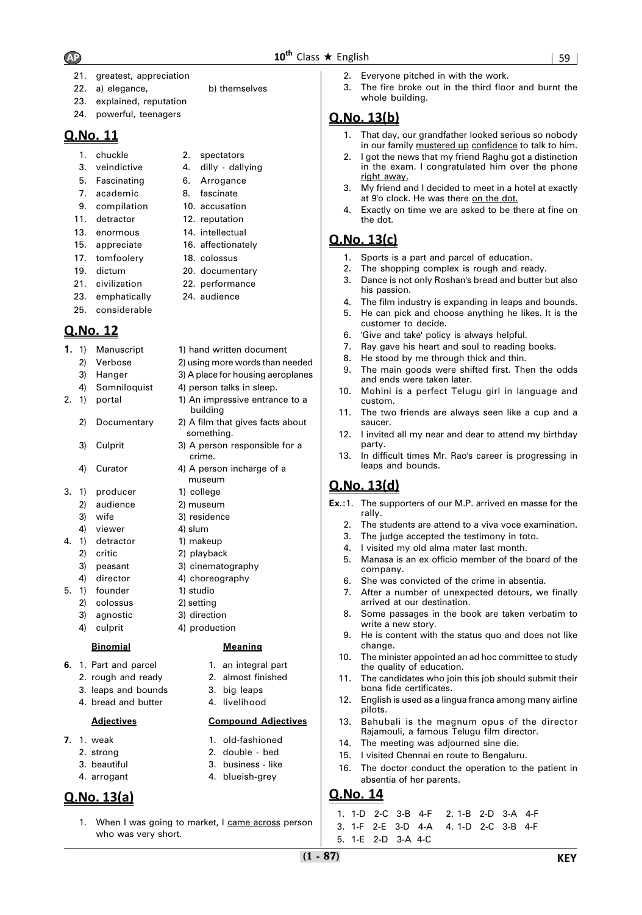21. greatest, appreciation
22. a) elegance, b) themselves
23. explained, reputation
24. powerful, teenagers

## Q.No. 11

1. chuckle
2. spectators
3. veindictive
4. dilly - dallying
5. Fascinating
6. Arrogance
7. academic
8. fascinate
9. compilation
10. accusation
11. detractor
12. reputation
13. enormous
14. intellectual
15. appreciate
16. affectionately
17. tomfoolery
18. colossus
19. dictum
20. documentary
21. civilization
22. performance
23. emphatically
24. audience
25. considerable

## Q.No. 12

**1.**

| | | |
|---|---|---|
| 1) | Manuscript | 1) hand written document |
| 2) | Verbose | 2) using more words than needed |
| 3) | Hanger | 3) A place for housing aeroplanes |
| 4) | Somniloquist | 4) person talks in sleep. |

2.

| | | |
|---|---|---|
| 1) | portal | 1) An impressive entrance to a building |
| 2) | Documentary | 2) A film that gives facts about something. |
| 3) | Culprit | 3) A person responsible for a crime. |
| 4) | Curator | 4) A person incharge of a museum |

3.

| | | |
|---|---|---|
| 1) | producer | 1) college |
| 2) | audience | 2) museum |
| 3) | wife | 3) residence |
| 4) | viewer | 4) slum |

4.

| | | |
|---|---|---|
| 1) | detractor | 1) makeup |
| 2) | critic | 2) playback |
| 3) | peasant | 3) cinematography |
| 4) | director | 4) choreography |

5.

| | | |
|---|---|---|
| 1) | founder | 1) studio |
| 2) | colossus | 2) setting |
| 3) | agnostic | 3) direction |
| 4) | culprit | 4) production |

**6.**

| **Binomial** | **Meaning** |
|---|---|
| 1. Part and parcel | 1. an integral part |
| 2. rough and ready | 2. almost finished |
| 3. leaps and bounds | 3. big leaps |
| 4. bread and butter | 4. livelihood |

**7.**

| **Adjectives** | **Compound Adjectives** |
|---|---|
| 1. weak | 1. old-fashioned |
| 2. strong | 2. double - bed |
| 3. beautiful | 3. business - like |
| 4. arrogant | 4. blueish-grey |

## Q.No. 13(a)

1. When I was going to market, I came across person who was very short.
2. Everyone pitched in with the work.
3. The fire broke out in the third floor and burnt the whole building.

## Q.No. 13(b)

1. That day, our grandfather looked serious so nobody in our family mustered up confidence to talk to him.
2. I got the news that my friend Raghu got a distinction in the exam. I congratulated him over the phone right away.
3. My friend and I decided to meet in a hotel at exactly at 9'o clock. He was there on the dot.
4. Exactly on time we are asked to be there at fine on the dot.

## Q.No. 13(c)

1. Sports is a part and parcel of education.
2. The shopping complex is rough and ready.
3. Dance is not only Roshan's bread and butter but also his passion.
4. The film industry is expanding in leaps and bounds.
5. He can pick and choose anything he likes. It is the customer to decide.
6. 'Give and take' policy is always helpful.
7. Ray gave his heart and soul to reading books.
8. He stood by me through thick and thin.
9. The main goods were shifted first. Then the odds and ends were taken later.
10. Mohini is a perfect Telugu girl in language and custom.
11. The two friends are always seen like a cup and a saucer.
12. I invited all my near and dear to attend my birthday party.
13. In difficult times Mr. Rao's career is progressing in leaps and bounds.

## Q.No. 13(d)

**Ex.:** 1. The supporters of our M.P. arrived en masse for the rally.
2. The students are attend to a viva voce examination.
3. The judge accepted the testimony in toto.
4. I visited my old alma mater last month.
5. Manasa is an ex officio member of the board of the company.
6. She was convicted of the crime in absentia.
7. After a number of unexpected detours, we finally arrived at our destination.
8. Some passages in the book are taken verbatim to write a new story.
9. He is content with the status quo and does not like change.
10. The minister appointed an ad hoc committee to study the quality of education.
11. The candidates who join this job should submit their bona fide certificates.
12. English is used as a lingua franca among many airline pilots.
13. Bahubali is the magnum opus of the director Rajamouli, a famous Telugu film director.
14. The meeting was adjourned sine die.
15. I visited Chennai en route to Bengaluru.
16. The doctor conduct the operation to the patient in absentia of her parents.

## Q.No. 14

1. 1-D 2-C 3-B 4-F
2. 1-B 2-D 3-A 4-F
3. 1-F 2-E 3-D 4-A
4. 1-D 2-C 3-B 4-F
5. 1-E 2-D 3-A 4-C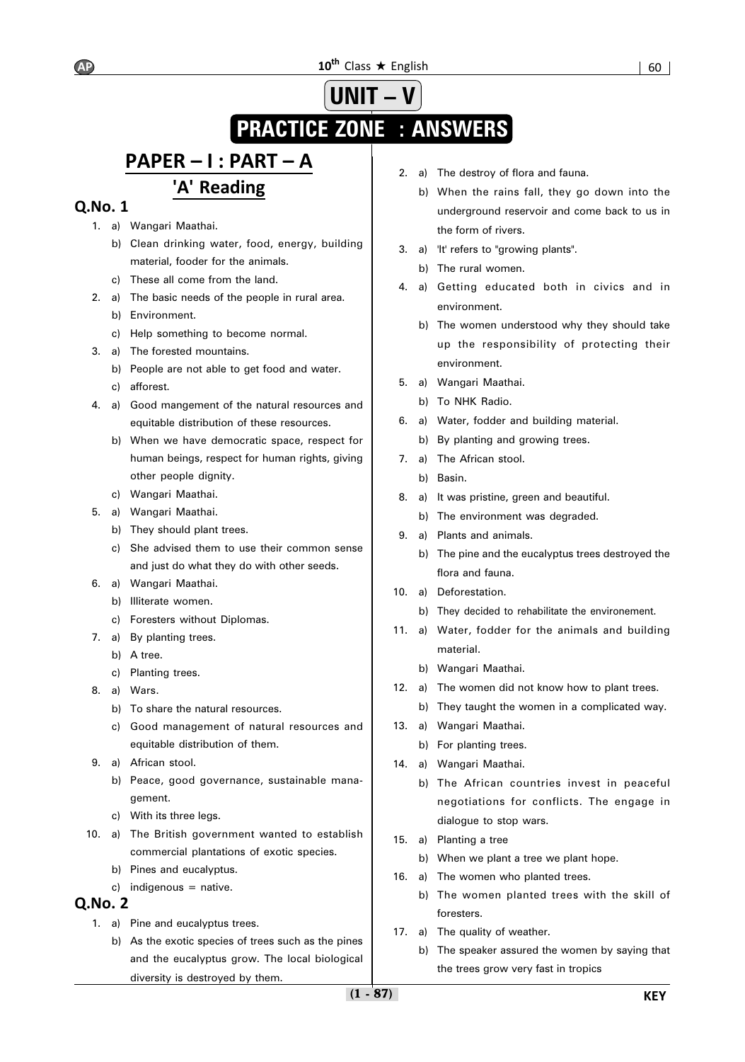# UNIT – V

# PRACTICE ZONE : ANSWERS

## PAPER – I : PART – A

### 'A' Reading

### Q.No. 1

1. a) Wangari Maathai.
   b) Clean drinking water, food, energy, building material, fooder for the animals.
   c) These all come from the land.
2. a) The basic needs of the people in rural area.
   b) Environment.
   c) Help something to become normal.
3. a) The forested mountains.
   b) People are not able to get food and water.
   c) afforest.
4. a) Good mangement of the natural resources and equitable distribution of these resources.
   b) When we have democratic space, respect for human beings, respect for human rights, giving other people dignity.
   c) Wangari Maathai.
5. a) Wangari Maathai.
   b) They should plant trees.
   c) She advised them to use their common sense and just do what they do with other seeds.
6. a) Wangari Maathai.
   b) Illiterate women.
   c) Foresters without Diplomas.
7. a) By planting trees.
   b) A tree.
   c) Planting trees.
8. a) Wars.
   b) To share the natural resources.
   c) Good management of natural resources and equitable distribution of them.
9. a) African stool.
   b) Peace, good governance, sustainable management.
   c) With its three legs.
10. a) The British government wanted to establish commercial plantations of exotic species.
    b) Pines and eucalyptus.
    c) indigenous = native.

### Q.No. 2

1. a) Pine and eucalyptus trees.
   b) As the exotic species of trees such as the pines and the eucalyptus grow. The local biological diversity is destroyed by them.
2. a) The destroy of flora and fauna.
   b) When the rains fall, they go down into the underground reservoir and come back to us in the form of rivers.
3. a) 'It' refers to "growing plants".
   b) The rural women.
4. a) Getting educated both in civics and in environment.
   b) The women understood why they should take up the responsibility of protecting their environment.
5. a) Wangari Maathai.
   b) To NHK Radio.
6. a) Water, fodder and building material.
   b) By planting and growing trees.
7. a) The African stool.
   b) Basin.
8. a) It was pristine, green and beautiful.
   b) The environment was degraded.
9. a) Plants and animals.
   b) The pine and the eucalyptus trees destroyed the flora and fauna.
10. a) Deforestation.
    b) They decided to rehabilitate the environement.
11. a) Water, fodder for the animals and building material.
    b) Wangari Maathai.
12. a) The women did not know how to plant trees.
    b) They taught the women in a complicated way.
13. a) Wangari Maathai.
    b) For planting trees.
14. a) Wangari Maathai.
    b) The African countries invest in peaceful negotiations for conflicts. The engage in dialogue to stop wars.
15. a) Planting a tree
    b) When we plant a tree we plant hope.
16. a) The women who planted trees.
    b) The women planted trees with the skill of foresters.
17. a) The quality of weather.
    b) The speaker assured the women by saying that the trees grow very fast in tropics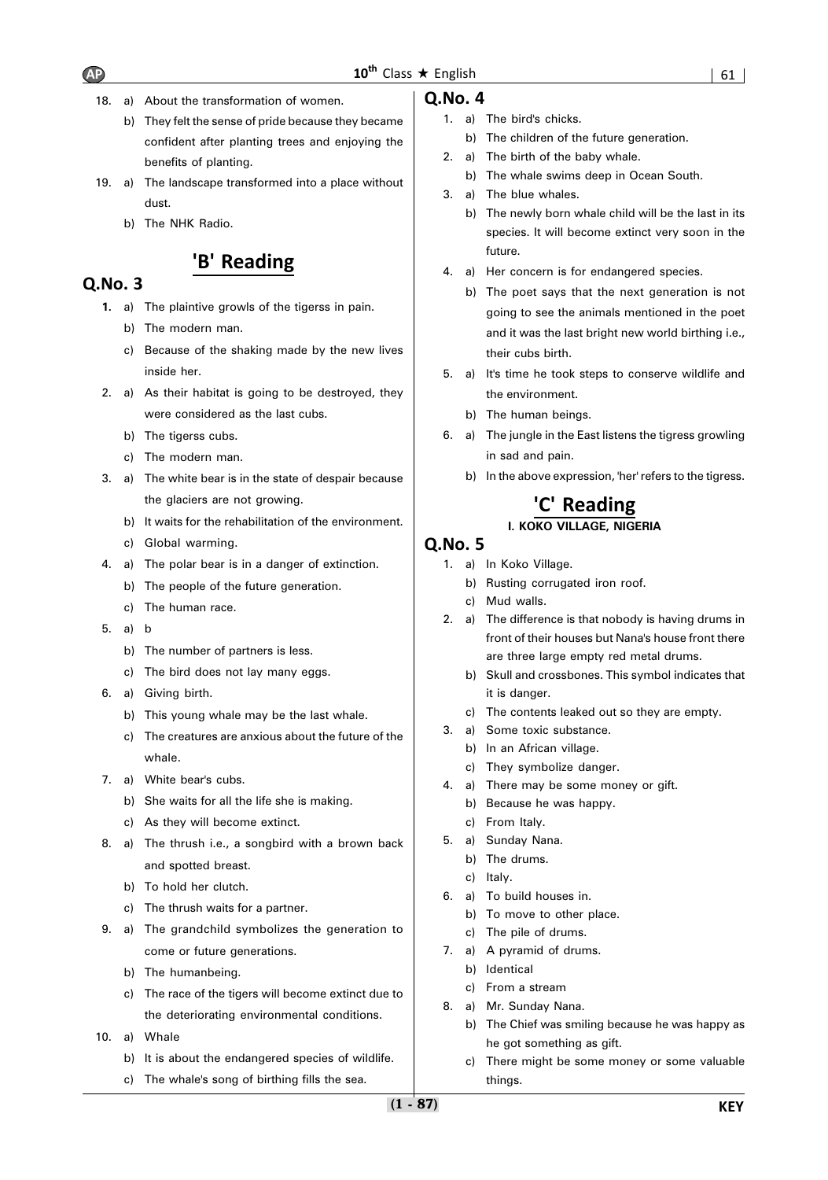18. a) About the transformation of women.
    b) They felt the sense of pride because they became confident after planting trees and enjoying the benefits of planting.
19. a) The landscape transformed into a place without dust.
    b) The NHK Radio.

## 'B' Reading

### Q.No. 3

**1.** a) The plaintive growls of the tigerss in pain.
   b) The modern man.
   c) Because of the shaking made by the new lives inside her.
2. a) As their habitat is going to be destroyed, they were considered as the last cubs.
   b) The tigerss cubs.
   c) The modern man.
3. a) The white bear is in the state of despair because the glaciers are not growing.
   b) It waits for the rehabilitation of the environment.
   c) Global warming.
4. a) The polar bear is in a danger of extinction.
   b) The people of the future generation.
   c) The human race.
5. a) b
   b) The number of partners is less.
   c) The bird does not lay many eggs.
6. a) Giving birth.
   b) This young whale may be the last whale.
   c) The creatures are anxious about the future of the whale.
7. a) White bear's cubs.
   b) She waits for all the life she is making.
   c) As they will become extinct.
8. a) The thrush i.e., a songbird with a brown back and spotted breast.
   b) To hold her clutch.
   c) The thrush waits for a partner.
9. a) The grandchild symbolizes the generation to come or future generations.
   b) The humanbeing.
   c) The race of the tigers will become extinct due to the deteriorating environmental conditions.
10. a) Whale
    b) It is about the endangered species of wildlife.
    c) The whale's song of birthing fills the sea.

### Q.No. 4

1. a) The bird's chicks.
   b) The children of the future generation.
2. a) The birth of the baby whale.
   b) The whale swims deep in Ocean South.
3. a) The blue whales.
   b) The newly born whale child will be the last in its species. It will become extinct very soon in the future.
4. a) Her concern is for endangered species.
   b) The poet says that the next generation is not going to see the animals mentioned in the poet and it was the last bright new world birthing i.e., their cubs birth.
5. a) It's time he took steps to conserve wildlife and the environment.
   b) The human beings.
6. a) The jungle in the East listens the tigress growling in sad and pain.
   b) In the above expression, 'her' refers to the tigress.

## 'C' Reading

**I. KOKO VILLAGE, NIGERIA**

### Q.No. 5

1. a) In Koko Village.
   b) Rusting corrugated iron roof.
   c) Mud walls.
2. a) The difference is that nobody is having drums in front of their houses but Nana's house front there are three large empty red metal drums.
   b) Skull and crossbones. This symbol indicates that it is danger.
   c) The contents leaked out so they are empty.
3. a) Some toxic substance.
   b) In an African village.
   c) They symbolize danger.
4. a) There may be some money or gift.
   b) Because he was happy.
   c) From Italy.
5. a) Sunday Nana.
   b) The drums.
   c) Italy.
6. a) To build houses in.
   b) To move to other place.
   c) The pile of drums.
7. a) A pyramid of drums.
   b) Identical
   c) From a stream
8. a) Mr. Sunday Nana.
   b) The Chief was smiling because he was happy as he got something as gift.
   c) There might be some money or some valuable things.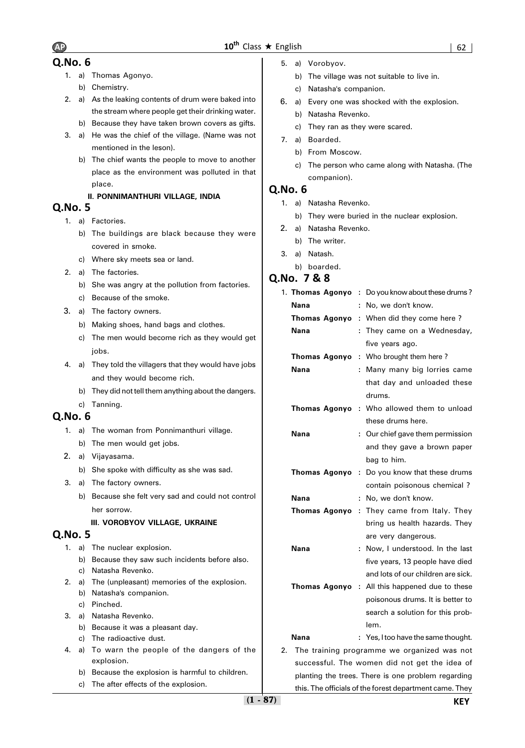## Q.No. 6

1. a) Thomas Agonyo.
   b) Chemistry.
2. a) As the leaking contents of drum were baked into the stream where people get their drinking water.
   b) Because they have taken brown covers as gifts.
3. a) He was the chief of the village. (Name was not mentioned in the leson).
   b) The chief wants the people to move to another place as the environment was polluted in that place.

### II. PONNIMANTHURI VILLAGE, INDIA

## Q.No. 5

1. a) Factories.
   b) The buildings are black because they were covered in smoke.
   c) Where sky meets sea or land.
2. a) The factories.
   b) She was angry at the pollution from factories.
   c) Because of the smoke.
3. a) The factory owners.
   b) Making shoes, hand bags and clothes.
   c) The men would become rich as they would get jobs.
4. a) They told the villagers that they would have jobs and they would become rich.
   b) They did not tell them anything about the dangers.
   c) Tanning.

## Q.No. 6

1. a) The woman from Ponnimanthuri village.
   b) The men would get jobs.
2. a) Vijayasama.
   b) She spoke with difficulty as she was sad.
3. a) The factory owners.
   b) Because she felt very sad and could not control her sorrow.

### III. VOROBYOV VILLAGE, UKRAINE

## Q.No. 5

1. a) The nuclear explosion.
   b) Because they saw such incidents before also.
   c) Natasha Revenko.
2. a) The (unpleasant) memories of the explosion.
   b) Natasha's companion.
   c) Pinched.
3. a) Natasha Revenko.
   b) Because it was a pleasant day.
   c) The radioactive dust.
4. a) To warn the people of the dangers of the explosion.
   b) Because the explosion is harmful to children.
   c) The after effects of the explosion.
5. a) Vorobyov.
   b) The village was not suitable to live in.
   c) Natasha's companion.
6. a) Every one was shocked with the explosion.
   b) Natasha Revenko.
   c) They ran as they were scared.
7. a) Boarded.
   b) From Moscow.
   c) The person who came along with Natasha. (The companion).

## Q.No. 6

1. a) Natasha Revenko.
   b) They were buried in the nuclear explosion.
2. a) Natasha Revenko.
   b) The writer.
3. a) Natash.
   b) boarded.

## Q.No. 7 & 8

1. **Thomas Agonyo** : Do you know about these drums ?
   **Nana** : No, we don't know.
   **Thomas Agonyo** : When did they come here ?
   **Nana** : They came on a Wednesday, five years ago.
   **Thomas Agonyo** : Who brought them here ?
   **Nana** : Many many big lorries came that day and unloaded these drums.
   **Thomas Agonyo** : Who allowed them to unload these drums here.
   **Nana** : Our chief gave them permission and they gave a brown paper bag to him.
   **Thomas Agonyo** : Do you know that these drums contain poisonous chemical ?
   **Nana** : No, we don't know.
   **Thomas Agonyo** : They came from Italy. They bring us health hazards. They are very dangerous.
   **Nana** : Now, I understood. In the last five years, 13 people have died and lots of our children are sick.
   **Thomas Agonyo** : All this happened due to these poisonous drums. It is better to search a solution for this problem.
   **Nana** : Yes, I too have the same thought.
2. The training programme we organized was not successful. The women did not get the idea of planting the trees. There is one problem regarding this. The officials of the forest department came. They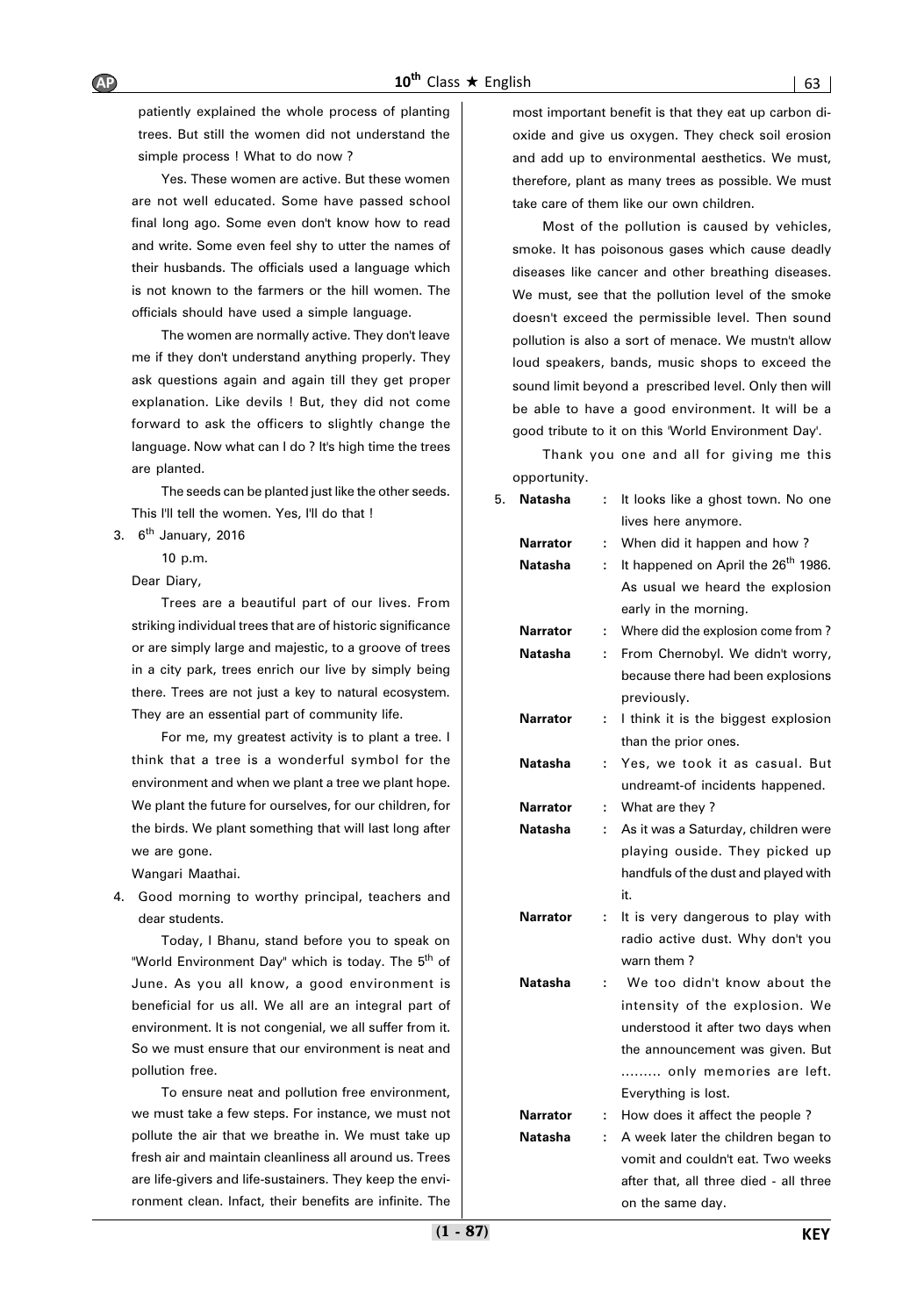patiently explained the whole process of planting trees. But still the women did not understand the simple process ! What to do now ?

Yes. These women are active. But these women are not well educated. Some have passed school final long ago. Some even don't know how to read and write. Some even feel shy to utter the names of their husbands. The officials used a language which is not known to the farmers or the hill women. The officials should have used a simple language.

The women are normally active. They don't leave me if they don't understand anything properly. They ask questions again and again till they get proper explanation. Like devils ! But, they did not come forward to ask the officers to slightly change the language. Now what can I do ? It's high time the trees are planted.

The seeds can be planted just like the other seeds. This I'll tell the women. Yes, I'll do that !

3. 6th January, 2016

10 p.m.

Dear Diary,

Trees are a beautiful part of our lives. From striking individual trees that are of historic significance or are simply large and majestic, to a groove of trees in a city park, trees enrich our live by simply being there. Trees are not just a key to natural ecosystem. They are an essential part of community life.

For me, my greatest activity is to plant a tree. I think that a tree is a wonderful symbol for the environment and when we plant a tree we plant hope. We plant the future for ourselves, for our children, for the birds. We plant something that will last long after we are gone.

Wangari Maathai.

4. Good morning to worthy principal, teachers and dear students.

Today, I Bhanu, stand before you to speak on "World Environment Day" which is today. The 5th of June. As you all know, a good environment is beneficial for us all. We all are an integral part of environment. It is not congenial, we all suffer from it. So we must ensure that our environment is neat and pollution free.

To ensure neat and pollution free environment, we must take a few steps. For instance, we must not pollute the air that we breathe in. We must take up fresh air and maintain cleanliness all around us. Trees are life-givers and life-sustainers. They keep the environment clean. Infact, their benefits are infinite. The most important benefit is that they eat up carbon di-oxide and give us oxygen. They check soil erosion and add up to environmental aesthetics. We must, therefore, plant as many trees as possible. We must take care of them like our own children.

Most of the pollution is caused by vehicles, smoke. It has poisonous gases which cause deadly diseases like cancer and other breathing diseases. We must, see that the pollution level of the smoke doesn't exceed the permissible level. Then sound pollution is also a sort of menace. We mustn't allow loud speakers, bands, music shops to exceed the sound limit beyond a prescribed level. Only then will be able to have a good environment. It will be a good tribute to it on this 'World Environment Day'.

Thank you one and all for giving me this opportunity.

5. **Natasha** : It looks like a ghost town. No one lives here anymore.

**Narrator** : When did it happen and how ?

**Natasha** : It happened on April the 26th 1986. As usual we heard the explosion early in the morning.

**Narrator** : Where did the explosion come from ?

**Natasha** : From Chernobyl. We didn't worry, because there had been explosions previously.

**Narrator** : I think it is the biggest explosion than the prior ones.

**Natasha** : Yes, we took it as casual. But undreamt-of incidents happened.

**Narrator** : What are they ?

**Natasha** : As it was a Saturday, children were playing ouside. They picked up handfuls of the dust and played with it.

**Narrator** : It is very dangerous to play with radio active dust. Why don't you warn them ?

**Natasha** : We too didn't know about the intensity of the explosion. We understood it after two days when the announcement was given. But ......... only memories are left. Everything is lost.

**Narrator** : How does it affect the people ?

**Natasha** : A week later the children began to vomit and couldn't eat. Two weeks after that, all three died - all three on the same day.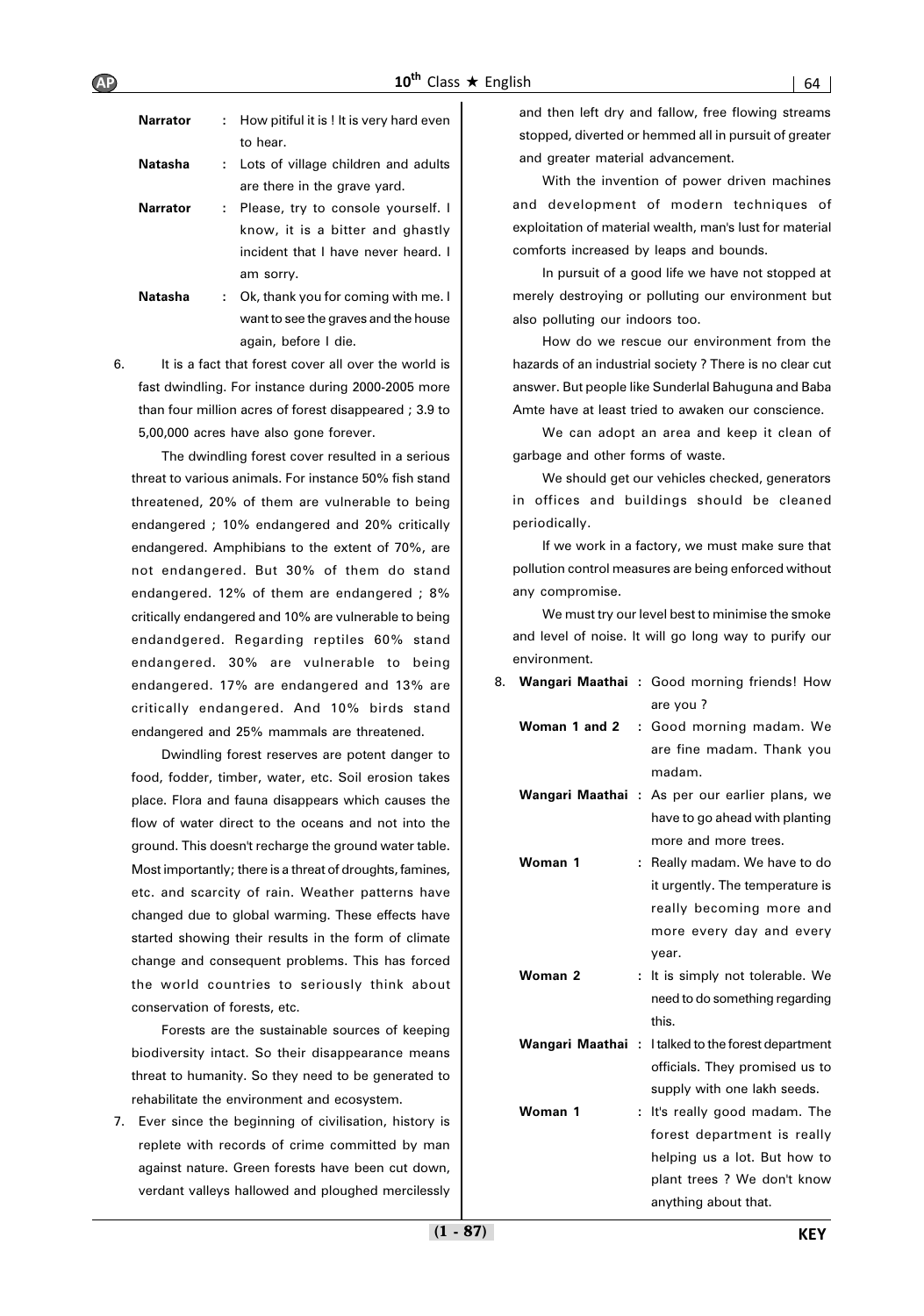**Narrator** : How pitiful it is ! It is very hard even to hear.

**Natasha** : Lots of village children and adults are there in the grave yard.

**Narrator** : Please, try to console yourself. I know, it is a bitter and ghastly incident that I have never heard. I am sorry.

**Natasha** : Ok, thank you for coming with me. I want to see the graves and the house again, before I die.

6. It is a fact that forest cover all over the world is fast dwindling. For instance during 2000-2005 more than four million acres of forest disappeared ; 3.9 to 5,00,000 acres have also gone forever.

The dwindling forest cover resulted in a serious threat to various animals. For instance 50% fish stand threatened, 20% of them are vulnerable to being endangered ; 10% endangered and 20% critically endangered. Amphibians to the extent of 70%, are not endangered. But 30% of them do stand endangered. 12% of them are endangered ; 8% critically endangered and 10% are vulnerable to being endandgered. Regarding reptiles 60% stand endangered. 30% are vulnerable to being endangered. 17% are endangered and 13% are critically endangered. And 10% birds stand endangered and 25% mammals are threatened.

Dwindling forest reserves are potent danger to food, fodder, timber, water, etc. Soil erosion takes place. Flora and fauna disappears which causes the flow of water direct to the oceans and not into the ground. This doesn't recharge the ground water table. Most importantly; there is a threat of droughts, famines, etc. and scarcity of rain. Weather patterns have changed due to global warming. These effects have started showing their results in the form of climate change and consequent problems. This has forced the world countries to seriously think about conservation of forests, etc.

Forests are the sustainable sources of keeping biodiversity intact. So their disappearance means threat to humanity. So they need to be generated to rehabilitate the environment and ecosystem.

7. Ever since the beginning of civilisation, history is replete with records of crime committed by man against nature. Green forests have been cut down, verdant valleys hallowed and ploughed mercilessly and then left dry and fallow, free flowing streams stopped, diverted or hemmed all in pursuit of greater and greater material advancement.

With the invention of power driven machines and development of modern techniques of exploitation of material wealth, man's lust for material comforts increased by leaps and bounds.

In pursuit of a good life we have not stopped at merely destroying or polluting our environment but also polluting our indoors too.

How do we rescue our environment from the hazards of an industrial society ? There is no clear cut answer. But people like Sunderlal Bahuguna and Baba Amte have at least tried to awaken our conscience.

We can adopt an area and keep it clean of garbage and other forms of waste.

We should get our vehicles checked, generators in offices and buildings should be cleaned periodically.

If we work in a factory, we must make sure that pollution control measures are being enforced without any compromise.

We must try our level best to minimise the smoke and level of noise. It will go long way to purify our environment.

8. **Wangari Maathai** : Good morning friends! How are you ?

**Woman 1 and 2** : Good morning madam. We are fine madam. Thank you madam.

**Wangari Maathai** : As per our earlier plans, we have to go ahead with planting more and more trees.

**Woman 1** : Really madam. We have to do it urgently. The temperature is really becoming more and more every day and every year.

**Woman 2** : It is simply not tolerable. We need to do something regarding this.

**Wangari Maathai** : I talked to the forest department officials. They promised us to supply with one lakh seeds.

**Woman 1** : It's really good madam. The forest department is really helping us a lot. But how to plant trees ? We don't know anything about that.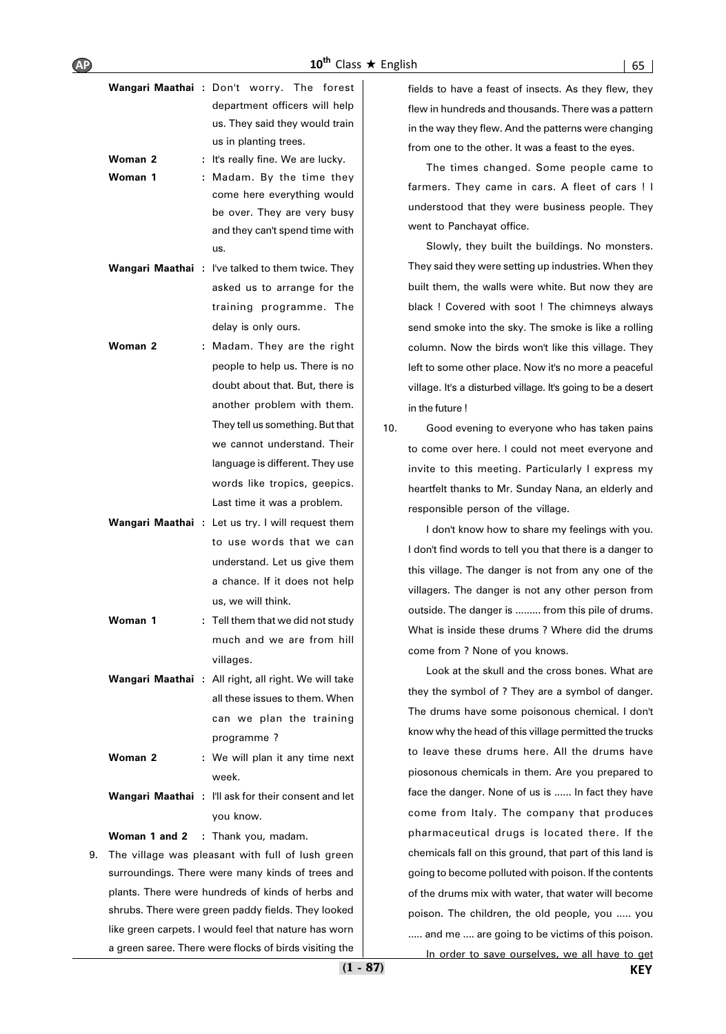**Wangari Maathai :** Don't worry. The forest department officers will help us. They said they would train us in planting trees.

**Woman 2 :** It's really fine. We are lucky.

**Woman 1 :** Madam. By the time they come here everything would be over. They are very busy and they can't spend time with us.

**Wangari Maathai :** I've talked to them twice. They asked us to arrange for the training programme. The delay is only ours.

**Woman 2 :** Madam. They are the right people to help us. There is no doubt about that. But, there is another problem with them. They tell us something. But that we cannot understand. Their language is different. They use words like tropics, geepics. Last time it was a problem.

**Wangari Maathai :** Let us try. I will request them to use words that we can understand. Let us give them a chance. If it does not help us, we will think.

**Woman 1 :** Tell them that we did not study much and we are from hill villages.

**Wangari Maathai :** All right, all right. We will take all these issues to them. When can we plan the training programme ?

**Woman 2 :** We will plan it any time next week.

**Wangari Maathai :** I'll ask for their consent and let you know.

**Woman 1 and 2 :** Thank you, madam.

9. The village was pleasant with full of lush green surroundings. There were many kinds of trees and plants. There were hundreds of kinds of herbs and shrubs. There were green paddy fields. They looked like green carpets. I would feel that nature has worn a green saree. There were flocks of birds visiting the fields to have a feast of insects. As they flew, they flew in hundreds and thousands. There was a pattern in the way they flew. And the patterns were changing from one to the other. It was a feast to the eyes.

   The times changed. Some people came to farmers. They came in cars. A fleet of cars ! I understood that they were business people. They went to Panchayat office.

   Slowly, they built the buildings. No monsters. They said they were setting up industries. When they built them, the walls were white. But now they are black ! Covered with soot ! The chimneys always send smoke into the sky. The smoke is like a rolling column. Now the birds won't like this village. They left to some other place. Now it's no more a peaceful village. It's a disturbed village. It's going to be a desert in the future !

10. Good evening to everyone who has taken pains to come over here. I could not meet everyone and invite to this meeting. Particularly I express my heartfelt thanks to Mr. Sunday Nana, an elderly and responsible person of the village.

    I don't know how to share my feelings with you. I don't find words to tell you that there is a danger to this village. The danger is not from any one of the villagers. The danger is not any other person from outside. The danger is ......... from this pile of drums. What is inside these drums ? Where did the drums come from ? None of you knows.

    Look at the skull and the cross bones. What are they the symbol of ? They are a symbol of danger. The drums have some poisonous chemical. I don't know why the head of this village permitted the trucks to leave these drums here. All the drums have piosonous chemicals in them. Are you prepared to face the danger. None of us is ...... In fact they have come from Italy. The company that produces pharmaceutical drugs is located there. If the chemicals fall on this ground, that part of this land is going to become polluted with poison. If the contents of the drums mix with water, that water will become poison. The children, the old people, you ..... you ..... and me .... are going to be victims of this poison.

    In order to save ourselves, we all have to get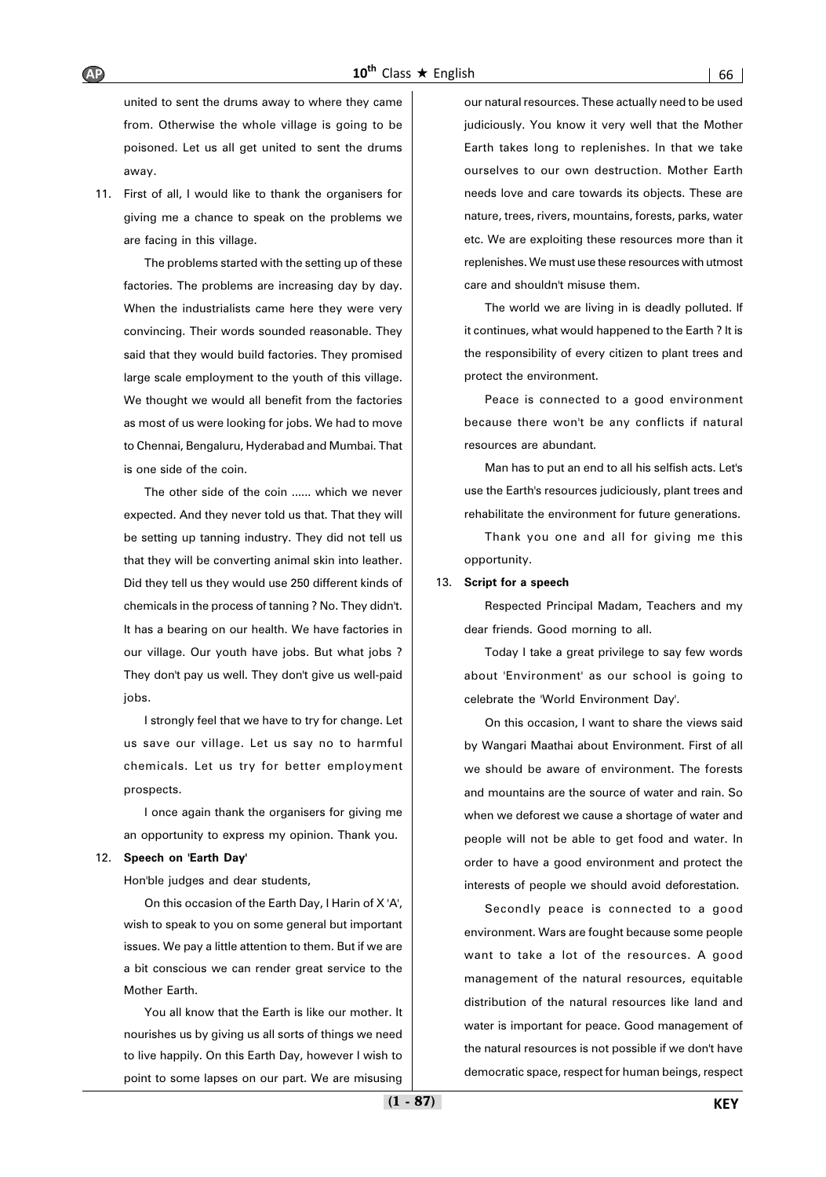united to sent the drums away to where they came from. Otherwise the whole village is going to be poisoned. Let us all get united to sent the drums away.

11. First of all, I would like to thank the organisers for giving me a chance to speak on the problems we are facing in this village.

    The problems started with the setting up of these factories. The problems are increasing day by day. When the industrialists came here they were very convincing. Their words sounded reasonable. They said that they would build factories. They promised large scale employment to the youth of this village. We thought we would all benefit from the factories as most of us were looking for jobs. We had to move to Chennai, Bengaluru, Hyderabad and Mumbai. That is one side of the coin.

    The other side of the coin ...... which we never expected. And they never told us that. That they will be setting up tanning industry. They did not tell us that they will be converting animal skin into leather. Did they tell us they would use 250 different kinds of chemicals in the process of tanning ? No. They didn't. It has a bearing on our health. We have factories in our village. Our youth have jobs. But what jobs ? They don't pay us well. They don't give us well-paid jobs.

    I strongly feel that we have to try for change. Let us save our village. Let us say no to harmful chemicals. Let us try for better employment prospects.

    I once again thank the organisers for giving me an opportunity to express my opinion. Thank you.

12. **Speech on 'Earth Day'**

    Hon'ble judges and dear students,

    On this occasion of the Earth Day, I Harin of X 'A', wish to speak to you on some general but important issues. We pay a little attention to them. But if we are a bit conscious we can render great service to the Mother Earth.

    You all know that the Earth is like our mother. It nourishes us by giving us all sorts of things we need to live happily. On this Earth Day, however I wish to point to some lapses on our part. We are misusing our natural resources. These actually need to be used judiciously. You know it very well that the Mother Earth takes long to replenishes. In that we take ourselves to our own destruction. Mother Earth needs love and care towards its objects. These are nature, trees, rivers, mountains, forests, parks, water etc. We are exploiting these resources more than it replenishes. We must use these resources with utmost care and shouldn't misuse them.

    The world we are living in is deadly polluted. If it continues, what would happened to the Earth ? It is the responsibility of every citizen to plant trees and protect the environment.

    Peace is connected to a good environment because there won't be any conflicts if natural resources are abundant.

    Man has to put an end to all his selfish acts. Let's use the Earth's resources judiciously, plant trees and rehabilitate the environment for future generations.

    Thank you one and all for giving me this opportunity.

13. **Script for a speech**

    Respected Principal Madam, Teachers and my dear friends. Good morning to all.

    Today I take a great privilege to say few words about 'Environment' as our school is going to celebrate the 'World Environment Day'.

    On this occasion, I want to share the views said by Wangari Maathai about Environment. First of all we should be aware of environment. The forests and mountains are the source of water and rain. So when we deforest we cause a shortage of water and people will not be able to get food and water. In order to have a good environment and protect the interests of people we should avoid deforestation.

    Secondly peace is connected to a good environment. Wars are fought because some people want to take a lot of the resources. A good management of the natural resources, equitable distribution of the natural resources like land and water is important for peace. Good management of the natural resources is not possible if we don't have democratic space, respect for human beings, respect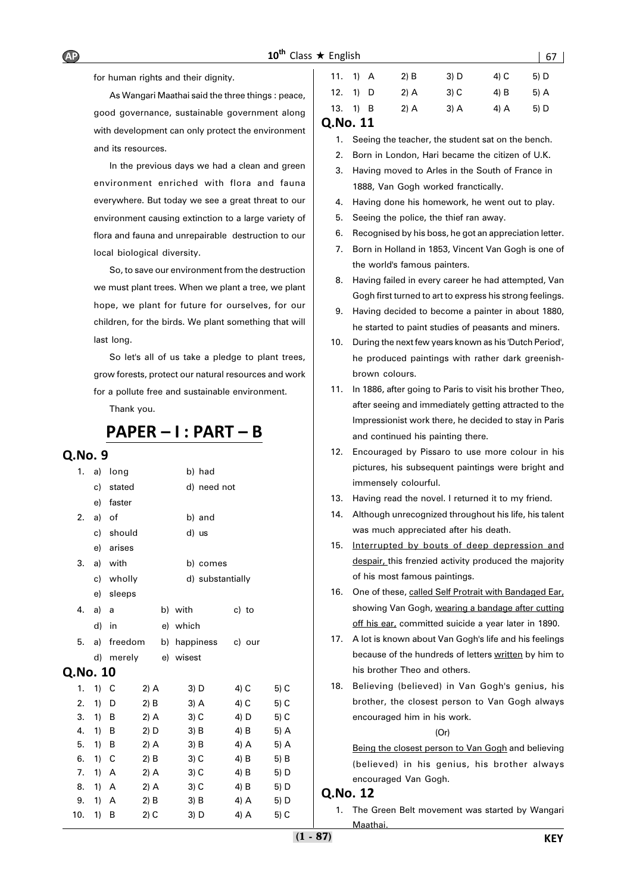for human rights and their dignity.

As Wangari Maathai said the three things : peace, good governance, sustainable government along with development can only protect the environment and its resources.

In the previous days we had a clean and green environment enriched with flora and fauna everywhere. But today we see a great threat to our environment causing extinction to a large variety of flora and fauna and unrepairable destruction to our local biological diversity.

So, to save our environment from the destruction we must plant trees. When we plant a tree, we plant hope, we plant for future for ourselves, for our children, for the birds. We plant something that will last long.

So let's all of us take a pledge to plant trees, grow forests, protect our natural resources and work for a pollute free and sustainable environment.

Thank you.

# PAPER – I : PART – B

## Q.No. 9

1. a) long b) had c) stated d) need not e) faster
2. a) of b) and c) should d) us e) arises
3. a) with b) comes c) wholly d) substantially e) sleeps
4. a) a b) with c) to d) in e) which
5. a) freedom b) happiness c) our d) merely e) wisest

## Q.No. 10

| | 1) | 2) | 3) | 4) | 5) |
|---|---|---|---|---|---|
| 1. | C | A | D | C | C |
| 2. | D | B | A | C | C |
| 3. | B | A | C | D | C |
| 4. | B | D | B | B | A |
| 5. | B | A | B | A | A |
| 6. | C | B | C | B | B |
| 7. | A | A | C | B | D |
| 8. | A | A | C | B | D |
| 9. | A | B | B | A | D |
| 10. | B | C | D | A | C |
| 11. | A | B | D | C | D |
| 12. | D | A | C | B | A |
| 13. | B | A | A | A | D |

## Q.No. 11

1. Seeing the teacher, the student sat on the bench.
2. Born in London, Hari became the citizen of U.K.
3. Having moved to Arles in the South of France in 1888, Van Gogh worked franctically.
4. Having done his homework, he went out to play.
5. Seeing the police, the thief ran away.
6. Recognised by his boss, he got an appreciation letter.
7. Born in Holland in 1853, Vincent Van Gogh is one of the world's famous painters.
8. Having failed in every career he had attempted, Van Gogh first turned to art to express his strong feelings.
9. Having decided to become a painter in about 1880, he started to paint studies of peasants and miners.
10. During the next few years known as his 'Dutch Period', he produced paintings with rather dark greenish-brown colours.
11. In 1886, after going to Paris to visit his brother Theo, after seeing and immediately getting attracted to the Impressionist work there, he decided to stay in Paris and continued his painting there.
12. Encouraged by Pissaro to use more colour in his pictures, his subsequent paintings were bright and immensely colourful.
13. Having read the novel. I returned it to my friend.
14. Although unrecognized throughout his life, his talent was much appreciated after his death.
15. Interrupted by bouts of deep depression and despair, this frenzied activity produced the majority of his most famous paintings.
16. One of these, called Self Protrait with Bandaged Ear, showing Van Gogh, wearing a bandage after cutting off his ear, committed suicide a year later in 1890.
17. A lot is known about Van Gogh's life and his feelings because of the hundreds of letters written by him to his brother Theo and others.
18. Believing (believed) in Van Gogh's genius, his brother, the closest person to Van Gogh always encouraged him in his work.

   (Or)

   Being the closest person to Van Gogh and believing (believed) in his genius, his brother always encouraged Van Gogh.

## Q.No. 12

1. The Green Belt movement was started by Wangari Maathai.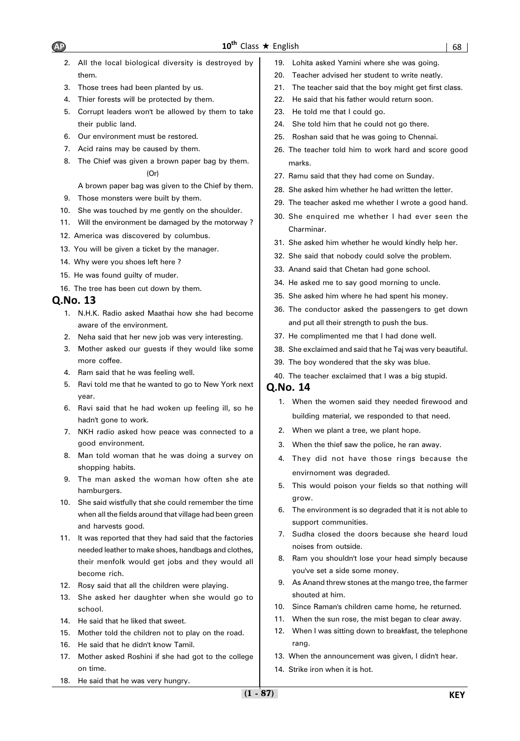2. All the local biological diversity is destroyed by them.
3. Those trees had been planted by us.
4. Thier forests will be protected by them.
5. Corrupt leaders won't be allowed by them to take their public land.
6. Our environment must be restored.
7. Acid rains may be caused by them.
8. The Chief was given a brown paper bag by them.

   (Or)

   A brown paper bag was given to the Chief by them.
9. Those monsters were built by them.
10. She was touched by me gently on the shoulder.
11. Will the environment be damaged by the motorway ?
12. America was discovered by columbus.
13. You will be given a ticket by the manager.
14. Why were you shoes left here ?
15. He was found guilty of muder.
16. The tree has been cut down by them.

## Q.No. 13

1. N.H.K. Radio asked Maathai how she had become aware of the environment.
2. Neha said that her new job was very interesting.
3. Mother asked our guests if they would like some more coffee.
4. Ram said that he was feeling well.
5. Ravi told me that he wanted to go to New York next year.
6. Ravi said that he had woken up feeling ill, so he hadn't gone to work.
7. NKH radio asked how peace was connected to a good environment.
8. Man told woman that he was doing a survey on shopping habits.
9. The man asked the woman how often she ate hamburgers.
10. She said wistfully that she could remember the time when all the fields around that village had been green and harvests good.
11. It was reported that they had said that the factories needed leather to make shoes, handbags and clothes, their menfolk would get jobs and they would all become rich.
12. Rosy said that all the children were playing.
13. She asked her daughter when she would go to school.
14. He said that he liked that sweet.
15. Mother told the children not to play on the road.
16. He said that he didn't know Tamil.
17. Mother asked Roshini if she had got to the college on time.
18. He said that he was very hungry.
19. Lohita asked Yamini where she was going.
20. Teacher advised her student to write neatly.
21. The teacher said that the boy might get first class.
22. He said that his father would return soon.
23. He told me that I could go.
24. She told him that he could not go there.
25. Roshan said that he was going to Chennai.
26. The teacher told him to work hard and score good marks.
27. Ramu said that they had come on Sunday.
28. She asked him whether he had written the letter.
29. The teacher asked me whether I wrote a good hand.
30. She enquired me whether I had ever seen the Charminar.
31. She asked him whether he would kindly help her.
32. She said that nobody could solve the problem.
33. Anand said that Chetan had gone school.
34. He asked me to say good morning to uncle.
35. She asked him where he had spent his money.
36. The conductor asked the passengers to get down and put all their strength to push the bus.
37. He complimented me that I had done well.
38. She exclaimed and said that he Taj was very beautiful.
39. The boy wondered that the sky was blue.
40. The teacher exclaimed that I was a big stupid.

## Q.No. 14

1. When the women said they needed firewood and building material, we responded to that need.
2. When we plant a tree, we plant hope.
3. When the thief saw the police, he ran away.
4. They did not have those rings because the envirnoment was degraded.
5. This would poison your fields so that nothing will grow.
6. The environment is so degraded that it is not able to support communities.
7. Sudha closed the doors because she heard loud noises from outside.
8. Ram you shouldn't lose your head simply because you've set a side some money.
9. As Anand threw stones at the mango tree, the farmer shouted at him.
10. Since Raman's children came home, he returned.
11. When the sun rose, the mist began to clear away.
12. When I was sitting down to breakfast, the telephone rang.
13. When the announcement was given, I didn't hear.
14. Strike iron when it is hot.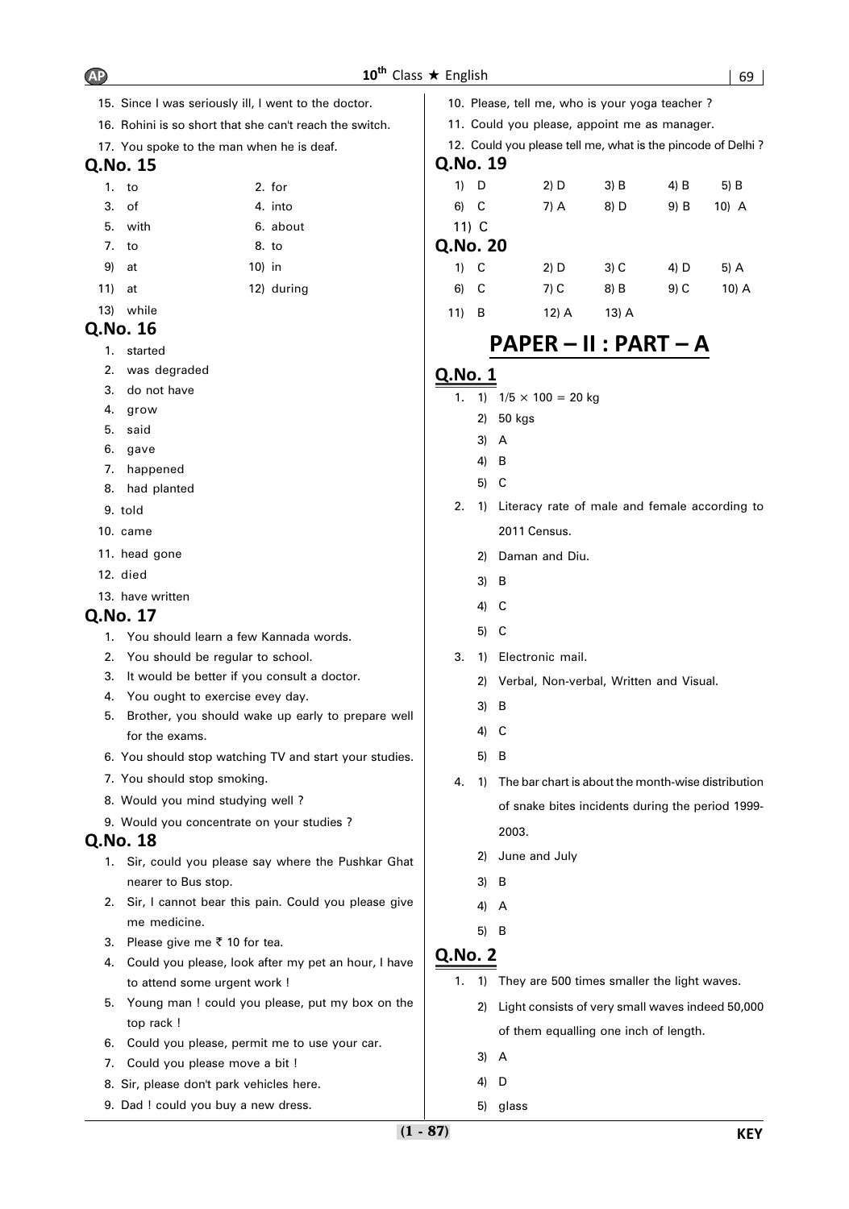15. Since I was seriously ill, I went to the doctor.
16. Rohini is so short that she can't reach the switch.
17. You spoke to the man when he is deaf.

## Q.No. 15

1. to
2. for
3. of
4. into
5. with
6. about
7. to
8. to
9. at
10. in
11. at
12. during
13. while

## Q.No. 16

1. started
2. was degraded
3. do not have
4. grow
5. said
6. gave
7. happened
8. had planted
9. told
10. came
11. head gone
12. died
13. have written

## Q.No. 17

1. You should learn a few Kannada words.
2. You should be regular to school.
3. It would be better if you consult a doctor.
4. You ought to exercise evey day.
5. Brother, you should wake up early to prepare well for the exams.
6. You should stop watching TV and start your studies.
7. You should stop smoking.
8. Would you mind studying well ?
9. Would you concentrate on your studies ?

## Q.No. 18

1. Sir, could you please say where the Pushkar Ghat nearer to Bus stop.
2. Sir, I cannot bear this pain. Could you please give me medicine.
3. Please give me ₹ 10 for tea.
4. Could you please, look after my pet an hour, I have to attend some urgent work !
5. Young man ! could you please, put my box on the top rack !
6. Could you please, permit me to use your car.
7. Could you please move a bit !
8. Sir, please don't park vehicles here.
9. Dad ! could you buy a new dress.
10. Please, tell me, who is your yoga teacher ?
11. Could you please, appoint me as manager.
12. Could you please tell me, what is the pincode of Delhi ?

## Q.No. 19

1) D 2) D 3) B 4) B 5) B
6) C 7) A 8) D 9) B 10) A
11) C

## Q.No. 20

1) C 2) D 3) C 4) D 5) A
6) C 7) C 8) B 9) C 10) A
11) B 12) A 13) A

# PAPER – II : PART – A

## Q.No. 1

1. 1) $1/5 \times 100 = 20$ kg
   2) 50 kgs
   3) A
   4) B
   5) C
2. 1) Literacy rate of male and female according to 2011 Census.
   2) Daman and Diu.
   3) B
   4) C
   5) C
3. 1) Electronic mail.
   2) Verbal, Non-verbal, Written and Visual.
   3) B
   4) C
   5) B
4. 1) The bar chart is about the month-wise distribution of snake bites incidents during the period 1999-2003.
   2) June and July
   3) B
   4) A
   5) B

## Q.No. 2

1. 1) They are 500 times smaller the light waves.
   2) Light consists of very small waves indeed 50,000 of them equalling one inch of length.
   3) A
   4) D
   5) glass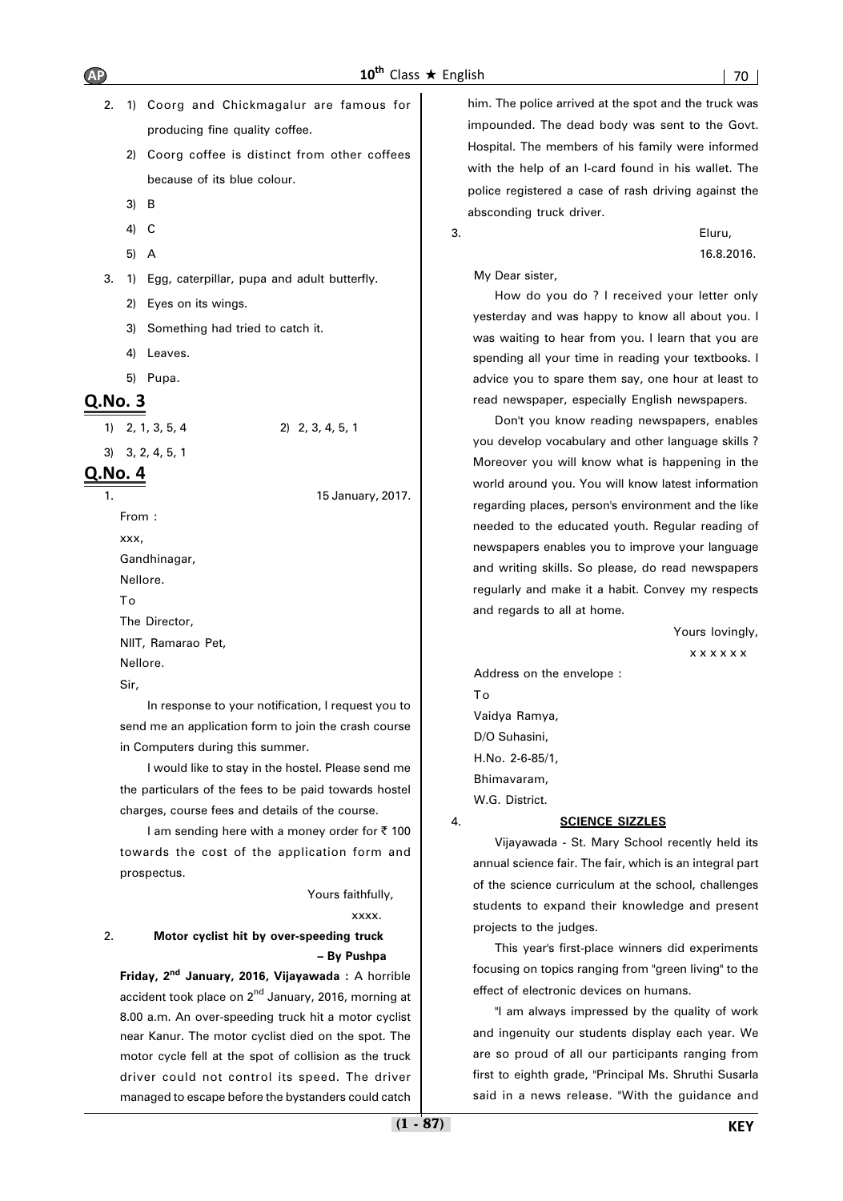2. 1) Coorg and Chickmagalur are famous for producing fine quality coffee.
   2) Coorg coffee is distinct from other coffees because of its blue colour.
   3) B
   4) C
   5) A
3. 1) Egg, caterpillar, pupa and adult butterfly.
   2) Eyes on its wings.
   3) Something had tried to catch it.
   4) Leaves.
   5) Pupa.

## Q.No. 3

1) 2, 1, 3, 5, 4
2) 2, 3, 4, 5, 1
3) 3, 2, 4, 5, 1

## Q.No. 4

1. 15 January, 2017.

From :
xxx,
Gandhinagar,
Nellore.

To
The Director,
NIIT, Ramarao Pet,
Nellore.

Sir,

In response to your notification, I request you to send me an application form to join the crash course in Computers during this summer.

I would like to stay in the hostel. Please send me the particulars of the fees to be paid towards hostel charges, course fees and details of the course.

I am sending here with a money order for ₹ 100 towards the cost of the application form and prospectus.

Yours faithfully,
xxxx.

2. **Motor cyclist hit by over-speeding truck**
**– By Pushpa**

**Friday, 2nd January, 2016, Vijayawada :** A horrible accident took place on 2nd January, 2016, morning at 8.00 a.m. An over-speeding truck hit a motor cyclist near Kanur. The motor cyclist died on the spot. The motor cycle fell at the spot of collision as the truck driver could not control its speed. The driver managed to escape before the bystanders could catch him. The police arrived at the spot and the truck was impounded. The dead body was sent to the Govt. Hospital. The members of his family were informed with the help of an I-card found in his wallet. The police registered a case of rash driving against the absconding truck driver.

3. Eluru,
16.8.2016.

My Dear sister,

How do you do ? I received your letter only yesterday and was happy to know all about you. I was waiting to hear from you. I learn that you are spending all your time in reading your textbooks. I advice you to spare them say, one hour at least to read newspaper, especially English newspapers.

Don't you know reading newspapers, enables you develop vocabulary and other language skills ? Moreover you will know what is happening in the world around you. You will know latest information regarding places, person's environment and the like needed to the educated youth. Regular reading of newspapers enables you to improve your language and writing skills. So please, do read newspapers regularly and make it a habit. Convey my respects and regards to all at home.

Yours lovingly,
x x x x x x

Address on the envelope :
To
Vaidya Ramya,
D/O Suhasini,
H.No. 2-6-85/1,
Bhimavaram,
W.G. District.

4. **SCIENCE SIZZLES**

Vijayawada - St. Mary School recently held its annual science fair. The fair, which is an integral part of the science curriculum at the school, challenges students to expand their knowledge and present projects to the judges.

This year's first-place winners did experiments focusing on topics ranging from "green living" to the effect of electronic devices on humans.

"I am always impressed by the quality of work and ingenuity our students display each year. We are so proud of all our participants ranging from first to eighth grade, "Principal Ms. Shruthi Susarla said in a news release. "With the guidance and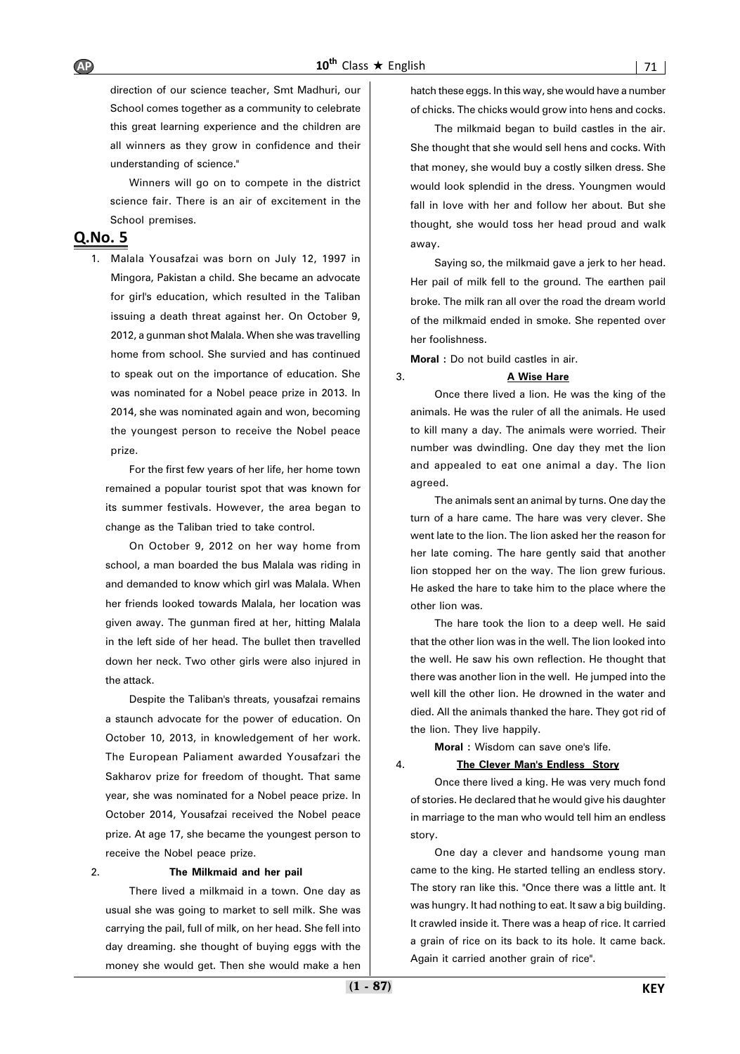direction of our science teacher, Smt Madhuri, our School comes together as a community to celebrate this great learning experience and the children are all winners as they grow in confidence and their understanding of science."

Winners will go on to compete in the district science fair. There is an air of excitement in the School premises.

## Q.No. 5

1. Malala Yousafzai was born on July 12, 1997 in Mingora, Pakistan a child. She became an advocate for girl's education, which resulted in the Taliban issuing a death threat against her. On October 9, 2012, a gunman shot Malala. When she was travelling home from school. She survied and has continued to speak out on the importance of education. She was nominated for a Nobel peace prize in 2013. In 2014, she was nominated again and won, becoming the youngest person to receive the Nobel peace prize.

For the first few years of her life, her home town remained a popular tourist spot that was known for its summer festivals. However, the area began to change as the Taliban tried to take control.

On October 9, 2012 on her way home from school, a man boarded the bus Malala was riding in and demanded to know which girl was Malala. When her friends looked towards Malala, her location was given away. The gunman fired at her, hitting Malala in the left side of her head. The bullet then travelled down her neck. Two other girls were also injured in the attack.

Despite the Taliban's threats, yousafzai remains a staunch advocate for the power of education. On October 10, 2013, in knowledgement of her work. The European Paliament awarded Yousafzari the Sakharov prize for freedom of thought. That same year, she was nominated for a Nobel peace prize. In October 2014, Yousafzai received the Nobel peace prize. At age 17, she became the youngest person to receive the Nobel peace prize.

2. **The Milkmaid and her pail**

There lived a milkmaid in a town. One day as usual she was going to market to sell milk. She was carrying the pail, full of milk, on her head. She fell into day dreaming. she thought of buying eggs with the money she would get. Then she would make a hen hatch these eggs. In this way, she would have a number of chicks. The chicks would grow into hens and cocks.

The milkmaid began to build castles in the air. She thought that she would sell hens and cocks. With that money, she would buy a costly silken dress. She would look splendid in the dress. Youngmen would fall in love with her and follow her about. But she thought, she would toss her head proud and walk away.

Saying so, the milkmaid gave a jerk to her head. Her pail of milk fell to the ground. The earthen pail broke. The milk ran all over the road the dream world of the milkmaid ended in smoke. She repented over her foolishness.

**Moral :** Do not build castles in air.

3. **A Wise Hare**

Once there lived a lion. He was the king of the animals. He was the ruler of all the animals. He used to kill many a day. The animals were worried. Their number was dwindling. One day they met the lion and appealed to eat one animal a day. The lion agreed.

The animals sent an animal by turns. One day the turn of a hare came. The hare was very clever. She went late to the lion. The lion asked her the reason for her late coming. The hare gently said that another lion stopped her on the way. The lion grew furious. He asked the hare to take him to the place where the other lion was.

The hare took the lion to a deep well. He said that the other lion was in the well. The lion looked into the well. He saw his own reflection. He thought that there was another lion in the well. He jumped into the well kill the other lion. He drowned in the water and died. All the animals thanked the hare. They got rid of the lion. They live happily.

**Moral :** Wisdom can save one's life.

4. **The Clever Man's Endless Story**

Once there lived a king. He was very much fond of stories. He declared that he would give his daughter in marriage to the man who would tell him an endless story.

One day a clever and handsome young man came to the king. He started telling an endless story. The story ran like this. "Once there was a little ant. It was hungry. It had nothing to eat. It saw a big building. It crawled inside it. There was a heap of rice. It carried a grain of rice on its back to its hole. It came back. Again it carried another grain of rice".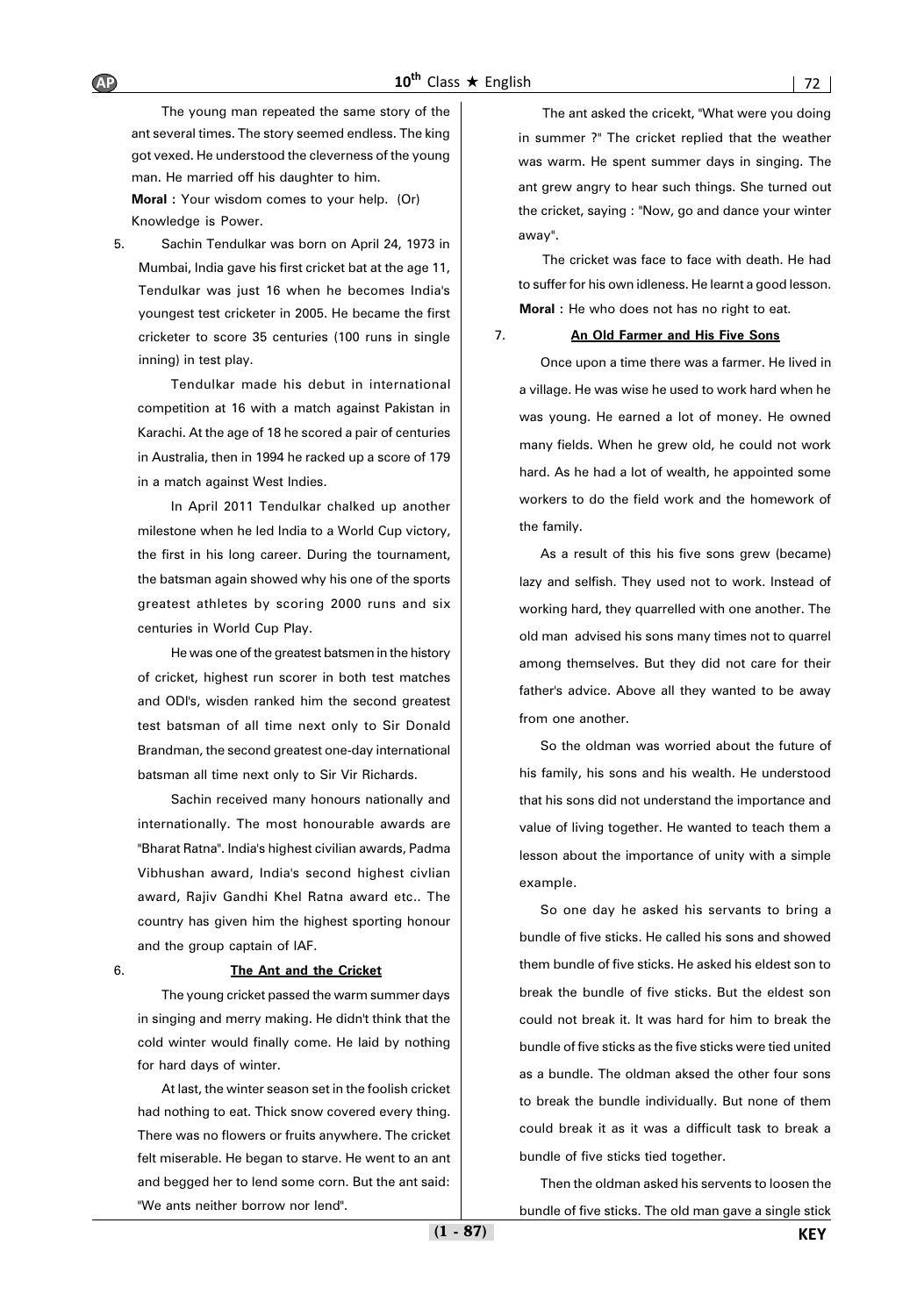The young man repeated the same story of the ant several times. The story seemed endless. The king got vexed. He understood the cleverness of the young man. He married off his daughter to him.

**Moral :** Your wisdom comes to your help. (Or) Knowledge is Power.

5. Sachin Tendulkar was born on April 24, 1973 in Mumbai, India gave his first cricket bat at the age 11, Tendulkar was just 16 when he becomes India's youngest test cricketer in 2005. He became the first cricketer to score 35 centuries (100 runs in single inning) in test play.

   Tendulkar made his debut in international competition at 16 with a match against Pakistan in Karachi. At the age of 18 he scored a pair of centuries in Australia, then in 1994 he racked up a score of 179 in a match against West Indies.

   In April 2011 Tendulkar chalked up another milestone when he led India to a World Cup victory, the first in his long career. During the tournament, the batsman again showed why his one of the sports greatest athletes by scoring 2000 runs and six centuries in World Cup Play.

   He was one of the greatest batsmen in the history of cricket, highest run scorer in both test matches and ODI's, wisden ranked him the second greatest test batsman of all time next only to Sir Donald Brandman, the second greatest one-day international batsman all time next only to Sir Vir Richards.

   Sachin received many honours nationally and internationally. The most honourable awards are "Bharat Ratna". India's highest civilian awards, Padma Vibhushan award, India's second highest civlian award, Rajiv Gandhi Khel Ratna award etc.. The country has given him the highest sporting honour and the group captain of IAF.

6. **<u>The Ant and the Cricket</u>**

   The young cricket passed the warm summer days in singing and merry making. He didn't think that the cold winter would finally come. He laid by nothing for hard days of winter.

   At last, the winter season set in the foolish cricket had nothing to eat. Thick snow covered every thing. There was no flowers or fruits anywhere. The cricket felt miserable. He began to starve. He went to an ant and begged her to lend some corn. But the ant said: "We ants neither borrow nor lend".

   The ant asked the cricekt, "What were you doing in summer ?" The cricket replied that the weather was warm. He spent summer days in singing. The ant grew angry to hear such things. She turned out the cricket, saying : "Now, go and dance your winter away".

   The cricket was face to face with death. He had to suffer for his own idleness. He learnt a good lesson.

   **Moral :** He who does not has no right to eat.

7. **<u>An Old Farmer and His Five Sons</u>**

   Once upon a time there was a farmer. He lived in a village. He was wise he used to work hard when he was young. He earned a lot of money. He owned many fields. When he grew old, he could not work hard. As he had a lot of wealth, he appointed some workers to do the field work and the homework of the family.

   As a result of this his five sons grew (became) lazy and selfish. They used not to work. Instead of working hard, they quarrelled with one another. The old man advised his sons many times not to quarrel among themselves. But they did not care for their father's advice. Above all they wanted to be away from one another.

   So the oldman was worried about the future of his family, his sons and his wealth. He understood that his sons did not understand the importance and value of living together. He wanted to teach them a lesson about the importance of unity with a simple example.

   So one day he asked his servants to bring a bundle of five sticks. He called his sons and showed them bundle of five sticks. He asked his eldest son to break the bundle of five sticks. But the eldest son could not break it. It was hard for him to break the bundle of five sticks as the five sticks were tied united as a bundle. The oldman aksed the other four sons to break the bundle individually. But none of them could break it as it was a difficult task to break a bundle of five sticks tied together.

   Then the oldman asked his servents to loosen the bundle of five sticks. The old man gave a single stick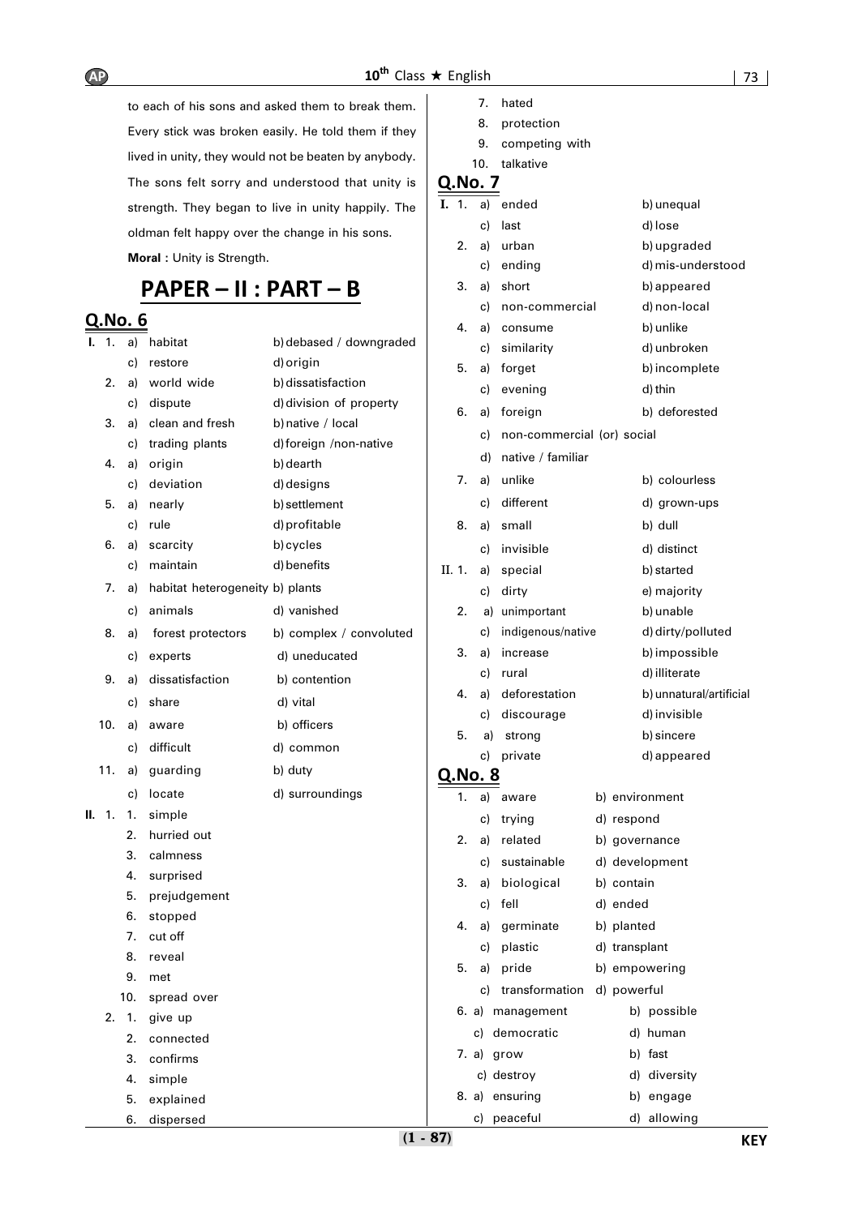to each of his sons and asked them to break them. Every stick was broken easily. He told them if they lived in unity, they would not be beaten by anybody. The sons felt sorry and understood that unity is strength. They began to live in unity happily. The oldman felt happy over the change in his sons.

**Moral :** Unity is Strength.

# PAPER – II : PART – B

## Q.No. 6

**I.**
1. a) habitat b) debased / downgraded c) restore d) origin
2. a) world wide b) dissatisfaction c) dispute d) division of property
3. a) clean and fresh b) native / local c) trading plants d) foreign /non-native
4. a) origin b) dearth c) deviation d) designs
5. a) nearly b) settlement c) rule d) profitable
6. a) scarcity b) cycles c) maintain d) benefits
7. a) habitat heterogeneity b) plants c) animals d) vanished
8. a) forest protectors b) complex / convoluted c) experts d) uneducated
9. a) dissatisfaction b) contention c) share d) vital
10. a) aware b) officers c) difficult d) common
11. a) guarding b) duty c) locate d) surroundings

**II.**
1.
   1. simple
   2. hurried out
   3. calmness
   4. surprised
   5. prejudgement
   6. stopped
   7. cut off
   8. reveal
   9. met
   10. spread over
2.
   1. give up
   2. connected
   3. confirms
   4. simple
   5. explained
   6. dispersed
   7. hated
   8. protection
   9. competing with
   10. talkative

## Q.No. 7

**I.**
1. a) ended b) unequal c) last d) lose
2. a) urban b) upgraded c) ending d) mis-understood
3. a) short b) appeared c) non-commercial d) non-local
4. a) consume b) unlike c) similarity d) unbroken
5. a) forget b) incomplete c) evening d) thin
6. a) foreign b) deforested c) non-commercial (or) social d) native / familiar
7. a) unlike b) colourless c) different d) grown-ups
8. a) small b) dull c) invisible d) distinct

**II.**
1. a) special b) started c) dirty e) majority
2. a) unimportant b) unable c) indigenous/native d) dirty/polluted
3. a) increase b) impossible c) rural d) illiterate
4. a) deforestation b) unnatural/artificial c) discourage d) invisible
5. a) strong b) sincere c) private d) appeared

## Q.No. 8

1. a) aware b) environment c) trying d) respond
2. a) related b) governance c) sustainable d) development
3. a) biological b) contain c) fell d) ended
4. a) germinate b) planted c) plastic d) transplant
5. a) pride b) empowering c) transformation d) powerful
6. a) management b) possible c) democratic d) human
7. a) grow b) fast c) destroy d) diversity
8. a) ensuring b) engage c) peaceful d) allowing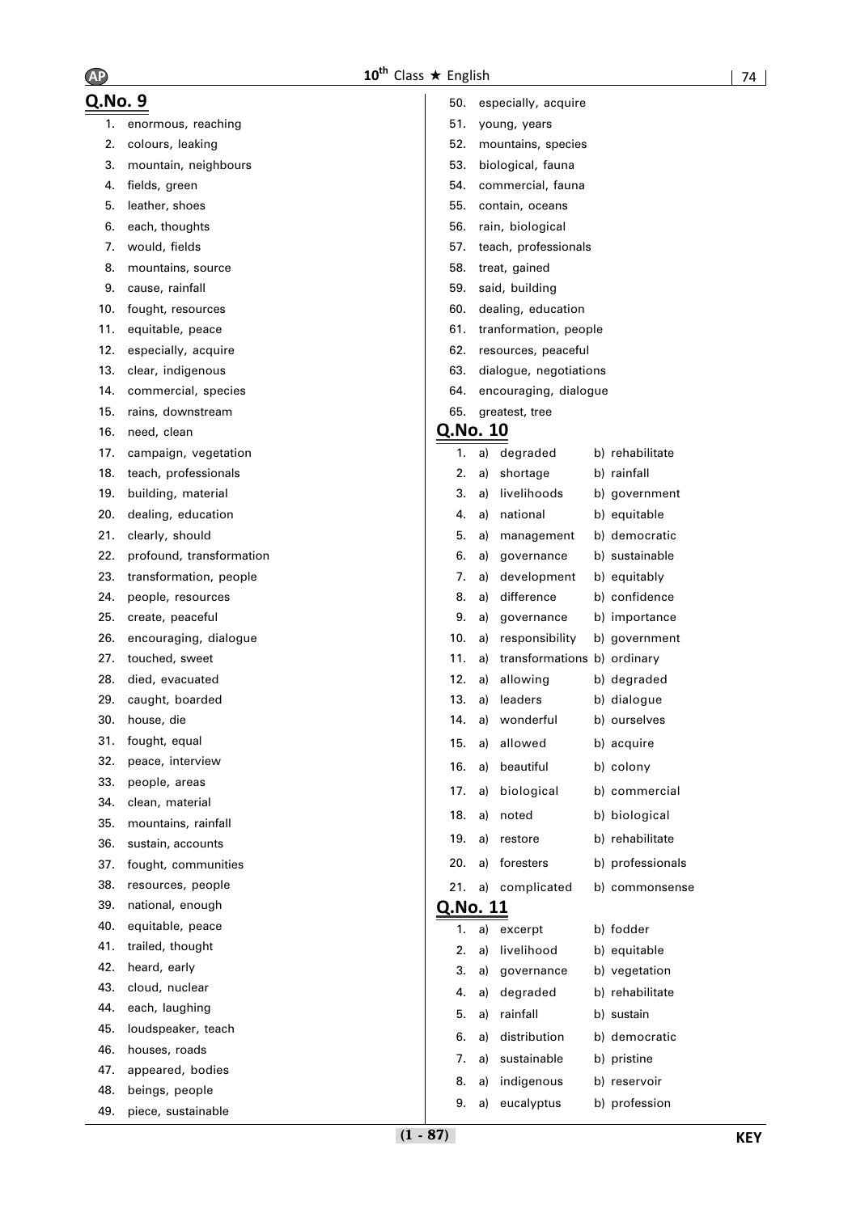## Q.No. 9

1. enormous, reaching
2. colours, leaking
3. mountain, neighbours
4. fields, green
5. leather, shoes
6. each, thoughts
7. would, fields
8. mountains, source
9. cause, rainfall
10. fought, resources
11. equitable, peace
12. especially, acquire
13. clear, indigenous
14. commercial, species
15. rains, downstream
16. need, clean
17. campaign, vegetation
18. teach, professionals
19. building, material
20. dealing, education
21. clearly, should
22. profound, transformation
23. transformation, people
24. people, resources
25. create, peaceful
26. encouraging, dialogue
27. touched, sweet
28. died, evacuated
29. caught, boarded
30. house, die
31. fought, equal
32. peace, interview
33. people, areas
34. clean, material
35. mountains, rainfall
36. sustain, accounts
37. fought, communities
38. resources, people
39. national, enough
40. equitable, peace
41. trailed, thought
42. heard, early
43. cloud, nuclear
44. each, laughing
45. loudspeaker, teach
46. houses, roads
47. appeared, bodies
48. beings, people
49. piece, sustainable
50. especially, acquire
51. young, years
52. mountains, species
53. biological, fauna
54. commercial, fauna
55. contain, oceans
56. rain, biological
57. teach, professionals
58. treat, gained
59. said, building
60. dealing, education
61. tranformation, people
62. resources, peaceful
63. dialogue, negotiations
64. encouraging, dialogue
65. greatest, tree

## Q.No. 10

1. a) degraded b) rehabilitate
2. a) shortage b) rainfall
3. a) livelihoods b) government
4. a) national b) equitable
5. a) management b) democratic
6. a) governance b) sustainable
7. a) development b) equitably
8. a) difference b) confidence
9. a) governance b) importance
10. a) responsibility b) government
11. a) transformations b) ordinary
12. a) allowing b) degraded
13. a) leaders b) dialogue
14. a) wonderful b) ourselves
15. a) allowed b) acquire
16. a) beautiful b) colony
17. a) biological b) commercial
18. a) noted b) biological
19. a) restore b) rehabilitate
20. a) foresters b) professionals
21. a) complicated b) commonsense

## Q.No. 11

1. a) excerpt b) fodder
2. a) livelihood b) equitable
3. a) governance b) vegetation
4. a) degraded b) rehabilitate
5. a) rainfall b) sustain
6. a) distribution b) democratic
7. a) sustainable b) pristine
8. a) indigenous b) reservoir
9. a) eucalyptus b) profession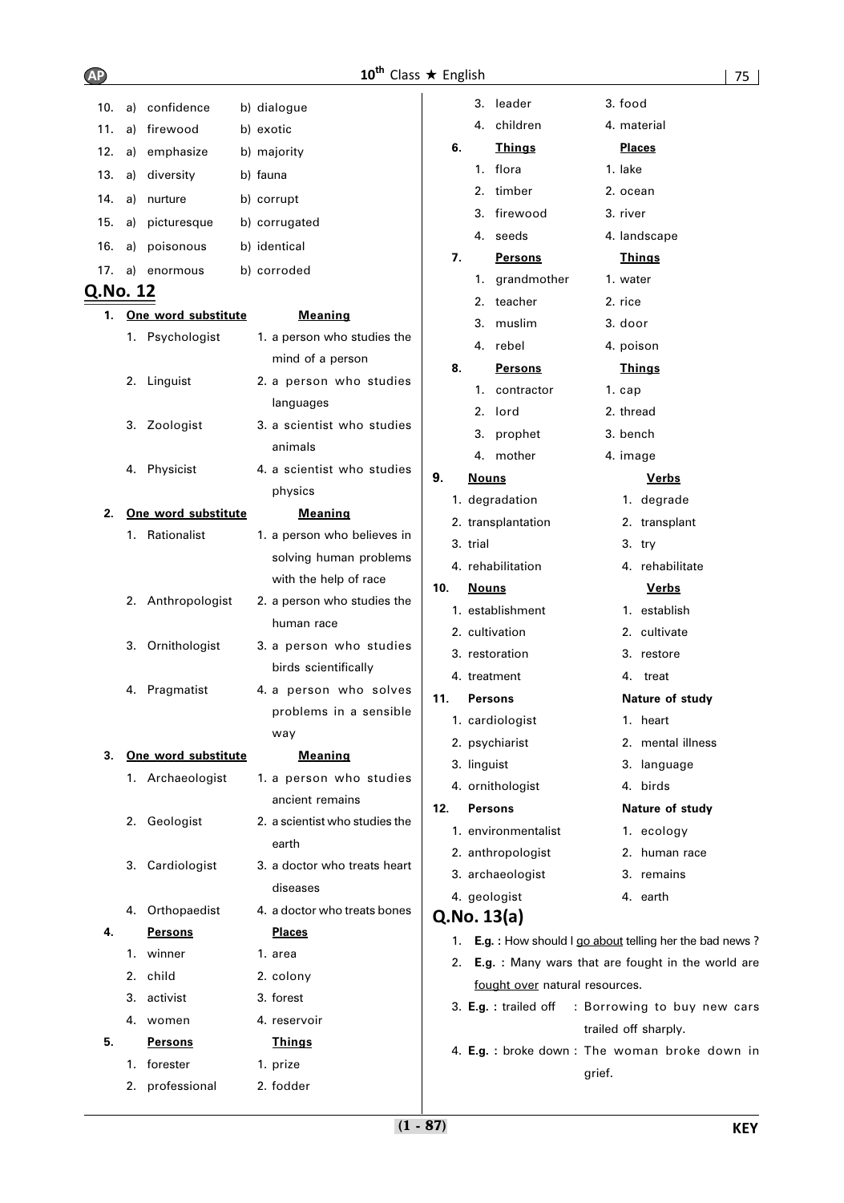10. a) confidence b) dialogue
11. a) firewood b) exotic
12. a) emphasize b) majority
13. a) diversity b) fauna
14. a) nurture b) corrupt
15. a) picturesque b) corrugated
16. a) poisonous b) identical
17. a) enormous b) corroded

## Q.No. 12

**1.**

| One word substitute | Meaning |
|---|---|
| 1. Psychologist | 1. a person who studies the mind of a person |
| 2. Linguist | 2. a person who studies languages |
| 3. Zoologist | 3. a scientist who studies animals |
| 4. Physicist | 4. a scientist who studies physics |

**2.**

| One word substitute | Meaning |
|---|---|
| 1. Rationalist | 1. a person who believes in solving human problems with the help of race |
| 2. Anthropologist | 2. a person who studies the human race |
| 3. Ornithologist | 3. a person who studies birds scientifically |
| 4. Pragmatist | 4. a person who solves problems in a sensible way |

**3.**

| One word substitute | Meaning |
|---|---|
| 1. Archaeologist | 1. a person who studies ancient remains |
| 2. Geologist | 2. a scientist who studies the earth |
| 3. Cardiologist | 3. a doctor who treats heart diseases |
| 4. Orthopaedist | 4. a doctor who treats bones |

**4.**

| Persons | Places |
|---|---|
| 1. winner | 1. area |
| 2. child | 2. colony |
| 3. activist | 3. forest |
| 4. women | 4. reservoir |

**5.**

| Persons | Things |
|---|---|
| 1. forester | 1. prize |
| 2. professional | 2. fodder |
| 3. leader | 3. food |
| 4. children | 4. material |

**6.**

| Things | Places |
|---|---|
| 1. flora | 1. lake |
| 2. timber | 2. ocean |
| 3. firewood | 3. river |
| 4. seeds | 4. landscape |

**7.**

| Persons | Things |
|---|---|
| 1. grandmother | 1. water |
| 2. teacher | 2. rice |
| 3. muslim | 3. door |
| 4. rebel | 4. poison |

**8.**

| Persons | Things |
|---|---|
| 1. contractor | 1. cap |
| 2. lord | 2. thread |
| 3. prophet | 3. bench |
| 4. mother | 4. image |

**9.**

| Nouns | Verbs |
|---|---|
| 1. degradation | 1. degrade |
| 2. transplantation | 2. transplant |
| 3. trial | 3. try |
| 4. rehabilitation | 4. rehabilitate |

**10.**

| Nouns | Verbs |
|---|---|
| 1. establishment | 1. establish |
| 2. cultivation | 2. cultivate |
| 3. restoration | 3. restore |
| 4. treatment | 4. treat |

**11.**

| Persons | Nature of study |
|---|---|
| 1. cardiologist | 1. heart |
| 2. psychiarist | 2. mental illness |
| 3. linguist | 3. language |
| 4. ornithologist | 4. birds |

**12.**

| Persons | Nature of study |
|---|---|
| 1. environmentalist | 1. ecology |
| 2. anthropologist | 2. human race |
| 3. archaeologist | 3. remains |
| 4. geologist | 4. earth |

## Q.No. 13(a)

1. **E.g. :** How should I go about telling her the bad news ?
2. **E.g. :** Many wars that are fought in the world are fought over natural resources.
3. **E.g. :** trailed off : Borrowing to buy new cars trailed off sharply.
4. **E.g. :** broke down : The woman broke down in grief.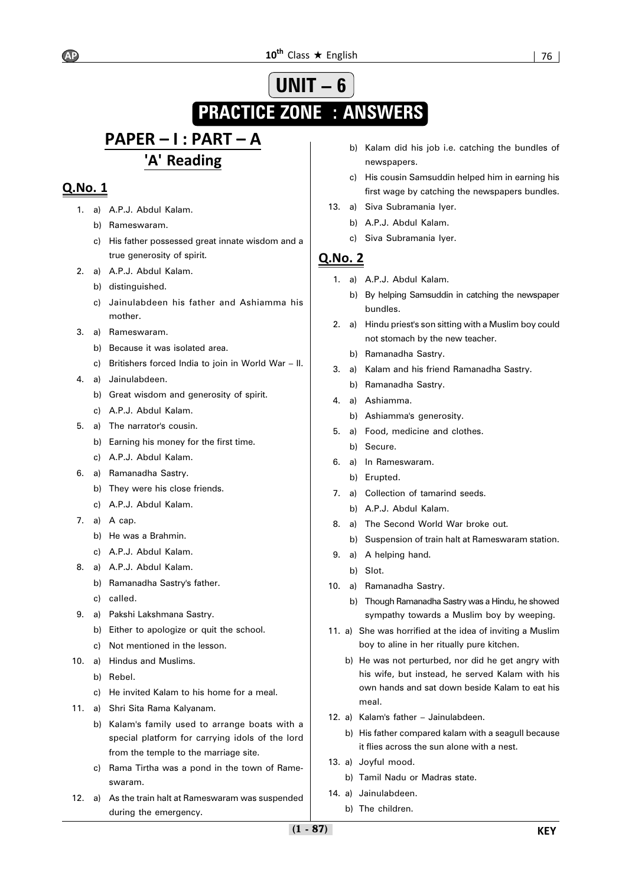# UNIT – 6

# PRACTICE ZONE : ANSWERS

## PAPER – I : PART – A

## 'A' Reading

### Q.No. 1

1. a) A.P.J. Abdul Kalam.
   b) Rameswaram.
   c) His father possessed great innate wisdom and a true generosity of spirit.
2. a) A.P.J. Abdul Kalam.
   b) distinguished.
   c) Jainulabdeen his father and Ashiamma his mother.
3. a) Rameswaram.
   b) Because it was isolated area.
   c) Britishers forced India to join in World War – II.
4. a) Jainulabdeen.
   b) Great wisdom and generosity of spirit.
   c) A.P.J. Abdul Kalam.
5. a) The narrator's cousin.
   b) Earning his money for the first time.
   c) A.P.J. Abdul Kalam.
6. a) Ramanadha Sastry.
   b) They were his close friends.
   c) A.P.J. Abdul Kalam.
7. a) A cap.
   b) He was a Brahmin.
   c) A.P.J. Abdul Kalam.
8. a) A.P.J. Abdul Kalam.
   b) Ramanadha Sastry's father.
   c) called.
9. a) Pakshi Lakshmana Sastry.
   b) Either to apologize or quit the school.
   c) Not mentioned in the lesson.
10. a) Hindus and Muslims.
    b) Rebel.
    c) He invited Kalam to his home for a meal.
11. a) Shri Sita Rama Kalyanam.
    b) Kalam's family used to arrange boats with a special platform for carrying idols of the lord from the temple to the marriage site.
    c) Rama Tirtha was a pond in the town of Rameswaram.
12. a) As the train halt at Rameswaram was suspended during the emergency.
    b) Kalam did his job i.e. catching the bundles of newspapers.
    c) His cousin Samsuddin helped him in earning his first wage by catching the newspapers bundles.
13. a) Siva Subramania Iyer.
    b) A.P.J. Abdul Kalam.
    c) Siva Subramania Iyer.

### Q.No. 2

1. a) A.P.J. Abdul Kalam.
   b) By helping Samsuddin in catching the newspaper bundles.
2. a) Hindu priest's son sitting with a Muslim boy could not stomach by the new teacher.
   b) Ramanadha Sastry.
3. a) Kalam and his friend Ramanadha Sastry.
   b) Ramanadha Sastry.
4. a) Ashiamma.
   b) Ashiamma's generosity.
5. a) Food, medicine and clothes.
   b) Secure.
6. a) In Rameswaram.
   b) Erupted.
7. a) Collection of tamarind seeds.
   b) A.P.J. Abdul Kalam.
8. a) The Second World War broke out.
   b) Suspension of train halt at Rameswaram station.
9. a) A helping hand.
   b) Slot.
10. a) Ramanadha Sastry.
    b) Though Ramanadha Sastry was a Hindu, he showed sympathy towards a Muslim boy by weeping.
11. a) She was horrified at the idea of inviting a Muslim boy to aline in her ritually pure kitchen.
    b) He was not perturbed, nor did he get angry with his wife, but instead, he served Kalam with his own hands and sat down beside Kalam to eat his meal.
12. a) Kalam's father – Jainulabdeen.
    b) His father compared kalam with a seagull because it flies across the sun alone with a nest.
13. a) Joyful mood.
    b) Tamil Nadu or Madras state.
14. a) Jainulabdeen.
    b) The children.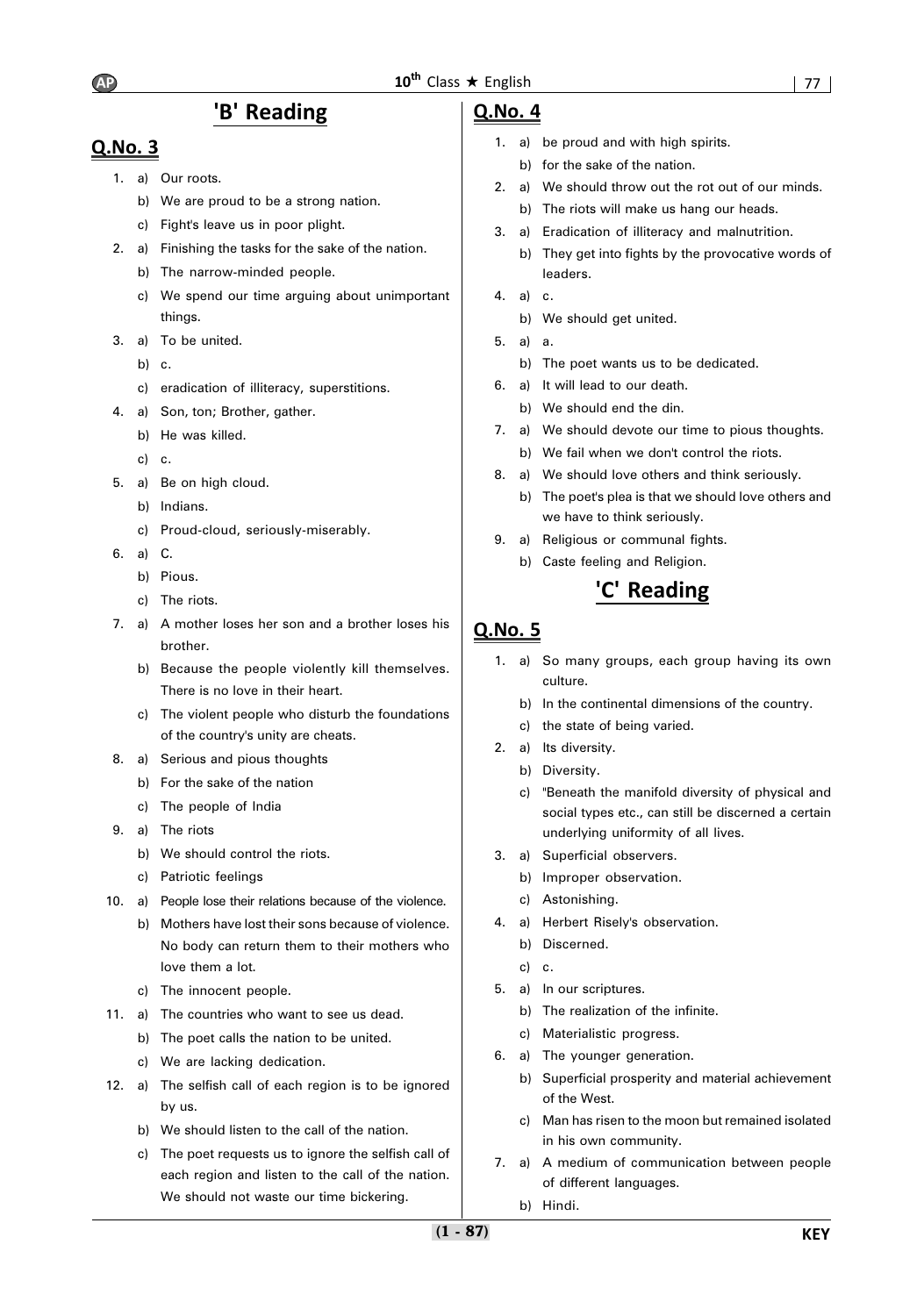## 'B' Reading

### Q.No. 3

1. a) Our roots.
   b) We are proud to be a strong nation.
   c) Fight's leave us in poor plight.
2. a) Finishing the tasks for the sake of the nation.
   b) The narrow-minded people.
   c) We spend our time arguing about unimportant things.
3. a) To be united.
   b) c.
   c) eradication of illiteracy, superstitions.
4. a) Son, ton; Brother, gather.
   b) He was killed.
   c) c.
5. a) Be on high cloud.
   b) Indians.
   c) Proud-cloud, seriously-miserably.
6. a) C.
   b) Pious.
   c) The riots.
7. a) A mother loses her son and a brother loses his brother.
   b) Because the people violently kill themselves. There is no love in their heart.
   c) The violent people who disturb the foundations of the country's unity are cheats.
8. a) Serious and pious thoughts
   b) For the sake of the nation
   c) The people of India
9. a) The riots
   b) We should control the riots.
   c) Patriotic feelings
10. a) People lose their relations because of the violence.
    b) Mothers have lost their sons because of violence. No body can return them to their mothers who love them a lot.
    c) The innocent people.
11. a) The countries who want to see us dead.
    b) The poet calls the nation to be united.
    c) We are lacking dedication.
12. a) The selfish call of each region is to be ignored by us.
    b) We should listen to the call of the nation.
    c) The poet requests us to ignore the selfish call of each region and listen to the call of the nation. We should not waste our time bickering.

### Q.No. 4

1. a) be proud and with high spirits.
   b) for the sake of the nation.
2. a) We should throw out the rot out of our minds.
   b) The riots will make us hang our heads.
3. a) Eradication of illiteracy and malnutrition.
   b) They get into fights by the provocative words of leaders.
4. a) c.
   b) We should get united.
5. a) a.
   b) The poet wants us to be dedicated.
6. a) It will lead to our death.
   b) We should end the din.
7. a) We should devote our time to pious thoughts.
   b) We fail when we don't control the riots.
8. a) We should love others and think seriously.
   b) The poet's plea is that we should love others and we have to think seriously.
9. a) Religious or communal fights.
   b) Caste feeling and Religion.

## 'C' Reading

### Q.No. 5

1. a) So many groups, each group having its own culture.
   b) In the continental dimensions of the country.
   c) the state of being varied.
2. a) Its diversity.
   b) Diversity.
   c) "Beneath the manifold diversity of physical and social types etc., can still be discerned a certain underlying uniformity of all lives.
3. a) Superficial observers.
   b) Improper observation.
   c) Astonishing.
4. a) Herbert Risely's observation.
   b) Discerned.
   c) c.
5. a) In our scriptures.
   b) The realization of the infinite.
   c) Materialistic progress.
6. a) The younger generation.
   b) Superficial prosperity and material achievement of the West.
   c) Man has risen to the moon but remained isolated in his own community.
7. a) A medium of communication between people of different languages.
   b) Hindi.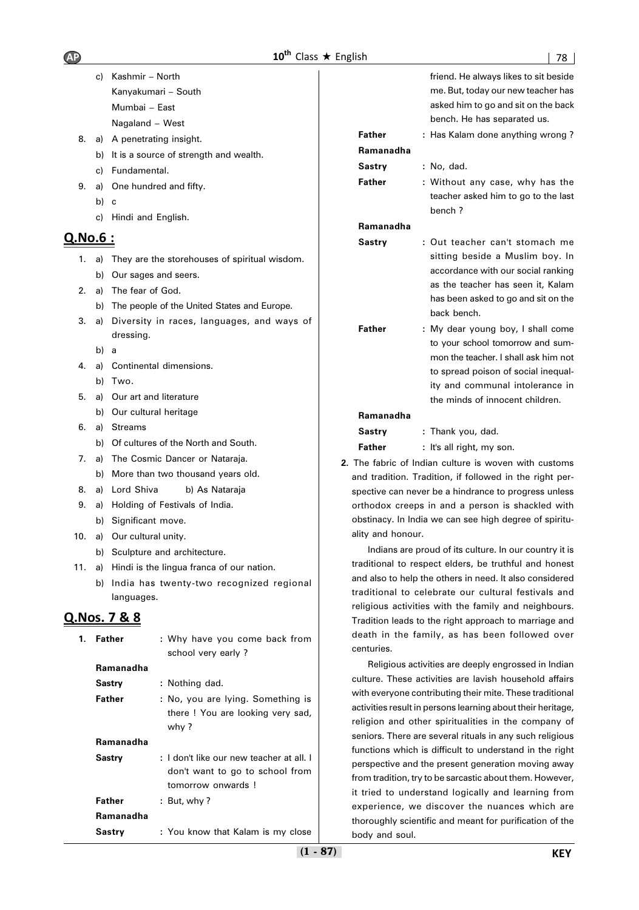c) Kashmir – North
   Kanyakumari – South
   Mumbai – East
   Nagaland – West

8. a) A penetrating insight.
   b) It is a source of strength and wealth.
   c) Fundamental.
9. a) One hundred and fifty.
   b) c
   c) Hindi and English.

## Q.No.6 :

1. a) They are the storehouses of spiritual wisdom.
   b) Our sages and seers.
2. a) The fear of God.
   b) The people of the United States and Europe.
3. a) Diversity in races, languages, and ways of dressing.
   b) a
4. a) Continental dimensions.
   b) Two.
5. a) Our art and literature
   b) Our cultural heritage
6. a) Streams
   b) Of cultures of the North and South.
7. a) The Cosmic Dancer or Nataraja.
   b) More than two thousand years old.
8. a) Lord Shiva  b) As Nataraja
9. a) Holding of Festivals of India.
   b) Significant move.
10. a) Our cultural unity.
    b) Sculpture and architecture.
11. a) Hindi is the lingua franca of our nation.
    b) India has twenty-two recognized regional languages.

## Q.Nos. 7 & 8

1.

**Father** : Why have you come back from school very early ?

**Ramanadha Sastry** : Nothing dad.

**Father** : No, you are lying. Something is there ! You are looking very sad, why ?

**Ramanadha Sastry** : I don't like our new teacher at all. I don't want to go to school from tomorrow onwards !

**Father** : But, why ?

**Ramanadha Sastry** : You know that Kalam is my close friend. He always likes to sit beside me. But, today our new teacher has asked him to go and sit on the back bench. He has separated us.

**Father** : Has Kalam done anything wrong ?

**Ramanadha Sastry** : No, dad.

**Father** : Without any case, why has the teacher asked him to go to the last bench ?

**Ramanadha Sastry** : Out teacher can't stomach me sitting beside a Muslim boy. In accordance with our social ranking as the teacher has seen it, Kalam has been asked to go and sit on the back bench.

**Father** : My dear young boy, I shall come to your school tomorrow and summon the teacher. I shall ask him not to spread poison of social inequality and communal intolerance in the minds of innocent children.

**Ramanadha Sastry** : Thank you, dad.

**Father** : It's all right, my son.

2. The fabric of Indian culture is woven with customs and tradition. Tradition, if followed in the right perspective can never be a hindrance to progress unless orthodox creeps in and a person is shackled with obstinacy. In India we can see high degree of spirituality and honour.

Indians are proud of its culture. In our country it is traditional to respect elders, be truthful and honest and also to help the others in need. It also considered traditional to celebrate our cultural festivals and religious activities with the family and neighbours. Tradition leads to the right approach to marriage and death in the family, as has been followed over centuries.

Religious activities are deeply engrossed in Indian culture. These activities are lavish household affairs with everyone contributing their mite. These traditional activities result in persons learning about their heritage, religion and other spiritualities in the company of seniors. There are several rituals in any such religious functions which is difficult to understand in the right perspective and the present generation moving away from tradition, try to be sarcastic about them. However, it tried to understand logically and learning from experience, we discover the nuances which are thoroughly scientific and meant for purification of the body and soul.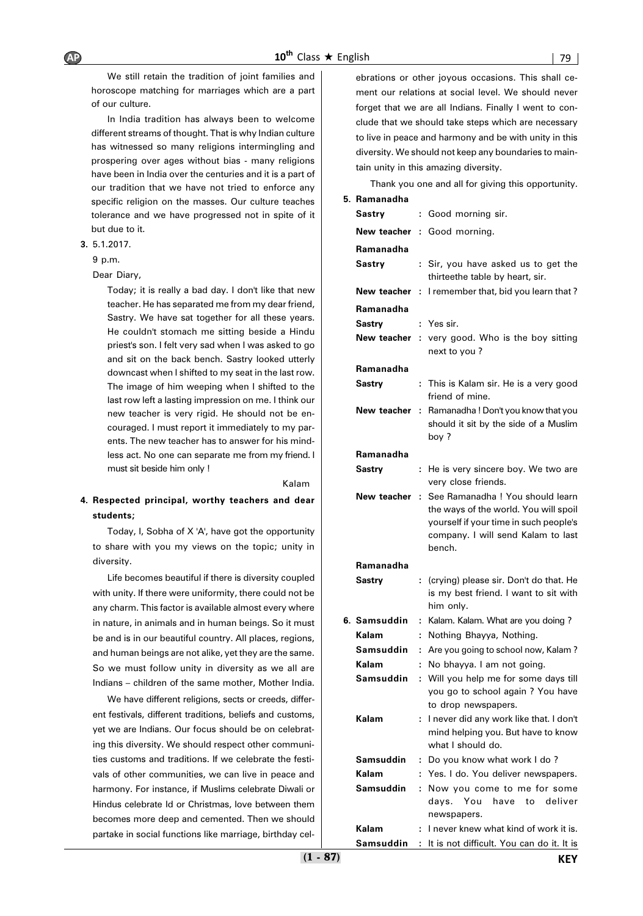We still retain the tradition of joint families and horoscope matching for marriages which are a part of our culture.

In India tradition has always been to welcome different streams of thought. That is why Indian culture has witnessed so many religions intermingling and prospering over ages without bias - many religions have been in India over the centuries and it is a part of our tradition that we have not tried to enforce any specific religion on the masses. Our culture teaches tolerance and we have progressed not in spite of it but due to it.

**3.** 5.1.2017.

9 p.m.

Dear Diary,

Today; it is really a bad day. I don't like that new teacher. He has separated me from my dear friend, Sastry. We have sat together for all these years. He couldn't stomach me sitting beside a Hindu priest's son. I felt very sad when I was asked to go and sit on the back bench. Sastry looked utterly downcast when I shifted to my seat in the last row. The image of him weeping when I shifted to the last row left a lasting impression on me. I think our new teacher is very rigid. He should not be encouraged. I must report it immediately to my parents. The new teacher has to answer for his mindless act. No one can separate me from my friend. I must sit beside him only !

Kalam

**4. Respected principal, worthy teachers and dear students;**

Today, I, Sobha of X 'A', have got the opportunity to share with you my views on the topic; unity in diversity.

Life becomes beautiful if there is diversity coupled with unity. If there were uniformity, there could not be any charm. This factor is available almost every where in nature, in animals and in human beings. So it must be and is in our beautiful country. All places, regions, and human beings are not alike, yet they are the same. So we must follow unity in diversity as we all are Indians – children of the same mother, Mother India.

We have different religions, sects or creeds, different festivals, different traditions, beliefs and customs, yet we are Indians. Our focus should be on celebrating this diversity. We should respect other communities customs and traditions. If we celebrate the festivals of other communities, we can live in peace and harmony. For instance, if Muslims celebrate Diwali or Hindus celebrate Id or Christmas, love between them becomes more deep and cemented. Then we should partake in social functions like marriage, birthday celebrations or other joyous occasions. This shall cement our relations at social level. We should never forget that we are all Indians. Finally I went to conclude that we should take steps which are necessary to live in peace and harmony and be with unity in this diversity. We should not keep any boundaries to maintain unity in this amazing diversity.

Thank you one and all for giving this opportunity.

**5.**

**Ramanadha Sastry** : Good morning sir.

**New teacher** : Good morning.

**Ramanadha Sastry** : Sir, you have asked us to get the thirteethe table by heart, sir.

**New teacher** : I remember that, bid you learn that ?

**Ramanadha Sastry** : Yes sir.

**New teacher** : very good. Who is the boy sitting next to you ?

**Ramanadha Sastry** : This is Kalam sir. He is a very good friend of mine.

**New teacher** : Ramanadha ! Don't you know that you should it sit by the side of a Muslim boy ?

**Ramanadha Sastry** : He is very sincere boy. We two are very close friends.

**New teacher** : See Ramanadha ! You should learn the ways of the world. You will spoil yourself if your time in such people's company. I will send Kalam to last bench.

**Ramanadha Sastry** : (crying) please sir. Don't do that. He is my best friend. I want to sit with him only.

**6.**

**Samsuddin** : Kalam. Kalam. What are you doing ?

**Kalam** : Nothing Bhayya, Nothing.

**Samsuddin** : Are you going to school now, Kalam ?

**Kalam** : No bhayya. I am not going.

**Samsuddin** : Will you help me for some days till you go to school again ? You have to drop newspapers.

**Kalam** : I never did any work like that. I don't mind helping you. But have to know what I should do.

**Samsuddin** : Do you know what work I do ?

**Kalam** : Yes. I do. You deliver newspapers.

**Samsuddin** : Now you come to me for some days. You have to deliver newspapers.

**Kalam** : I never knew what kind of work it is.

**Samsuddin** : It is not difficult. You can do it. It is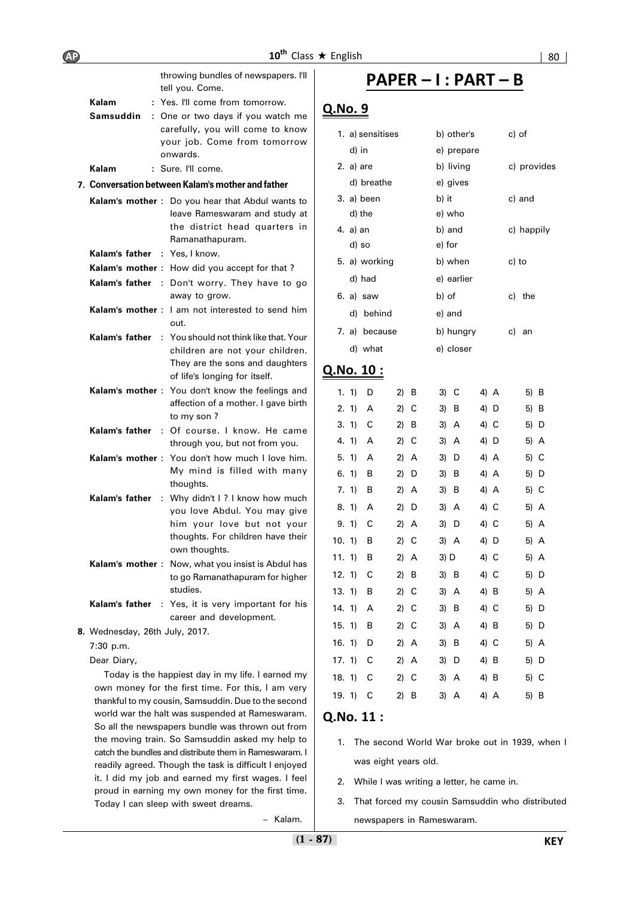throwing bundles of newspapers. I'll tell you. Come.

**Kalam** : Yes. I'll come from tomorrow.

**Samsuddin** : One or two days if you watch me carefully, you will come to know your job. Come from tomorrow onwards.

**Kalam** : Sure. I'll come.

**7. Conversation between Kalam's mother and father**

**Kalam's mother** : Do you hear that Abdul wants to leave Rameswaram and study at the district head quarters in Ramanathapuram.

**Kalam's father** : Yes, I know.

**Kalam's mother** : How did you accept for that ?

**Kalam's father** : Don't worry. They have to go away to grow.

**Kalam's mother** : I am not interested to send him out.

**Kalam's father** : You should not think like that. Your children are not your children. They are the sons and daughters of life's longing for itself.

**Kalam's mother** : You don't know the feelings and affection of a mother. I gave birth to my son ?

**Kalam's father** : Of course. I know. He came through you, but not from you.

**Kalam's mother** : You don't how much I love him. My mind is filled with many thoughts.

**Kalam's father** : Why didn't I ? I know how much you love Abdul. You may give him your love but not your thoughts. For children have their own thoughts.

**Kalam's mother** : Now, what you insist is Abdul has to go Ramanathapuram for higher studies.

**Kalam's father** : Yes, it is very important for his career and development.

**8.** Wednesday, 26th July, 2017.

7:30 p.m.

Dear Diary,

Today is the happiest day in my life. I earned my own money for the first time. For this, I am very thankful to my cousin, Samsuddin. Due to the second world war the halt was suspended at Rameswaram. So all the newspapers bundle was thrown out from the moving train. So Samsuddin asked my help to catch the bundles and distribute them in Rameswaram. I readily agreed. Though the task is difficult I enjoyed it. I did my job and earned my first wages. I feel proud in earning my own money for the first time. Today I can sleep with sweet dreams.

– Kalam.

# PAPER – I : PART – B

## Q.No. 9

1. a) sensitises b) other's c) of d) in e) prepare
2. a) are b) living c) provides d) breathe e) gives
3. a) been b) it c) and d) the e) who
4. a) an b) and c) happily d) so e) for
5. a) working b) when c) to d) had e) earlier
6. a) saw b) of c) the d) behind e) and
7. a) because b) hungry c) an d) what e) closer

## Q.No. 10 :

| | 1) | 2) | 3) | 4) | 5) |
|---|---|---|---|---|---|
| 1. | D | B | C | A | B |
| 2. | A | C | B | D | B |
| 3. | C | B | A | C | D |
| 4. | A | C | A | D | A |
| 5. | A | A | D | A | C |
| 6. | B | D | B | A | D |
| 7. | B | A | B | A | C |
| 8. | A | D | A | C | A |
| 9. | C | A | D | C | A |
| 10. | B | C | A | D | A |
| 11. | B | A | D | C | A |
| 12. | C | B | B | C | D |
| 13. | B | C | A | B | A |
| 14. | A | C | B | C | D |
| 15. | B | C | A | B | D |
| 16. | D | A | B | C | A |
| 17. | C | A | D | B | D |
| 18. | C | C | A | B | C |
| 19. | C | B | A | A | B |

## Q.No. 11 :

1. The second World War broke out in 1939, when I was eight years old.
2. While I was writing a letter, he came in.
3. That forced my cousin Samsuddin who distributed newspapers in Rameswaram.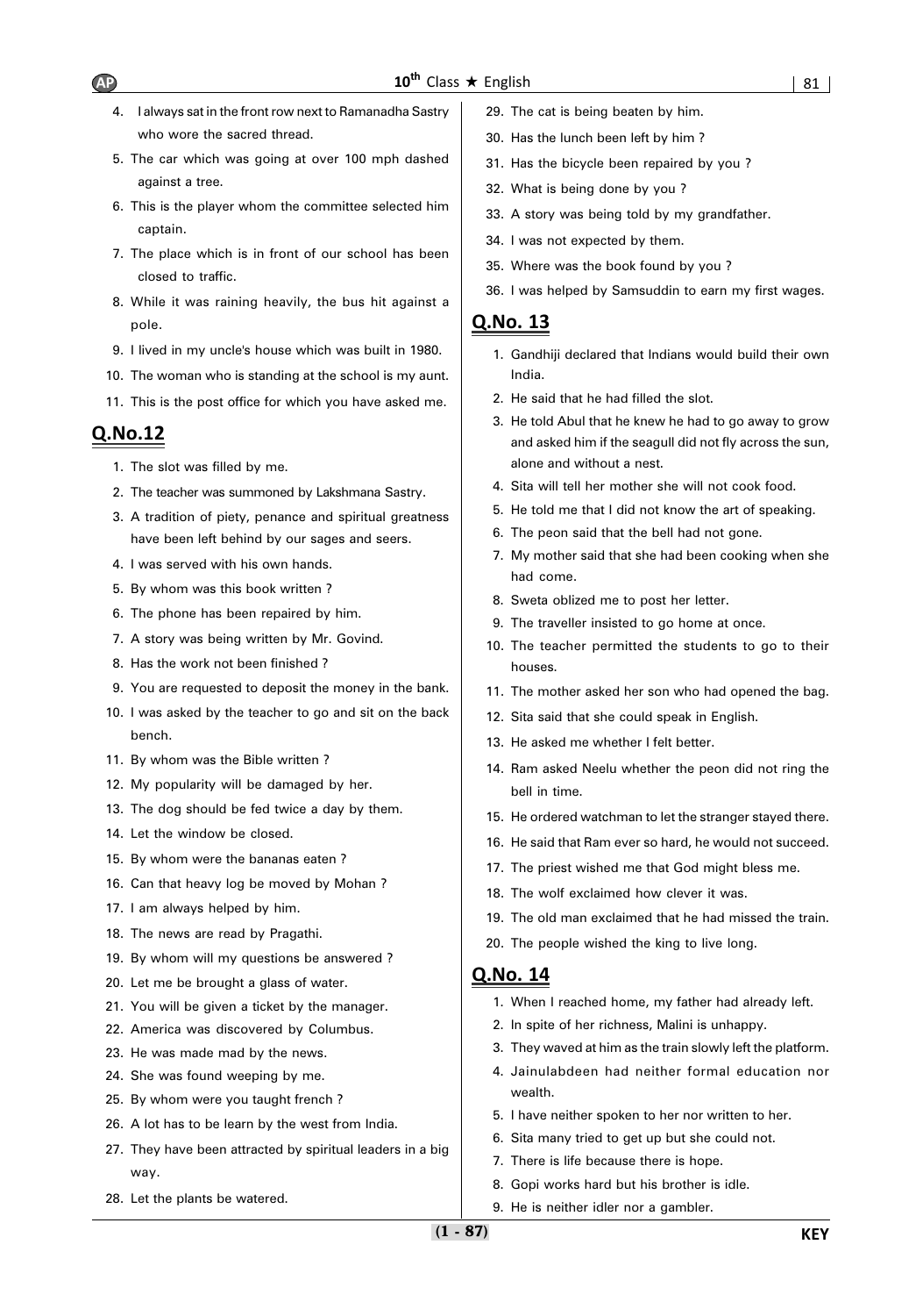4. I always sat in the front row next to Ramanadha Sastry who wore the sacred thread.
5. The car which was going at over 100 mph dashed against a tree.
6. This is the player whom the committee selected him captain.
7. The place which is in front of our school has been closed to traffic.
8. While it was raining heavily, the bus hit against a pole.
9. I lived in my uncle's house which was built in 1980.
10. The woman who is standing at the school is my aunt.
11. This is the post office for which you have asked me.

## Q.No.12

1. The slot was filled by me.
2. The teacher was summoned by Lakshmana Sastry.
3. A tradition of piety, penance and spiritual greatness have been left behind by our sages and seers.
4. I was served with his own hands.
5. By whom was this book written ?
6. The phone has been repaired by him.
7. A story was being written by Mr. Govind.
8. Has the work not been finished ?
9. You are requested to deposit the money in the bank.
10. I was asked by the teacher to go and sit on the back bench.
11. By whom was the Bible written ?
12. My popularity will be damaged by her.
13. The dog should be fed twice a day by them.
14. Let the window be closed.
15. By whom were the bananas eaten ?
16. Can that heavy log be moved by Mohan ?
17. I am always helped by him.
18. The news are read by Pragathi.
19. By whom will my questions be answered ?
20. Let me be brought a glass of water.
21. You will be given a ticket by the manager.
22. America was discovered by Columbus.
23. He was made mad by the news.
24. She was found weeping by me.
25. By whom were you taught french ?
26. A lot has to be learn by the west from India.
27. They have been attracted by spiritual leaders in a big way.
28. Let the plants be watered.
29. The cat is being beaten by him.
30. Has the lunch been left by him ?
31. Has the bicycle been repaired by you ?
32. What is being done by you ?
33. A story was being told by my grandfather.
34. I was not expected by them.
35. Where was the book found by you ?
36. I was helped by Samsuddin to earn my first wages.

## Q.No. 13

1. Gandhiji declared that Indians would build their own India.
2. He said that he had filled the slot.
3. He told Abul that he knew he had to go away to grow and asked him if the seagull did not fly across the sun, alone and without a nest.
4. Sita will tell her mother she will not cook food.
5. He told me that I did not know the art of speaking.
6. The peon said that the bell had not gone.
7. My mother said that she had been cooking when she had come.
8. Sweta oblized me to post her letter.
9. The traveller insisted to go home at once.
10. The teacher permitted the students to go to their houses.
11. The mother asked her son who had opened the bag.
12. Sita said that she could speak in English.
13. He asked me whether I felt better.
14. Ram asked Neelu whether the peon did not ring the bell in time.
15. He ordered watchman to let the stranger stayed there.
16. He said that Ram ever so hard, he would not succeed.
17. The priest wished me that God might bless me.
18. The wolf exclaimed how clever it was.
19. The old man exclaimed that he had missed the train.
20. The people wished the king to live long.

## Q.No. 14

1. When I reached home, my father had already left.
2. In spite of her richness, Malini is unhappy.
3. They waved at him as the train slowly left the platform.
4. Jainulabdeen had neither formal education nor wealth.
5. I have neither spoken to her nor written to her.
6. Sita many tried to get up but she could not.
7. There is life because there is hope.
8. Gopi works hard but his brother is idle.
9. He is neither idler nor a gambler.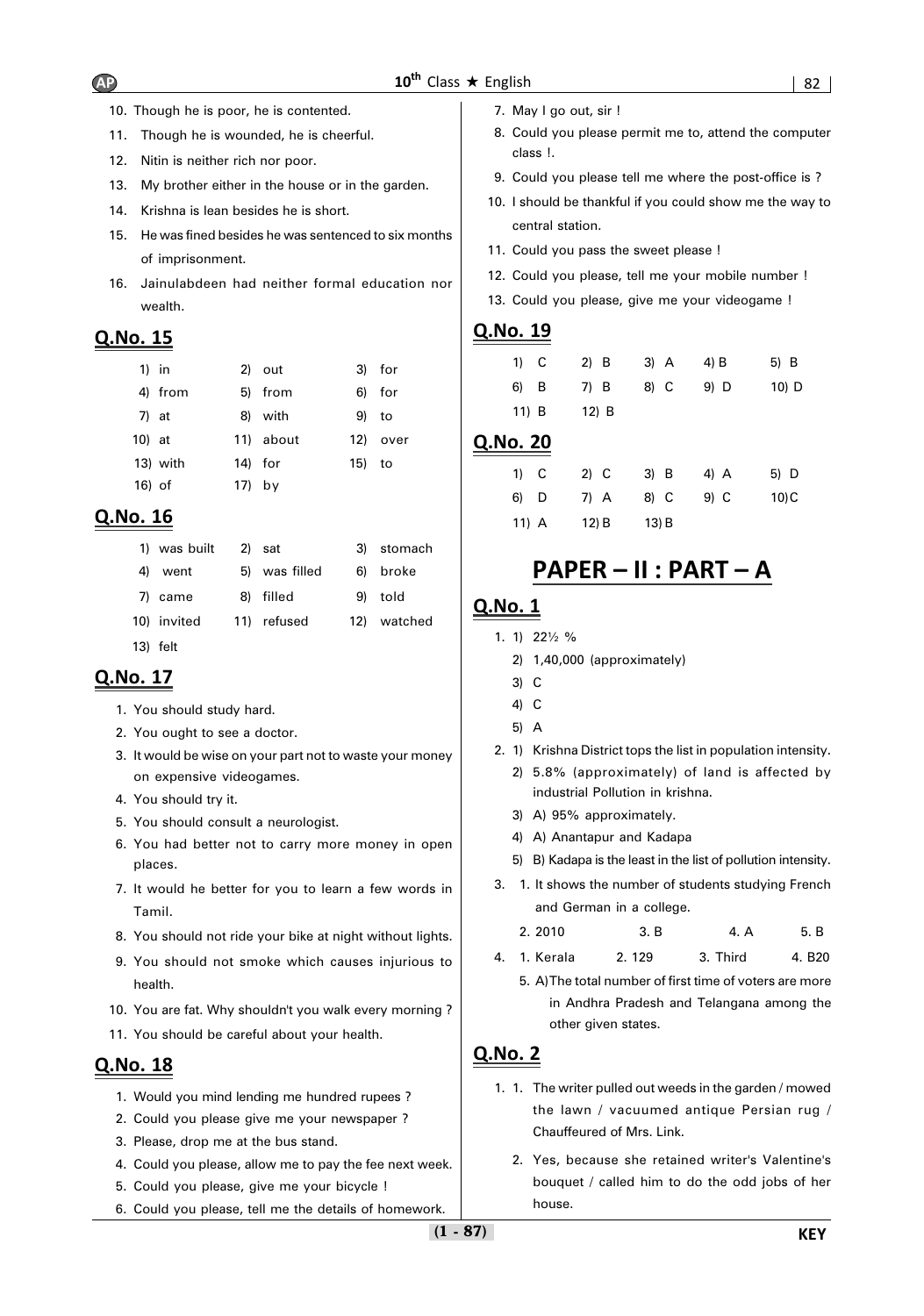10. Though he is poor, he is contented.
11. Though he is wounded, he is cheerful.
12. Nitin is neither rich nor poor.
13. My brother either in the house or in the garden.
14. Krishna is lean besides he is short.
15. He was fined besides he was sentenced to six months of imprisonment.
16. Jainulabdeen had neither formal education nor wealth.

## Q.No. 15

| | | |
|---|---|---|
| 1) in | 2) out | 3) for |
| 4) from | 5) from | 6) for |
| 7) at | 8) with | 9) to |
| 10) at | 11) about | 12) over |
| 13) with | 14) for | 15) to |
| 16) of | 17) by | |

## Q.No. 16

| | | |
|---|---|---|
| 1) was built | 2) sat | 3) stomach |
| 4) went | 5) was filled | 6) broke |
| 7) came | 8) filled | 9) told |
| 10) invited | 11) refused | 12) watched |
| 13) felt | | |

## Q.No. 17

1. You should study hard.
2. You ought to see a doctor.
3. It would be wise on your part not to waste your money on expensive videogames.
4. You should try it.
5. You should consult a neurologist.
6. You had better not to carry more money in open places.
7. It would he better for you to learn a few words in Tamil.
8. You should not ride your bike at night without lights.
9. You should not smoke which causes injurious to health.
10. You are fat. Why shouldn't you walk every morning ?
11. You should be careful about your health.

## Q.No. 18

1. Would you mind lending me hundred rupees ?
2. Could you please give me your newspaper ?
3. Please, drop me at the bus stand.
4. Could you please, allow me to pay the fee next week.
5. Could you please, give me your bicycle !
6. Could you please, tell me the details of homework.
7. May I go out, sir !
8. Could you please permit me to, attend the computer class !.
9. Could you please tell me where the post-office is ?
10. I should be thankful if you could show me the way to central station.
11. Could you pass the sweet please !
12. Could you please, tell me your mobile number !
13. Could you please, give me your videogame !

## Q.No. 19

| | | | | |
|---|---|---|---|---|
| 1) C | 2) B | 3) A | 4) B | 5) B |
| 6) B | 7) B | 8) C | 9) D | 10) D |
| 11) B | 12) B | | | |

## Q.No. 20

| | | | | |
|---|---|---|---|---|
| 1) C | 2) C | 3) B | 4) A | 5) D |
| 6) D | 7) A | 8) C | 9) C | 10) C |
| 11) A | 12) B | 13) B | | |

# PAPER – II : PART – A

## Q.No. 1

1. 1) 22½ %
   2) 1,40,000 (approximately)
   3) C
   4) C
   5) A
2. 1) Krishna District tops the list in population intensity.
   2) 5.8% (approximately) of land is affected by industrial Pollution in krishna.
   3) A) 95% approximately.
   4) A) Anantapur and Kadapa
   5) B) Kadapa is the least in the list of pollution intensity.
3. 1. It shows the number of students studying French and German in a college.
   2. 2010 &emsp; 3. B &emsp; 4. A &emsp; 5. B
4. 1. Kerala &emsp; 2. 129 &emsp; 3. Third &emsp; 4. B20
   5. A) The total number of first time of voters are more in Andhra Pradesh and Telangana among the other given states.

## Q.No. 2

1. 1. The writer pulled out weeds in the garden / mowed the lawn / vacuumed antique Persian rug / Chauffeured of Mrs. Link.
   2. Yes, because she retained writer's Valentine's bouquet / called him to do the odd jobs of her house.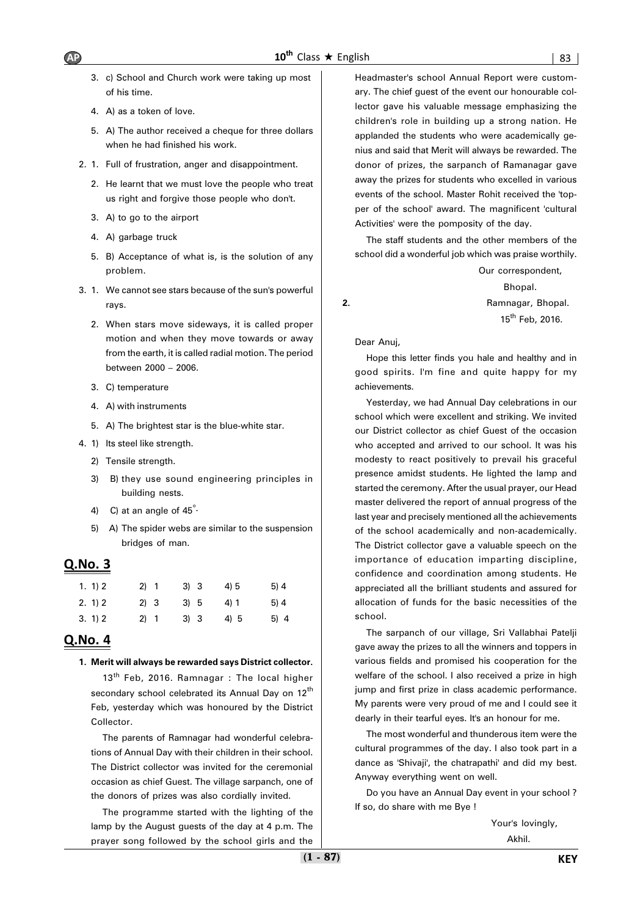3. c) School and Church work were taking up most of his time.
4. A) as a token of love.
5. A) The author received a cheque for three dollars when he had finished his work.

2. 1. Full of frustration, anger and disappointment.
2. He learnt that we must love the people who treat us right and forgive those people who don't.
3. A) to go to the airport
4. A) garbage truck
5. B) Acceptance of what is, is the solution of any problem.

3. 1. We cannot see stars because of the sun's powerful rays.
2. When stars move sideways, it is called proper motion and when they move towards or away from the earth, it is called radial motion. The period between 2000 – 2006.
3. C) temperature
4. A) with instruments
5. A) The brightest star is the blue-white star.

4. 1) Its steel like strength.
2) Tensile strength.
3) B) they use sound engineering principles in building nests.
4) C) at an angle of $45^{\circ}$.
5) A) The spider webs are similar to the suspension bridges of man.

## Q.No. 3

| | | | | |
|---|---|---|---|---|
| 1. 1) 2 | 2) 1 | 3) 3 | 4) 5 | 5) 4 |
| 2. 1) 2 | 2) 3 | 3) 5 | 4) 1 | 5) 4 |
| 3. 1) 2 | 2) 1 | 3) 3 | 4) 5 | 5) 4 |

## Q.No. 4

**1. Merit will always be rewarded says District collector.**

13th Feb, 2016. Ramnagar : The local higher secondary school celebrated its Annual Day on 12th Feb, yesterday which was honoured by the District Collector.

The parents of Ramnagar had wonderful celebrations of Annual Day with their children in their school. The District collector was invited for the ceremonial occasion as chief Guest. The village sarpanch, one of the donors of prizes was also cordially invited.

The programme started with the lighting of the lamp by the August guests of the day at 4 p.m. The prayer song followed by the school girls and the Headmaster's school Annual Report were customary. The chief guest of the event our honourable collector gave his valuable message emphasizing the children's role in building up a strong nation. He applanded the students who were academically genius and said that Merit will always be rewarded. The donor of prizes, the sarpanch of Ramanagar gave away the prizes for students who excelled in various events of the school. Master Rohit received the 'topper of the school' award. The magnificent 'cultural Activities' were the pomposity of the day.

The staff students and the other members of the school did a wonderful job which was praise worthily.

Our correspondent,
Bhopal.

**2.**

Ramnagar, Bhopal.
15th Feb, 2016.

Dear Anuj,

Hope this letter finds you hale and healthy and in good spirits. I'm fine and quite happy for my achievements.

Yesterday, we had Annual Day celebrations in our school which were excellent and striking. We invited our District collector as chief Guest of the occasion who accepted and arrived to our school. It was his modesty to react positively to prevail his graceful presence amidst students. He lighted the lamp and started the ceremony. After the usual prayer, our Head master delivered the report of annual progress of the last year and precisely mentioned all the achievements of the school academically and non-academically. The District collector gave a valuable speech on the importance of education imparting discipline, confidence and coordination among students. He appreciated all the brilliant students and assured for allocation of funds for the basic necessities of the school.

The sarpanch of our village, Sri Vallabhai Patelji gave away the prizes to all the winners and toppers in various fields and promised his cooperation for the welfare of the school. I also received a prize in high jump and first prize in class academic performance. My parents were very proud of me and I could see it dearly in their tearful eyes. It's an honour for me.

The most wonderful and thunderous item were the cultural programmes of the day. I also took part in a dance as 'Shivaji', the chatrapathi' and did my best. Anyway everything went on well.

Do you have an Annual Day event in your school ? If so, do share with me Bye !

Your's lovingly,
Akhil.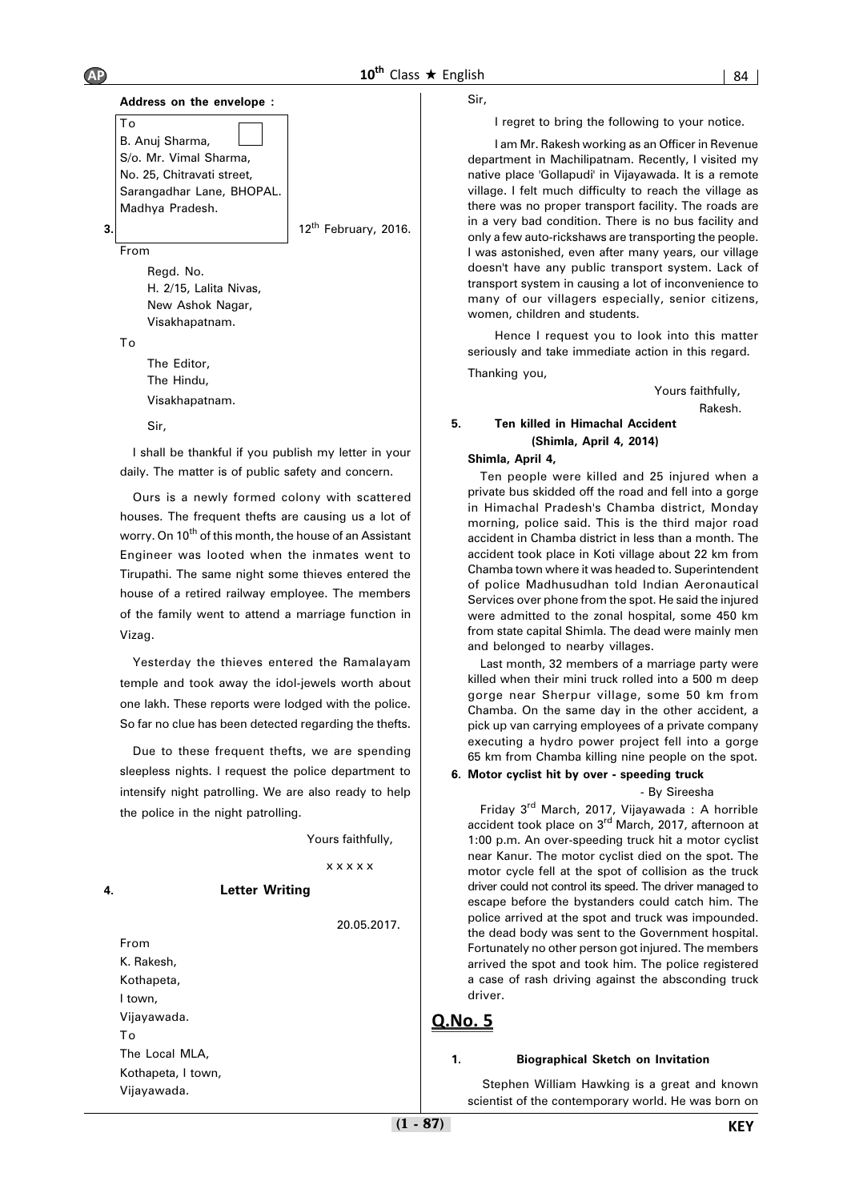**Address on the envelope :**

To
B. Anuj Sharma,
S/o. Mr. Vimal Sharma,
No. 25, Chitravati street,
Sarangadhar Lane, BHOPAL.
Madhya Pradesh.

**3.**

12th February, 2016.

From

Regd. No.
H. 2/15, Lalita Nivas,
New Ashok Nagar,
Visakhapatnam.

To

The Editor,
The Hindu,
Visakhapatnam.

Sir,

I shall be thankful if you publish my letter in your daily. The matter is of public safety and concern.

Ours is a newly formed colony with scattered houses. The frequent thefts are causing us a lot of worry. On 10th of this month, the house of an Assistant Engineer was looted when the inmates went to Tirupathi. The same night some thieves entered the house of a retired railway employee. The members of the family went to attend a marriage function in Vizag.

Yesterday the thieves entered the Ramalayam temple and took away the idol-jewels worth about one lakh. These reports were lodged with the police. So far no clue has been detected regarding the thefts.

Due to these frequent thefts, we are spending sleepless nights. I request the police department to intensify night patrolling. We are also ready to help the police in the night patrolling.

Yours faithfully,

x x x x x

**4. Letter Writing**

20.05.2017.

From
K. Rakesh,
Kothapeta,
I town,
Vijayawada.
To
The Local MLA,
Kothapeta, I town,
Vijayawada.

Sir,

I regret to bring the following to your notice.

I am Mr. Rakesh working as an Officer in Revenue department in Machilipatnam. Recently, I visited my native place 'Gollapudi' in Vijayawada. It is a remote village. I felt much difficulty to reach the village as there was no proper transport facility. The roads are in a very bad condition. There is no bus facility and only a few auto-rickshaws are transporting the people. I was astonished, even after many years, our village doesn't have any public transport system. Lack of transport system in causing a lot of inconvenience to many of our villagers especially, senior citizens, women, children and students.

Hence I request you to look into this matter seriously and take immediate action in this regard.

Thanking you,

Yours faithfully,
Rakesh.

**5. Ten killed in Himachal Accident**
**(Shimla, April 4, 2014)**

**Shimla, April 4,**

Ten people were killed and 25 injured when a private bus skidded off the road and fell into a gorge in Himachal Pradesh's Chamba district, Monday morning, police said. This is the third major road accident in Chamba district in less than a month. The accident took place in Koti village about 22 km from Chamba town where it was headed to. Superintendent of police Madhusudhan told Indian Aeronautical Services over phone from the spot. He said the injured were admitted to the zonal hospital, some 450 km from state capital Shimla. The dead were mainly men and belonged to nearby villages.

Last month, 32 members of a marriage party were killed when their mini truck rolled into a 500 m deep gorge near Sherpur village, some 50 km from Chamba. On the same day in the other accident, a pick up van carrying employees of a private company executing a hydro power project fell into a gorge 65 km from Chamba killing nine people on the spot.

**6. Motor cyclist hit by over - speeding truck**

- By Sireesha

Friday 3rd March, 2017, Vijayawada : A horrible accident took place on 3rd March, 2017, afternoon at 1:00 p.m. An over-speeding truck hit a motor cyclist near Kanur. The motor cyclist died on the spot. The motor cycle fell at the spot of collision as the truck driver could not control its speed. The driver managed to escape before the bystanders could catch him. The police arrived at the spot and truck was impounded. the dead body was sent to the Government hospital. Fortunately no other person got injured. The members arrived the spot and took him. The police registered a case of rash driving against the absconding truck driver.

## Q.No. 5

**1. Biographical Sketch on Invitation**

Stephen William Hawking is a great and known scientist of the contemporary world. He was born on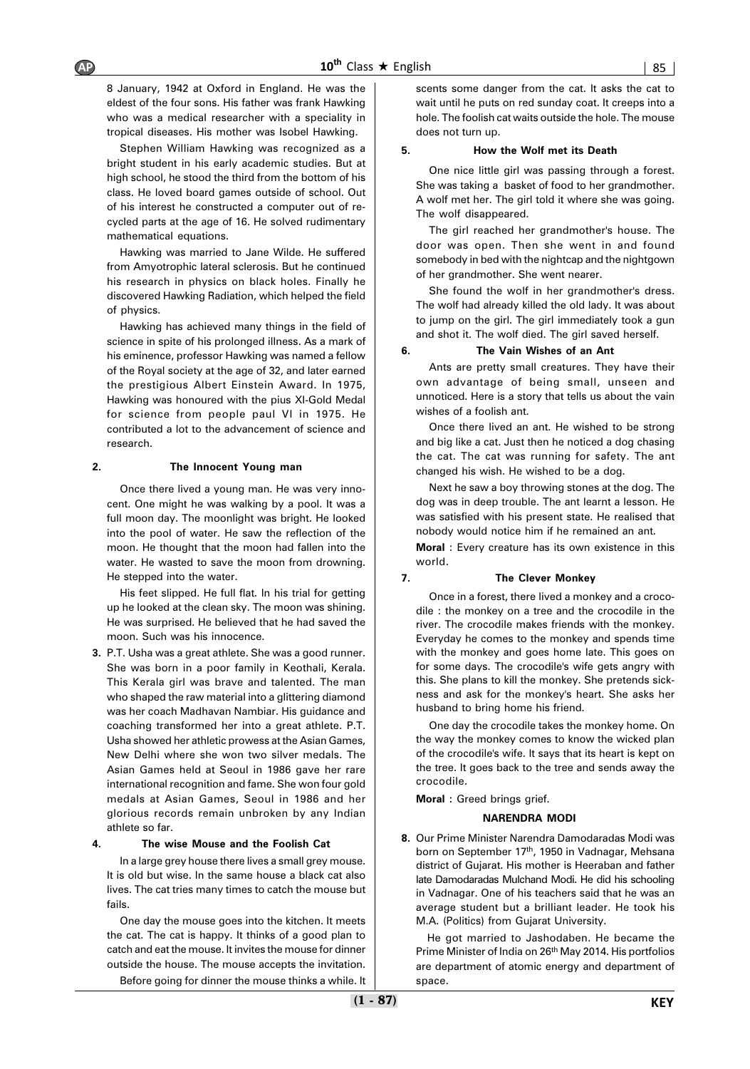8 January, 1942 at Oxford in England. He was the eldest of the four sons. His father was frank Hawking who was a medical researcher with a speciality in tropical diseases. His mother was Isobel Hawking.

Stephen William Hawking was recognized as a bright student in his early academic studies. But at high school, he stood the third from the bottom of his class. He loved board games outside of school. Out of his interest he constructed a computer out of re-cycled parts at the age of 16. He solved rudimentary mathematical equations.

Hawking was married to Jane Wilde. He suffered from Amyotrophic lateral sclerosis. But he continued his research in physics on black holes. Finally he discovered Hawking Radiation, which helped the field of physics.

Hawking has achieved many things in the field of science in spite of his prolonged illness. As a mark of his eminence, professor Hawking was named a fellow of the Royal society at the age of 32, and later earned the prestigious Albert Einstein Award. In 1975, Hawking was honoured with the pius XI-Gold Medal for science from people paul VI in 1975. He contributed a lot to the advancement of science and research.

**2. The Innocent Young man**

Once there lived a young man. He was very innocent. One might he was walking by a pool. It was a full moon day. The moonlight was bright. He looked into the pool of water. He saw the reflection of the moon. He thought that the moon had fallen into the water. He wasted to save the moon from drowning. He stepped into the water.

His feet slipped. He full flat. In his trial for getting up he looked at the clean sky. The moon was shining. He was surprised. He believed that he had saved the moon. Such was his innocence.

**3.** P.T. Usha was a great athlete. She was a good runner. She was born in a poor family in Keothali, Kerala. This Kerala girl was brave and talented. The man who shaped the raw material into a glittering diamond was her coach Madhavan Nambiar. His guidance and coaching transformed her into a great athlete. P.T. Usha showed her athletic prowess at the Asian Games, New Delhi where she won two silver medals. The Asian Games held at Seoul in 1986 gave her rare international recognition and fame. She won four gold medals at Asian Games, Seoul in 1986 and her glorious records remain unbroken by any Indian athlete so far.

**4. The wise Mouse and the Foolish Cat**

In a large grey house there lives a small grey mouse. It is old but wise. In the same house a black cat also lives. The cat tries many times to catch the mouse but fails.

One day the mouse goes into the kitchen. It meets the cat. The cat is happy. It thinks of a good plan to catch and eat the mouse. It invites the mouse for dinner outside the house. The mouse accepts the invitation.

Before going for dinner the mouse thinks a while. It scents some danger from the cat. It asks the cat to wait until he puts on red sunday coat. It creeps into a hole. The foolish cat waits outside the hole. The mouse does not turn up.

**5. How the Wolf met its Death**

One nice little girl was passing through a forest. She was taking a basket of food to her grandmother. A wolf met her. The girl told it where she was going. The wolf disappeared.

The girl reached her grandmother's house. The door was open. Then she went in and found somebody in bed with the nightcap and the nightgown of her grandmother. She went nearer.

She found the wolf in her grandmother's dress. The wolf had already killed the old lady. It was about to jump on the girl. The girl immediately took a gun and shot it. The wolf died. The girl saved herself.

**6. The Vain Wishes of an Ant**

Ants are pretty small creatures. They have their own advantage of being small, unseen and unnoticed. Here is a story that tells us about the vain wishes of a foolish ant.

Once there lived an ant. He wished to be strong and big like a cat. Just then he noticed a dog chasing the cat. The cat was running for safety. The ant changed his wish. He wished to be a dog.

Next he saw a boy throwing stones at the dog. The dog was in deep trouble. The ant learnt a lesson. He was satisfied with his present state. He realised that nobody would notice him if he remained an ant.

**Moral** : Every creature has its own existence in this world.

**7. The Clever Monkey**

Once in a forest, there lived a monkey and a crocodile : the monkey on a tree and the crocodile in the river. The crocodile makes friends with the monkey. Everyday he comes to the monkey and spends time with the monkey and goes home late. This goes on for some days. The crocodile's wife gets angry with this. She plans to kill the monkey. She pretends sickness and ask for the monkey's heart. She asks her husband to bring home his friend.

One day the crocodile takes the monkey home. On the way the monkey comes to know the wicked plan of the crocodile's wife. It says that its heart is kept on the tree. It goes back to the tree and sends away the crocodile.

**Moral :** Greed brings grief.

**NARENDRA MODI**

**8.** Our Prime Minister Narendra Damodaradas Modi was born on September 17th, 1950 in Vadnagar, Mehsana district of Gujarat. His mother is Heeraban and father late Damodaradas Mulchand Modi. He did his schooling in Vadnagar. One of his teachers said that he was an average student but a brilliant leader. He took his M.A. (Politics) from Gujarat University.

He got married to Jashodaben. He became the Prime Minister of India on 26th May 2014. His portfolios are department of atomic energy and department of space.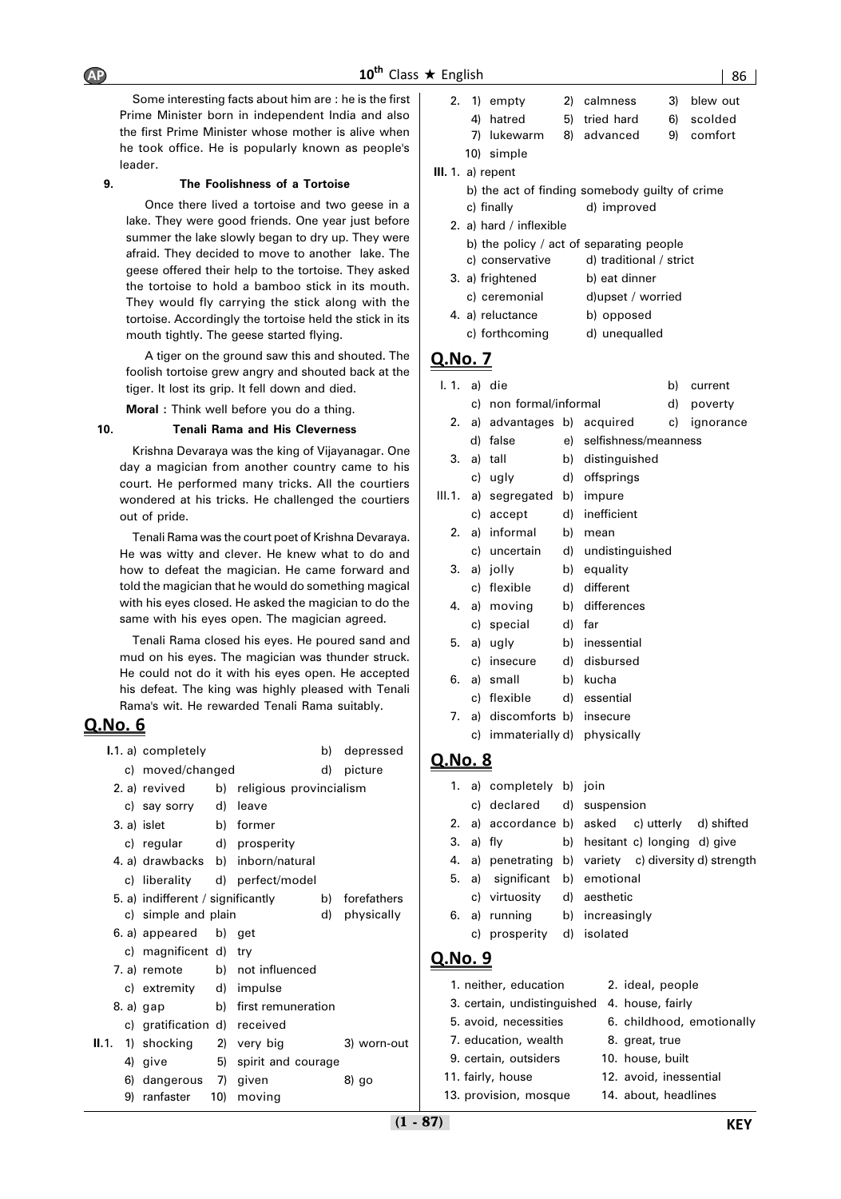Some interesting facts about him are : he is the first Prime Minister born in independent India and also the first Prime Minister whose mother is alive when he took office. He is popularly known as people's leader.

**9. The Foolishness of a Tortoise**

Once there lived a tortoise and two geese in a lake. They were good friends. One year just before summer the lake slowly began to dry up. They were afraid. They decided to move to another lake. The geese offered their help to the tortoise. They asked the tortoise to hold a bamboo stick in its mouth. They would fly carrying the stick along with the tortoise. Accordingly the tortoise held the stick in its mouth tightly. The geese started flying.

A tiger on the ground saw this and shouted. The foolish tortoise grew angry and shouted back at the tiger. It lost its grip. It fell down and died.

**Moral :** Think well before you do a thing.

**10. Tenali Rama and His Cleverness**

Krishna Devaraya was the king of Vijayanagar. One day a magician from another country came to his court. He performed many tricks. All the courtiers wondered at his tricks. He challenged the courtiers out of pride.

Tenali Rama was the court poet of Krishna Devaraya. He was witty and clever. He knew what to do and how to defeat the magician. He came forward and told the magician that he would do something magical with his eyes closed. He asked the magician to do the same with his eyes open. The magician agreed.

Tenali Rama closed his eyes. He poured sand and mud on his eyes. The magician was thunder struck. He could not do it with his eyes open. He accepted his defeat. The king was highly pleased with Tenali Rama's wit. He rewarded Tenali Rama suitably.

## Q.No. 6

**I.** 1. a) completely b) depressed c) moved/changed d) picture
2. a) revived b) religious provincialism c) say sorry d) leave
3. a) islet b) former c) regular d) prosperity
4. a) drawbacks b) inborn/natural c) liberality d) perfect/model
5. a) indifferent / significantly b) forefathers c) simple and plain d) physically
6. a) appeared b) get c) magnificent d) try
7. a) remote b) not influenced c) extremity d) impulse
8. a) gap b) first remuneration c) gratification d) received

**II.** 1. 1) shocking 2) very big 3) worn-out 4) give 5) spirit and courage 6) dangerous 7) given 8) go 9) ranfaster 10) moving
2. 1) empty 2) calmness 3) blew out 4) hatred 5) tried hard 6) scolded 7) lukewarm 8) advanced 9) comfort 10) simple

**III.** 1. a) repent b) the act of finding somebody guilty of crime c) finally d) improved
2. a) hard / inflexible b) the policy / act of separating people c) conservative d) traditional / strict
3. a) frightened b) eat dinner c) ceremonial d) upset / worried
4. a) reluctance b) opposed c) forthcoming d) unequalled

## Q.No. 7

**I.** 1. a) die b) current c) non formal/informal d) poverty
2. a) advantages b) acquired c) ignorance d) false e) selfishness/meanness
3. a) tall b) distinguished c) ugly d) offsprings

**III.** 1. a) segregated b) impure c) accept d) inefficient
2. a) informal b) mean c) uncertain d) undistinguished
3. a) jolly b) equality c) flexible d) different
4. a) moving b) differences c) special d) far
5. a) ugly b) inessential c) insecure d) disbursed
6. a) small b) kucha c) flexible d) essential
7. a) discomforts b) insecure c) immaterially d) physically

## Q.No. 8

1. a) completely b) join c) declared d) suspension
2. a) accordance b) asked c) utterly d) shifted
3. a) fly b) hesitant c) longing d) give
4. a) penetrating b) variety c) diversity d) strength
5. a) significant b) emotional c) virtuosity d) aesthetic
6. a) running b) increasingly c) prosperity d) isolated

## Q.No. 9

1. neither, education
2. ideal, people
3. certain, undistinguished
4. house, fairly
5. avoid, necessities
6. childhood, emotionally
7. education, wealth
8. great, true
9. certain, outsiders
10. house, built
11. fairly, house
12. avoid, inessential
13. provision, mosque
14. about, headlines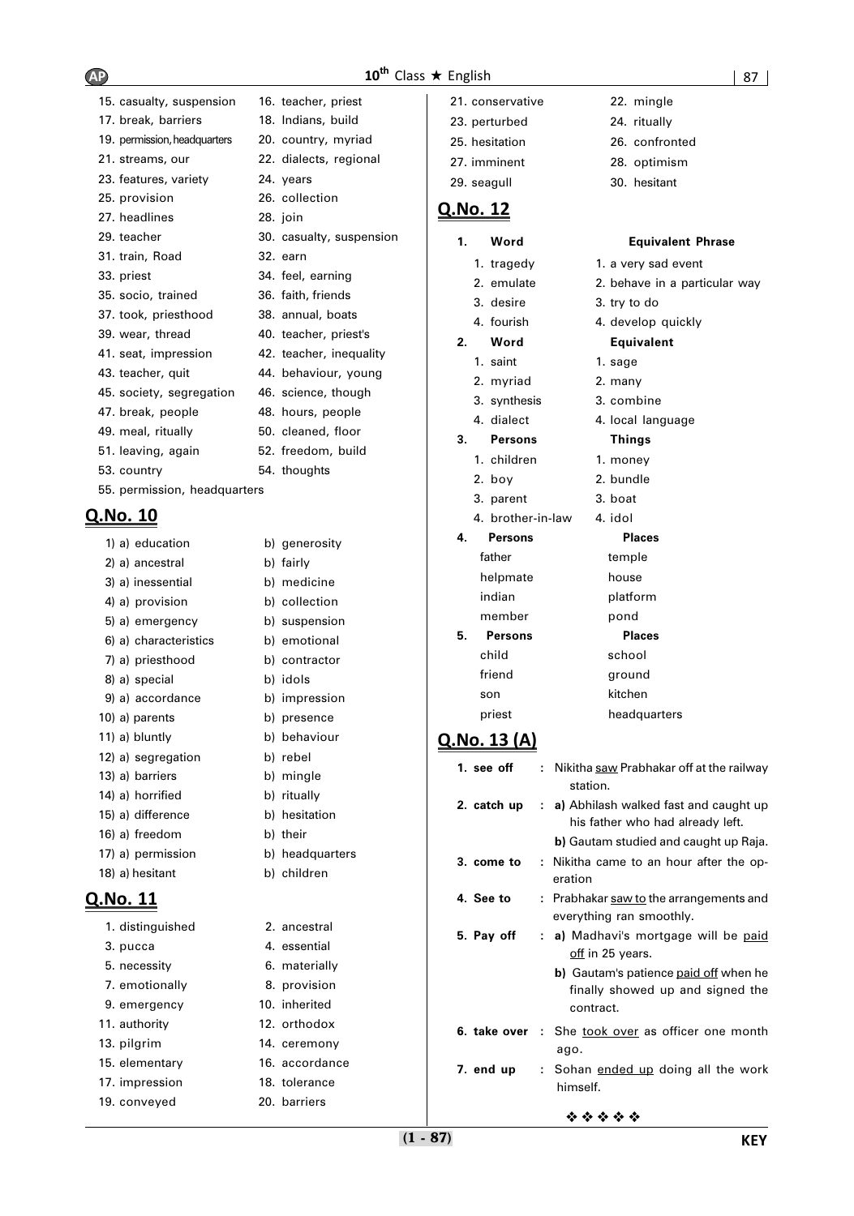15. casualty, suspension
16. teacher, priest
17. break, barriers
18. Indians, build
19. permission, headquarters
20. country, myriad
21. streams, our
22. dialects, regional
23. features, variety
24. years
25. provision
26. collection
27. headlines
28. join
29. teacher
30. casualty, suspension
31. train, Road
32. earn
33. priest
34. feel, earning
35. socio, trained
36. faith, friends
37. took, priesthood
38. annual, boats
39. wear, thread
40. teacher, priest's
41. seat, impression
42. teacher, inequality
43. teacher, quit
44. behaviour, young
45. society, segregation
46. science, though
47. break, people
48. hours, people
49. meal, ritually
50. cleaned, floor
51. leaving, again
52. freedom, build
53. country
54. thoughts
55. permission, headquarters

## Q.No. 10

| | |
|---|---|
| 1) a) education | b) generosity |
| 2) a) ancestral | b) fairly |
| 3) a) inessential | b) medicine |
| 4) a) provision | b) collection |
| 5) a) emergency | b) suspension |
| 6) a) characteristics | b) emotional |
| 7) a) priesthood | b) contractor |
| 8) a) special | b) idols |
| 9) a) accordance | b) impression |
| 10) a) parents | b) presence |
| 11) a) bluntly | b) behaviour |
| 12) a) segregation | b) rebel |
| 13) a) barriers | b) mingle |
| 14) a) horrified | b) ritually |
| 15) a) difference | b) hesitation |
| 16) a) freedom | b) their |
| 17) a) permission | b) headquarters |
| 18) a) hesitant | b) children |

## Q.No. 11

1. distinguished
2. ancestral
3. pucca
4. essential
5. necessity
6. materially
7. emotionally
8. provision
9. emergency
10. inherited
11. authority
12. orthodox
13. pilgrim
14. ceremony
15. elementary
16. accordance
17. impression
18. tolerance
19. conveyed
20. barriers
21. conservative
22. mingle
23. perturbed
24. ritually
25. hesitation
26. confronted
27. imminent
28. optimism
29. seagull
30. hesitant

## Q.No. 12

**1.**

| Word | Equivalent Phrase |
|---|---|
| 1. tragedy | 1. a very sad event |
| 2. emulate | 2. behave in a particular way |
| 3. desire | 3. try to do |
| 4. fourish | 4. develop quickly |

**2.**

| Word | Equivalent |
|---|---|
| 1. saint | 1. sage |
| 2. myriad | 2. many |
| 3. synthesis | 3. combine |
| 4. dialect | 4. local language |

**3.**

| Persons | Things |
|---|---|
| 1. children | 1. money |
| 2. boy | 2. bundle |
| 3. parent | 3. boat |
| 4. brother-in-law | 4. idol |

**4.**

| Persons | Places |
|---|---|
| father | temple |
| helpmate | house |
| indian | platform |
| member | pond |

**5.**

| Persons | Places |
|---|---|
| child | school |
| friend | ground |
| son | kitchen |
| priest | headquarters |

## Q.No. 13 (A)

1. **see off** : Nikitha saw Prabhakar off at the railway station.
2. **catch up** : **a)** Abhilash walked fast and caught up his father who had already left.
   **b)** Gautam studied and caught up Raja.
3. **come to** : Nikitha came to an hour after the operation
4. **See to** : Prabhakar saw to the arrangements and everything ran smoothly.
5. **Pay off** : **a)** Madhavi's mortgage will be paid off in 25 years.
   **b)** Gautam's patience paid off when he finally showed up and signed the contract.
6. **take over** : She took over as officer one month ago.
7. **end up** : Sohan ended up doing all the work himself.

❖ ❖ ❖ ❖ ❖